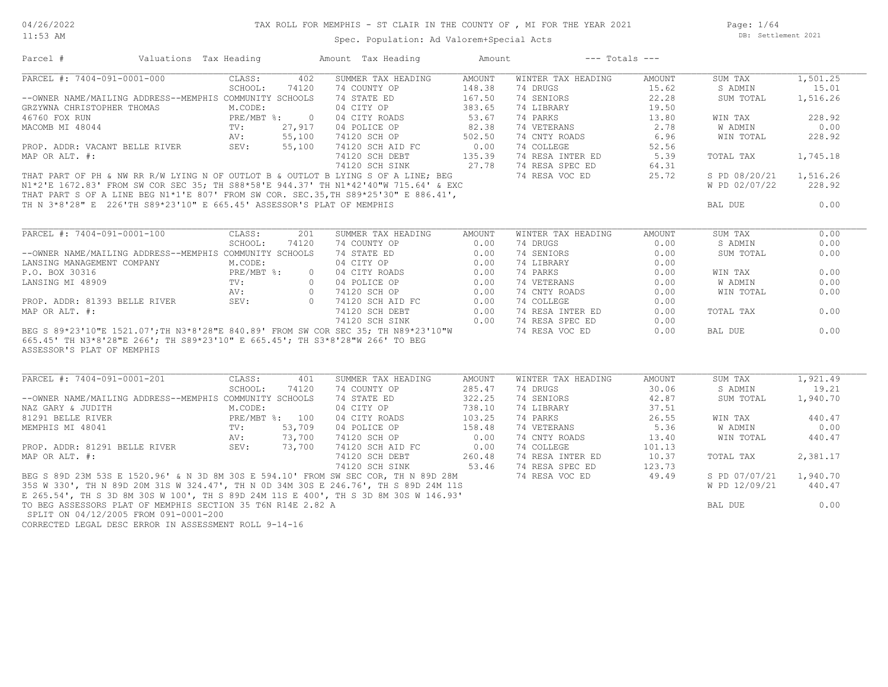TAX ROLL FOR MEMPHIS - ST CLAIR IN THE COUNTY OF , MI FOR THE YEAR 2021

Spec. Population: Ad Valorem+Special Acts

DB: Settlement 2021

04/26/2022
11:53 AM

| Parcel # | Valuations | Tax Heading | Amount | Tax Heading | Amount | --- Totals --- |
|---|---|---|---|---|---|---|

## PARCEL #: 7404-091-0001-000

| Field | Value | Summer Tax Heading | Amount | Winter Tax Heading | Amount | Totals | Amount |
|---|---|---|---|---|---|---|---|
| CLASS: | 402 | SUMMER TAX HEADING | AMOUNT | WINTER TAX HEADING | AMOUNT | SUM TAX | 1,501.25 |
| SCHOOL: | 74120 | 74 COUNTY OP | 148.38 | 74 DRUGS | 15.62 | S ADMIN | 15.01 |
| M.CODE: | | 74 STATE ED | 167.50 | 74 SENIORS | 22.28 | SUM TOTAL | 1,516.26 |
| PRE/MBT %: | 0 | 04 CITY OP | 383.65 | 74 LIBRARY | 19.50 | | |
| TV: | 27,917 | 04 CITY ROADS | 53.67 | 74 PARKS | 13.80 | WIN TAX | 228.92 |
| AV: | 55,100 | 04 POLICE OP | 82.38 | 74 VETERANS | 2.78 | W ADMIN | 0.00 |
| SEV: | 55,100 | 74120 SCH OP | 502.50 | 74 CNTY ROADS | 6.96 | WIN TOTAL | 228.92 |
| | | 74120 SCH AID FC | 0.00 | 74 COLLEGE | 52.56 | | |
| | | 74120 SCH DEBT | 135.39 | 74 RESA INTER ED | 5.39 | TOTAL TAX | 1,745.18 |
| | | 74120 SCH SINK | 27.78 | 74 RESA SPEC ED | 64.31 | | |
| | | | | 74 RESA VOC ED | 25.72 | S PD 08/20/21 | 1,516.26 |
| | | | | | | W PD 02/07/22 | 228.92 |
| | | | | | | BAL DUE | 0.00 |

--OWNER NAME/MAILING ADDRESS--MEMPHIS COMMUNITY SCHOOLS
GRZYWNA CHRISTOPHER THOMAS
46760 FOX RUN
MACOMB MI 48044

PROP. ADDR: VACANT BELLE RIVER
MAP OR ALT. #:

THAT PART OF PH & NW RR R/W LYING N OF OUTLOT B & OUTLOT B LYING S OF A LINE; BEG N1*2'E 1672.83' FROM SW COR SEC 35; TH S88*58'E 944.37' TH N1*42'40"W 715.64' & EXC THAT PART S OF A LINE BEG N1*1'E 807' FROM SW COR. SEC.35,TH S89*25'30" E 886.41', TH N 3*8'28" E 226'TH S89*23'10" E 665.45' ASSESSOR'S PLAT OF MEMPHIS

## PARCEL #: 7404-091-0001-100

| Field | Value | Summer Tax Heading | Amount | Winter Tax Heading | Amount | Totals | Amount |
|---|---|---|---|---|---|---|---|
| CLASS: | 201 | SUMMER TAX HEADING | AMOUNT | WINTER TAX HEADING | AMOUNT | SUM TAX | 0.00 |
| SCHOOL: | 74120 | 74 COUNTY OP | 0.00 | 74 DRUGS | 0.00 | S ADMIN | 0.00 |
| M.CODE: | | 74 STATE ED | 0.00 | 74 SENIORS | 0.00 | SUM TOTAL | 0.00 |
| PRE/MBT %: | 0 | 04 CITY OP | 0.00 | 74 LIBRARY | 0.00 | | |
| TV: | 0 | 04 CITY ROADS | 0.00 | 74 PARKS | 0.00 | WIN TAX | 0.00 |
| AV: | 0 | 04 POLICE OP | 0.00 | 74 VETERANS | 0.00 | W ADMIN | 0.00 |
| SEV: | 0 | 74120 SCH OP | 0.00 | 74 CNTY ROADS | 0.00 | WIN TOTAL | 0.00 |
| | | 74120 SCH AID FC | 0.00 | 74 COLLEGE | 0.00 | | |
| | | 74120 SCH DEBT | 0.00 | 74 RESA INTER ED | 0.00 | TOTAL TAX | 0.00 |
| | | 74120 SCH SINK | 0.00 | 74 RESA SPEC ED | 0.00 | | |
| | | | | 74 RESA VOC ED | 0.00 | BAL DUE | 0.00 |

--OWNER NAME/MAILING ADDRESS--MEMPHIS COMMUNITY SCHOOLS
LANSING MANAGEMENT COMPANY
P.O. BOX 30316
LANSING MI 48909

PROP. ADDR: 81393 BELLE RIVER
MAP OR ALT. #:

BEG S 89*23'10"E 1521.07';TH N3*8'28"E 840.89' FROM SW COR SEC 35; TH N89*23'10"W 665.45' TH N3*8'28"E 266'; TH S89*23'10" E 665.45'; TH S3*8'28"W 266' TO BEG ASSESSOR'S PLAT OF MEMPHIS

## PARCEL #: 7404-091-0001-201

| Field | Value | Summer Tax Heading | Amount | Winter Tax Heading | Amount | Totals | Amount |
|---|---|---|---|---|---|---|---|
| CLASS: | 401 | SUMMER TAX HEADING | AMOUNT | WINTER TAX HEADING | AMOUNT | SUM TAX | 1,921.49 |
| SCHOOL: | 74120 | 74 COUNTY OP | 285.47 | 74 DRUGS | 30.06 | S ADMIN | 19.21 |
| M.CODE: | | 74 STATE ED | 322.25 | 74 SENIORS | 42.87 | SUM TOTAL | 1,940.70 |
| PRE/MBT %: | 100 | 04 CITY OP | 738.10 | 74 LIBRARY | 37.51 | | |
| TV: | 53,709 | 04 CITY ROADS | 103.25 | 74 PARKS | 26.55 | WIN TAX | 440.47 |
| AV: | 73,700 | 04 POLICE OP | 158.48 | 74 VETERANS | 5.36 | W ADMIN | 0.00 |
| SEV: | 73,700 | 74120 SCH OP | 0.00 | 74 CNTY ROADS | 13.40 | WIN TOTAL | 440.47 |
| | | 74120 SCH AID FC | 0.00 | 74 COLLEGE | 101.13 | | |
| | | 74120 SCH DEBT | 260.48 | 74 RESA INTER ED | 10.37 | TOTAL TAX | 2,381.17 |
| | | 74120 SCH SINK | 53.46 | 74 RESA SPEC ED | 123.73 | | |
| | | | | 74 RESA VOC ED | 49.49 | S PD 07/07/21 | 1,940.70 |
| | | | | | | W PD 12/09/21 | 440.47 |
| | | | | | | BAL DUE | 0.00 |

--OWNER NAME/MAILING ADDRESS--MEMPHIS COMMUNITY SCHOOLS
NAZ GARY & JUDITH
81291 BELLE RIVER
MEMPHIS MI 48041

PROP. ADDR: 81291 BELLE RIVER
MAP OR ALT. #:

BEG S 89D 23M 53S E 1520.96' & N 3D 8M 30S E 594.10' FROM SW SEC COR, TH N 89D 28M 35S W 330', TH N 89D 20M 31S W 324.47', TH N 0D 34M 30S E 246.76', TH S 89D 24M 11S E 265.54', TH S 3D 8M 30S W 100', TH S 89D 24M 11S E 400', TH S 3D 8M 30S W 146.93' TO BEG ASSESSORS PLAT OF MEMPHIS SECTION 35 T6N R14E 2.82 A
SPLIT ON 04/12/2005 FROM 091-0001-200
CORRECTED LEGAL DESC ERROR IN ASSESSMENT ROLL 9-14-16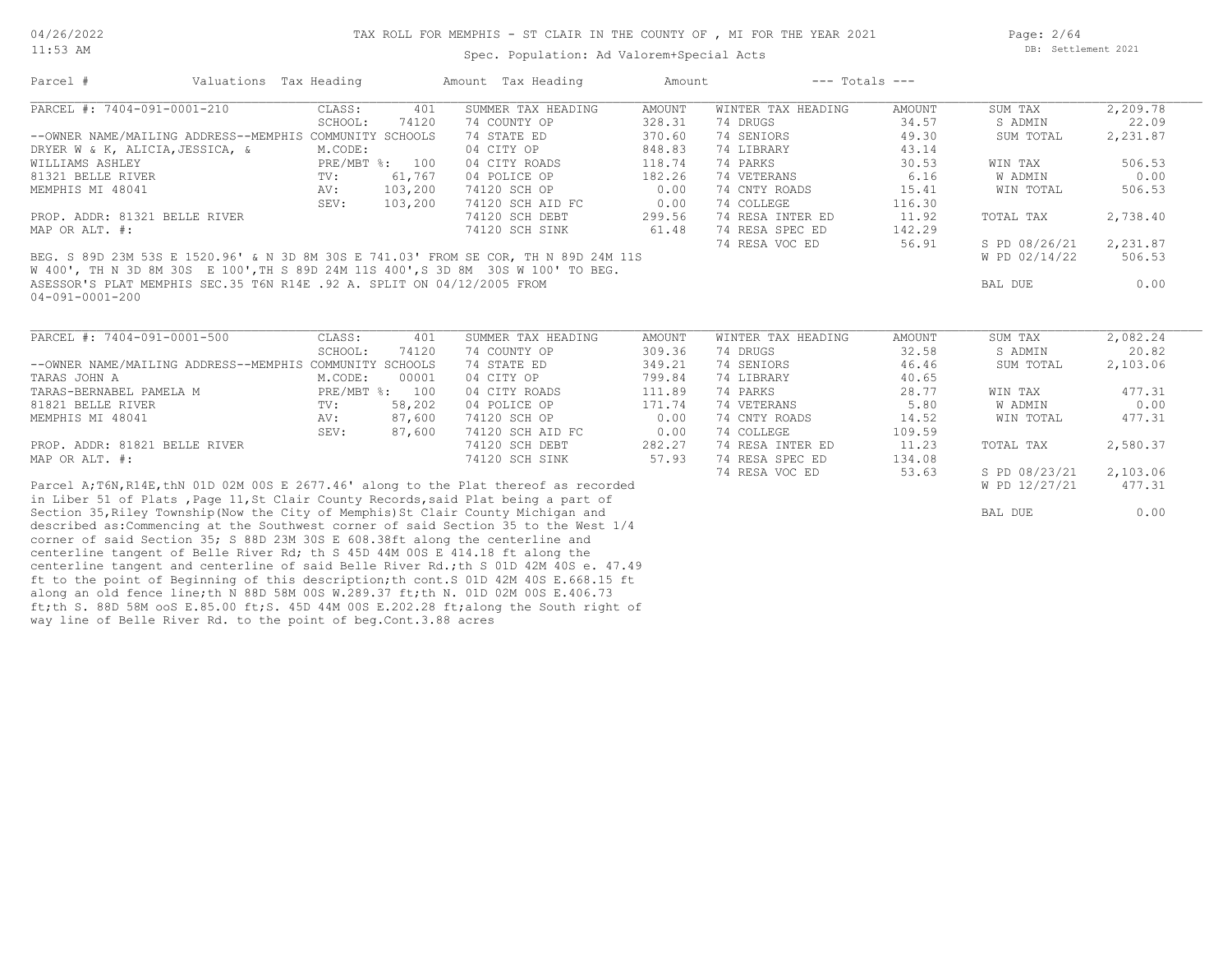TAX ROLL FOR MEMPHIS - ST CLAIR IN THE COUNTY OF , MI FOR THE YEAR 2021

Spec. Population: Ad Valorem+Special Acts

DB: Settlement 2021

04/26/2022 11:53 AM

| Parcel # | Valuations | Tax Heading | Amount | Tax Heading | Amount | --- Totals --- | | | |
|---|---|---|---|---|---|---|---|---|---|
| PARCEL #: 7404-091-0001-210 | CLASS: | 401 | SUMMER TAX HEADING | AMOUNT | WINTER TAX HEADING | AMOUNT | SUM TAX | 2,209.78 |
| | SCHOOL: | 74120 | 74 COUNTY OP | 328.31 | 74 DRUGS | 34.57 | S ADMIN | 22.09 |
| --OWNER NAME/MAILING ADDRESS--MEMPHIS COMMUNITY SCHOOLS | | | 74 STATE ED | 370.60 | 74 SENIORS | 49.30 | SUM TOTAL | 2,231.87 |
| DRYER W & K, ALICIA,JESSICA, & | M.CODE: | | 04 CITY OP | 848.83 | 74 LIBRARY | 43.14 | | |
| WILLIAMS ASHLEY | PRE/MBT %: | 100 | 04 CITY ROADS | 118.74 | 74 PARKS | 30.53 | WIN TAX | 506.53 |
| 81321 BELLE RIVER | TV: | 61,767 | 04 POLICE OP | 182.26 | 74 VETERANS | 6.16 | W ADMIN | 0.00 |
| MEMPHIS MI 48041 | AV: | 103,200 | 74120 SCH OP | 0.00 | 74 CNTY ROADS | 15.41 | WIN TOTAL | 506.53 |
| | SEV: | 103,200 | 74120 SCH AID FC | 0.00 | 74 COLLEGE | 116.30 | | |
| PROP. ADDR: 81321 BELLE RIVER | | | 74120 SCH DEBT | 299.56 | 74 RESA INTER ED | 11.92 | TOTAL TAX | 2,738.40 |
| MAP OR ALT. #: | | | 74120 SCH SINK | 61.48 | 74 RESA SPEC ED | 142.29 | | |
| | | | | | 74 RESA VOC ED | 56.91 | S PD 08/26/21 | 2,231.87 |
| | | | | | | | W PD 02/14/22 | 506.53 |
| | | | | | | | BAL DUE | 0.00 |

BEG. S 89D 23M 53S E 1520.96' & N 3D 8M 30S E 741.03' FROM SE COR, TH N 89D 24M 11S W 400', TH N 3D 8M 30S E 100',TH S 89D 24M 11S 400',S 3D 8M 30S W 100' TO BEG. ASESSOR'S PLAT MEMPHIS SEC.35 T6N R14E .92 A. SPLIT ON 04/12/2005 FROM 04-091-0001-200

| Parcel # | Valuations | Tax Heading | Amount | Tax Heading | Amount | --- Totals --- | | | |
|---|---|---|---|---|---|---|---|---|---|
| PARCEL #: 7404-091-0001-500 | CLASS: | 401 | SUMMER TAX HEADING | AMOUNT | WINTER TAX HEADING | AMOUNT | SUM TAX | 2,082.24 |
| | SCHOOL: | 74120 | 74 COUNTY OP | 309.36 | 74 DRUGS | 32.58 | S ADMIN | 20.82 |
| --OWNER NAME/MAILING ADDRESS--MEMPHIS COMMUNITY SCHOOLS | | | 74 STATE ED | 349.21 | 74 SENIORS | 46.46 | SUM TOTAL | 2,103.06 |
| TARAS JOHN A | M.CODE: | 00001 | 04 CITY OP | 799.84 | 74 LIBRARY | 40.65 | | |
| TARAS-BERNABEL PAMELA M | PRE/MBT %: | 100 | 04 CITY ROADS | 111.89 | 74 PARKS | 28.77 | WIN TAX | 477.31 |
| 81821 BELLE RIVER | TV: | 58,202 | 04 POLICE OP | 171.74 | 74 VETERANS | 5.80 | W ADMIN | 0.00 |
| MEMPHIS MI 48041 | AV: | 87,600 | 74120 SCH OP | 0.00 | 74 CNTY ROADS | 14.52 | WIN TOTAL | 477.31 |
| | SEV: | 87,600 | 74120 SCH AID FC | 0.00 | 74 COLLEGE | 109.59 | | |
| PROP. ADDR: 81821 BELLE RIVER | | | 74120 SCH DEBT | 282.27 | 74 RESA INTER ED | 11.23 | TOTAL TAX | 2,580.37 |
| MAP OR ALT. #: | | | 74120 SCH SINK | 57.93 | 74 RESA SPEC ED | 134.08 | | |
| | | | | | 74 RESA VOC ED | 53.63 | S PD 08/23/21 | 2,103.06 |
| | | | | | | | W PD 12/27/21 | 477.31 |
| | | | | | | | BAL DUE | 0.00 |

Parcel A;T6N,R14E,thN 01D 02M 00S E 2677.46' along to the Plat thereof as recorded in Liber 51 of Plats ,Page 11,St Clair County Records,said Plat being a part of Section 35,Riley Township(Now the City of Memphis)St Clair County Michigan and described as:Commencing at the Southwest corner of said Section 35 to the West 1/4 corner of said Section 35; S 88D 23M 30S E 608.38ft along the centerline and centerline tangent of Belle River Rd; th S 45D 44M 00S E 414.18 ft along the centerline tangent and centerline of said Belle River Rd.;th S 01D 42M 40S e. 47.49 ft to the point of Beginning of this description;th cont.S 01D 42M 40S E.668.15 ft along an old fence line;th N 88D 58M 00S W.289.37 ft;th N. 01D 02M 00S E.406.73 ft;th S. 88D 58M ooS E.85.00 ft;S. 45D 44M 00S E.202.28 ft;along the South right of way line of Belle River Rd. to the point of beg.Cont.3.88 acres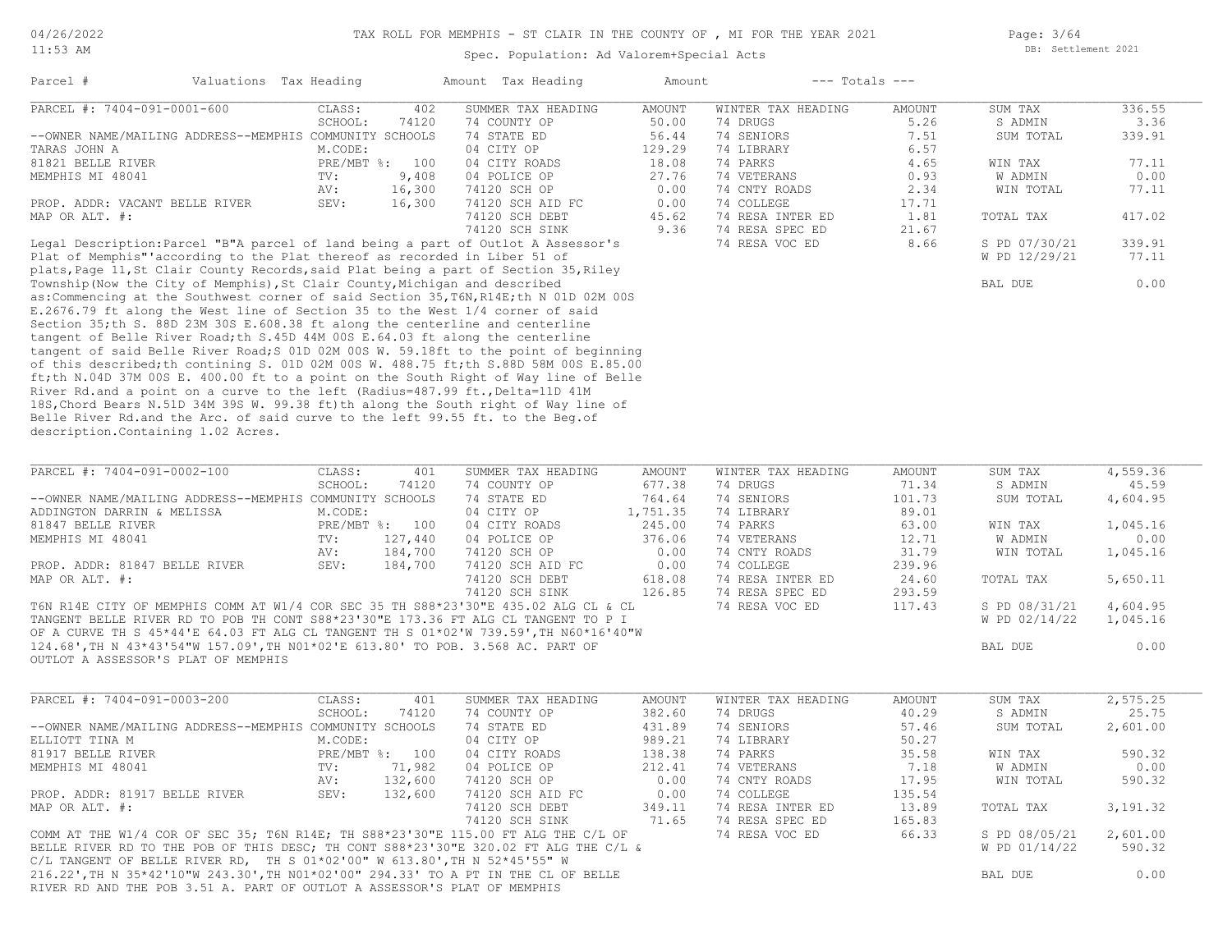TAX ROLL FOR MEMPHIS - ST CLAIR IN THE COUNTY OF , MI FOR THE YEAR 2021

Spec. Population: Ad Valorem+Special Acts

DB: Settlement 2021

04/26/2022
11:53 AM

| Parcel # | Valuations | Tax Heading | Amount | Tax Heading | Amount | --- Totals --- | |
|---|---|---|---|---|---|---|---|

## PARCEL #: 7404-091-0001-600

| | | | | | | | |
|---|---|---|---|---|---|---|---|
| PARCEL #: 7404-091-0001-600 | CLASS: 402 | SUMMER TAX HEADING | AMOUNT | WINTER TAX HEADING | AMOUNT | SUM TAX | 336.55 |
| | SCHOOL: 74120 | 74 COUNTY OP | 50.00 | 74 DRUGS | 5.26 | S ADMIN | 3.36 |
| --OWNER NAME/MAILING ADDRESS--MEMPHIS COMMUNITY SCHOOLS | | 74 STATE ED | 56.44 | 74 SENIORS | 7.51 | SUM TOTAL | 339.91 |
| TARAS JOHN A | M.CODE: | 04 CITY OP | 129.29 | 74 LIBRARY | 6.57 | | |
| 81821 BELLE RIVER | PRE/MBT %: 100 | 04 CITY ROADS | 18.08 | 74 PARKS | 4.65 | WIN TAX | 77.11 |
| MEMPHIS MI 48041 | TV: 9,408 | 04 POLICE OP | 27.76 | 74 VETERANS | 0.93 | W ADMIN | 0.00 |
| | AV: 16,300 | 74120 SCH OP | 0.00 | 74 CNTY ROADS | 2.34 | WIN TOTAL | 77.11 |
| PROP. ADDR: VACANT BELLE RIVER | SEV: 16,300 | 74120 SCH AID FC | 0.00 | 74 COLLEGE | 17.71 | | |
| MAP OR ALT. #: | | 74120 SCH DEBT | 45.62 | 74 RESA INTER ED | 1.81 | TOTAL TAX | 417.02 |
| | | 74120 SCH SINK | 9.36 | 74 RESA SPEC ED | 21.67 | | |
| | | | | 74 RESA VOC ED | 8.66 | S PD 07/30/21 | 339.91 |
| | | | | | | W PD 12/29/21 | 77.11 |
| | | | | | | BAL DUE | 0.00 |

Legal Description:Parcel "B"A parcel of land being a part of Outlot A Assessor's Plat of Memphis"'according to the Plat thereof as recorded in Liber 51 of plats,Page 11,St Clair County Records,said Plat being a part of Section 35,Riley Township(Now the City of Memphis),St Clair County,Michigan and described as:Commencing at the Southwest corner of said Section 35,T6N,R14E;th N 01D 02M 00S E.2676.79 ft along the West line of Section 35 to the West 1/4 corner of said Section 35;th S. 88D 23M 30S E.608.38 ft along the centerline and centerline tangent of Belle River Road;th S.45D 44M 00S E.64.03 ft along the centerline tangent of said Belle River Road;S 01D 02M 00S W. 59.18ft to the point of beginning of this described;th contining S. 01D 02M 00S W. 488.75 ft;th S.88D 58M 00S E.85.00 ft;th N.04D 37M 00S E. 400.00 ft to a point on the South Right of Way line of Belle River Rd.and a point on a curve to the left (Radius=487.99 ft.,Delta=11D 41M 18S,Chord Bears N.51D 34M 39S W. 99.38 ft)th along the South right of Way line of Belle River Rd.and the Arc. of said curve to the left 99.55 ft. to the Beg.of description.Containing 1.02 Acres.

## PARCEL #: 7404-091-0002-100

| | | | | | | | |
|---|---|---|---|---|---|---|---|
| PARCEL #: 7404-091-0002-100 | CLASS: 401 | SUMMER TAX HEADING | AMOUNT | WINTER TAX HEADING | AMOUNT | SUM TAX | 4,559.36 |
| | SCHOOL: 74120 | 74 COUNTY OP | 677.38 | 74 DRUGS | 71.34 | S ADMIN | 45.59 |
| --OWNER NAME/MAILING ADDRESS--MEMPHIS COMMUNITY SCHOOLS | | 74 STATE ED | 764.64 | 74 SENIORS | 101.73 | SUM TOTAL | 4,604.95 |
| ADDINGTON DARRIN & MELISSA | M.CODE: | 04 CITY OP | 1,751.35 | 74 LIBRARY | 89.01 | | |
| 81847 BELLE RIVER | PRE/MBT %: 100 | 04 CITY ROADS | 245.00 | 74 PARKS | 63.00 | WIN TAX | 1,045.16 |
| MEMPHIS MI 48041 | TV: 127,440 | 04 POLICE OP | 376.06 | 74 VETERANS | 12.71 | W ADMIN | 0.00 |
| | AV: 184,700 | 74120 SCH OP | 0.00 | 74 CNTY ROADS | 31.79 | WIN TOTAL | 1,045.16 |
| PROP. ADDR: 81847 BELLE RIVER | SEV: 184,700 | 74120 SCH AID FC | 0.00 | 74 COLLEGE | 239.96 | | |
| MAP OR ALT. #: | | 74120 SCH DEBT | 618.08 | 74 RESA INTER ED | 24.60 | TOTAL TAX | 5,650.11 |
| | | 74120 SCH SINK | 126.85 | 74 RESA SPEC ED | 293.59 | | |
| | | | | 74 RESA VOC ED | 117.43 | S PD 08/31/21 | 4,604.95 |
| | | | | | | W PD 02/14/22 | 1,045.16 |
| | | | | | | BAL DUE | 0.00 |

T6N R14E CITY OF MEMPHIS COMM AT W1/4 COR SEC 35 TH S88*23'30"E 435.02 ALG CL & CL TANGENT BELLE RIVER RD TO POB TH CONT S88*23'30"E 173.36 FT ALG CL TANGENT TO P I OF A CURVE TH S 45*44'E 64.03 FT ALG CL TANGENT TH S 01*02'W 739.59',TH N60*16'40"W 124.68',TH N 43*43'54"W 157.09',TH N01*02'E 613.80' TO POB. 3.568 AC. PART OF OUTLOT A ASSESSOR'S PLAT OF MEMPHIS

## PARCEL #: 7404-091-0003-200

| | | | | | | | |
|---|---|---|---|---|---|---|---|
| PARCEL #: 7404-091-0003-200 | CLASS: 401 | SUMMER TAX HEADING | AMOUNT | WINTER TAX HEADING | AMOUNT | SUM TAX | 2,575.25 |
| | SCHOOL: 74120 | 74 COUNTY OP | 382.60 | 74 DRUGS | 40.29 | S ADMIN | 25.75 |
| --OWNER NAME/MAILING ADDRESS--MEMPHIS COMMUNITY SCHOOLS | | 74 STATE ED | 431.89 | 74 SENIORS | 57.46 | SUM TOTAL | 2,601.00 |
| ELLIOTT TINA M | M.CODE: | 04 CITY OP | 989.21 | 74 LIBRARY | 50.27 | | |
| 81917 BELLE RIVER | PRE/MBT %: 100 | 04 CITY ROADS | 138.38 | 74 PARKS | 35.58 | WIN TAX | 590.32 |
| MEMPHIS MI 48041 | TV: 71,982 | 04 POLICE OP | 212.41 | 74 VETERANS | 7.18 | W ADMIN | 0.00 |
| | AV: 132,600 | 74120 SCH OP | 0.00 | 74 CNTY ROADS | 17.95 | WIN TOTAL | 590.32 |
| PROP. ADDR: 81917 BELLE RIVER | SEV: 132,600 | 74120 SCH AID FC | 0.00 | 74 COLLEGE | 135.54 | | |
| MAP OR ALT. #: | | 74120 SCH DEBT | 349.11 | 74 RESA INTER ED | 13.89 | TOTAL TAX | 3,191.32 |
| | | 74120 SCH SINK | 71.65 | 74 RESA SPEC ED | 165.83 | | |
| | | | | 74 RESA VOC ED | 66.33 | S PD 08/05/21 | 2,601.00 |
| | | | | | | W PD 01/14/22 | 590.32 |
| | | | | | | BAL DUE | 0.00 |

COMM AT THE W1/4 COR OF SEC 35; T6N R14E; TH S88*23'30"E 115.00 FT ALG THE C/L OF BELLE RIVER RD TO THE POB OF THIS DESC; TH CONT S88*23'30"E 320.02 FT ALG THE C/L & C/L TANGENT OF BELLE RIVER RD, TH S 01*02'00" W 613.80',TH N 52*45'55" W 216.22',TH N 35*42'10"W 243.30',TH N01*02'00" 294.33' TO A PT IN THE CL OF BELLE RIVER RD AND THE POB 3.51 A. PART OF OUTLOT A ASSESSOR'S PLAT OF MEMPHIS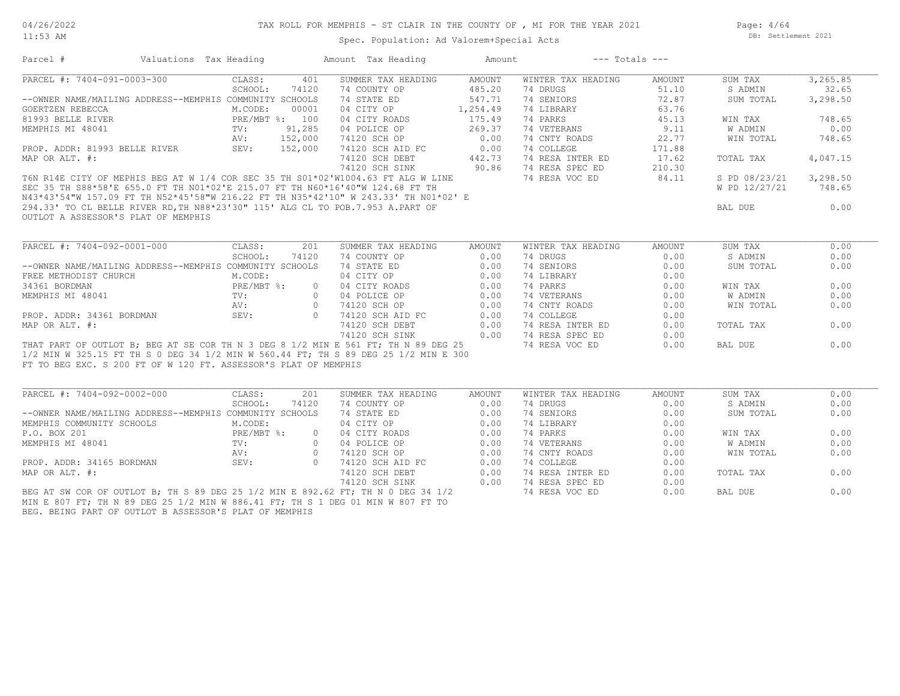# TAX ROLL FOR MEMPHIS - ST CLAIR IN THE COUNTY OF , MI FOR THE YEAR 2021

Spec. Population: Ad Valorem+Special Acts

DB: Settlement 2021

| Parcel # | Valuations | Tax Heading | Amount | Tax Heading | Amount | --- Totals --- | |
|---|---|---|---|---|---|---|---|

## PARCEL #: 7404-091-0003-300

| | | SUMMER TAX HEADING | AMOUNT | WINTER TAX HEADING | AMOUNT | | |
|---|---|---|---|---|---|---|---|
| CLASS: | 401 | 74 COUNTY OP | 485.20 | 74 DRUGS | 51.10 | SUM TAX | 3,265.85 |
| SCHOOL: | 74120 | 74 STATE ED | 547.71 | 74 SENIORS | 72.87 | S ADMIN | 32.65 |
| M.CODE: | 00001 | 04 CITY OP | 1,254.49 | 74 LIBRARY | 63.76 | SUM TOTAL | 3,298.50 |
| PRE/MBT %: | 100 | 04 CITY ROADS | 175.49 | 74 PARKS | 45.13 | WIN TAX | 748.65 |
| TV: | 91,285 | 04 POLICE OP | 269.37 | 74 VETERANS | 9.11 | W ADMIN | 0.00 |
| AV: | 152,000 | 74120 SCH OP | 0.00 | 74 CNTY ROADS | 22.77 | WIN TOTAL | 748.65 |
| SEV: | 152,000 | 74120 SCH AID FC | 0.00 | 74 COLLEGE | 171.88 | | |
| | | 74120 SCH DEBT | 442.73 | 74 RESA INTER ED | 17.62 | TOTAL TAX | 4,047.15 |
| | | 74120 SCH SINK | 90.86 | 74 RESA SPEC ED | 210.30 | | |
| | | | | 74 RESA VOC ED | 84.11 | S PD 08/23/21 | 3,298.50 |
| | | | | | | W PD 12/27/21 | 748.65 |
| | | | | | | BAL DUE | 0.00 |

--OWNER NAME/MAILING ADDRESS--MEMPHIS COMMUNITY SCHOOLS
GOERTZEN REBECCA
81993 BELLE RIVER
MEMPHIS MI 48041

PROP. ADDR: 81993 BELLE RIVER
MAP OR ALT. #:

T6N R14E CITY OF MEPHIS BEG AT W 1/4 COR SEC 35 TH S01*02'W1004.63 FT ALG W LINE SEC 35 TH S88*58'E 655.0 FT TH N01*02'E 215.07 FT TH N60*16'40"W 124.68 FT TH N43*43'54"W 157.09 FT TH N52*45'58"W 216.22 FT TH N35*42'10" W 243.33' TH N01*02' E 294.33' TO CL BELLE RIVER RD,TH N88*23'30" 115' ALG CL TO POB.7.953 A.PART OF OUTLOT A ASSESSOR'S PLAT OF MEMPHIS

## PARCEL #: 7404-092-0001-000

| | | SUMMER TAX HEADING | AMOUNT | WINTER TAX HEADING | AMOUNT | | |
|---|---|---|---|---|---|---|---|
| CLASS: | 201 | 74 COUNTY OP | 0.00 | 74 DRUGS | 0.00 | SUM TAX | 0.00 |
| SCHOOL: | 74120 | 74 STATE ED | 0.00 | 74 SENIORS | 0.00 | S ADMIN | 0.00 |
| M.CODE: | | 04 CITY OP | 0.00 | 74 LIBRARY | 0.00 | SUM TOTAL | 0.00 |
| PRE/MBT %: | 0 | 04 CITY ROADS | 0.00 | 74 PARKS | 0.00 | WIN TAX | 0.00 |
| TV: | 0 | 04 POLICE OP | 0.00 | 74 VETERANS | 0.00 | W ADMIN | 0.00 |
| AV: | 0 | 74120 SCH OP | 0.00 | 74 CNTY ROADS | 0.00 | WIN TOTAL | 0.00 |
| SEV: | 0 | 74120 SCH AID FC | 0.00 | 74 COLLEGE | 0.00 | | |
| | | 74120 SCH DEBT | 0.00 | 74 RESA INTER ED | 0.00 | TOTAL TAX | 0.00 |
| | | 74120 SCH SINK | 0.00 | 74 RESA SPEC ED | 0.00 | | |
| | | | | 74 RESA VOC ED | 0.00 | BAL DUE | 0.00 |

--OWNER NAME/MAILING ADDRESS--MEMPHIS COMMUNITY SCHOOLS
FREE METHODIST CHURCH
34361 BORDMAN
MEMPHIS MI 48041

PROP. ADDR: 34361 BORDMAN
MAP OR ALT. #:

THAT PART OF OUTLOT B; BEG AT SE COR TH N 3 DEG 8 1/2 MIN E 561 FT; TH N 89 DEG 25 1/2 MIN W 325.15 FT TH S 0 DEG 34 1/2 MIN W 560.44 FT; TH S 89 DEG 25 1/2 MIN E 300 FT TO BEG EXC. S 200 FT OF W 120 FT. ASSESSOR'S PLAT OF MEMPHIS

## PARCEL #: 7404-092-0002-000

| | | SUMMER TAX HEADING | AMOUNT | WINTER TAX HEADING | AMOUNT | | |
|---|---|---|---|---|---|---|---|
| CLASS: | 201 | 74 COUNTY OP | 0.00 | 74 DRUGS | 0.00 | SUM TAX | 0.00 |
| SCHOOL: | 74120 | 74 STATE ED | 0.00 | 74 SENIORS | 0.00 | S ADMIN | 0.00 |
| M.CODE: | | 04 CITY OP | 0.00 | 74 LIBRARY | 0.00 | SUM TOTAL | 0.00 |
| PRE/MBT %: | 0 | 04 CITY ROADS | 0.00 | 74 PARKS | 0.00 | WIN TAX | 0.00 |
| TV: | 0 | 04 POLICE OP | 0.00 | 74 VETERANS | 0.00 | W ADMIN | 0.00 |
| AV: | 0 | 74120 SCH OP | 0.00 | 74 CNTY ROADS | 0.00 | WIN TOTAL | 0.00 |
| SEV: | 0 | 74120 SCH AID FC | 0.00 | 74 COLLEGE | 0.00 | | |
| | | 74120 SCH DEBT | 0.00 | 74 RESA INTER ED | 0.00 | TOTAL TAX | 0.00 |
| | | 74120 SCH SINK | 0.00 | 74 RESA SPEC ED | 0.00 | | |
| | | | | 74 RESA VOC ED | 0.00 | BAL DUE | 0.00 |

--OWNER NAME/MAILING ADDRESS--MEMPHIS COMMUNITY SCHOOLS
MEMPHIS COMMUNITY SCHOOLS
P.O. BOX 201
MEMPHIS MI 48041

PROP. ADDR: 34165 BORDMAN
MAP OR ALT. #:

BEG AT SW COR OF OUTLOT B; TH S 89 DEG 25 1/2 MIN E 892.62 FT; TH N 0 DEG 34 1/2 MIN E 807 FT; TH N 89 DEG 25 1/2 MIN W 886.41 FT; TH S 1 DEG 01 MIN W 807 FT TO BEG. BEING PART OF OUTLOT B ASSESSOR'S PLAT OF MEMPHIS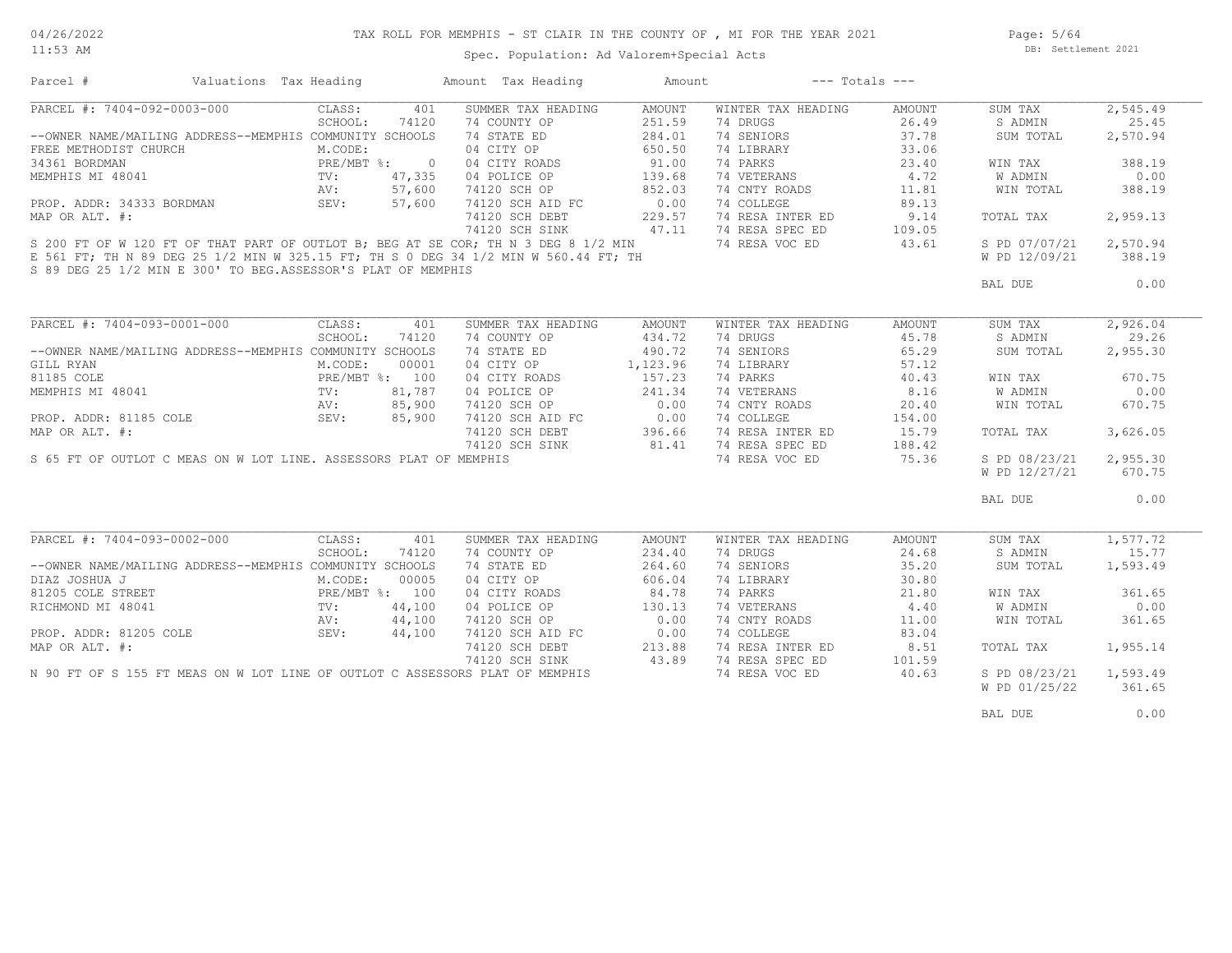04/26/2022
11:53 AM

# TAX ROLL FOR MEMPHIS - ST CLAIR IN THE COUNTY OF , MI FOR THE YEAR 2021

Spec. Population: Ad Valorem+Special Acts

DB: Settlement 2021

| Parcel # | Valuations | Tax Heading | Amount | Tax Heading | Amount | --- Totals --- | |
|---|---|---|---|---|---|---|---|

## PARCEL #: 7404-092-0003-000

| Owner / Property | Valuations | | Summer Tax Heading | Amount | Winter Tax Heading | Amount | Totals | |
|---|---|---|---|---|---|---|---|---|
| --OWNER NAME/MAILING ADDRESS--MEMPHIS COMMUNITY SCHOOLS | CLASS: | 401 | SUMMER TAX HEADING | AMOUNT | WINTER TAX HEADING | AMOUNT | SUM TAX | 2,545.49 |
| FREE METHODIST CHURCH | SCHOOL: | 74120 | 74 COUNTY OP | 251.59 | 74 DRUGS | 26.49 | S ADMIN | 25.45 |
| 34361 BORDMAN | M.CODE: | | 74 STATE ED | 284.01 | 74 SENIORS | 37.78 | SUM TOTAL | 2,570.94 |
| MEMPHIS MI 48041 | PRE/MBT %: | 0 | 04 CITY OP | 650.50 | 74 LIBRARY | 33.06 | | |
| | TV: | 47,335 | 04 CITY ROADS | 91.00 | 74 PARKS | 23.40 | WIN TAX | 388.19 |
| | AV: | 57,600 | 04 POLICE OP | 139.68 | 74 VETERANS | 4.72 | W ADMIN | 0.00 |
| PROP. ADDR: 34333 BORDMAN | SEV: | 57,600 | 74120 SCH OP | 852.03 | 74 CNTY ROADS | 11.81 | WIN TOTAL | 388.19 |
| MAP OR ALT. #: | | | 74120 SCH AID FC | 0.00 | 74 COLLEGE | 89.13 | | |
| | | | 74120 SCH DEBT | 229.57 | 74 RESA INTER ED | 9.14 | TOTAL TAX | 2,959.13 |
| | | | 74120 SCH SINK | 47.11 | 74 RESA SPEC ED | 109.05 | | |
| | | | | | 74 RESA VOC ED | 43.61 | S PD 07/07/21 | 2,570.94 |
| | | | | | | | W PD 12/09/21 | 388.19 |
| | | | | | | | BAL DUE | 0.00 |

S 200 FT OF W 120 FT OF THAT PART OF OUTLOT B; BEG AT SE COR; TH N 3 DEG 8 1/2 MIN E 561 FT; TH N 89 DEG 25 1/2 MIN W 325.15 FT; TH S 0 DEG 34 1/2 MIN W 560.44 FT; TH S 89 DEG 25 1/2 MIN E 300' TO BEG.ASSESSOR'S PLAT OF MEMPHIS

## PARCEL #: 7404-093-0001-000

| Owner / Property | Valuations | | Summer Tax Heading | Amount | Winter Tax Heading | Amount | Totals | |
|---|---|---|---|---|---|---|---|---|
| --OWNER NAME/MAILING ADDRESS--MEMPHIS COMMUNITY SCHOOLS | CLASS: | 401 | SUMMER TAX HEADING | AMOUNT | WINTER TAX HEADING | AMOUNT | SUM TAX | 2,926.04 |
| GILL RYAN | SCHOOL: | 74120 | 74 COUNTY OP | 434.72 | 74 DRUGS | 45.78 | S ADMIN | 29.26 |
| 81185 COLE | M.CODE: | 00001 | 74 STATE ED | 490.72 | 74 SENIORS | 65.29 | SUM TOTAL | 2,955.30 |
| MEMPHIS MI 48041 | PRE/MBT %: | 100 | 04 CITY OP | 1,123.96 | 74 LIBRARY | 57.12 | | |
| | TV: | 81,787 | 04 CITY ROADS | 157.23 | 74 PARKS | 40.43 | WIN TAX | 670.75 |
| | AV: | 85,900 | 04 POLICE OP | 241.34 | 74 VETERANS | 8.16 | W ADMIN | 0.00 |
| PROP. ADDR: 81185 COLE | SEV: | 85,900 | 74120 SCH OP | 0.00 | 74 CNTY ROADS | 20.40 | WIN TOTAL | 670.75 |
| MAP OR ALT. #: | | | 74120 SCH AID FC | 0.00 | 74 COLLEGE | 154.00 | | |
| | | | 74120 SCH DEBT | 396.66 | 74 RESA INTER ED | 15.79 | TOTAL TAX | 3,626.05 |
| | | | 74120 SCH SINK | 81.41 | 74 RESA SPEC ED | 188.42 | | |
| | | | | | 74 RESA VOC ED | 75.36 | S PD 08/23/21 | 2,955.30 |
| | | | | | | | W PD 12/27/21 | 670.75 |
| | | | | | | | BAL DUE | 0.00 |

S 65 FT OF OUTLOT C MEAS ON W LOT LINE. ASSESSORS PLAT OF MEMPHIS

## PARCEL #: 7404-093-0002-000

| Owner / Property | Valuations | | Summer Tax Heading | Amount | Winter Tax Heading | Amount | Totals | |
|---|---|---|---|---|---|---|---|---|
| --OWNER NAME/MAILING ADDRESS--MEMPHIS COMMUNITY SCHOOLS | CLASS: | 401 | SUMMER TAX HEADING | AMOUNT | WINTER TAX HEADING | AMOUNT | SUM TAX | 1,577.72 |
| DIAZ JOSHUA J | SCHOOL: | 74120 | 74 COUNTY OP | 234.40 | 74 DRUGS | 24.68 | S ADMIN | 15.77 |
| 81205 COLE STREET | M.CODE: | 00005 | 74 STATE ED | 264.60 | 74 SENIORS | 35.20 | SUM TOTAL | 1,593.49 |
| RICHMOND MI 48041 | PRE/MBT %: | 100 | 04 CITY OP | 606.04 | 74 LIBRARY | 30.80 | | |
| | TV: | 44,100 | 04 CITY ROADS | 84.78 | 74 PARKS | 21.80 | WIN TAX | 361.65 |
| | AV: | 44,100 | 04 POLICE OP | 130.13 | 74 VETERANS | 4.40 | W ADMIN | 0.00 |
| PROP. ADDR: 81205 COLE | SEV: | 44,100 | 74120 SCH OP | 0.00 | 74 CNTY ROADS | 11.00 | WIN TOTAL | 361.65 |
| MAP OR ALT. #: | | | 74120 SCH AID FC | 0.00 | 74 COLLEGE | 83.04 | | |
| | | | 74120 SCH DEBT | 213.88 | 74 RESA INTER ED | 8.51 | TOTAL TAX | 1,955.14 |
| | | | 74120 SCH SINK | 43.89 | 74 RESA SPEC ED | 101.59 | | |
| | | | | | 74 RESA VOC ED | 40.63 | S PD 08/23/21 | 1,593.49 |
| | | | | | | | W PD 01/25/22 | 361.65 |
| | | | | | | | BAL DUE | 0.00 |

N 90 FT OF S 155 FT MEAS ON W LOT LINE OF OUTLOT C ASSESSORS PLAT OF MEMPHIS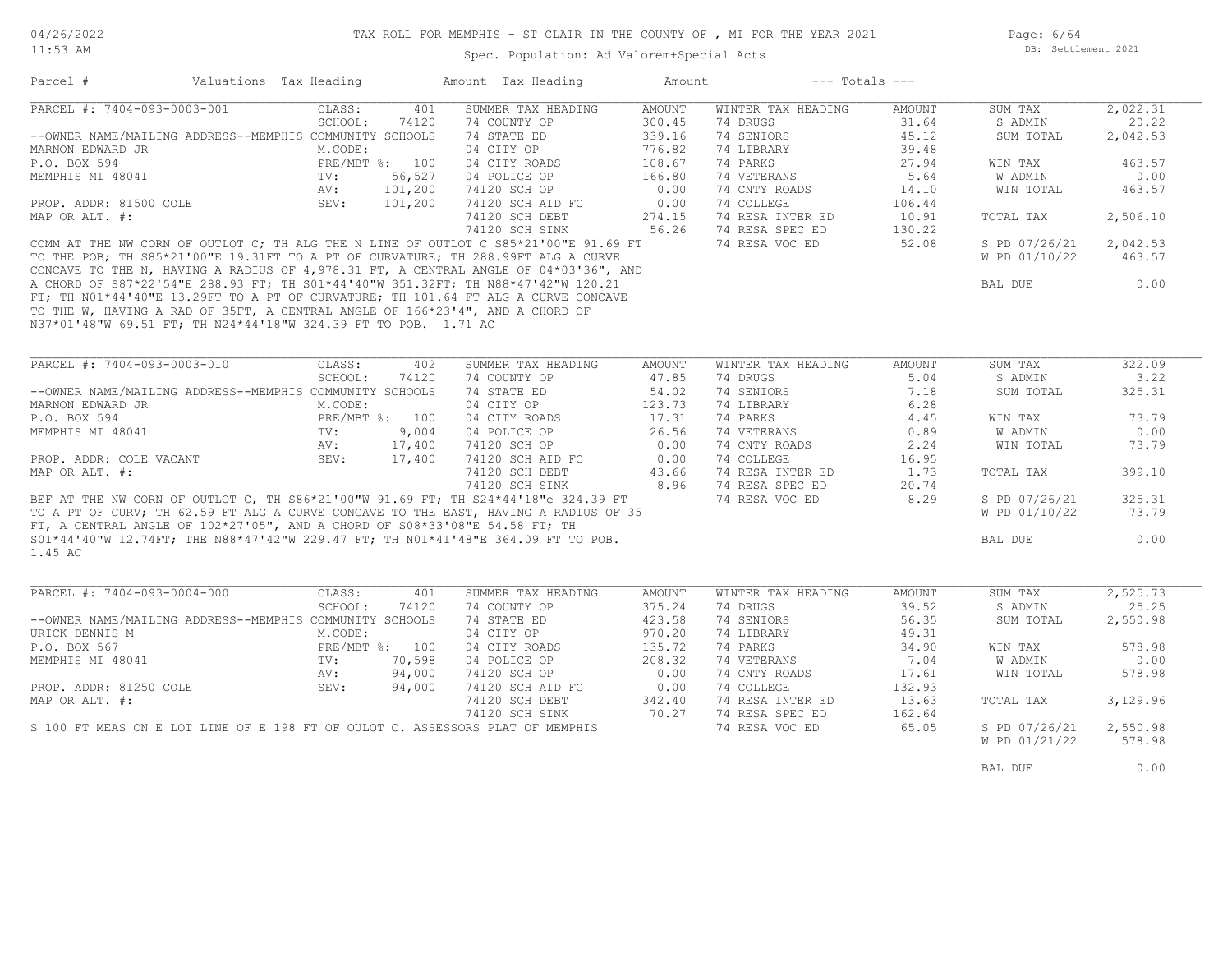TAX ROLL FOR MEMPHIS - ST CLAIR IN THE COUNTY OF , MI FOR THE YEAR 2021

Spec. Population: Ad Valorem+Special Acts

DB: Settlement 2021

| Parcel # | Valuations | Tax Heading | Amount | Tax Heading | Amount | --- Totals --- | |
|---|---|---|---|---|---|---|---|
| PARCEL #: 7404-093-0003-001 | CLASS: 401 | SUMMER TAX HEADING | AMOUNT | WINTER TAX HEADING | AMOUNT | SUM TAX | 2,022.31 |
| | SCHOOL: 74120 | 74 COUNTY OP | 300.45 | 74 DRUGS | 31.64 | S ADMIN | 20.22 |
| --OWNER NAME/MAILING ADDRESS--MEMPHIS COMMUNITY SCHOOLS | | 74 STATE ED | 339.16 | 74 SENIORS | 45.12 | SUM TOTAL | 2,042.53 |
| MARNON EDWARD JR | M.CODE: | 04 CITY OP | 776.82 | 74 LIBRARY | 39.48 | | |
| P.O. BOX 594 | PRE/MBT %: 100 | 04 CITY ROADS | 108.67 | 74 PARKS | 27.94 | WIN TAX | 463.57 |
| MEMPHIS MI 48041 | TV: 56,527 | 04 POLICE OP | 166.80 | 74 VETERANS | 5.64 | W ADMIN | 0.00 |
| | AV: 101,200 | 74120 SCH OP | 0.00 | 74 CNTY ROADS | 14.10 | WIN TOTAL | 463.57 |
| PROP. ADDR: 81500 COLE | SEV: 101,200 | 74120 SCH AID FC | 0.00 | 74 COLLEGE | 106.44 | | |
| MAP OR ALT. #: | | 74120 SCH DEBT | 274.15 | 74 RESA INTER ED | 10.91 | TOTAL TAX | 2,506.10 |
| | | 74120 SCH SINK | 56.26 | 74 RESA SPEC ED | 130.22 | | |
| | | | | 74 RESA VOC ED | 52.08 | S PD 07/26/21 | 2,042.53 |
| | | | | | | W PD 01/10/22 | 463.57 |
| | | | | | | BAL DUE | 0.00 |

COMM AT THE NW CORN OF OUTLOT C; TH ALG THE N LINE OF OUTLOT C S85*21'00"E 91.69 FT TO THE POB; TH S85*21'00"E 19.31FT TO A PT OF CURVATURE; TH 288.99FT ALG A CURVE CONCAVE TO THE N, HAVING A RADIUS OF 4,978.31 FT, A CENTRAL ANGLE OF 04*03'36", AND A CHORD OF S87*22'54"E 288.93 FT; TH S01*44'40"W 351.32FT; TH N88*47'42"W 120.21 FT; TH N01*44'40"E 13.29FT TO A PT OF CURVATURE; TH 101.64 FT ALG A CURVE CONCAVE TO THE W, HAVING A RAD OF 35FT, A CENTRAL ANGLE OF 166*23'4", AND A CHORD OF N37*01'48"W 69.51 FT; TH N24*44'18"W 324.39 FT TO POB. 1.71 AC

| Parcel # | Valuations | Tax Heading | Amount | Tax Heading | Amount | --- Totals --- | |
|---|---|---|---|---|---|---|---|
| PARCEL #: 7404-093-0003-010 | CLASS: 402 | SUMMER TAX HEADING | AMOUNT | WINTER TAX HEADING | AMOUNT | SUM TAX | 322.09 |
| | SCHOOL: 74120 | 74 COUNTY OP | 47.85 | 74 DRUGS | 5.04 | S ADMIN | 3.22 |
| --OWNER NAME/MAILING ADDRESS--MEMPHIS COMMUNITY SCHOOLS | | 74 STATE ED | 54.02 | 74 SENIORS | 7.18 | SUM TOTAL | 325.31 |
| MARNON EDWARD JR | M.CODE: | 04 CITY OP | 123.73 | 74 LIBRARY | 6.28 | | |
| P.O. BOX 594 | PRE/MBT %: 100 | 04 CITY ROADS | 17.31 | 74 PARKS | 4.45 | WIN TAX | 73.79 |
| MEMPHIS MI 48041 | TV: 9,004 | 04 POLICE OP | 26.56 | 74 VETERANS | 0.89 | W ADMIN | 0.00 |
| | AV: 17,400 | 74120 SCH OP | 0.00 | 74 CNTY ROADS | 2.24 | WIN TOTAL | 73.79 |
| PROP. ADDR: COLE VACANT | SEV: 17,400 | 74120 SCH AID FC | 0.00 | 74 COLLEGE | 16.95 | | |
| MAP OR ALT. #: | | 74120 SCH DEBT | 43.66 | 74 RESA INTER ED | 1.73 | TOTAL TAX | 399.10 |
| | | 74120 SCH SINK | 8.96 | 74 RESA SPEC ED | 20.74 | | |
| | | | | 74 RESA VOC ED | 8.29 | S PD 07/26/21 | 325.31 |
| | | | | | | W PD 01/10/22 | 73.79 |
| | | | | | | BAL DUE | 0.00 |

BEF AT THE NW CORN OF OUTLOT C, TH S86*21'00"W 91.69 FT; TH S24*44'18"e 324.39 FT TO A PT OF CURV; TH 62.59 FT ALG A CURVE CONCAVE TO THE EAST, HAVING A RADIUS OF 35 FT, A CENTRAL ANGLE OF 102*27'05", AND A CHORD OF S08*33'08"E 54.58 FT; TH S01*44'40"W 12.74FT; THE N88*47'42"W 229.47 FT; TH N01*41'48"E 364.09 FT TO POB. 1.45 AC

| Parcel # | Valuations | Tax Heading | Amount | Tax Heading | Amount | --- Totals --- | |
|---|---|---|---|---|---|---|---|
| PARCEL #: 7404-093-0004-000 | CLASS: 401 | SUMMER TAX HEADING | AMOUNT | WINTER TAX HEADING | AMOUNT | SUM TAX | 2,525.73 |
| | SCHOOL: 74120 | 74 COUNTY OP | 375.24 | 74 DRUGS | 39.52 | S ADMIN | 25.25 |
| --OWNER NAME/MAILING ADDRESS--MEMPHIS COMMUNITY SCHOOLS | | 74 STATE ED | 423.58 | 74 SENIORS | 56.35 | SUM TOTAL | 2,550.98 |
| URICK DENNIS M | M.CODE: | 04 CITY OP | 970.20 | 74 LIBRARY | 49.31 | | |
| P.O. BOX 567 | PRE/MBT %: 100 | 04 CITY ROADS | 135.72 | 74 PARKS | 34.90 | WIN TAX | 578.98 |
| MEMPHIS MI 48041 | TV: 70,598 | 04 POLICE OP | 208.32 | 74 VETERANS | 7.04 | W ADMIN | 0.00 |
| | AV: 94,000 | 74120 SCH OP | 0.00 | 74 CNTY ROADS | 17.61 | WIN TOTAL | 578.98 |
| PROP. ADDR: 81250 COLE | SEV: 94,000 | 74120 SCH AID FC | 0.00 | 74 COLLEGE | 132.93 | | |
| MAP OR ALT. #: | | 74120 SCH DEBT | 342.40 | 74 RESA INTER ED | 13.63 | TOTAL TAX | 3,129.96 |
| | | 74120 SCH SINK | 70.27 | 74 RESA SPEC ED | 162.64 | | |
| | | | | 74 RESA VOC ED | 65.05 | S PD 07/26/21 | 2,550.98 |
| | | | | | | W PD 01/21/22 | 578.98 |
| | | | | | | BAL DUE | 0.00 |

S 100 FT MEAS ON E LOT LINE OF E 198 FT OF OULOT C. ASSESSORS PLAT OF MEMPHIS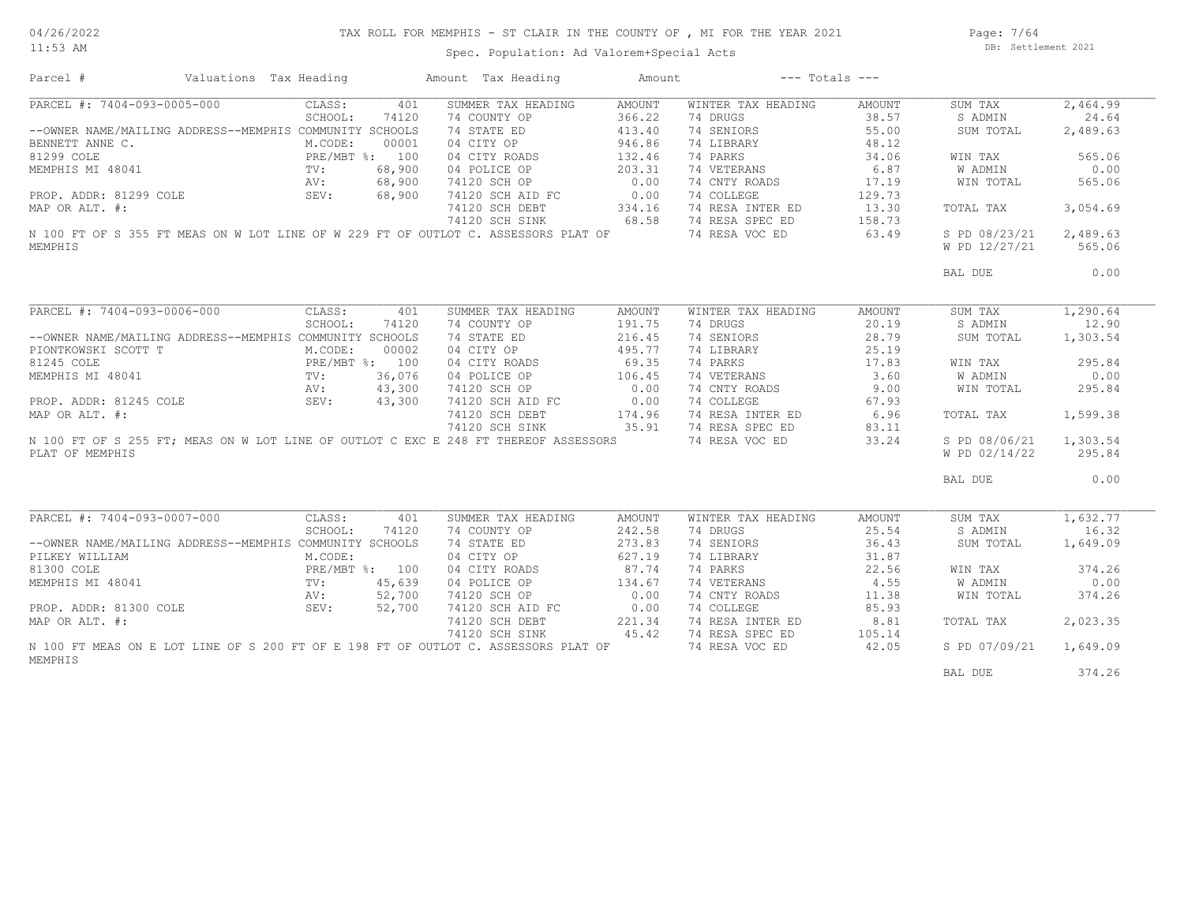# TAX ROLL FOR MEMPHIS - ST CLAIR IN THE COUNTY OF , MI FOR THE YEAR 2021

Spec. Population: Ad Valorem+Special Acts

DB: Settlement 2021

04/26/2022 11:53 AM

| Parcel # | Valuations | Tax Heading | Amount | Tax Heading | Amount | --- Totals --- | |
|---|---|---|---|---|---|---|---|

## PARCEL #: 7404-093-0005-000

| | | SUMMER TAX HEADING | AMOUNT | WINTER TAX HEADING | AMOUNT | | |
|---|---|---|---|---|---|---|---|
| CLASS: | 401 | 74 COUNTY OP | 366.22 | 74 DRUGS | 38.57 | SUM TAX | 2,464.99 |
| SCHOOL: | 74120 | 74 STATE ED | 413.40 | 74 SENIORS | 55.00 | S ADMIN | 24.64 |
| M.CODE: | 00001 | 04 CITY OP | 946.86 | 74 LIBRARY | 48.12 | SUM TOTAL | 2,489.63 |
| PRE/MBT %: | 100 | 04 CITY ROADS | 132.46 | 74 PARKS | 34.06 | | |
| TV: | 68,900 | 04 POLICE OP | 203.31 | 74 VETERANS | 6.87 | WIN TAX | 565.06 |
| AV: | 68,900 | 74120 SCH OP | 0.00 | 74 CNTY ROADS | 17.19 | W ADMIN | 0.00 |
| SEV: | 68,900 | 74120 SCH AID FC | 0.00 | 74 COLLEGE | 129.73 | WIN TOTAL | 565.06 |
| | | 74120 SCH DEBT | 334.16 | 74 RESA INTER ED | 13.30 | TOTAL TAX | 3,054.69 |
| | | 74120 SCH SINK | 68.58 | 74 RESA SPEC ED | 158.73 | | |
| | | | | 74 RESA VOC ED | 63.49 | S PD 08/23/21 | 2,489.63 |
| | | | | | | W PD 12/27/21 | 565.06 |
| | | | | | | BAL DUE | 0.00 |

--OWNER NAME/MAILING ADDRESS--MEMPHIS COMMUNITY SCHOOLS
BENNETT ANNE C.
81299 COLE
MEMPHIS MI 48041

PROP. ADDR: 81299 COLE
MAP OR ALT. #:

N 100 FT OF S 355 FT MEAS ON W LOT LINE OF W 229 FT OF OUTLOT C. ASSESSORS PLAT OF MEMPHIS

## PARCEL #: 7404-093-0006-000

| | | SUMMER TAX HEADING | AMOUNT | WINTER TAX HEADING | AMOUNT | | |
|---|---|---|---|---|---|---|---|
| CLASS: | 401 | 74 COUNTY OP | 191.75 | 74 DRUGS | 20.19 | SUM TAX | 1,290.64 |
| SCHOOL: | 74120 | 74 STATE ED | 216.45 | 74 SENIORS | 28.79 | S ADMIN | 12.90 |
| M.CODE: | 00002 | 04 CITY OP | 495.77 | 74 LIBRARY | 25.19 | SUM TOTAL | 1,303.54 |
| PRE/MBT %: | 100 | 04 CITY ROADS | 69.35 | 74 PARKS | 17.83 | | |
| TV: | 36,076 | 04 POLICE OP | 106.45 | 74 VETERANS | 3.60 | WIN TAX | 295.84 |
| AV: | 43,300 | 74120 SCH OP | 0.00 | 74 CNTY ROADS | 9.00 | W ADMIN | 0.00 |
| SEV: | 43,300 | 74120 SCH AID FC | 0.00 | 74 COLLEGE | 67.93 | WIN TOTAL | 295.84 |
| | | 74120 SCH DEBT | 174.96 | 74 RESA INTER ED | 6.96 | TOTAL TAX | 1,599.38 |
| | | 74120 SCH SINK | 35.91 | 74 RESA SPEC ED | 83.11 | | |
| | | | | 74 RESA VOC ED | 33.24 | S PD 08/06/21 | 1,303.54 |
| | | | | | | W PD 02/14/22 | 295.84 |
| | | | | | | BAL DUE | 0.00 |

--OWNER NAME/MAILING ADDRESS--MEMPHIS COMMUNITY SCHOOLS
PIONTKOWSKI SCOTT T
81245 COLE
MEMPHIS MI 48041

PROP. ADDR: 81245 COLE
MAP OR ALT. #:

N 100 FT OF S 255 FT; MEAS ON W LOT LINE OF OUTLOT C EXC E 248 FT THEREOF ASSESSORS PLAT OF MEMPHIS

## PARCEL #: 7404-093-0007-000

| | | SUMMER TAX HEADING | AMOUNT | WINTER TAX HEADING | AMOUNT | | |
|---|---|---|---|---|---|---|---|
| CLASS: | 401 | 74 COUNTY OP | 242.58 | 74 DRUGS | 25.54 | SUM TAX | 1,632.77 |
| SCHOOL: | 74120 | 74 STATE ED | 273.83 | 74 SENIORS | 36.43 | S ADMIN | 16.32 |
| M.CODE: | | 04 CITY OP | 627.19 | 74 LIBRARY | 31.87 | SUM TOTAL | 1,649.09 |
| PRE/MBT %: | 100 | 04 CITY ROADS | 87.74 | 74 PARKS | 22.56 | | |
| TV: | 45,639 | 04 POLICE OP | 134.67 | 74 VETERANS | 4.55 | WIN TAX | 374.26 |
| AV: | 52,700 | 74120 SCH OP | 0.00 | 74 CNTY ROADS | 11.38 | W ADMIN | 0.00 |
| SEV: | 52,700 | 74120 SCH AID FC | 0.00 | 74 COLLEGE | 85.93 | WIN TOTAL | 374.26 |
| | | 74120 SCH DEBT | 221.34 | 74 RESA INTER ED | 8.81 | TOTAL TAX | 2,023.35 |
| | | 74120 SCH SINK | 45.42 | 74 RESA SPEC ED | 105.14 | | |
| | | | | 74 RESA VOC ED | 42.05 | S PD 07/09/21 | 1,649.09 |
| | | | | | | BAL DUE | 374.26 |

--OWNER NAME/MAILING ADDRESS--MEMPHIS COMMUNITY SCHOOLS
PILKEY WILLIAM
81300 COLE
MEMPHIS MI 48041

PROP. ADDR: 81300 COLE
MAP OR ALT. #:

N 100 FT MEAS ON E LOT LINE OF S 200 FT OF E 198 FT OF OUTLOT C. ASSESSORS PLAT OF MEMPHIS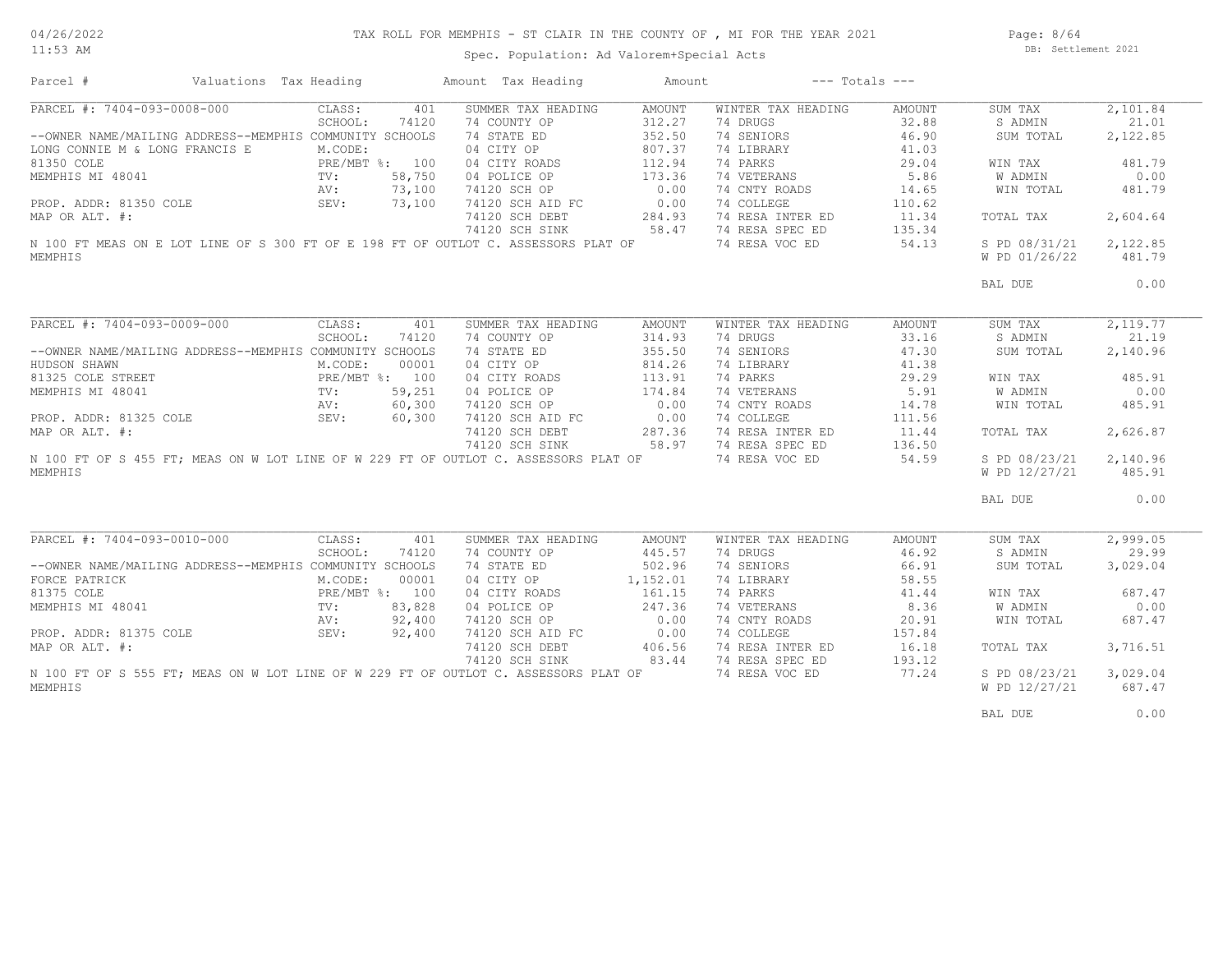TAX ROLL FOR MEMPHIS - ST CLAIR IN THE COUNTY OF , MI FOR THE YEAR 2021

Spec. Population: Ad Valorem+Special Acts

DB: Settlement 2021

04/26/2022
11:53 AM

| Parcel # | Valuations | Tax Heading | Amount | Tax Heading | Amount | --- Totals --- | |
|---|---|---|---|---|---|---|---|

## PARCEL #: 7404-093-0008-000

| Parcel Info | | Summer Tax Heading | Amount | Winter Tax Heading | Amount | Totals | |
|---|---|---|---|---|---|---|---|
| CLASS: | 401 | SUMMER TAX HEADING | AMOUNT | WINTER TAX HEADING | AMOUNT | SUM TAX | 2,101.84 |
| SCHOOL: | 74120 | 74 COUNTY OP | 312.27 | 74 DRUGS | 32.88 | S ADMIN | 21.01 |
| --OWNER NAME/MAILING ADDRESS--MEMPHIS COMMUNITY SCHOOLS | | 74 STATE ED | 352.50 | 74 SENIORS | 46.90 | SUM TOTAL | 2,122.85 |
| LONG CONNIE M & LONG FRANCIS E | M.CODE: | 04 CITY OP | 807.37 | 74 LIBRARY | 41.03 | | |
| 81350 COLE | PRE/MBT %: 100 | 04 CITY ROADS | 112.94 | 74 PARKS | 29.04 | WIN TAX | 481.79 |
| MEMPHIS MI 48041 | TV: 58,750 | 04 POLICE OP | 173.36 | 74 VETERANS | 5.86 | W ADMIN | 0.00 |
| | AV: 73,100 | 74120 SCH OP | 0.00 | 74 CNTY ROADS | 14.65 | WIN TOTAL | 481.79 |
| PROP. ADDR: 81350 COLE | SEV: 73,100 | 74120 SCH AID FC | 0.00 | 74 COLLEGE | 110.62 | | |
| MAP OR ALT. #: | | 74120 SCH DEBT | 284.93 | 74 RESA INTER ED | 11.34 | TOTAL TAX | 2,604.64 |
| | | 74120 SCH SINK | 58.47 | 74 RESA SPEC ED | 135.34 | | |
| | | | | 74 RESA VOC ED | 54.13 | S PD 08/31/21 | 2,122.85 |
| | | | | | | W PD 01/26/22 | 481.79 |
| | | | | | | BAL DUE | 0.00 |

N 100 FT MEAS ON E LOT LINE OF S 300 FT OF E 198 FT OF OUTLOT C. ASSESSORS PLAT OF MEMPHIS

## PARCEL #: 7404-093-0009-000

| Parcel Info | | Summer Tax Heading | Amount | Winter Tax Heading | Amount | Totals | |
|---|---|---|---|---|---|---|---|
| CLASS: | 401 | SUMMER TAX HEADING | AMOUNT | WINTER TAX HEADING | AMOUNT | SUM TAX | 2,119.77 |
| SCHOOL: | 74120 | 74 COUNTY OP | 314.93 | 74 DRUGS | 33.16 | S ADMIN | 21.19 |
| --OWNER NAME/MAILING ADDRESS--MEMPHIS COMMUNITY SCHOOLS | | 74 STATE ED | 355.50 | 74 SENIORS | 47.30 | SUM TOTAL | 2,140.96 |
| HUDSON SHAWN | M.CODE: 00001 | 04 CITY OP | 814.26 | 74 LIBRARY | 41.38 | | |
| 81325 COLE STREET | PRE/MBT %: 100 | 04 CITY ROADS | 113.91 | 74 PARKS | 29.29 | WIN TAX | 485.91 |
| MEMPHIS MI 48041 | TV: 59,251 | 04 POLICE OP | 174.84 | 74 VETERANS | 5.91 | W ADMIN | 0.00 |
| | AV: 60,300 | 74120 SCH OP | 0.00 | 74 CNTY ROADS | 14.78 | WIN TOTAL | 485.91 |
| PROP. ADDR: 81325 COLE | SEV: 60,300 | 74120 SCH AID FC | 0.00 | 74 COLLEGE | 111.56 | | |
| MAP OR ALT. #: | | 74120 SCH DEBT | 287.36 | 74 RESA INTER ED | 11.44 | TOTAL TAX | 2,626.87 |
| | | 74120 SCH SINK | 58.97 | 74 RESA SPEC ED | 136.50 | | |
| | | | | 74 RESA VOC ED | 54.59 | S PD 08/23/21 | 2,140.96 |
| | | | | | | W PD 12/27/21 | 485.91 |
| | | | | | | BAL DUE | 0.00 |

N 100 FT OF S 455 FT; MEAS ON W LOT LINE OF W 229 FT OF OUTLOT C. ASSESSORS PLAT OF MEMPHIS

## PARCEL #: 7404-093-0010-000

| Parcel Info | | Summer Tax Heading | Amount | Winter Tax Heading | Amount | Totals | |
|---|---|---|---|---|---|---|---|
| CLASS: | 401 | SUMMER TAX HEADING | AMOUNT | WINTER TAX HEADING | AMOUNT | SUM TAX | 2,999.05 |
| SCHOOL: | 74120 | 74 COUNTY OP | 445.57 | 74 DRUGS | 46.92 | S ADMIN | 29.99 |
| --OWNER NAME/MAILING ADDRESS--MEMPHIS COMMUNITY SCHOOLS | | 74 STATE ED | 502.96 | 74 SENIORS | 66.91 | SUM TOTAL | 3,029.04 |
| FORCE PATRICK | M.CODE: 00001 | 04 CITY OP | 1,152.01 | 74 LIBRARY | 58.55 | | |
| 81375 COLE | PRE/MBT %: 100 | 04 CITY ROADS | 161.15 | 74 PARKS | 41.44 | WIN TAX | 687.47 |
| MEMPHIS MI 48041 | TV: 83,828 | 04 POLICE OP | 247.36 | 74 VETERANS | 8.36 | W ADMIN | 0.00 |
| | AV: 92,400 | 74120 SCH OP | 0.00 | 74 CNTY ROADS | 20.91 | WIN TOTAL | 687.47 |
| PROP. ADDR: 81375 COLE | SEV: 92,400 | 74120 SCH AID FC | 0.00 | 74 COLLEGE | 157.84 | | |
| MAP OR ALT. #: | | 74120 SCH DEBT | 406.56 | 74 RESA INTER ED | 16.18 | TOTAL TAX | 3,716.51 |
| | | 74120 SCH SINK | 83.44 | 74 RESA SPEC ED | 193.12 | | |
| | | | | 74 RESA VOC ED | 77.24 | S PD 08/23/21 | 3,029.04 |
| | | | | | | W PD 12/27/21 | 687.47 |
| | | | | | | BAL DUE | 0.00 |

N 100 FT OF S 555 FT; MEAS ON W LOT LINE OF W 229 FT OF OUTLOT C. ASSESSORS PLAT OF MEMPHIS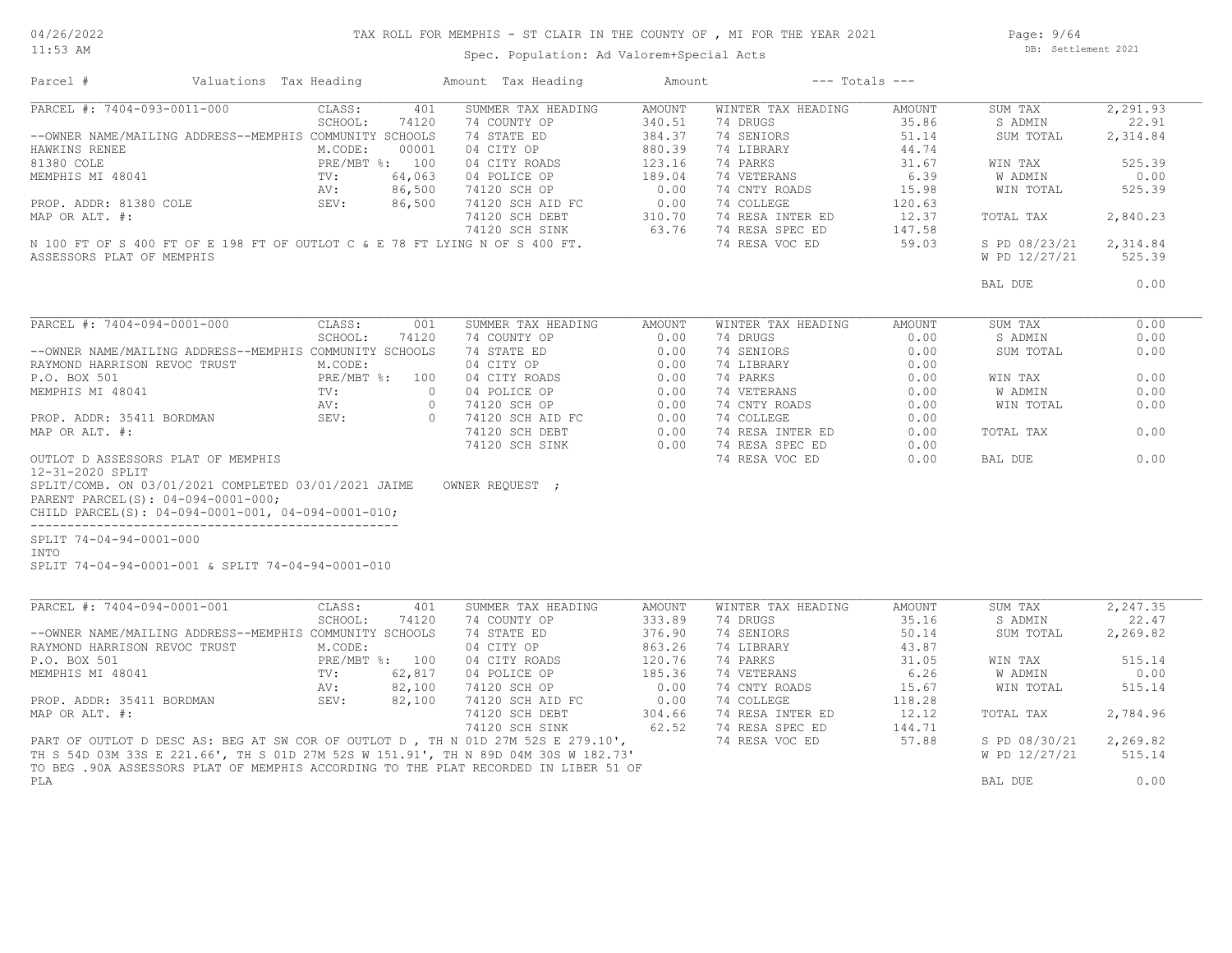# TAX ROLL FOR MEMPHIS - ST CLAIR IN THE COUNTY OF , MI FOR THE YEAR 2021

Spec. Population: Ad Valorem+Special Acts

DB: Settlement 2021

| Parcel # | Valuations | Tax Heading | Amount | Tax Heading | Amount | --- Totals --- | |
|---|---|---|---|---|---|---|---|
| PARCEL #: 7404-093-0011-000 | CLASS: 401 | SUMMER TAX HEADING | AMOUNT | WINTER TAX HEADING | AMOUNT | SUM TAX | 2,291.93 |
| | SCHOOL: 74120 | 74 COUNTY OP | 340.51 | 74 DRUGS | 35.86 | S ADMIN | 22.91 |
| --OWNER NAME/MAILING ADDRESS--MEMPHIS COMMUNITY SCHOOLS | | 74 STATE ED | 384.37 | 74 SENIORS | 51.14 | SUM TOTAL | 2,314.84 |
| HAWKINS RENEE | M.CODE: 00001 | 04 CITY OP | 880.39 | 74 LIBRARY | 44.74 | | |
| 81380 COLE | PRE/MBT %: 100 | 04 CITY ROADS | 123.16 | 74 PARKS | 31.67 | WIN TAX | 525.39 |
| MEMPHIS MI 48041 | TV: 64,063 | 04 POLICE OP | 189.04 | 74 VETERANS | 6.39 | W ADMIN | 0.00 |
| | AV: 86,500 | 74120 SCH OP | 0.00 | 74 CNTY ROADS | 15.98 | WIN TOTAL | 525.39 |
| PROP. ADDR: 81380 COLE | SEV: 86,500 | 74120 SCH AID FC | 0.00 | 74 COLLEGE | 120.63 | | |
| MAP OR ALT. #: | | 74120 SCH DEBT | 310.70 | 74 RESA INTER ED | 12.37 | TOTAL TAX | 2,840.23 |
| | | 74120 SCH SINK | 63.76 | 74 RESA SPEC ED | 147.58 | | |
| | | | | 74 RESA VOC ED | 59.03 | S PD 08/23/21 | 2,314.84 |
| | | | | | | W PD 12/27/21 | 525.39 |
| | | | | | | BAL DUE | 0.00 |

N 100 FT OF S 400 FT OF E 198 FT OF OUTLOT C & E 78 FT LYING N OF S 400 FT.
ASSESSORS PLAT OF MEMPHIS

| Parcel # | Valuations | Tax Heading | Amount | Tax Heading | Amount | --- Totals --- | |
|---|---|---|---|---|---|---|---|
| PARCEL #: 7404-094-0001-000 | CLASS: 001 | SUMMER TAX HEADING | AMOUNT | WINTER TAX HEADING | AMOUNT | SUM TAX | 0.00 |
| | SCHOOL: 74120 | 74 COUNTY OP | 0.00 | 74 DRUGS | 0.00 | S ADMIN | 0.00 |
| --OWNER NAME/MAILING ADDRESS--MEMPHIS COMMUNITY SCHOOLS | | 74 STATE ED | 0.00 | 74 SENIORS | 0.00 | SUM TOTAL | 0.00 |
| RAYMOND HARRISON REVOC TRUST | M.CODE: | 04 CITY OP | 0.00 | 74 LIBRARY | 0.00 | | |
| P.O. BOX 501 | PRE/MBT %: 100 | 04 CITY ROADS | 0.00 | 74 PARKS | 0.00 | WIN TAX | 0.00 |
| MEMPHIS MI 48041 | TV: 0 | 04 POLICE OP | 0.00 | 74 VETERANS | 0.00 | W ADMIN | 0.00 |
| | AV: 0 | 74120 SCH OP | 0.00 | 74 CNTY ROADS | 0.00 | WIN TOTAL | 0.00 |
| PROP. ADDR: 35411 BORDMAN | SEV: 0 | 74120 SCH AID FC | 0.00 | 74 COLLEGE | 0.00 | | |
| MAP OR ALT. #: | | 74120 SCH DEBT | 0.00 | 74 RESA INTER ED | 0.00 | TOTAL TAX | 0.00 |
| | | 74120 SCH SINK | 0.00 | 74 RESA SPEC ED | 0.00 | | |
| | | | | 74 RESA VOC ED | 0.00 | BAL DUE | 0.00 |

OUTLOT D ASSESSORS PLAT OF MEMPHIS
12-31-2020 SPLIT
SPLIT/COMB. ON 03/01/2021 COMPLETED 03/01/2021 JAIME OWNER REQUEST ;
PARENT PARCEL(S): 04-094-0001-000;
CHILD PARCEL(S): 04-094-0001-001, 04-094-0001-010;

---

SPLIT 74-04-94-0001-000
INTO
SPLIT 74-04-94-0001-001 & SPLIT 74-04-94-0001-010

| Parcel # | Valuations | Tax Heading | Amount | Tax Heading | Amount | --- Totals --- | |
|---|---|---|---|---|---|---|---|
| PARCEL #: 7404-094-0001-001 | CLASS: 401 | SUMMER TAX HEADING | AMOUNT | WINTER TAX HEADING | AMOUNT | SUM TAX | 2,247.35 |
| | SCHOOL: 74120 | 74 COUNTY OP | 333.89 | 74 DRUGS | 35.16 | S ADMIN | 22.47 |
| --OWNER NAME/MAILING ADDRESS--MEMPHIS COMMUNITY SCHOOLS | | 74 STATE ED | 376.90 | 74 SENIORS | 50.14 | SUM TOTAL | 2,269.82 |
| RAYMOND HARRISON REVOC TRUST | M.CODE: | 04 CITY OP | 863.26 | 74 LIBRARY | 43.87 | | |
| P.O. BOX 501 | PRE/MBT %: 100 | 04 CITY ROADS | 120.76 | 74 PARKS | 31.05 | WIN TAX | 515.14 |
| MEMPHIS MI 48041 | TV: 62,817 | 04 POLICE OP | 185.36 | 74 VETERANS | 6.26 | W ADMIN | 0.00 |
| | AV: 82,100 | 74120 SCH OP | 0.00 | 74 CNTY ROADS | 15.67 | WIN TOTAL | 515.14 |
| PROP. ADDR: 35411 BORDMAN | SEV: 82,100 | 74120 SCH AID FC | 0.00 | 74 COLLEGE | 118.28 | | |
| MAP OR ALT. #: | | 74120 SCH DEBT | 304.66 | 74 RESA INTER ED | 12.12 | TOTAL TAX | 2,784.96 |
| | | 74120 SCH SINK | 62.52 | 74 RESA SPEC ED | 144.71 | | |
| | | | | 74 RESA VOC ED | 57.88 | S PD 08/30/21 | 2,269.82 |
| | | | | | | W PD 12/27/21 | 515.14 |
| | | | | | | BAL DUE | 0.00 |

PART OF OUTLOT D DESC AS: BEG AT SW COR OF OUTLOT D , TH N 01D 27M 52S E 279.10',
TH S 54D 03M 33S E 221.66', TH S 01D 27M 52S W 151.91', TH N 89D 04M 30S W 182.73'
TO BEG .90A ASSESSORS PLAT OF MEMPHIS ACCORDING TO THE PLAT RECORDED IN LIBER 51 OF
PLA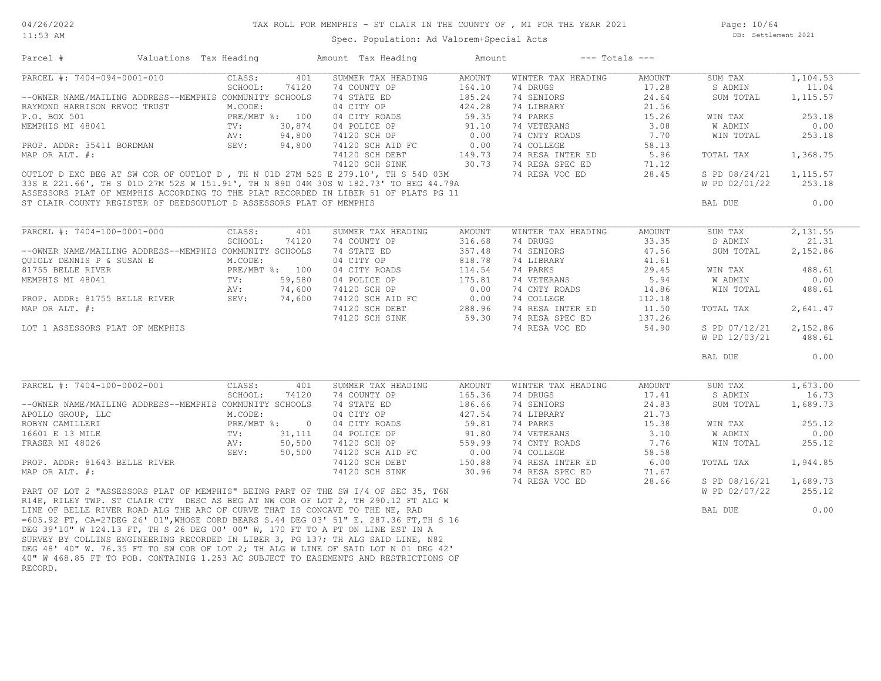TAX ROLL FOR MEMPHIS - ST CLAIR IN THE COUNTY OF , MI FOR THE YEAR 2021

Spec. Population: Ad Valorem+Special Acts

| Parcel # | Valuations | Tax Heading | Amount | Tax Heading | Amount | --- Totals --- | |
|---|---|---|---|---|---|---|---|
| PARCEL #: 7404-094-0001-010 | CLASS: 401 | SUMMER TAX HEADING | AMOUNT | WINTER TAX HEADING | AMOUNT | SUM TAX | 1,104.53 |
| | SCHOOL: 74120 | 74 COUNTY OP | 164.10 | 74 DRUGS | 17.28 | S ADMIN | 11.04 |
| --OWNER NAME/MAILING ADDRESS--MEMPHIS COMMUNITY SCHOOLS | | 74 STATE ED | 185.24 | 74 SENIORS | 24.64 | SUM TOTAL | 1,115.57 |
| RAYMOND HARRISON REVOC TRUST | M.CODE: | 04 CITY OP | 424.28 | 74 LIBRARY | 21.56 | | |
| P.O. BOX 501 | PRE/MBT %: 100 | 04 CITY ROADS | 59.35 | 74 PARKS | 15.26 | WIN TAX | 253.18 |
| MEMPHIS MI 48041 | TV: 30,874 | 04 POLICE OP | 91.10 | 74 VETERANS | 3.08 | W ADMIN | 0.00 |
| | AV: 94,800 | 74120 SCH OP | 0.00 | 74 CNTY ROADS | 7.70 | WIN TOTAL | 253.18 |
| PROP. ADDR: 35411 BORDMAN | SEV: 94,800 | 74120 SCH AID FC | 0.00 | 74 COLLEGE | 58.13 | | |
| MAP OR ALT. #: | | 74120 SCH DEBT | 149.73 | 74 RESA INTER ED | 5.96 | TOTAL TAX | 1,368.75 |
| | | 74120 SCH SINK | 30.73 | 74 RESA SPEC ED | 71.12 | | |
| | | | | 74 RESA VOC ED | 28.45 | S PD 08/24/21 | 1,115.57 |
| | | | | | | W PD 02/01/22 | 253.18 |
| | | | | | | BAL DUE | 0.00 |

OUTLOT D EXC BEG AT SW COR OF OUTLOT D , TH N 01D 27M 52S E 279.10', TH S 54D 03M 33S E 221.66', TH S 01D 27M 52S W 151.91', TH N 89D 04M 30S W 182.73' TO BEG 44.79A ASSESSORS PLAT OF MEMPHIS ACCORDING TO THE PLAT RECORDED IN LIBER 51 OF PLATS PG 11 ST CLAIR COUNTY REGISTER OF DEEDSOUTLOT D ASSESSORS PLAT OF MEMPHIS

| Parcel # | Valuations | Tax Heading | Amount | Tax Heading | Amount | --- Totals --- | |
|---|---|---|---|---|---|---|---|
| PARCEL #: 7404-100-0001-000 | CLASS: 401 | SUMMER TAX HEADING | AMOUNT | WINTER TAX HEADING | AMOUNT | SUM TAX | 2,131.55 |
| | SCHOOL: 74120 | 74 COUNTY OP | 316.68 | 74 DRUGS | 33.35 | S ADMIN | 21.31 |
| --OWNER NAME/MAILING ADDRESS--MEMPHIS COMMUNITY SCHOOLS | | 74 STATE ED | 357.48 | 74 SENIORS | 47.56 | SUM TOTAL | 2,152.86 |
| QUIGLY DENNIS P & SUSAN E | M.CODE: | 04 CITY OP | 818.78 | 74 LIBRARY | 41.61 | | |
| 81755 BELLE RIVER | PRE/MBT %: 100 | 04 CITY ROADS | 114.54 | 74 PARKS | 29.45 | WIN TAX | 488.61 |
| MEMPHIS MI 48041 | TV: 59,580 | 04 POLICE OP | 175.81 | 74 VETERANS | 5.94 | W ADMIN | 0.00 |
| | AV: 74,600 | 74120 SCH OP | 0.00 | 74 CNTY ROADS | 14.86 | WIN TOTAL | 488.61 |
| PROP. ADDR: 81755 BELLE RIVER | SEV: 74,600 | 74120 SCH AID FC | 0.00 | 74 COLLEGE | 112.18 | | |
| MAP OR ALT. #: | | 74120 SCH DEBT | 288.96 | 74 RESA INTER ED | 11.50 | TOTAL TAX | 2,641.47 |
| | | 74120 SCH SINK | 59.30 | 74 RESA SPEC ED | 137.26 | | |
| LOT 1 ASSESSORS PLAT OF MEMPHIS | | | | 74 RESA VOC ED | 54.90 | S PD 07/12/21 | 2,152.86 |
| | | | | | | W PD 12/03/21 | 488.61 |
| | | | | | | BAL DUE | 0.00 |

| Parcel # | Valuations | Tax Heading | Amount | Tax Heading | Amount | --- Totals --- | |
|---|---|---|---|---|---|---|---|
| PARCEL #: 7404-100-0002-001 | CLASS: 401 | SUMMER TAX HEADING | AMOUNT | WINTER TAX HEADING | AMOUNT | SUM TAX | 1,673.00 |
| | SCHOOL: 74120 | 74 COUNTY OP | 165.36 | 74 DRUGS | 17.41 | S ADMIN | 16.73 |
| --OWNER NAME/MAILING ADDRESS--MEMPHIS COMMUNITY SCHOOLS | | 74 STATE ED | 186.66 | 74 SENIORS | 24.83 | SUM TOTAL | 1,689.73 |
| APOLLO GROUP, LLC | M.CODE: | 04 CITY OP | 427.54 | 74 LIBRARY | 21.73 | | |
| ROBYN CAMILLERI | PRE/MBT %: 0 | 04 CITY ROADS | 59.81 | 74 PARKS | 15.38 | WIN TAX | 255.12 |
| 16601 E 13 MILE | TV: 31,111 | 04 POLICE OP | 91.80 | 74 VETERANS | 3.10 | W ADMIN | 0.00 |
| FRASER MI 48026 | AV: 50,500 | 74120 SCH OP | 559.99 | 74 CNTY ROADS | 7.76 | WIN TOTAL | 255.12 |
| | SEV: 50,500 | 74120 SCH AID FC | 0.00 | 74 COLLEGE | 58.58 | | |
| PROP. ADDR: 81643 BELLE RIVER | | 74120 SCH DEBT | 150.88 | 74 RESA INTER ED | 6.00 | TOTAL TAX | 1,944.85 |
| MAP OR ALT. #: | | 74120 SCH SINK | 30.96 | 74 RESA SPEC ED | 71.67 | | |
| | | | | 74 RESA VOC ED | 28.66 | S PD 08/16/21 | 1,689.73 |
| | | | | | | W PD 02/07/22 | 255.12 |
| | | | | | | BAL DUE | 0.00 |

PART OF LOT 2 "ASSESSORS PLAT OF MEMPHIS" BEING PART OF THE SW I/4 OF SEC 35, T6N R14E, RILEY TWP. ST CLAIR CTY DESC AS BEG AT NW COR OF LOT 2, TH 290.12 FT ALG W LINE OF BELLE RIVER ROAD ALG THE ARC OF CURVE THAT IS CONCAVE TO THE NE, RAD =605.92 FT, CA=27DEG 26' 01",WHOSE CORD BEARS S.44 DEG 03' 51" E. 287.36 FT,TH S 16 DEG 39'10" W 124.13 FT, TH S 26 DEG 00' 00" W, 170 FT TO A PT ON LINE EST IN A SURVEY BY COLLINS ENGINEERING RECORDED IN LIBER 3, PG 137; TH ALG SAID LINE, N82 DEG 48' 40" W. 76.35 FT TO SW COR OF LOT 2; TH ALG W LINE OF SAID LOT N 01 DEG 42' 40" W 468.85 FT TO POB. CONTAINIG 1.253 AC SUBJECT TO EASEMENTS AND RESTRICTIONS OF RECORD.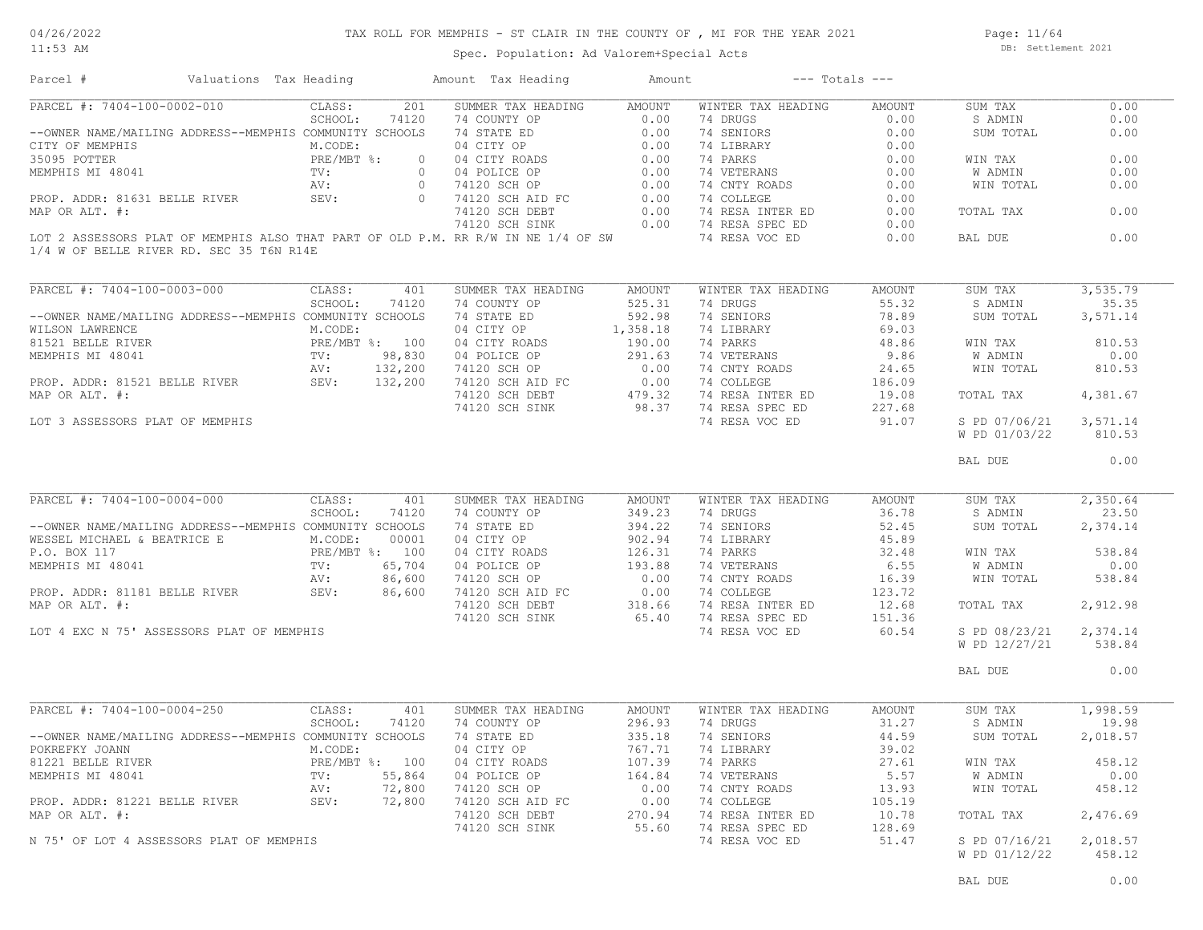# TAX ROLL FOR MEMPHIS - ST CLAIR IN THE COUNTY OF , MI FOR THE YEAR 2021

Spec. Population: Ad Valorem+Special Acts

DB: Settlement 2021

04/26/2022 11:53 AM

| Parcel # | Valuations | Tax Heading | Amount | Tax Heading | Amount | --- Totals --- | |
|---|---|---|---|---|---|---|---|

## PARCEL #: 7404-100-0002-010

| | | SUMMER TAX HEADING | AMOUNT | WINTER TAX HEADING | AMOUNT | | |
|---|---|---|---|---|---|---|---|
| CLASS: | 201 | 74 COUNTY OP | 0.00 | 74 DRUGS | 0.00 | SUM TAX | 0.00 |
| SCHOOL: | 74120 | 74 STATE ED | 0.00 | 74 SENIORS | 0.00 | S ADMIN | 0.00 |
| M.CODE: | | 04 CITY OP | 0.00 | 74 LIBRARY | 0.00 | SUM TOTAL | 0.00 |
| PRE/MBT %: | 0 | 04 CITY ROADS | 0.00 | 74 PARKS | 0.00 | | |
| TV: | 0 | 04 POLICE OP | 0.00 | 74 VETERANS | 0.00 | WIN TAX | 0.00 |
| AV: | 0 | 74120 SCH OP | 0.00 | 74 CNTY ROADS | 0.00 | W ADMIN | 0.00 |
| SEV: | 0 | 74120 SCH AID FC | 0.00 | 74 COLLEGE | 0.00 | WIN TOTAL | 0.00 |
| | | 74120 SCH DEBT | 0.00 | 74 RESA INTER ED | 0.00 | | |
| | | 74120 SCH SINK | 0.00 | 74 RESA SPEC ED | 0.00 | TOTAL TAX | 0.00 |
| | | | | 74 RESA VOC ED | 0.00 | BAL DUE | 0.00 |

--OWNER NAME/MAILING ADDRESS--MEMPHIS COMMUNITY SCHOOLS
CITY OF MEMPHIS
35095 POTTER
MEMPHIS MI 48041

PROP. ADDR: 81631 BELLE RIVER
MAP OR ALT. #:

LOT 2 ASSESSORS PLAT OF MEMPHIS ALSO THAT PART OF OLD P.M. RR R/W IN NE 1/4 OF SW 1/4 W OF BELLE RIVER RD. SEC 35 T6N R14E

## PARCEL #: 7404-100-0003-000

| | | SUMMER TAX HEADING | AMOUNT | WINTER TAX HEADING | AMOUNT | | |
|---|---|---|---|---|---|---|---|
| CLASS: | 401 | 74 COUNTY OP | 525.31 | 74 DRUGS | 55.32 | SUM TAX | 3,535.79 |
| SCHOOL: | 74120 | 74 STATE ED | 592.98 | 74 SENIORS | 78.89 | S ADMIN | 35.35 |
| M.CODE: | | 04 CITY OP | 1,358.18 | 74 LIBRARY | 69.03 | SUM TOTAL | 3,571.14 |
| PRE/MBT %: | 100 | 04 CITY ROADS | 190.00 | 74 PARKS | 48.86 | | |
| TV: | 98,830 | 04 POLICE OP | 291.63 | 74 VETERANS | 9.86 | WIN TAX | 810.53 |
| AV: | 132,200 | 74120 SCH OP | 0.00 | 74 CNTY ROADS | 24.65 | W ADMIN | 0.00 |
| SEV: | 132,200 | 74120 SCH AID FC | 0.00 | 74 COLLEGE | 186.09 | WIN TOTAL | 810.53 |
| | | 74120 SCH DEBT | 479.32 | 74 RESA INTER ED | 19.08 | | |
| | | 74120 SCH SINK | 98.37 | 74 RESA SPEC ED | 227.68 | TOTAL TAX | 4,381.67 |
| | | | | 74 RESA VOC ED | 91.07 | S PD 07/06/21 | 3,571.14 |
| | | | | | | W PD 01/03/22 | 810.53 |
| | | | | | | BAL DUE | 0.00 |

--OWNER NAME/MAILING ADDRESS--MEMPHIS COMMUNITY SCHOOLS
WILSON LAWRENCE
81521 BELLE RIVER
MEMPHIS MI 48041

PROP. ADDR: 81521 BELLE RIVER
MAP OR ALT. #:

LOT 3 ASSESSORS PLAT OF MEMPHIS

## PARCEL #: 7404-100-0004-000

| | | SUMMER TAX HEADING | AMOUNT | WINTER TAX HEADING | AMOUNT | | |
|---|---|---|---|---|---|---|---|
| CLASS: | 401 | 74 COUNTY OP | 349.23 | 74 DRUGS | 36.78 | SUM TAX | 2,350.64 |
| SCHOOL: | 74120 | 74 STATE ED | 394.22 | 74 SENIORS | 52.45 | S ADMIN | 23.50 |
| M.CODE: | 00001 | 04 CITY OP | 902.94 | 74 LIBRARY | 45.89 | SUM TOTAL | 2,374.14 |
| PRE/MBT %: | 100 | 04 CITY ROADS | 126.31 | 74 PARKS | 32.48 | | |
| TV: | 65,704 | 04 POLICE OP | 193.88 | 74 VETERANS | 6.55 | WIN TAX | 538.84 |
| AV: | 86,600 | 74120 SCH OP | 0.00 | 74 CNTY ROADS | 16.39 | W ADMIN | 0.00 |
| SEV: | 86,600 | 74120 SCH AID FC | 0.00 | 74 COLLEGE | 123.72 | WIN TOTAL | 538.84 |
| | | 74120 SCH DEBT | 318.66 | 74 RESA INTER ED | 12.68 | | |
| | | 74120 SCH SINK | 65.40 | 74 RESA SPEC ED | 151.36 | TOTAL TAX | 2,912.98 |
| | | | | 74 RESA VOC ED | 60.54 | S PD 08/23/21 | 2,374.14 |
| | | | | | | W PD 12/27/21 | 538.84 |
| | | | | | | BAL DUE | 0.00 |

--OWNER NAME/MAILING ADDRESS--MEMPHIS COMMUNITY SCHOOLS
WESSEL MICHAEL & BEATRICE E
P.O. BOX 117
MEMPHIS MI 48041

PROP. ADDR: 81181 BELLE RIVER
MAP OR ALT. #:

LOT 4 EXC N 75' ASSESSORS PLAT OF MEMPHIS

## PARCEL #: 7404-100-0004-250

| | | SUMMER TAX HEADING | AMOUNT | WINTER TAX HEADING | AMOUNT | | |
|---|---|---|---|---|---|---|---|
| CLASS: | 401 | 74 COUNTY OP | 296.93 | 74 DRUGS | 31.27 | SUM TAX | 1,998.59 |
| SCHOOL: | 74120 | 74 STATE ED | 335.18 | 74 SENIORS | 44.59 | S ADMIN | 19.98 |
| M.CODE: | | 04 CITY OP | 767.71 | 74 LIBRARY | 39.02 | SUM TOTAL | 2,018.57 |
| PRE/MBT %: | 100 | 04 CITY ROADS | 107.39 | 74 PARKS | 27.61 | | |
| TV: | 55,864 | 04 POLICE OP | 164.84 | 74 VETERANS | 5.57 | WIN TAX | 458.12 |
| AV: | 72,800 | 74120 SCH OP | 0.00 | 74 CNTY ROADS | 13.93 | W ADMIN | 0.00 |
| SEV: | 72,800 | 74120 SCH AID FC | 0.00 | 74 COLLEGE | 105.19 | WIN TOTAL | 458.12 |
| | | 74120 SCH DEBT | 270.94 | 74 RESA INTER ED | 10.78 | | |
| | | 74120 SCH SINK | 55.60 | 74 RESA SPEC ED | 128.69 | TOTAL TAX | 2,476.69 |
| | | | | 74 RESA VOC ED | 51.47 | S PD 07/16/21 | 2,018.57 |
| | | | | | | W PD 01/12/22 | 458.12 |
| | | | | | | BAL DUE | 0.00 |

--OWNER NAME/MAILING ADDRESS--MEMPHIS COMMUNITY SCHOOLS
POKREFKY JOANN
81221 BELLE RIVER
MEMPHIS MI 48041

PROP. ADDR: 81221 BELLE RIVER
MAP OR ALT. #:

N 75' OF LOT 4 ASSESSORS PLAT OF MEMPHIS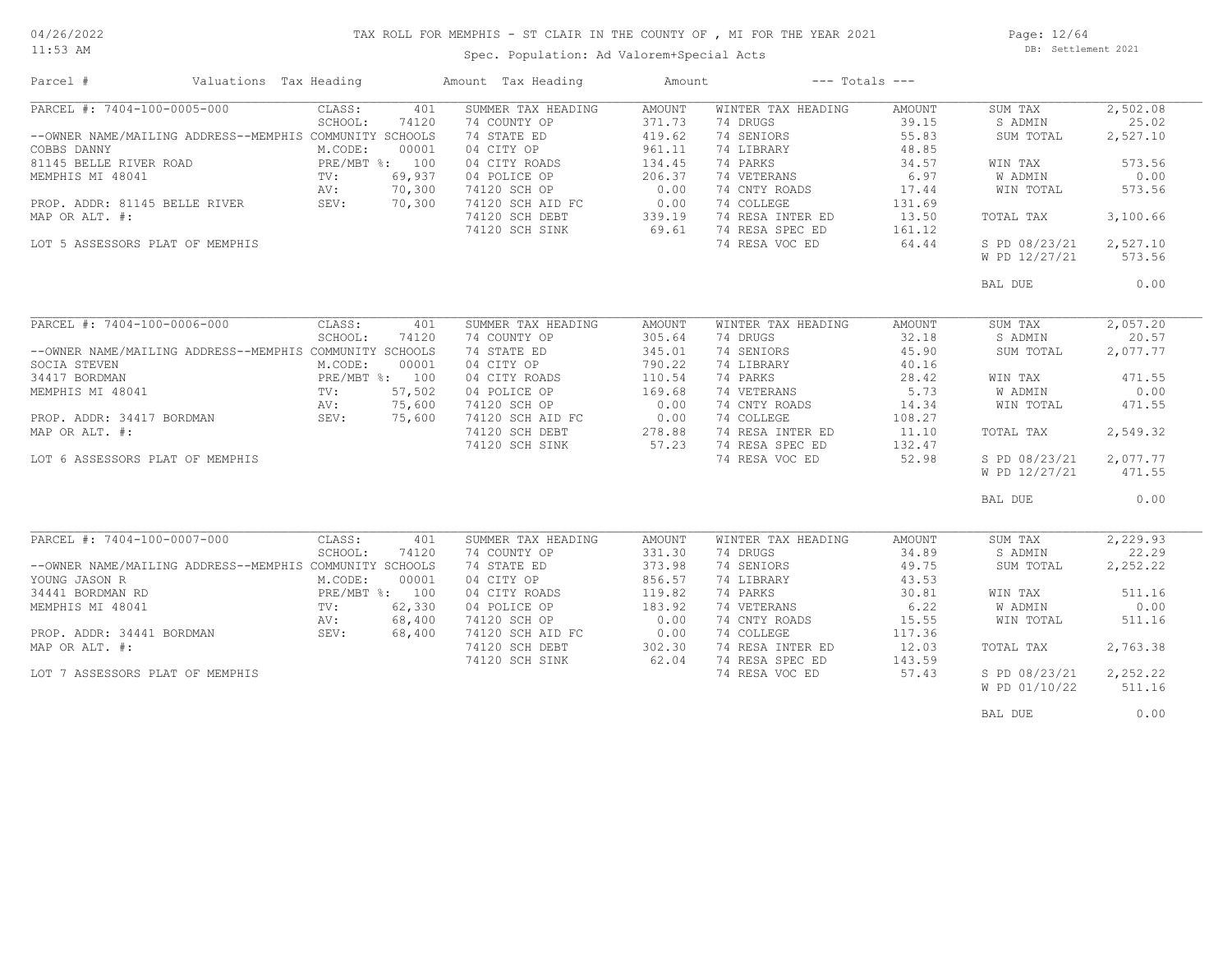# TAX ROLL FOR MEMPHIS - ST CLAIR IN THE COUNTY OF , MI FOR THE YEAR 2021

Spec. Population: Ad Valorem+Special Acts

DB: Settlement 2021

| Parcel # | Valuations | Tax Heading | Amount | Tax Heading | Amount | --- Totals --- | |
|---|---|---|---|---|---|---|---|

## PARCEL #: 7404-100-0005-000

| Parcel Info | Valuations | Summer Tax Heading | Amount | Winter Tax Heading | Amount | Totals | |
|---|---|---|---|---|---|---|---|
| PARCEL #: 7404-100-0005-000 | CLASS: 401 | SUMMER TAX HEADING | AMOUNT | WINTER TAX HEADING | AMOUNT | SUM TAX | 2,502.08 |
| | SCHOOL: 74120 | 74 COUNTY OP | 371.73 | 74 DRUGS | 39.15 | S ADMIN | 25.02 |
| --OWNER NAME/MAILING ADDRESS--MEMPHIS COMMUNITY SCHOOLS | | 74 STATE ED | 419.62 | 74 SENIORS | 55.83 | SUM TOTAL | 2,527.10 |
| COBBS DANNY | M.CODE: 00001 | 04 CITY OP | 961.11 | 74 LIBRARY | 48.85 | | |
| 81145 BELLE RIVER ROAD | PRE/MBT %: 100 | 04 CITY ROADS | 134.45 | 74 PARKS | 34.57 | WIN TAX | 573.56 |
| MEMPHIS MI 48041 | TV: 69,937 | 04 POLICE OP | 206.37 | 74 VETERANS | 6.97 | W ADMIN | 0.00 |
| | AV: 70,300 | 74120 SCH OP | 0.00 | 74 CNTY ROADS | 17.44 | WIN TOTAL | 573.56 |
| PROP. ADDR: 81145 BELLE RIVER | SEV: 70,300 | 74120 SCH AID FC | 0.00 | 74 COLLEGE | 131.69 | | |
| MAP OR ALT. #: | | 74120 SCH DEBT | 339.19 | 74 RESA INTER ED | 13.50 | TOTAL TAX | 3,100.66 |
| | | 74120 SCH SINK | 69.61 | 74 RESA SPEC ED | 161.12 | | |
| LOT 5 ASSESSORS PLAT OF MEMPHIS | | | | 74 RESA VOC ED | 64.44 | S PD 08/23/21 | 2,527.10 |
| | | | | | | W PD 12/27/21 | 573.56 |
| | | | | | | BAL DUE | 0.00 |

## PARCEL #: 7404-100-0006-000

| Parcel Info | Valuations | Summer Tax Heading | Amount | Winter Tax Heading | Amount | Totals | |
|---|---|---|---|---|---|---|---|
| PARCEL #: 7404-100-0006-000 | CLASS: 401 | SUMMER TAX HEADING | AMOUNT | WINTER TAX HEADING | AMOUNT | SUM TAX | 2,057.20 |
| | SCHOOL: 74120 | 74 COUNTY OP | 305.64 | 74 DRUGS | 32.18 | S ADMIN | 20.57 |
| --OWNER NAME/MAILING ADDRESS--MEMPHIS COMMUNITY SCHOOLS | | 74 STATE ED | 345.01 | 74 SENIORS | 45.90 | SUM TOTAL | 2,077.77 |
| SOCIA STEVEN | M.CODE: 00001 | 04 CITY OP | 790.22 | 74 LIBRARY | 40.16 | | |
| 34417 BORDMAN | PRE/MBT %: 100 | 04 CITY ROADS | 110.54 | 74 PARKS | 28.42 | WIN TAX | 471.55 |
| MEMPHIS MI 48041 | TV: 57,502 | 04 POLICE OP | 169.68 | 74 VETERANS | 5.73 | W ADMIN | 0.00 |
| | AV: 75,600 | 74120 SCH OP | 0.00 | 74 CNTY ROADS | 14.34 | WIN TOTAL | 471.55 |
| PROP. ADDR: 34417 BORDMAN | SEV: 75,600 | 74120 SCH AID FC | 0.00 | 74 COLLEGE | 108.27 | | |
| MAP OR ALT. #: | | 74120 SCH DEBT | 278.88 | 74 RESA INTER ED | 11.10 | TOTAL TAX | 2,549.32 |
| | | 74120 SCH SINK | 57.23 | 74 RESA SPEC ED | 132.47 | | |
| LOT 6 ASSESSORS PLAT OF MEMPHIS | | | | 74 RESA VOC ED | 52.98 | S PD 08/23/21 | 2,077.77 |
| | | | | | | W PD 12/27/21 | 471.55 |
| | | | | | | BAL DUE | 0.00 |

## PARCEL #: 7404-100-0007-000

| Parcel Info | Valuations | Summer Tax Heading | Amount | Winter Tax Heading | Amount | Totals | |
|---|---|---|---|---|---|---|---|
| PARCEL #: 7404-100-0007-000 | CLASS: 401 | SUMMER TAX HEADING | AMOUNT | WINTER TAX HEADING | AMOUNT | SUM TAX | 2,229.93 |
| | SCHOOL: 74120 | 74 COUNTY OP | 331.30 | 74 DRUGS | 34.89 | S ADMIN | 22.29 |
| --OWNER NAME/MAILING ADDRESS--MEMPHIS COMMUNITY SCHOOLS | | 74 STATE ED | 373.98 | 74 SENIORS | 49.75 | SUM TOTAL | 2,252.22 |
| YOUNG JASON R | M.CODE: 00001 | 04 CITY OP | 856.57 | 74 LIBRARY | 43.53 | | |
| 34441 BORDMAN RD | PRE/MBT %: 100 | 04 CITY ROADS | 119.82 | 74 PARKS | 30.81 | WIN TAX | 511.16 |
| MEMPHIS MI 48041 | TV: 62,330 | 04 POLICE OP | 183.92 | 74 VETERANS | 6.22 | W ADMIN | 0.00 |
| | AV: 68,400 | 74120 SCH OP | 0.00 | 74 CNTY ROADS | 15.55 | WIN TOTAL | 511.16 |
| PROP. ADDR: 34441 BORDMAN | SEV: 68,400 | 74120 SCH AID FC | 0.00 | 74 COLLEGE | 117.36 | | |
| MAP OR ALT. #: | | 74120 SCH DEBT | 302.30 | 74 RESA INTER ED | 12.03 | TOTAL TAX | 2,763.38 |
| | | 74120 SCH SINK | 62.04 | 74 RESA SPEC ED | 143.59 | | |
| LOT 7 ASSESSORS PLAT OF MEMPHIS | | | | 74 RESA VOC ED | 57.43 | S PD 08/23/21 | 2,252.22 |
| | | | | | | W PD 01/10/22 | 511.16 |
| | | | | | | BAL DUE | 0.00 |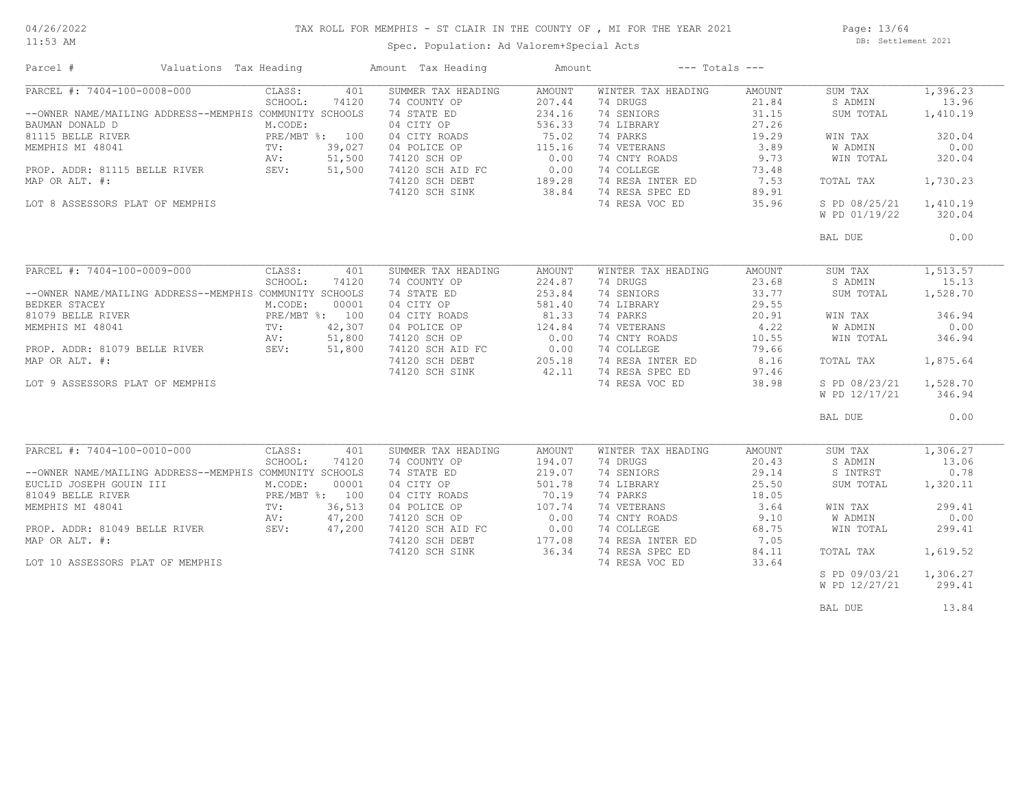# TAX ROLL FOR MEMPHIS - ST CLAIR IN THE COUNTY OF , MI FOR THE YEAR 2021

04/26/2022
11:53 AM

Spec. Population: Ad Valorem+Special Acts

DB: Settlement 2021

| Parcel # | Valuations | Tax Heading | Amount | Tax Heading | Amount | --- Totals --- | |
|---|---|---|---|---|---|---|---|

## PARCEL #: 7404-100-0008-000

| Field | Value | Summer Tax Heading | Amount | Winter Tax Heading | Amount | Totals | Amount |
|---|---|---|---|---|---|---|---|
| CLASS: | 401 | SUMMER TAX HEADING | AMOUNT | WINTER TAX HEADING | AMOUNT | SUM TAX | 1,396.23 |
| SCHOOL: | 74120 | 74 COUNTY OP | 207.44 | 74 DRUGS | 21.84 | S ADMIN | 13.96 |
| --OWNER NAME/MAILING ADDRESS--MEMPHIS COMMUNITY SCHOOLS | | 74 STATE ED | 234.16 | 74 SENIORS | 31.15 | SUM TOTAL | 1,410.19 |
| BAUMAN DONALD D | M.CODE: | 04 CITY OP | 536.33 | 74 LIBRARY | 27.26 | | |
| 81115 BELLE RIVER | PRE/MBT %: 100 | 04 CITY ROADS | 75.02 | 74 PARKS | 19.29 | WIN TAX | 320.04 |
| MEMPHIS MI 48041 | TV: 39,027 | 04 POLICE OP | 115.16 | 74 VETERANS | 3.89 | W ADMIN | 0.00 |
| | AV: 51,500 | 74120 SCH OP | 0.00 | 74 CNTY ROADS | 9.73 | WIN TOTAL | 320.04 |
| PROP. ADDR: 81115 BELLE RIVER | SEV: 51,500 | 74120 SCH AID FC | 0.00 | 74 COLLEGE | 73.48 | | |
| MAP OR ALT. #: | | 74120 SCH DEBT | 189.28 | 74 RESA INTER ED | 7.53 | TOTAL TAX | 1,730.23 |
| | | 74120 SCH SINK | 38.84 | 74 RESA SPEC ED | 89.91 | | |
| LOT 8 ASSESSORS PLAT OF MEMPHIS | | | | 74 RESA VOC ED | 35.96 | S PD 08/25/21 | 1,410.19 |
| | | | | | | W PD 01/19/22 | 320.04 |
| | | | | | | BAL DUE | 0.00 |

## PARCEL #: 7404-100-0009-000

| Field | Value | Summer Tax Heading | Amount | Winter Tax Heading | Amount | Totals | Amount |
|---|---|---|---|---|---|---|---|
| CLASS: | 401 | SUMMER TAX HEADING | AMOUNT | WINTER TAX HEADING | AMOUNT | SUM TAX | 1,513.57 |
| SCHOOL: | 74120 | 74 COUNTY OP | 224.87 | 74 DRUGS | 23.68 | S ADMIN | 15.13 |
| --OWNER NAME/MAILING ADDRESS--MEMPHIS COMMUNITY SCHOOLS | | 74 STATE ED | 253.84 | 74 SENIORS | 33.77 | SUM TOTAL | 1,528.70 |
| BEDKER STACEY | M.CODE: 00001 | 04 CITY OP | 581.40 | 74 LIBRARY | 29.55 | | |
| 81079 BELLE RIVER | PRE/MBT %: 100 | 04 CITY ROADS | 81.33 | 74 PARKS | 20.91 | WIN TAX | 346.94 |
| MEMPHIS MI 48041 | TV: 42,307 | 04 POLICE OP | 124.84 | 74 VETERANS | 4.22 | W ADMIN | 0.00 |
| | AV: 51,800 | 74120 SCH OP | 0.00 | 74 CNTY ROADS | 10.55 | WIN TOTAL | 346.94 |
| PROP. ADDR: 81079 BELLE RIVER | SEV: 51,800 | 74120 SCH AID FC | 0.00 | 74 COLLEGE | 79.66 | | |
| MAP OR ALT. #: | | 74120 SCH DEBT | 205.18 | 74 RESA INTER ED | 8.16 | TOTAL TAX | 1,875.64 |
| | | 74120 SCH SINK | 42.11 | 74 RESA SPEC ED | 97.46 | | |
| LOT 9 ASSESSORS PLAT OF MEMPHIS | | | | 74 RESA VOC ED | 38.98 | S PD 08/23/21 | 1,528.70 |
| | | | | | | W PD 12/17/21 | 346.94 |
| | | | | | | BAL DUE | 0.00 |

## PARCEL #: 7404-100-0010-000

| Field | Value | Summer Tax Heading | Amount | Winter Tax Heading | Amount | Totals | Amount |
|---|---|---|---|---|---|---|---|
| CLASS: | 401 | SUMMER TAX HEADING | AMOUNT | WINTER TAX HEADING | AMOUNT | SUM TAX | 1,306.27 |
| SCHOOL: | 74120 | 74 COUNTY OP | 194.07 | 74 DRUGS | 20.43 | S ADMIN | 13.06 |
| --OWNER NAME/MAILING ADDRESS--MEMPHIS COMMUNITY SCHOOLS | | 74 STATE ED | 219.07 | 74 SENIORS | 29.14 | S INTRST | 0.78 |
| EUCLID JOSEPH GOUIN III | M.CODE: 00001 | 04 CITY OP | 501.78 | 74 LIBRARY | 25.50 | SUM TOTAL | 1,320.11 |
| 81049 BELLE RIVER | PRE/MBT %: 100 | 04 CITY ROADS | 70.19 | 74 PARKS | 18.05 | | |
| MEMPHIS MI 48041 | TV: 36,513 | 04 POLICE OP | 107.74 | 74 VETERANS | 3.64 | WIN TAX | 299.41 |
| | AV: 47,200 | 74120 SCH OP | 0.00 | 74 CNTY ROADS | 9.10 | W ADMIN | 0.00 |
| PROP. ADDR: 81049 BELLE RIVER | SEV: 47,200 | 74120 SCH AID FC | 0.00 | 74 COLLEGE | 68.75 | WIN TOTAL | 299.41 |
| MAP OR ALT. #: | | 74120 SCH DEBT | 177.08 | 74 RESA INTER ED | 7.05 | | |
| | | 74120 SCH SINK | 36.34 | 74 RESA SPEC ED | 84.11 | TOTAL TAX | 1,619.52 |
| LOT 10 ASSESSORS PLAT OF MEMPHIS | | | | 74 RESA VOC ED | 33.64 | | |
| | | | | | | S PD 09/03/21 | 1,306.27 |
| | | | | | | W PD 12/27/21 | 299.41 |
| | | | | | | BAL DUE | 13.84 |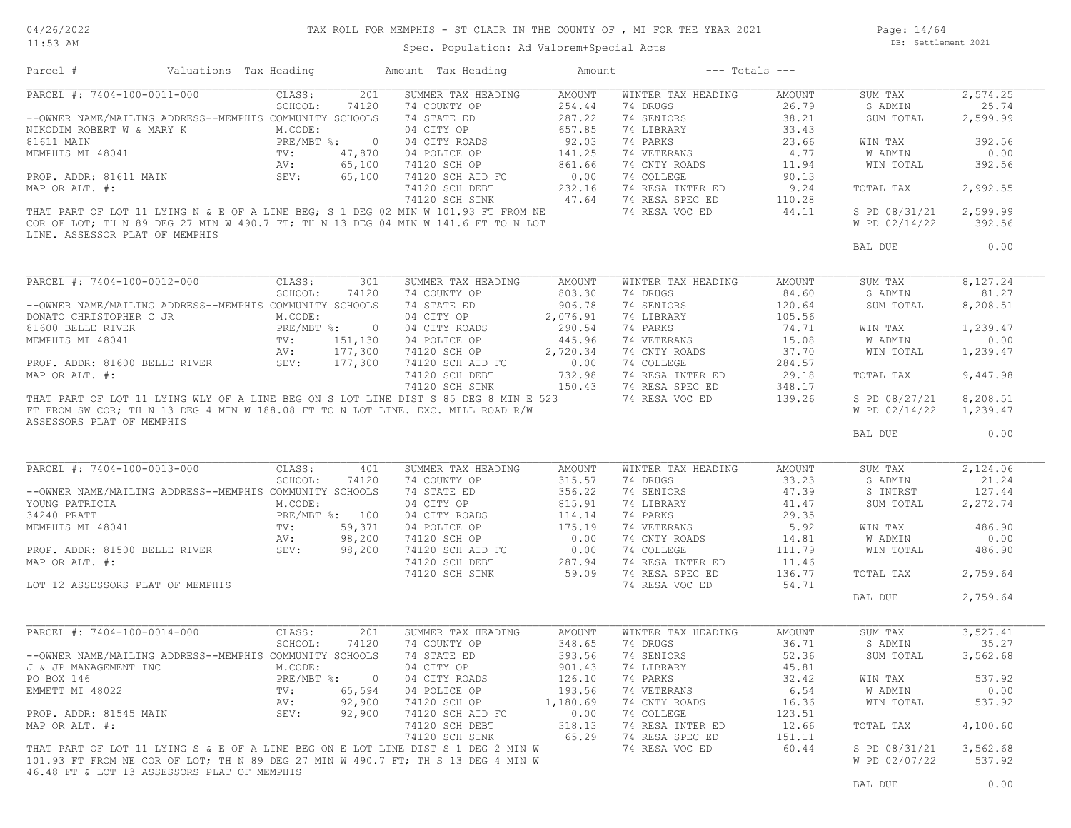# TAX ROLL FOR MEMPHIS - ST CLAIR IN THE COUNTY OF , MI FOR THE YEAR 2021

Spec. Population: Ad Valorem+Special Acts

DB: Settlement 2021

04/26/2022 11:53 AM

| Parcel # | Valuations | Tax Heading | Amount | Tax Heading | Amount | --- Totals --- | |
|---|---|---|---|---|---|---|---|

## PARCEL #: 7404-100-0011-000

| Field | Value | Summer Tax Heading | Amount | Winter Tax Heading | Amount | Totals | |
|---|---|---|---|---|---|---|---|
| CLASS: | 201 | SUMMER TAX HEADING | AMOUNT | WINTER TAX HEADING | AMOUNT | SUM TAX | 2,574.25 |
| SCHOOL: | 74120 | 74 COUNTY OP | 254.44 | 74 DRUGS | 26.79 | S ADMIN | 25.74 |
| M.CODE: | | 74 STATE ED | 287.22 | 74 SENIORS | 38.21 | SUM TOTAL | 2,599.99 |
| PRE/MBT %: | 0 | 04 CITY OP | 657.85 | 74 LIBRARY | 33.43 | | |
| TV: | 47,870 | 04 CITY ROADS | 92.03 | 74 PARKS | 23.66 | WIN TAX | 392.56 |
| AV: | 65,100 | 04 POLICE OP | 141.25 | 74 VETERANS | 4.77 | W ADMIN | 0.00 |
| SEV: | 65,100 | 74120 SCH OP | 861.66 | 74 CNTY ROADS | 11.94 | WIN TOTAL | 392.56 |
| | | 74120 SCH AID FC | 0.00 | 74 COLLEGE | 90.13 | | |
| | | 74120 SCH DEBT | 232.16 | 74 RESA INTER ED | 9.24 | TOTAL TAX | 2,992.55 |
| | | 74120 SCH SINK | 47.64 | 74 RESA SPEC ED | 110.28 | | |
| | | | | 74 RESA VOC ED | 44.11 | S PD 08/31/21 | 2,599.99 |
| | | | | | | W PD 02/14/22 | 392.56 |
| | | | | | | BAL DUE | 0.00 |

--OWNER NAME/MAILING ADDRESS--MEMPHIS COMMUNITY SCHOOLS
NIKODIM ROBERT W & MARY K
81611 MAIN
MEMPHIS MI 48041

PROP. ADDR: 81611 MAIN
MAP OR ALT. #:

THAT PART OF LOT 11 LYING N & E OF A LINE BEG; S 1 DEG 02 MIN W 101.93 FT FROM NE COR OF LOT; TH N 89 DEG 27 MIN W 490.7 FT; TH N 13 DEG 04 MIN W 141.6 FT TO N LOT LINE. ASSESSOR PLAT OF MEMPHIS

## PARCEL #: 7404-100-0012-000

| Field | Value | Summer Tax Heading | Amount | Winter Tax Heading | Amount | Totals | |
|---|---|---|---|---|---|---|---|
| CLASS: | 301 | SUMMER TAX HEADING | AMOUNT | WINTER TAX HEADING | AMOUNT | SUM TAX | 8,127.24 |
| SCHOOL: | 74120 | 74 COUNTY OP | 803.30 | 74 DRUGS | 84.60 | S ADMIN | 81.27 |
| M.CODE: | | 74 STATE ED | 906.78 | 74 SENIORS | 120.64 | SUM TOTAL | 8,208.51 |
| PRE/MBT %: | 0 | 04 CITY OP | 2,076.91 | 74 LIBRARY | 105.56 | | |
| TV: | 151,130 | 04 CITY ROADS | 290.54 | 74 PARKS | 74.71 | WIN TAX | 1,239.47 |
| AV: | 177,300 | 04 POLICE OP | 445.96 | 74 VETERANS | 15.08 | W ADMIN | 0.00 |
| SEV: | 177,300 | 74120 SCH OP | 2,720.34 | 74 CNTY ROADS | 37.70 | WIN TOTAL | 1,239.47 |
| | | 74120 SCH AID FC | 0.00 | 74 COLLEGE | 284.57 | | |
| | | 74120 SCH DEBT | 732.98 | 74 RESA INTER ED | 29.18 | TOTAL TAX | 9,447.98 |
| | | 74120 SCH SINK | 150.43 | 74 RESA SPEC ED | 348.17 | | |
| | | | | 74 RESA VOC ED | 139.26 | S PD 08/27/21 | 8,208.51 |
| | | | | | | W PD 02/14/22 | 1,239.47 |
| | | | | | | BAL DUE | 0.00 |

--OWNER NAME/MAILING ADDRESS--MEMPHIS COMMUNITY SCHOOLS
DONATO CHRISTOPHER C JR
81600 BELLE RIVER
MEMPHIS MI 48041

PROP. ADDR: 81600 BELLE RIVER
MAP OR ALT. #:

THAT PART OF LOT 11 LYING WLY OF A LINE BEG ON S LOT LINE DIST S 85 DEG 8 MIN E 523 FT FROM SW COR; TH N 13 DEG 4 MIN W 188.08 FT TO N LOT LINE. EXC. MILL ROAD R/W ASSESSORS PLAT OF MEMPHIS

## PARCEL #: 7404-100-0013-000

| Field | Value | Summer Tax Heading | Amount | Winter Tax Heading | Amount | Totals | |
|---|---|---|---|---|---|---|---|
| CLASS: | 401 | SUMMER TAX HEADING | AMOUNT | WINTER TAX HEADING | AMOUNT | SUM TAX | 2,124.06 |
| SCHOOL: | 74120 | 74 COUNTY OP | 315.57 | 74 DRUGS | 33.23 | S ADMIN | 21.24 |
| M.CODE: | | 74 STATE ED | 356.22 | 74 SENIORS | 47.39 | S INTRST | 127.44 |
| PRE/MBT %: | 100 | 04 CITY OP | 815.91 | 74 LIBRARY | 41.47 | SUM TOTAL | 2,272.74 |
| TV: | 59,371 | 04 CITY ROADS | 114.14 | 74 PARKS | 29.35 | | |
| AV: | 98,200 | 04 POLICE OP | 175.19 | 74 VETERANS | 5.92 | WIN TAX | 486.90 |
| SEV: | 98,200 | 74120 SCH OP | 0.00 | 74 CNTY ROADS | 14.81 | W ADMIN | 0.00 |
| | | 74120 SCH AID FC | 0.00 | 74 COLLEGE | 111.79 | WIN TOTAL | 486.90 |
| | | 74120 SCH DEBT | 287.94 | 74 RESA INTER ED | 11.46 | | |
| | | 74120 SCH SINK | 59.09 | 74 RESA SPEC ED | 136.77 | TOTAL TAX | 2,759.64 |
| | | | | 74 RESA VOC ED | 54.71 | | |
| | | | | | | BAL DUE | 2,759.64 |

--OWNER NAME/MAILING ADDRESS--MEMPHIS COMMUNITY SCHOOLS
YOUNG PATRICIA
34240 PRATT
MEMPHIS MI 48041

PROP. ADDR: 81500 BELLE RIVER
MAP OR ALT. #:

LOT 12 ASSESSORS PLAT OF MEMPHIS

## PARCEL #: 7404-100-0014-000

| Field | Value | Summer Tax Heading | Amount | Winter Tax Heading | Amount | Totals | |
|---|---|---|---|---|---|---|---|
| CLASS: | 201 | SUMMER TAX HEADING | AMOUNT | WINTER TAX HEADING | AMOUNT | SUM TAX | 3,527.41 |
| SCHOOL: | 74120 | 74 COUNTY OP | 348.65 | 74 DRUGS | 36.71 | S ADMIN | 35.27 |
| M.CODE: | | 74 STATE ED | 393.56 | 74 SENIORS | 52.36 | SUM TOTAL | 3,562.68 |
| PRE/MBT %: | 0 | 04 CITY OP | 901.43 | 74 LIBRARY | 45.81 | | |
| TV: | 65,594 | 04 CITY ROADS | 126.10 | 74 PARKS | 32.42 | WIN TAX | 537.92 |
| AV: | 92,900 | 04 POLICE OP | 193.56 | 74 VETERANS | 6.54 | W ADMIN | 0.00 |
| SEV: | 92,900 | 74120 SCH OP | 1,180.69 | 74 CNTY ROADS | 16.36 | WIN TOTAL | 537.92 |
| | | 74120 SCH AID FC | 0.00 | 74 COLLEGE | 123.51 | | |
| | | 74120 SCH DEBT | 318.13 | 74 RESA INTER ED | 12.66 | TOTAL TAX | 4,100.60 |
| | | 74120 SCH SINK | 65.29 | 74 RESA SPEC ED | 151.11 | | |
| | | | | 74 RESA VOC ED | 60.44 | S PD 08/31/21 | 3,562.68 |
| | | | | | | W PD 02/07/22 | 537.92 |
| | | | | | | BAL DUE | 0.00 |

--OWNER NAME/MAILING ADDRESS--MEMPHIS COMMUNITY SCHOOLS
J & JP MANAGEMENT INC
PO BOX 146
EMMETT MI 48022

PROP. ADDR: 81545 MAIN
MAP OR ALT. #:

THAT PART OF LOT 11 LYING S & E OF A LINE BEG ON E LOT LINE DIST S 1 DEG 2 MIN W 101.93 FT FROM NE COR OF LOT; TH N 89 DEG 27 MIN W 490.7 FT; TH S 13 DEG 4 MIN W 46.48 FT & LOT 13 ASSESSORS PLAT OF MEMPHIS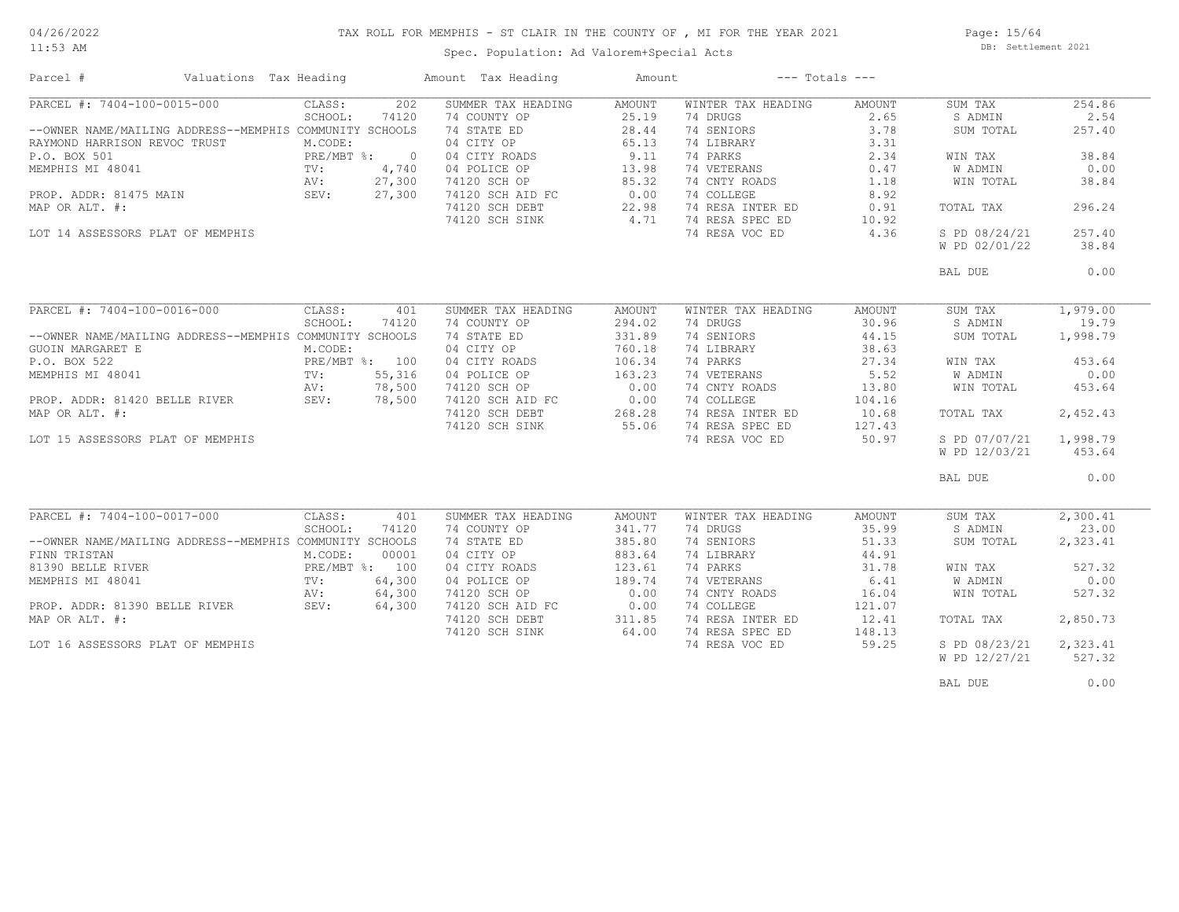# TAX ROLL FOR MEMPHIS - ST CLAIR IN THE COUNTY OF , MI FOR THE YEAR 2021

Spec. Population: Ad Valorem+Special Acts

DB: Settlement 2021

04/26/2022 11:53 AM

| Parcel # | Valuations | Tax Heading | Amount | Tax Heading | Amount | --- Totals --- | |
|---|---|---|---|---|---|---|---|
| PARCEL #: 7404-100-0015-000 | CLASS: 202 | SUMMER TAX HEADING | AMOUNT | WINTER TAX HEADING | AMOUNT | SUM TAX | 254.86 |
| | SCHOOL: 74120 | 74 COUNTY OP | 25.19 | 74 DRUGS | 2.65 | S ADMIN | 2.54 |
| --OWNER NAME/MAILING ADDRESS--MEMPHIS COMMUNITY SCHOOLS | | 74 STATE ED | 28.44 | 74 SENIORS | 3.78 | SUM TOTAL | 257.40 |
| RAYMOND HARRISON REVOC TRUST | M.CODE: | 04 CITY OP | 65.13 | 74 LIBRARY | 3.31 | | |
| P.O. BOX 501 | PRE/MBT %: 0 | 04 CITY ROADS | 9.11 | 74 PARKS | 2.34 | WIN TAX | 38.84 |
| MEMPHIS MI 48041 | TV: 4,740 | 04 POLICE OP | 13.98 | 74 VETERANS | 0.47 | W ADMIN | 0.00 |
| | AV: 27,300 | 74120 SCH OP | 85.32 | 74 CNTY ROADS | 1.18 | WIN TOTAL | 38.84 |
| PROP. ADDR: 81475 MAIN | SEV: 27,300 | 74120 SCH AID FC | 0.00 | 74 COLLEGE | 8.92 | | |
| MAP OR ALT. #: | | 74120 SCH DEBT | 22.98 | 74 RESA INTER ED | 0.91 | TOTAL TAX | 296.24 |
| | | 74120 SCH SINK | 4.71 | 74 RESA SPEC ED | 10.92 | | |
| LOT 14 ASSESSORS PLAT OF MEMPHIS | | | | 74 RESA VOC ED | 4.36 | S PD 08/24/21 | 257.40 |
| | | | | | | W PD 02/01/22 | 38.84 |
| | | | | | | BAL DUE | 0.00 |
| PARCEL #: 7404-100-0016-000 | CLASS: 401 | SUMMER TAX HEADING | AMOUNT | WINTER TAX HEADING | AMOUNT | SUM TAX | 1,979.00 |
| | SCHOOL: 74120 | 74 COUNTY OP | 294.02 | 74 DRUGS | 30.96 | S ADMIN | 19.79 |
| --OWNER NAME/MAILING ADDRESS--MEMPHIS COMMUNITY SCHOOLS | | 74 STATE ED | 331.89 | 74 SENIORS | 44.15 | SUM TOTAL | 1,998.79 |
| GUOIN MARGARET E | M.CODE: | 04 CITY OP | 760.18 | 74 LIBRARY | 38.63 | | |
| P.O. BOX 522 | PRE/MBT %: 100 | 04 CITY ROADS | 106.34 | 74 PARKS | 27.34 | WIN TAX | 453.64 |
| MEMPHIS MI 48041 | TV: 55,316 | 04 POLICE OP | 163.23 | 74 VETERANS | 5.52 | W ADMIN | 0.00 |
| | AV: 78,500 | 74120 SCH OP | 0.00 | 74 CNTY ROADS | 13.80 | WIN TOTAL | 453.64 |
| PROP. ADDR: 81420 BELLE RIVER | SEV: 78,500 | 74120 SCH AID FC | 0.00 | 74 COLLEGE | 104.16 | | |
| MAP OR ALT. #: | | 74120 SCH DEBT | 268.28 | 74 RESA INTER ED | 10.68 | TOTAL TAX | 2,452.43 |
| | | 74120 SCH SINK | 55.06 | 74 RESA SPEC ED | 127.43 | | |
| LOT 15 ASSESSORS PLAT OF MEMPHIS | | | | 74 RESA VOC ED | 50.97 | S PD 07/07/21 | 1,998.79 |
| | | | | | | W PD 12/03/21 | 453.64 |
| | | | | | | BAL DUE | 0.00 |
| PARCEL #: 7404-100-0017-000 | CLASS: 401 | SUMMER TAX HEADING | AMOUNT | WINTER TAX HEADING | AMOUNT | SUM TAX | 2,300.41 |
| | SCHOOL: 74120 | 74 COUNTY OP | 341.77 | 74 DRUGS | 35.99 | S ADMIN | 23.00 |
| --OWNER NAME/MAILING ADDRESS--MEMPHIS COMMUNITY SCHOOLS | | 74 STATE ED | 385.80 | 74 SENIORS | 51.33 | SUM TOTAL | 2,323.41 |
| FINN TRISTAN | M.CODE: 00001 | 04 CITY OP | 883.64 | 74 LIBRARY | 44.91 | | |
| 81390 BELLE RIVER | PRE/MBT %: 100 | 04 CITY ROADS | 123.61 | 74 PARKS | 31.78 | WIN TAX | 527.32 |
| MEMPHIS MI 48041 | TV: 64,300 | 04 POLICE OP | 189.74 | 74 VETERANS | 6.41 | W ADMIN | 0.00 |
| | AV: 64,300 | 74120 SCH OP | 0.00 | 74 CNTY ROADS | 16.04 | WIN TOTAL | 527.32 |
| PROP. ADDR: 81390 BELLE RIVER | SEV: 64,300 | 74120 SCH AID FC | 0.00 | 74 COLLEGE | 121.07 | | |
| MAP OR ALT. #: | | 74120 SCH DEBT | 311.85 | 74 RESA INTER ED | 12.41 | TOTAL TAX | 2,850.73 |
| | | 74120 SCH SINK | 64.00 | 74 RESA SPEC ED | 148.13 | | |
| LOT 16 ASSESSORS PLAT OF MEMPHIS | | | | 74 RESA VOC ED | 59.25 | S PD 08/23/21 | 2,323.41 |
| | | | | | | W PD 12/27/21 | 527.32 |
| | | | | | | BAL DUE | 0.00 |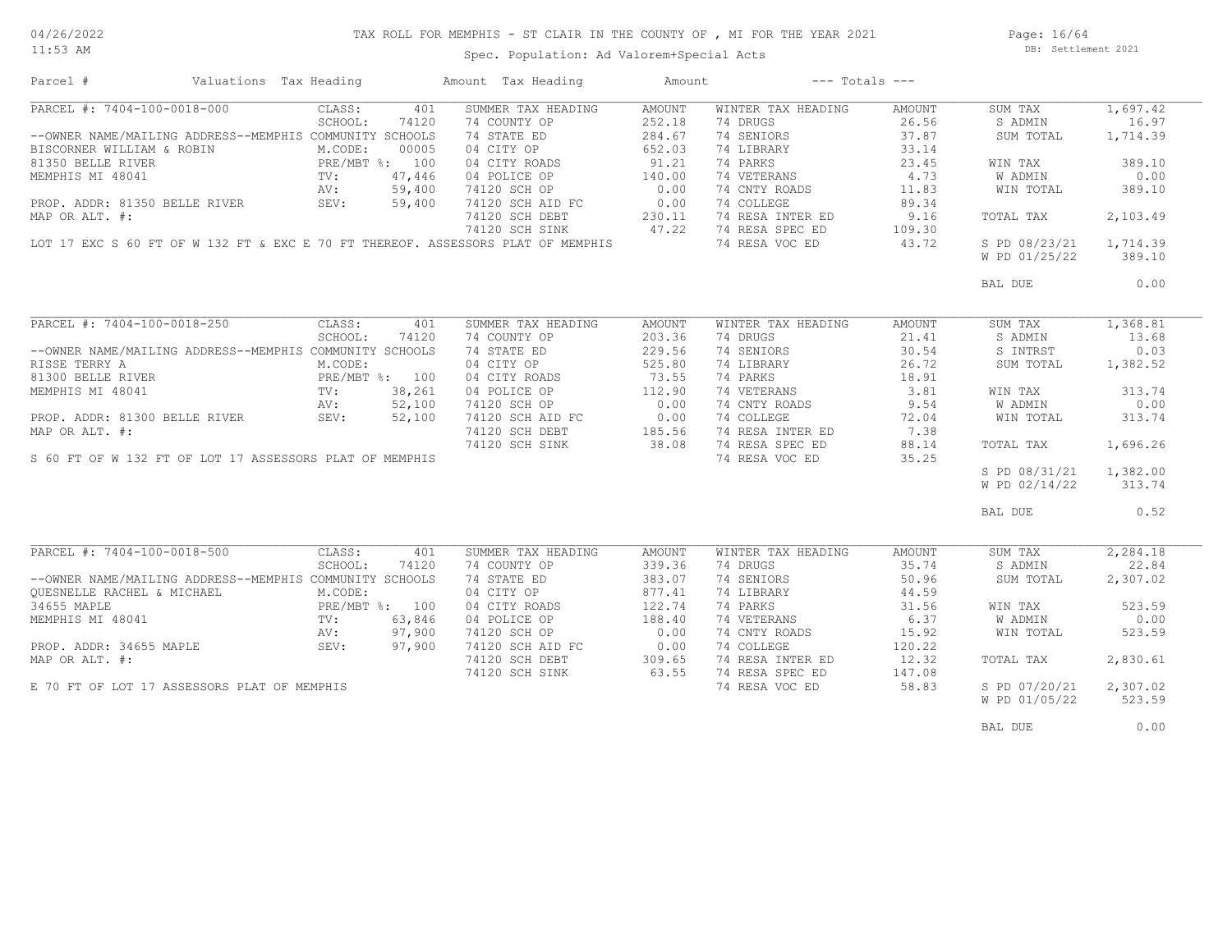# TAX ROLL FOR MEMPHIS - ST CLAIR IN THE COUNTY OF , MI FOR THE YEAR 2021

Spec. Population: Ad Valorem+Special Acts

DB: Settlement 2021

04/26/2022 11:53 AM

| Parcel # | Valuations | Tax Heading | Amount | Tax Heading | Amount | --- Totals --- | |
|---|---|---|---|---|---|---|---|
| PARCEL #: 7404-100-0018-000 | CLASS: 401 | SUMMER TAX HEADING | AMOUNT | WINTER TAX HEADING | AMOUNT | SUM TAX | 1,697.42 |
| | SCHOOL: 74120 | 74 STATE ED | 284.67 | 74 DRUGS | 26.56 | S ADMIN | 16.97 |
| --OWNER NAME/MAILING ADDRESS--MEMPHIS COMMUNITY SCHOOLS | | 04 CITY OP | 652.03 | 74 SENIORS | 37.87 | SUM TOTAL | 1,714.39 |
| BISCORNER WILLIAM & ROBIN | M.CODE: 00005 | 04 CITY ROADS | 91.21 | 74 LIBRARY | 33.14 | | |
| 81350 BELLE RIVER | PRE/MBT %: 100 | 04 POLICE OP | 140.00 | 74 PARKS | 23.45 | WIN TAX | 389.10 |
| MEMPHIS MI 48041 | TV: 47,446 | 74120 SCH OP | 0.00 | 74 VETERANS | 4.73 | W ADMIN | 0.00 |
| | AV: 59,400 | 74120 SCH AID FC | 0.00 | 74 CNTY ROADS | 11.83 | WIN TOTAL | 389.10 |
| PROP. ADDR: 81350 BELLE RIVER | SEV: 59,400 | 74120 SCH DEBT | 230.11 | 74 COLLEGE | 89.34 | | |
| MAP OR ALT. #: | | 74120 SCH SINK | 47.22 | 74 RESA INTER ED | 9.16 | TOTAL TAX | 2,103.49 |
| | | | | 74 RESA SPEC ED | 109.30 | | |
| LOT 17 EXC S 60 FT OF W 132 FT & EXC E 70 FT THEREOF. ASSESSORS PLAT OF MEMPHIS | | | | 74 RESA VOC ED | 43.72 | S PD 08/23/21 | 1,714.39 |
| | | | | | | W PD 01/25/22 | 389.10 |
| | | | | | | BAL DUE | 0.00 |
| PARCEL #: 7404-100-0018-250 | CLASS: 401 | SUMMER TAX HEADING | AMOUNT | WINTER TAX HEADING | AMOUNT | SUM TAX | 1,368.81 |
| | SCHOOL: 74120 | 74 COUNTY OP | 203.36 | 74 DRUGS | 21.41 | S ADMIN | 13.68 |
| --OWNER NAME/MAILING ADDRESS--MEMPHIS COMMUNITY SCHOOLS | | 74 STATE ED | 229.56 | 74 SENIORS | 30.54 | S INTRST | 0.03 |
| RISSE TERRY A | M.CODE: | 04 CITY OP | 525.80 | 74 LIBRARY | 26.72 | SUM TOTAL | 1,382.52 |
| 81300 BELLE RIVER | PRE/MBT %: 100 | 04 CITY ROADS | 73.55 | 74 PARKS | 18.91 | | |
| MEMPHIS MI 48041 | TV: 38,261 | 04 POLICE OP | 112.90 | 74 VETERANS | 3.81 | WIN TAX | 313.74 |
| | AV: 52,100 | 74120 SCH OP | 0.00 | 74 CNTY ROADS | 9.54 | W ADMIN | 0.00 |
| PROP. ADDR: 81300 BELLE RIVER | SEV: 52,100 | 74120 SCH AID FC | 0.00 | 74 COLLEGE | 72.04 | WIN TOTAL | 313.74 |
| MAP OR ALT. #: | | 74120 SCH DEBT | 185.56 | 74 RESA INTER ED | 7.38 | | |
| | | 74120 SCH SINK | 38.08 | 74 RESA SPEC ED | 88.14 | TOTAL TAX | 1,696.26 |
| S 60 FT OF W 132 FT OF LOT 17 ASSESSORS PLAT OF MEMPHIS | | | | 74 RESA VOC ED | 35.25 | | |
| | | | | | | S PD 08/31/21 | 1,382.00 |
| | | | | | | W PD 02/14/22 | 313.74 |
| | | | | | | BAL DUE | 0.52 |
| PARCEL #: 7404-100-0018-500 | CLASS: 401 | SUMMER TAX HEADING | AMOUNT | WINTER TAX HEADING | AMOUNT | SUM TAX | 2,284.18 |
| | SCHOOL: 74120 | 74 COUNTY OP | 339.36 | 74 DRUGS | 35.74 | S ADMIN | 22.84 |
| --OWNER NAME/MAILING ADDRESS--MEMPHIS COMMUNITY SCHOOLS | | 74 STATE ED | 383.07 | 74 SENIORS | 50.96 | SUM TOTAL | 2,307.02 |
| QUESNELLE RACHEL & MICHAEL | M.CODE: | 04 CITY OP | 877.41 | 74 LIBRARY | 44.59 | | |
| 34655 MAPLE | PRE/MBT %: 100 | 04 CITY ROADS | 122.74 | 74 PARKS | 31.56 | WIN TAX | 523.59 |
| MEMPHIS MI 48041 | TV: 63,846 | 04 POLICE OP | 188.40 | 74 VETERANS | 6.37 | W ADMIN | 0.00 |
| | AV: 97,900 | 74120 SCH OP | 0.00 | 74 CNTY ROADS | 15.92 | WIN TOTAL | 523.59 |
| PROP. ADDR: 34655 MAPLE | SEV: 97,900 | 74120 SCH AID FC | 0.00 | 74 COLLEGE | 120.22 | | |
| MAP OR ALT. #: | | 74120 SCH DEBT | 309.65 | 74 RESA INTER ED | 12.32 | TOTAL TAX | 2,830.61 |
| | | 74120 SCH SINK | 63.55 | 74 RESA SPEC ED | 147.08 | | |
| E 70 FT OF LOT 17 ASSESSORS PLAT OF MEMPHIS | | | | 74 RESA VOC ED | 58.83 | S PD 07/20/21 | 2,307.02 |
| | | | | | | W PD 01/05/22 | 523.59 |
| | | | | | | BAL DUE | 0.00 |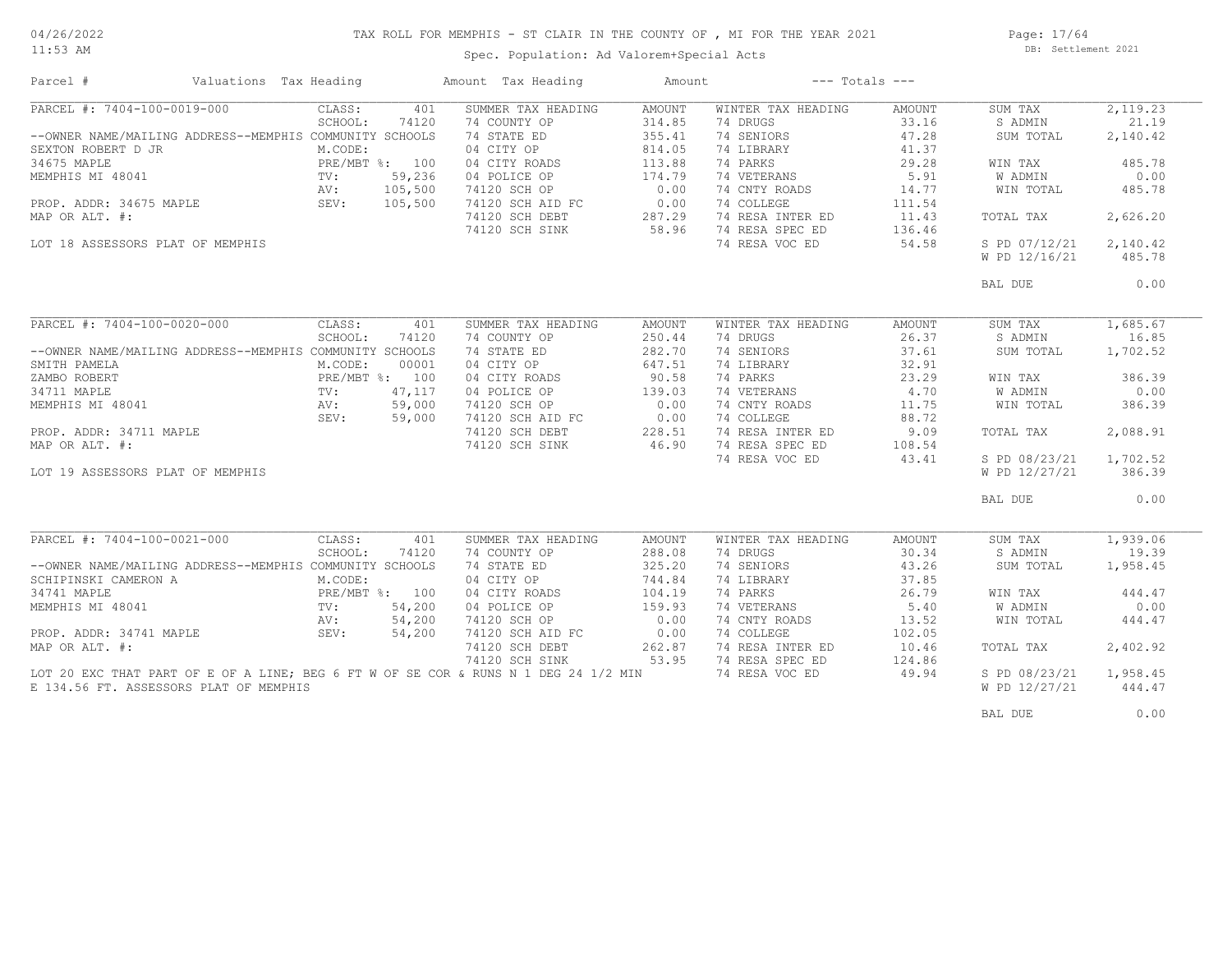# TAX ROLL FOR MEMPHIS - ST CLAIR IN THE COUNTY OF , MI FOR THE YEAR 2021

Spec. Population: Ad Valorem+Special Acts

| Parcel # | Valuations | Tax Heading | Amount | Tax Heading | Amount | --- Totals --- | |
|---|---|---|---|---|---|---|---|

## PARCEL #: 7404-100-0019-000

| | | | | | | | |
|---|---|---|---|---|---|---|---|
| --OWNER NAME/MAILING ADDRESS--MEMPHIS COMMUNITY SCHOOLS | CLASS: 401 | SUMMER TAX HEADING | AMOUNT | WINTER TAX HEADING | AMOUNT | SUM TAX | 2,119.23 |
| SEXTON ROBERT D JR | SCHOOL: 74120 | 74 COUNTY OP | 314.85 | 74 DRUGS | 33.16 | S ADMIN | 21.19 |
| 34675 MAPLE | M.CODE: | 74 STATE ED | 355.41 | 74 SENIORS | 47.28 | SUM TOTAL | 2,140.42 |
| MEMPHIS MI 48041 | PRE/MBT %: 100 | 04 CITY OP | 814.05 | 74 LIBRARY | 41.37 | | |
| | TV: 59,236 | 04 CITY ROADS | 113.88 | 74 PARKS | 29.28 | WIN TAX | 485.78 |
| PROP. ADDR: 34675 MAPLE | AV: 105,500 | 04 POLICE OP | 174.79 | 74 VETERANS | 5.91 | W ADMIN | 0.00 |
| MAP OR ALT. #: | SEV: 105,500 | 74120 SCH OP | 0.00 | 74 CNTY ROADS | 14.77 | WIN TOTAL | 485.78 |
| | | 74120 SCH AID FC | 0.00 | 74 COLLEGE | 111.54 | | |
| LOT 18 ASSESSORS PLAT OF MEMPHIS | | 74120 SCH DEBT | 287.29 | 74 RESA INTER ED | 11.43 | TOTAL TAX | 2,626.20 |
| | | 74120 SCH SINK | 58.96 | 74 RESA SPEC ED | 136.46 | | |
| | | | | 74 RESA VOC ED | 54.58 | S PD 07/12/21 | 2,140.42 |
| | | | | | | W PD 12/16/21 | 485.78 |
| | | | | | | BAL DUE | 0.00 |

## PARCEL #: 7404-100-0020-000

| | | | | | | | |
|---|---|---|---|---|---|---|---|
| --OWNER NAME/MAILING ADDRESS--MEMPHIS COMMUNITY SCHOOLS | CLASS: 401 | SUMMER TAX HEADING | AMOUNT | WINTER TAX HEADING | AMOUNT | SUM TAX | 1,685.67 |
| SMITH PAMELA | SCHOOL: 74120 | 74 COUNTY OP | 250.44 | 74 DRUGS | 26.37 | S ADMIN | 16.85 |
| ZAMBO ROBERT | M.CODE: 00001 | 74 STATE ED | 282.70 | 74 SENIORS | 37.61 | SUM TOTAL | 1,702.52 |
| 34711 MAPLE | PRE/MBT %: 100 | 04 CITY OP | 647.51 | 74 LIBRARY | 32.91 | | |
| MEMPHIS MI 48041 | TV: 47,117 | 04 CITY ROADS | 90.58 | 74 PARKS | 23.29 | WIN TAX | 386.39 |
| | AV: 59,000 | 04 POLICE OP | 139.03 | 74 VETERANS | 4.70 | W ADMIN | 0.00 |
| PROP. ADDR: 34711 MAPLE | SEV: 59,000 | 74120 SCH OP | 0.00 | 74 CNTY ROADS | 11.75 | WIN TOTAL | 386.39 |
| MAP OR ALT. #: | | 74120 SCH AID FC | 0.00 | 74 COLLEGE | 88.72 | | |
| | | 74120 SCH DEBT | 228.51 | 74 RESA INTER ED | 9.09 | TOTAL TAX | 2,088.91 |
| LOT 19 ASSESSORS PLAT OF MEMPHIS | | 74120 SCH SINK | 46.90 | 74 RESA SPEC ED | 108.54 | | |
| | | | | 74 RESA VOC ED | 43.41 | S PD 08/23/21 | 1,702.52 |
| | | | | | | W PD 12/27/21 | 386.39 |
| | | | | | | BAL DUE | 0.00 |

## PARCEL #: 7404-100-0021-000

| | | | | | | | |
|---|---|---|---|---|---|---|---|
| --OWNER NAME/MAILING ADDRESS--MEMPHIS COMMUNITY SCHOOLS | CLASS: 401 | SUMMER TAX HEADING | AMOUNT | WINTER TAX HEADING | AMOUNT | SUM TAX | 1,939.06 |
| SCHIPINSKI CAMERON A | SCHOOL: 74120 | 74 COUNTY OP | 288.08 | 74 DRUGS | 30.34 | S ADMIN | 19.39 |
| 34741 MAPLE | M.CODE: | 74 STATE ED | 325.20 | 74 SENIORS | 43.26 | SUM TOTAL | 1,958.45 |
| MEMPHIS MI 48041 | PRE/MBT %: 100 | 04 CITY OP | 744.84 | 74 LIBRARY | 37.85 | | |
| | TV: 54,200 | 04 CITY ROADS | 104.19 | 74 PARKS | 26.79 | WIN TAX | 444.47 |
| PROP. ADDR: 34741 MAPLE | AV: 54,200 | 04 POLICE OP | 159.93 | 74 VETERANS | 5.40 | W ADMIN | 0.00 |
| MAP OR ALT. #: | SEV: 54,200 | 74120 SCH OP | 0.00 | 74 CNTY ROADS | 13.52 | WIN TOTAL | 444.47 |
| | | 74120 SCH AID FC | 0.00 | 74 COLLEGE | 102.05 | | |
| | | 74120 SCH DEBT | 262.87 | 74 RESA INTER ED | 10.46 | TOTAL TAX | 2,402.92 |
| | | 74120 SCH SINK | 53.95 | 74 RESA SPEC ED | 124.86 | | |
| | | | | 74 RESA VOC ED | 49.94 | S PD 08/23/21 | 1,958.45 |
| | | | | | | W PD 12/27/21 | 444.47 |
| | | | | | | BAL DUE | 0.00 |

LOT 20 EXC THAT PART OF E OF A LINE; BEG 6 FT W OF SE COR & RUNS N 1 DEG 24 1/2 MIN E 134.56 FT. ASSESSORS PLAT OF MEMPHIS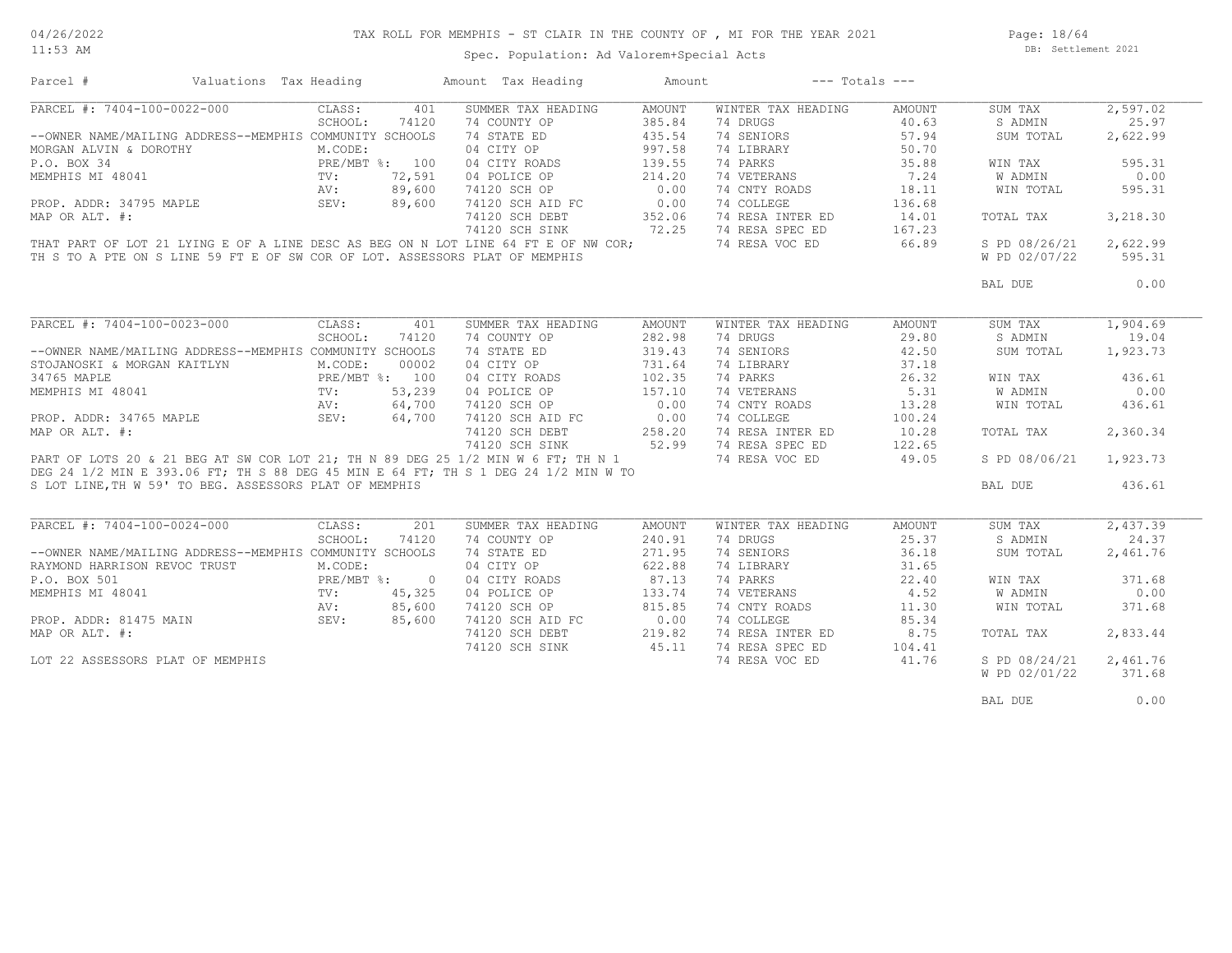# TAX ROLL FOR MEMPHIS - ST CLAIR IN THE COUNTY OF , MI FOR THE YEAR 2021

04/26/2022
11:53 AM

Spec. Population: Ad Valorem+Special Acts

DB: Settlement 2021

| Parcel # | Valuations Tax Heading | | Amount Tax Heading | Amount | --- Totals --- | | | |
|---|---|---|---|---|---|---|---|---|

## PARCEL #: 7404-100-0022-000

| | | SUMMER TAX HEADING | AMOUNT | WINTER TAX HEADING | AMOUNT | | |
|---|---|---|---|---|---|---|---|
| CLASS: | 401 | 74 COUNTY OP | 385.84 | 74 DRUGS | 40.63 | SUM TAX | 2,597.02 |
| SCHOOL: | 74120 | 74 STATE ED | 435.54 | 74 SENIORS | 57.94 | S ADMIN | 25.97 |
| M.CODE: | | 04 CITY OP | 997.58 | 74 LIBRARY | 50.70 | SUM TOTAL | 2,622.99 |
| PRE/MBT %: | 100 | 04 CITY ROADS | 139.55 | 74 PARKS | 35.88 | | |
| TV: | 72,591 | 04 POLICE OP | 214.20 | 74 VETERANS | 7.24 | WIN TAX | 595.31 |
| AV: | 89,600 | 74120 SCH OP | 0.00 | 74 CNTY ROADS | 18.11 | W ADMIN | 0.00 |
| SEV: | 89,600 | 74120 SCH AID FC | 0.00 | 74 COLLEGE | 136.68 | WIN TOTAL | 595.31 |
| | | 74120 SCH DEBT | 352.06 | 74 RESA INTER ED | 14.01 | | |
| | | 74120 SCH SINK | 72.25 | 74 RESA SPEC ED | 167.23 | TOTAL TAX | 3,218.30 |
| | | | | 74 RESA VOC ED | 66.89 | | |
| | | | | | | S PD 08/26/21 | 2,622.99 |
| | | | | | | W PD 02/07/22 | 595.31 |
| | | | | | | BAL DUE | 0.00 |

--OWNER NAME/MAILING ADDRESS--MEMPHIS COMMUNITY SCHOOLS
MORGAN ALVIN & DOROTHY
P.O. BOX 34
MEMPHIS MI 48041

PROP. ADDR: 34795 MAPLE
MAP OR ALT. #:

THAT PART OF LOT 21 LYING E OF A LINE DESC AS BEG ON N LOT LINE 64 FT E OF NW COR; TH S TO A PTE ON S LINE 59 FT E OF SW COR OF LOT. ASSESSORS PLAT OF MEMPHIS

## PARCEL #: 7404-100-0023-000

| | | SUMMER TAX HEADING | AMOUNT | WINTER TAX HEADING | AMOUNT | | |
|---|---|---|---|---|---|---|---|
| CLASS: | 401 | 74 COUNTY OP | 282.98 | 74 DRUGS | 29.80 | SUM TAX | 1,904.69 |
| SCHOOL: | 74120 | 74 STATE ED | 319.43 | 74 SENIORS | 42.50 | S ADMIN | 19.04 |
| M.CODE: | 00002 | 04 CITY OP | 731.64 | 74 LIBRARY | 37.18 | SUM TOTAL | 1,923.73 |
| PRE/MBT %: | 100 | 04 CITY ROADS | 102.35 | 74 PARKS | 26.32 | | |
| TV: | 53,239 | 04 POLICE OP | 157.10 | 74 VETERANS | 5.31 | WIN TAX | 436.61 |
| AV: | 64,700 | 74120 SCH OP | 0.00 | 74 CNTY ROADS | 13.28 | W ADMIN | 0.00 |
| SEV: | 64,700 | 74120 SCH AID FC | 0.00 | 74 COLLEGE | 100.24 | WIN TOTAL | 436.61 |
| | | 74120 SCH DEBT | 258.20 | 74 RESA INTER ED | 10.28 | | |
| | | 74120 SCH SINK | 52.99 | 74 RESA SPEC ED | 122.65 | TOTAL TAX | 2,360.34 |
| | | | | 74 RESA VOC ED | 49.05 | | |
| | | | | | | S PD 08/06/21 | 1,923.73 |
| | | | | | | BAL DUE | 436.61 |

--OWNER NAME/MAILING ADDRESS--MEMPHIS COMMUNITY SCHOOLS
STOJANOSKI & MORGAN KAITLYN
34765 MAPLE
MEMPHIS MI 48041

PROP. ADDR: 34765 MAPLE
MAP OR ALT. #:

PART OF LOTS 20 & 21 BEG AT SW COR LOT 21; TH N 89 DEG 25 1/2 MIN W 6 FT; TH N 1 DEG 24 1/2 MIN E 393.06 FT; TH S 88 DEG 45 MIN E 64 FT; TH S 1 DEG 24 1/2 MIN W TO S LOT LINE,TH W 59' TO BEG. ASSESSORS PLAT OF MEMPHIS

## PARCEL #: 7404-100-0024-000

| | | SUMMER TAX HEADING | AMOUNT | WINTER TAX HEADING | AMOUNT | | |
|---|---|---|---|---|---|---|---|
| CLASS: | 201 | 74 COUNTY OP | 240.91 | 74 DRUGS | 25.37 | SUM TAX | 2,437.39 |
| SCHOOL: | 74120 | 74 STATE ED | 271.95 | 74 SENIORS | 36.18 | S ADMIN | 24.37 |
| M.CODE: | | 04 CITY OP | 622.88 | 74 LIBRARY | 31.65 | SUM TOTAL | 2,461.76 |
| PRE/MBT %: | 0 | 04 CITY ROADS | 87.13 | 74 PARKS | 22.40 | | |
| TV: | 45,325 | 04 POLICE OP | 133.74 | 74 VETERANS | 4.52 | WIN TAX | 371.68 |
| AV: | 85,600 | 74120 SCH OP | 815.85 | 74 CNTY ROADS | 11.30 | W ADMIN | 0.00 |
| SEV: | 85,600 | 74120 SCH AID FC | 0.00 | 74 COLLEGE | 85.34 | WIN TOTAL | 371.68 |
| | | 74120 SCH DEBT | 219.82 | 74 RESA INTER ED | 8.75 | | |
| | | 74120 SCH SINK | 45.11 | 74 RESA SPEC ED | 104.41 | TOTAL TAX | 2,833.44 |
| | | | | 74 RESA VOC ED | 41.76 | | |
| | | | | | | S PD 08/24/21 | 2,461.76 |
| | | | | | | W PD 02/01/22 | 371.68 |
| | | | | | | BAL DUE | 0.00 |

--OWNER NAME/MAILING ADDRESS--MEMPHIS COMMUNITY SCHOOLS
RAYMOND HARRISON REVOC TRUST
P.O. BOX 501
MEMPHIS MI 48041

PROP. ADDR: 81475 MAIN
MAP OR ALT. #:

LOT 22 ASSESSORS PLAT OF MEMPHIS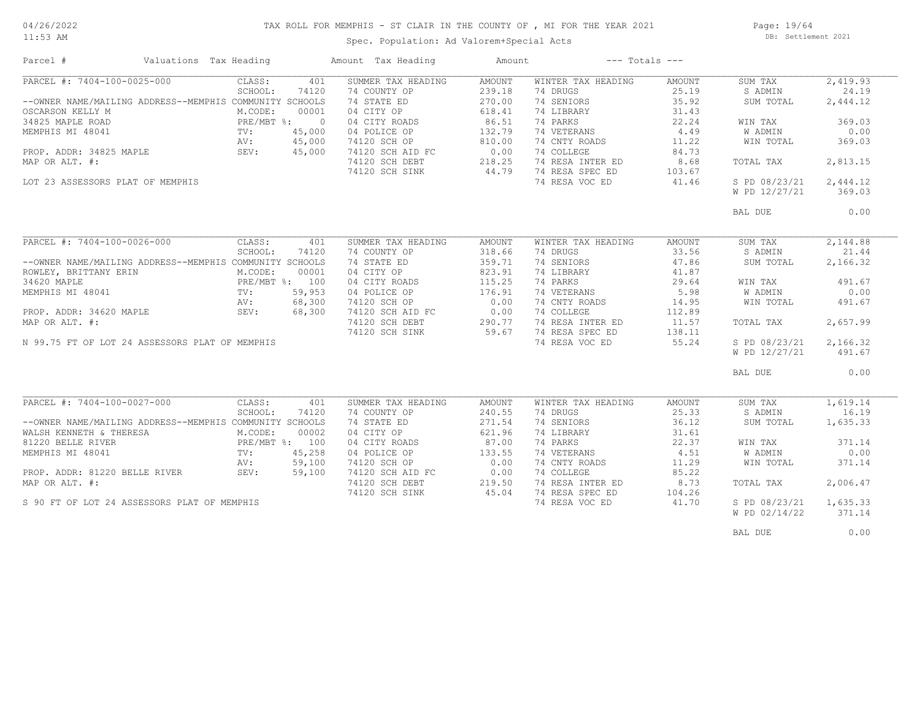# TAX ROLL FOR MEMPHIS - ST CLAIR IN THE COUNTY OF , MI FOR THE YEAR 2021

Spec. Population: Ad Valorem+Special Acts

DB: Settlement 2021

04/26/2022
11:53 AM

| Parcel # | Valuations | Tax Heading | Amount | Tax Heading | Amount | --- Totals --- | |
|---|---|---|---|---|---|---|---|
| PARCEL #: 7404-100-0025-000 | CLASS: 401 | SUMMER TAX HEADING | AMOUNT | WINTER TAX HEADING | AMOUNT | SUM TAX | 2,419.93 |
| | SCHOOL: 74120 | 74 COUNTY OP | 239.18 | 74 DRUGS | 25.19 | S ADMIN | 24.19 |
| --OWNER NAME/MAILING ADDRESS--MEMPHIS COMMUNITY SCHOOLS | | 74 STATE ED | 270.00 | 74 SENIORS | 35.92 | SUM TOTAL | 2,444.12 |
| OSCARSON KELLY M | M.CODE: 00001 | 04 CITY OP | 618.41 | 74 LIBRARY | 31.43 | | |
| 34825 MAPLE ROAD | PRE/MBT %: 0 | 04 CITY ROADS | 86.51 | 74 PARKS | 22.24 | WIN TAX | 369.03 |
| MEMPHIS MI 48041 | TV: 45,000 | 04 POLICE OP | 132.79 | 74 VETERANS | 4.49 | W ADMIN | 0.00 |
| | AV: 45,000 | 74120 SCH OP | 810.00 | 74 CNTY ROADS | 11.22 | WIN TOTAL | 369.03 |
| PROP. ADDR: 34825 MAPLE | SEV: 45,000 | 74120 SCH AID FC | 0.00 | 74 COLLEGE | 84.73 | | |
| MAP OR ALT. #: | | 74120 SCH DEBT | 218.25 | 74 RESA INTER ED | 8.68 | TOTAL TAX | 2,813.15 |
| | | 74120 SCH SINK | 44.79 | 74 RESA SPEC ED | 103.67 | | |
| LOT 23 ASSESSORS PLAT OF MEMPHIS | | | | 74 RESA VOC ED | 41.46 | S PD 08/23/21 | 2,444.12 |
| | | | | | | W PD 12/27/21 | 369.03 |
| | | | | | | BAL DUE | 0.00 |
| PARCEL #: 7404-100-0026-000 | CLASS: 401 | SUMMER TAX HEADING | AMOUNT | WINTER TAX HEADING | AMOUNT | SUM TAX | 2,144.88 |
| | SCHOOL: 74120 | 74 COUNTY OP | 318.66 | 74 DRUGS | 33.56 | S ADMIN | 21.44 |
| --OWNER NAME/MAILING ADDRESS--MEMPHIS COMMUNITY SCHOOLS | | 74 STATE ED | 359.71 | 74 SENIORS | 47.86 | SUM TOTAL | 2,166.32 |
| ROWLEY, BRITTANY ERIN | M.CODE: 00001 | 04 CITY OP | 823.91 | 74 LIBRARY | 41.87 | | |
| 34620 MAPLE | PRE/MBT %: 100 | 04 CITY ROADS | 115.25 | 74 PARKS | 29.64 | WIN TAX | 491.67 |
| MEMPHIS MI 48041 | TV: 59,953 | 04 POLICE OP | 176.91 | 74 VETERANS | 5.98 | W ADMIN | 0.00 |
| | AV: 68,300 | 74120 SCH OP | 0.00 | 74 CNTY ROADS | 14.95 | WIN TOTAL | 491.67 |
| PROP. ADDR: 34620 MAPLE | SEV: 68,300 | 74120 SCH AID FC | 0.00 | 74 COLLEGE | 112.89 | | |
| MAP OR ALT. #: | | 74120 SCH DEBT | 290.77 | 74 RESA INTER ED | 11.57 | TOTAL TAX | 2,657.99 |
| | | 74120 SCH SINK | 59.67 | 74 RESA SPEC ED | 138.11 | | |
| N 99.75 FT OF LOT 24 ASSESSORS PLAT OF MEMPHIS | | | | 74 RESA VOC ED | 55.24 | S PD 08/23/21 | 2,166.32 |
| | | | | | | W PD 12/27/21 | 491.67 |
| | | | | | | BAL DUE | 0.00 |
| PARCEL #: 7404-100-0027-000 | CLASS: 401 | SUMMER TAX HEADING | AMOUNT | WINTER TAX HEADING | AMOUNT | SUM TAX | 1,619.14 |
| | SCHOOL: 74120 | 74 COUNTY OP | 240.55 | 74 DRUGS | 25.33 | S ADMIN | 16.19 |
| --OWNER NAME/MAILING ADDRESS--MEMPHIS COMMUNITY SCHOOLS | | 74 STATE ED | 271.54 | 74 SENIORS | 36.12 | SUM TOTAL | 1,635.33 |
| WALSH KENNETH & THERESA | M.CODE: 00002 | 04 CITY OP | 621.96 | 74 LIBRARY | 31.61 | | |
| 81220 BELLE RIVER | PRE/MBT %: 100 | 04 CITY ROADS | 87.00 | 74 PARKS | 22.37 | WIN TAX | 371.14 |
| MEMPHIS MI 48041 | TV: 45,258 | 04 POLICE OP | 133.55 | 74 VETERANS | 4.51 | W ADMIN | 0.00 |
| | AV: 59,100 | 74120 SCH OP | 0.00 | 74 CNTY ROADS | 11.29 | WIN TOTAL | 371.14 |
| PROP. ADDR: 81220 BELLE RIVER | SEV: 59,100 | 74120 SCH AID FC | 0.00 | 74 COLLEGE | 85.22 | | |
| MAP OR ALT. #: | | 74120 SCH DEBT | 219.50 | 74 RESA INTER ED | 8.73 | TOTAL TAX | 2,006.47 |
| | | 74120 SCH SINK | 45.04 | 74 RESA SPEC ED | 104.26 | | |
| S 90 FT OF LOT 24 ASSESSORS PLAT OF MEMPHIS | | | | 74 RESA VOC ED | 41.70 | S PD 08/23/21 | 1,635.33 |
| | | | | | | W PD 02/14/22 | 371.14 |
| | | | | | | BAL DUE | 0.00 |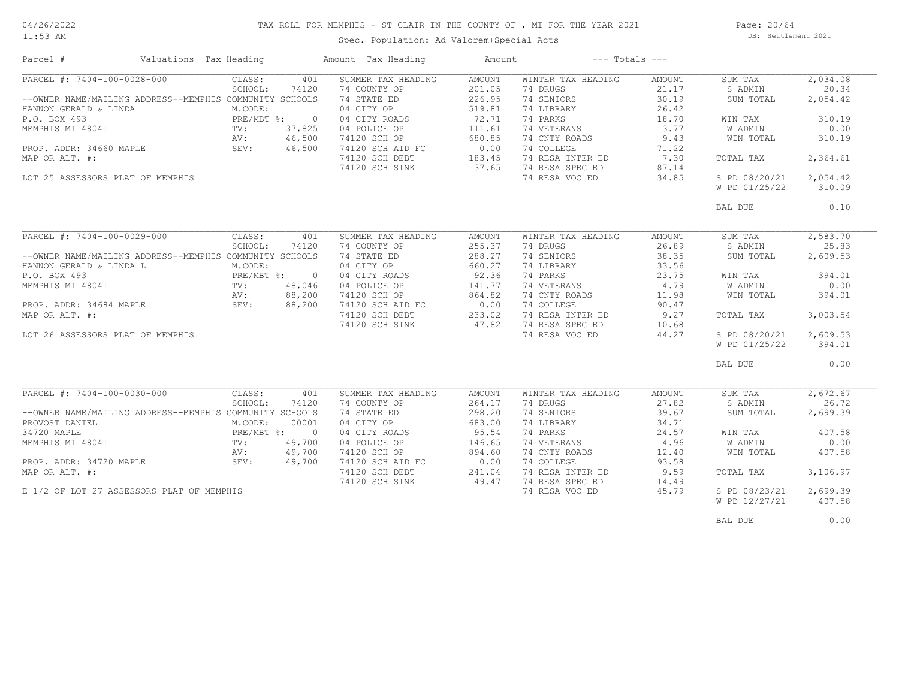# TAX ROLL FOR MEMPHIS - ST CLAIR IN THE COUNTY OF , MI FOR THE YEAR 2021

Spec. Population: Ad Valorem+Special Acts

DB: Settlement 2021

| Parcel # | Valuations | Tax Heading | Amount | Tax Heading | Amount | --- Totals --- | |
|---|---|---|---|---|---|---|---|
| PARCEL #: 7404-100-0028-000 | CLASS: 401 | SUMMER TAX HEADING | AMOUNT | WINTER TAX HEADING | AMOUNT | SUM TAX | 2,034.08 |
| | SCHOOL: 74120 | 74 COUNTY OP | 201.05 | 74 DRUGS | 21.17 | S ADMIN | 20.34 |
| --OWNER NAME/MAILING ADDRESS--MEMPHIS COMMUNITY SCHOOLS | | 74 STATE ED | 226.95 | 74 SENIORS | 30.19 | SUM TOTAL | 2,054.42 |
| HANNON GERALD & LINDA | M.CODE: | 04 CITY OP | 519.81 | 74 LIBRARY | 26.42 | | |
| P.O. BOX 493 | PRE/MBT %: 0 | 04 CITY ROADS | 72.71 | 74 PARKS | 18.70 | WIN TAX | 310.19 |
| MEMPHIS MI 48041 | TV: 37,825 | 04 POLICE OP | 111.61 | 74 VETERANS | 3.77 | W ADMIN | 0.00 |
| | AV: 46,500 | 74120 SCH OP | 680.85 | 74 CNTY ROADS | 9.43 | WIN TOTAL | 310.19 |
| PROP. ADDR: 34660 MAPLE | SEV: 46,500 | 74120 SCH AID FC | 0.00 | 74 COLLEGE | 71.22 | | |
| MAP OR ALT. #: | | 74120 SCH DEBT | 183.45 | 74 RESA INTER ED | 7.30 | TOTAL TAX | 2,364.61 |
| | | 74120 SCH SINK | 37.65 | 74 RESA SPEC ED | 87.14 | | |
| LOT 25 ASSESSORS PLAT OF MEMPHIS | | | | 74 RESA VOC ED | 34.85 | S PD 08/20/21 | 2,054.42 |
| | | | | | | W PD 01/25/22 | 310.09 |
| | | | | | | BAL DUE | 0.10 |
| PARCEL #: 7404-100-0029-000 | CLASS: 401 | SUMMER TAX HEADING | AMOUNT | WINTER TAX HEADING | AMOUNT | SUM TAX | 2,583.70 |
| | SCHOOL: 74120 | 74 COUNTY OP | 255.37 | 74 DRUGS | 26.89 | S ADMIN | 25.83 |
| --OWNER NAME/MAILING ADDRESS--MEMPHIS COMMUNITY SCHOOLS | | 74 STATE ED | 288.27 | 74 SENIORS | 38.35 | SUM TOTAL | 2,609.53 |
| HANNON GERALD & LINDA L | M.CODE: | 04 CITY OP | 660.27 | 74 LIBRARY | 33.56 | | |
| P.O. BOX 493 | PRE/MBT %: 0 | 04 CITY ROADS | 92.36 | 74 PARKS | 23.75 | WIN TAX | 394.01 |
| MEMPHIS MI 48041 | TV: 48,046 | 04 POLICE OP | 141.77 | 74 VETERANS | 4.79 | W ADMIN | 0.00 |
| | AV: 88,200 | 74120 SCH OP | 864.82 | 74 CNTY ROADS | 11.98 | WIN TOTAL | 394.01 |
| PROP. ADDR: 34684 MAPLE | SEV: 88,200 | 74120 SCH AID FC | 0.00 | 74 COLLEGE | 90.47 | | |
| MAP OR ALT. #: | | 74120 SCH DEBT | 233.02 | 74 RESA INTER ED | 9.27 | TOTAL TAX | 3,003.54 |
| | | 74120 SCH SINK | 47.82 | 74 RESA SPEC ED | 110.68 | | |
| LOT 26 ASSESSORS PLAT OF MEMPHIS | | | | 74 RESA VOC ED | 44.27 | S PD 08/20/21 | 2,609.53 |
| | | | | | | W PD 01/25/22 | 394.01 |
| | | | | | | BAL DUE | 0.00 |
| PARCEL #: 7404-100-0030-000 | CLASS: 401 | SUMMER TAX HEADING | AMOUNT | WINTER TAX HEADING | AMOUNT | SUM TAX | 2,672.67 |
| | SCHOOL: 74120 | 74 COUNTY OP | 264.17 | 74 DRUGS | 27.82 | S ADMIN | 26.72 |
| --OWNER NAME/MAILING ADDRESS--MEMPHIS COMMUNITY SCHOOLS | | 74 STATE ED | 298.20 | 74 SENIORS | 39.67 | SUM TOTAL | 2,699.39 |
| PROVOST DANIEL | M.CODE: 00001 | 04 CITY OP | 683.00 | 74 LIBRARY | 34.71 | | |
| 34720 MAPLE | PRE/MBT %: 0 | 04 CITY ROADS | 95.54 | 74 PARKS | 24.57 | WIN TAX | 407.58 |
| MEMPHIS MI 48041 | TV: 49,700 | 04 POLICE OP | 146.65 | 74 VETERANS | 4.96 | W ADMIN | 0.00 |
| | AV: 49,700 | 74120 SCH OP | 894.60 | 74 CNTY ROADS | 12.40 | WIN TOTAL | 407.58 |
| PROP. ADDR: 34720 MAPLE | SEV: 49,700 | 74120 SCH AID FC | 0.00 | 74 COLLEGE | 93.58 | | |
| MAP OR ALT. #: | | 74120 SCH DEBT | 241.04 | 74 RESA INTER ED | 9.59 | TOTAL TAX | 3,106.97 |
| | | 74120 SCH SINK | 49.47 | 74 RESA SPEC ED | 114.49 | | |
| E 1/2 OF LOT 27 ASSESSORS PLAT OF MEMPHIS | | | | 74 RESA VOC ED | 45.79 | S PD 08/23/21 | 2,699.39 |
| | | | | | | W PD 12/27/21 | 407.58 |
| | | | | | | BAL DUE | 0.00 |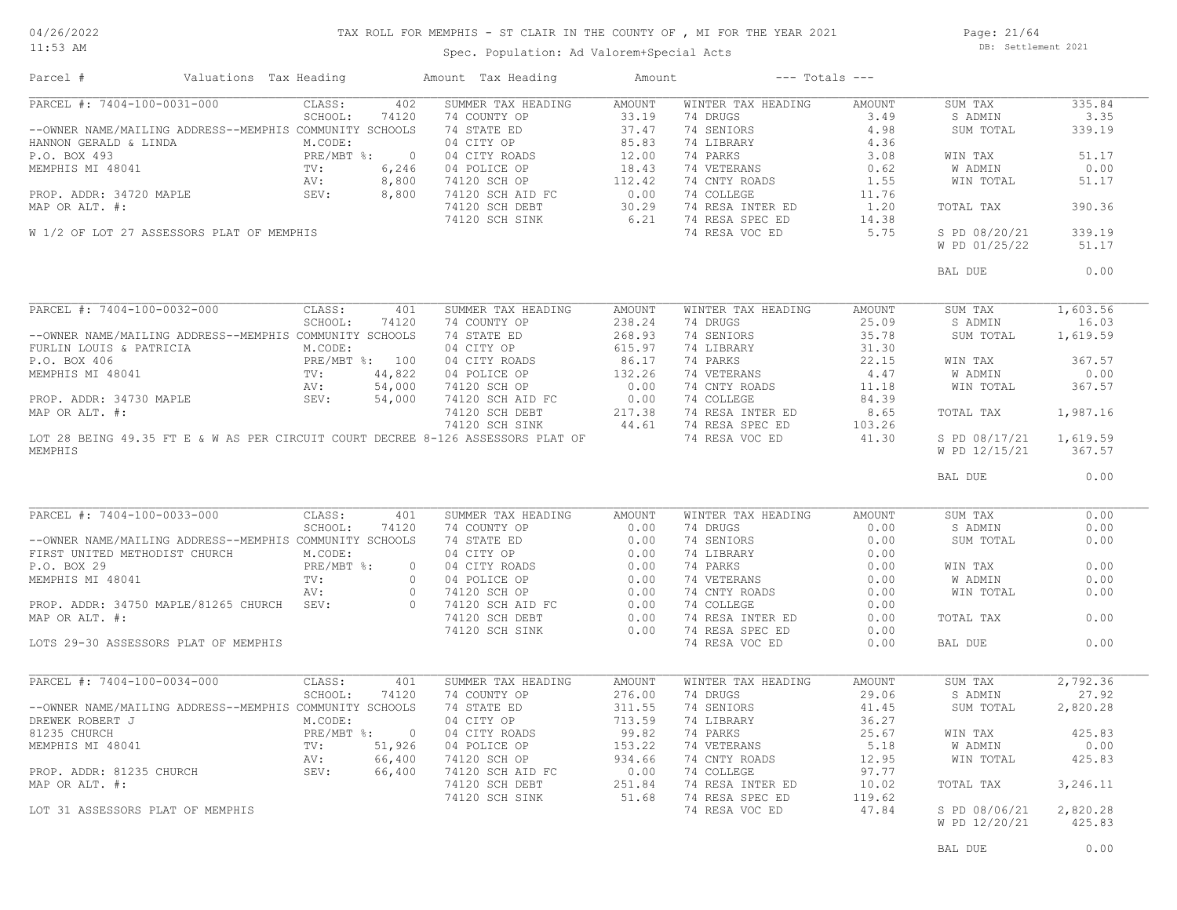# TAX ROLL FOR MEMPHIS - ST CLAIR IN THE COUNTY OF , MI FOR THE YEAR 2021

Spec. Population: Ad Valorem+Special Acts

DB: Settlement 2021

04/26/2022
11:53 AM

| Parcel # | Valuations | Tax Heading | Amount | Tax Heading | Amount | --- Totals --- | |
|---|---|---|---|---|---|---|---|

---

**PARCEL #: 7404-100-0031-000**

CLASS: 402 | SCHOOL: 74120

--OWNER NAME/MAILING ADDRESS--MEMPHIS COMMUNITY SCHOOLS
HANNON GERALD & LINDA
P.O. BOX 493
MEMPHIS MI 48041

M.CODE:
PRE/MBT %: 0
TV: 6,246
AV: 8,800
SEV: 8,800

PROP. ADDR: 34720 MAPLE
MAP OR ALT. #:

W 1/2 OF LOT 27 ASSESSORS PLAT OF MEMPHIS

| SUMMER TAX HEADING | AMOUNT | WINTER TAX HEADING | AMOUNT | TOTALS | |
|---|---|---|---|---|---|
| 74 COUNTY OP | 33.19 | 74 DRUGS | 3.49 | SUM TAX | 335.84 |
| 74 STATE ED | 37.47 | 74 SENIORS | 4.98 | S ADMIN | 3.35 |
| 04 CITY OP | 85.83 | 74 LIBRARY | 4.36 | SUM TOTAL | 339.19 |
| 04 CITY ROADS | 12.00 | 74 PARKS | 3.08 | WIN TAX | 51.17 |
| 04 POLICE OP | 18.43 | 74 VETERANS | 0.62 | W ADMIN | 0.00 |
| 74120 SCH OP | 112.42 | 74 CNTY ROADS | 1.55 | WIN TOTAL | 51.17 |
| 74120 SCH AID FC | 0.00 | 74 COLLEGE | 11.76 | | |
| 74120 SCH DEBT | 30.29 | 74 RESA INTER ED | 1.20 | TOTAL TAX | 390.36 |
| 74120 SCH SINK | 6.21 | 74 RESA SPEC ED | 14.38 | | |
| | | 74 RESA VOC ED | 5.75 | S PD 08/20/21 | 339.19 |
| | | | | W PD 01/25/22 | 51.17 |
| | | | | BAL DUE | 0.00 |

---

**PARCEL #: 7404-100-0032-000**

CLASS: 401 | SCHOOL: 74120

--OWNER NAME/MAILING ADDRESS--MEMPHIS COMMUNITY SCHOOLS
FURLIN LOUIS & PATRICIA
P.O. BOX 406
MEMPHIS MI 48041

M.CODE:
PRE/MBT %: 100
TV: 44,822
AV: 54,000
SEV: 54,000

PROP. ADDR: 34730 MAPLE
MAP OR ALT. #:

LOT 28 BEING 49.35 FT E & W AS PER CIRCUIT COURT DECREE 8-126 ASSESSORS PLAT OF MEMPHIS

| SUMMER TAX HEADING | AMOUNT | WINTER TAX HEADING | AMOUNT | TOTALS | |
|---|---|---|---|---|---|
| 74 COUNTY OP | 238.24 | 74 DRUGS | 25.09 | SUM TAX | 1,603.56 |
| 74 STATE ED | 268.93 | 74 SENIORS | 35.78 | S ADMIN | 16.03 |
| 04 CITY OP | 615.97 | 74 LIBRARY | 31.30 | SUM TOTAL | 1,619.59 |
| 04 CITY ROADS | 86.17 | 74 PARKS | 22.15 | WIN TAX | 367.57 |
| 04 POLICE OP | 132.26 | 74 VETERANS | 4.47 | W ADMIN | 0.00 |
| 74120 SCH OP | 0.00 | 74 CNTY ROADS | 11.18 | WIN TOTAL | 367.57 |
| 74120 SCH AID FC | 0.00 | 74 COLLEGE | 84.39 | | |
| 74120 SCH DEBT | 217.38 | 74 RESA INTER ED | 8.65 | TOTAL TAX | 1,987.16 |
| 74120 SCH SINK | 44.61 | 74 RESA SPEC ED | 103.26 | | |
| | | 74 RESA VOC ED | 41.30 | S PD 08/17/21 | 1,619.59 |
| | | | | W PD 12/15/21 | 367.57 |
| | | | | BAL DUE | 0.00 |

---

**PARCEL #: 7404-100-0033-000**

CLASS: 401 | SCHOOL: 74120

--OWNER NAME/MAILING ADDRESS--MEMPHIS COMMUNITY SCHOOLS
FIRST UNITED METHODIST CHURCH
P.O. BOX 29
MEMPHIS MI 48041

M.CODE:
PRE/MBT %: 0
TV: 0
AV: 0
SEV: 0

PROP. ADDR: 34750 MAPLE/81265 CHURCH
MAP OR ALT. #:

LOTS 29-30 ASSESSORS PLAT OF MEMPHIS

| SUMMER TAX HEADING | AMOUNT | WINTER TAX HEADING | AMOUNT | TOTALS | |
|---|---|---|---|---|---|
| 74 COUNTY OP | 0.00 | 74 DRUGS | 0.00 | SUM TAX | 0.00 |
| 74 STATE ED | 0.00 | 74 SENIORS | 0.00 | S ADMIN | 0.00 |
| 04 CITY OP | 0.00 | 74 LIBRARY | 0.00 | SUM TOTAL | 0.00 |
| 04 CITY ROADS | 0.00 | 74 PARKS | 0.00 | WIN TAX | 0.00 |
| 04 POLICE OP | 0.00 | 74 VETERANS | 0.00 | W ADMIN | 0.00 |
| 74120 SCH OP | 0.00 | 74 CNTY ROADS | 0.00 | WIN TOTAL | 0.00 |
| 74120 SCH AID FC | 0.00 | 74 COLLEGE | 0.00 | | |
| 74120 SCH DEBT | 0.00 | 74 RESA INTER ED | 0.00 | TOTAL TAX | 0.00 |
| 74120 SCH SINK | 0.00 | 74 RESA SPEC ED | 0.00 | | |
| | | 74 RESA VOC ED | 0.00 | BAL DUE | 0.00 |

---

**PARCEL #: 7404-100-0034-000**

CLASS: 401 | SCHOOL: 74120

--OWNER NAME/MAILING ADDRESS--MEMPHIS COMMUNITY SCHOOLS
DREWEK ROBERT J
81235 CHURCH
MEMPHIS MI 48041

M.CODE:
PRE/MBT %: 0
TV: 51,926
AV: 66,400
SEV: 66,400

PROP. ADDR: 81235 CHURCH
MAP OR ALT. #:

LOT 31 ASSESSORS PLAT OF MEMPHIS

| SUMMER TAX HEADING | AMOUNT | WINTER TAX HEADING | AMOUNT | TOTALS | |
|---|---|---|---|---|---|
| 74 COUNTY OP | 276.00 | 74 DRUGS | 29.06 | SUM TAX | 2,792.36 |
| 74 STATE ED | 311.55 | 74 SENIORS | 41.45 | S ADMIN | 27.92 |
| 04 CITY OP | 713.59 | 74 LIBRARY | 36.27 | SUM TOTAL | 2,820.28 |
| 04 CITY ROADS | 99.82 | 74 PARKS | 25.67 | WIN TAX | 425.83 |
| 04 POLICE OP | 153.22 | 74 VETERANS | 5.18 | W ADMIN | 0.00 |
| 74120 SCH OP | 934.66 | 74 CNTY ROADS | 12.95 | WIN TOTAL | 425.83 |
| 74120 SCH AID FC | 0.00 | 74 COLLEGE | 97.77 | | |
| 74120 SCH DEBT | 251.84 | 74 RESA INTER ED | 10.02 | TOTAL TAX | 3,246.11 |
| 74120 SCH SINK | 51.68 | 74 RESA SPEC ED | 119.62 | | |
| | | 74 RESA VOC ED | 47.84 | S PD 08/06/21 | 2,820.28 |
| | | | | W PD 12/20/21 | 425.83 |
| | | | | BAL DUE | 0.00 |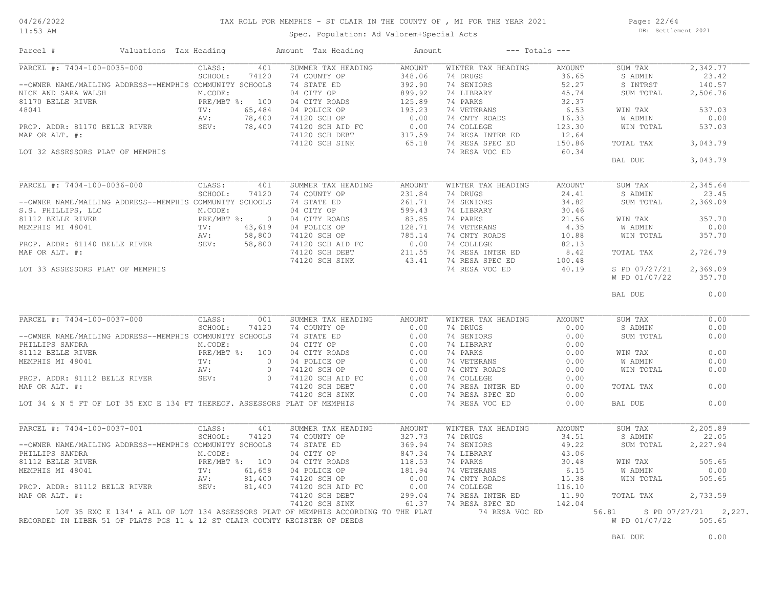# TAX ROLL FOR MEMPHIS - ST CLAIR IN THE COUNTY OF , MI FOR THE YEAR 2021

04/26/2022
11:53 AM

Spec. Population: Ad Valorem+Special Acts

DB: Settlement 2021

| Parcel # | Valuations | Tax Heading | Amount | Tax Heading | Amount | --- Totals --- | |
|---|---|---|---|---|---|---|---|
| PARCEL #: 7404-100-0035-000 | CLASS: 401 | SUMMER TAX HEADING | AMOUNT | WINTER TAX HEADING | AMOUNT | SUM TAX | 2,342.77 |
| | SCHOOL: 74120 | 74 COUNTY OP | 348.06 | 74 DRUGS | 36.65 | S ADMIN | 23.42 |
| --OWNER NAME/MAILING ADDRESS--MEMPHIS COMMUNITY SCHOOLS | | 74 STATE ED | 392.90 | 74 SENIORS | 52.27 | S INTRST | 140.57 |
| NICK AND SARA WALSH | M.CODE: | 04 CITY OP | 899.92 | 74 LIBRARY | 45.74 | SUM TOTAL | 2,506.76 |
| 81170 BELLE RIVER | PRE/MBT %: 100 | 04 CITY ROADS | 125.89 | 74 PARKS | 32.37 | | |
| 48041 | TV: 65,484 | 04 POLICE OP | 193.23 | 74 VETERANS | 6.53 | WIN TAX | 537.03 |
| | AV: 78,400 | 74120 SCH OP | 0.00 | 74 CNTY ROADS | 16.33 | W ADMIN | 0.00 |
| PROP. ADDR: 81170 BELLE RIVER | SEV: 78,400 | 74120 SCH AID FC | 0.00 | 74 COLLEGE | 123.30 | WIN TOTAL | 537.03 |
| MAP OR ALT. #: | | 74120 SCH DEBT | 317.59 | 74 RESA INTER ED | 12.64 | | |
| | | 74120 SCH SINK | 65.18 | 74 RESA SPEC ED | 150.86 | TOTAL TAX | 3,043.79 |
| LOT 32 ASSESSORS PLAT OF MEMPHIS | | | | 74 RESA VOC ED | 60.34 | | |
| | | | | | | BAL DUE | 3,043.79 |

| Parcel # | Valuations | Tax Heading | Amount | Tax Heading | Amount | --- Totals --- | |
|---|---|---|---|---|---|---|---|
| PARCEL #: 7404-100-0036-000 | CLASS: 401 | SUMMER TAX HEADING | AMOUNT | WINTER TAX HEADING | AMOUNT | SUM TAX | 2,345.64 |
| | SCHOOL: 74120 | 74 COUNTY OP | 231.84 | 74 DRUGS | 24.41 | S ADMIN | 23.45 |
| --OWNER NAME/MAILING ADDRESS--MEMPHIS COMMUNITY SCHOOLS | | 74 STATE ED | 261.71 | 74 SENIORS | 34.82 | SUM TOTAL | 2,369.09 |
| S.S. PHILLIPS, LLC | M.CODE: | 04 CITY OP | 599.43 | 74 LIBRARY | 30.46 | | |
| 81112 BELLE RIVER | PRE/MBT %: 0 | 04 CITY ROADS | 83.85 | 74 PARKS | 21.56 | WIN TAX | 357.70 |
| MEMPHIS MI 48041 | TV: 43,619 | 04 POLICE OP | 128.71 | 74 VETERANS | 4.35 | W ADMIN | 0.00 |
| | AV: 58,800 | 74120 SCH OP | 785.14 | 74 CNTY ROADS | 10.88 | WIN TOTAL | 357.70 |
| PROP. ADDR: 81140 BELLE RIVER | SEV: 58,800 | 74120 SCH AID FC | 0.00 | 74 COLLEGE | 82.13 | | |
| MAP OR ALT. #: | | 74120 SCH DEBT | 211.55 | 74 RESA INTER ED | 8.42 | TOTAL TAX | 2,726.79 |
| | | 74120 SCH SINK | 43.41 | 74 RESA SPEC ED | 100.48 | | |
| LOT 33 ASSESSORS PLAT OF MEMPHIS | | | | 74 RESA VOC ED | 40.19 | S PD 07/27/21 | 2,369.09 |
| | | | | | | W PD 01/07/22 | 357.70 |
| | | | | | | BAL DUE | 0.00 |

| Parcel # | Valuations | Tax Heading | Amount | Tax Heading | Amount | --- Totals --- | |
|---|---|---|---|---|---|---|---|
| PARCEL #: 7404-100-0037-000 | CLASS: 001 | SUMMER TAX HEADING | AMOUNT | WINTER TAX HEADING | AMOUNT | SUM TAX | 0.00 |
| | SCHOOL: 74120 | 74 COUNTY OP | 0.00 | 74 DRUGS | 0.00 | S ADMIN | 0.00 |
| --OWNER NAME/MAILING ADDRESS--MEMPHIS COMMUNITY SCHOOLS | | 74 STATE ED | 0.00 | 74 SENIORS | 0.00 | SUM TOTAL | 0.00 |
| PHILLIPS SANDRA | M.CODE: | 04 CITY OP | 0.00 | 74 LIBRARY | 0.00 | | |
| 81112 BELLE RIVER | PRE/MBT %: 100 | 04 CITY ROADS | 0.00 | 74 PARKS | 0.00 | WIN TAX | 0.00 |
| MEMPHIS MI 48041 | TV: 0 | 04 POLICE OP | 0.00 | 74 VETERANS | 0.00 | W ADMIN | 0.00 |
| | AV: 0 | 74120 SCH OP | 0.00 | 74 CNTY ROADS | 0.00 | WIN TOTAL | 0.00 |
| PROP. ADDR: 81112 BELLE RIVER | SEV: 0 | 74120 SCH AID FC | 0.00 | 74 COLLEGE | 0.00 | | |
| MAP OR ALT. #: | | 74120 SCH DEBT | 0.00 | 74 RESA INTER ED | 0.00 | TOTAL TAX | 0.00 |
| | | 74120 SCH SINK | 0.00 | 74 RESA SPEC ED | 0.00 | | |
| LOT 34 & N 5 FT OF LOT 35 EXC E 134 FT THEREOF. ASSESSORS PLAT OF MEMPHIS | | | | 74 RESA VOC ED | 0.00 | BAL DUE | 0.00 |

| Parcel # | Valuations | Tax Heading | Amount | Tax Heading | Amount | --- Totals --- | |
|---|---|---|---|---|---|---|---|
| PARCEL #: 7404-100-0037-001 | CLASS: 401 | SUMMER TAX HEADING | AMOUNT | WINTER TAX HEADING | AMOUNT | SUM TAX | 2,205.89 |
| | SCHOOL: 74120 | 74 COUNTY OP | 327.73 | 74 DRUGS | 34.51 | S ADMIN | 22.05 |
| --OWNER NAME/MAILING ADDRESS--MEMPHIS COMMUNITY SCHOOLS | | 74 STATE ED | 369.94 | 74 SENIORS | 49.22 | SUM TOTAL | 2,227.94 |
| PHILLIPS SANDRA | M.CODE: | 04 CITY OP | 847.34 | 74 LIBRARY | 43.06 | | |
| 81112 BELLE RIVER | PRE/MBT %: 100 | 04 CITY ROADS | 118.53 | 74 PARKS | 30.48 | WIN TAX | 505.65 |
| MEMPHIS MI 48041 | TV: 61,658 | 04 POLICE OP | 181.94 | 74 VETERANS | 6.15 | W ADMIN | 0.00 |
| | AV: 81,400 | 74120 SCH OP | 0.00 | 74 CNTY ROADS | 15.38 | WIN TOTAL | 505.65 |
| PROP. ADDR: 81112 BELLE RIVER | SEV: 81,400 | 74120 SCH AID FC | 0.00 | 74 COLLEGE | 116.10 | | |
| MAP OR ALT. #: | | 74120 SCH DEBT | 299.04 | 74 RESA INTER ED | 11.90 | TOTAL TAX | 2,733.59 |
| | | 74120 SCH SINK | 61.37 | 74 RESA SPEC ED | 142.04 | | |
| LOT 35 EXC E 134' & ALL OF LOT 134 ASSESSORS PLAT OF MEMPHIS ACCORDING TO THE PLAT | | | | 74 RESA VOC ED | 56.81 | S PD 07/27/21 | 2,227. |
| RECORDED IN LIBER 51 OF PLATS PGS 11 & 12 ST CLAIR COUNTY REGISTER OF DEEDS | | | | | | W PD 01/07/22 | 505.65 |
| | | | | | | BAL DUE | 0.00 |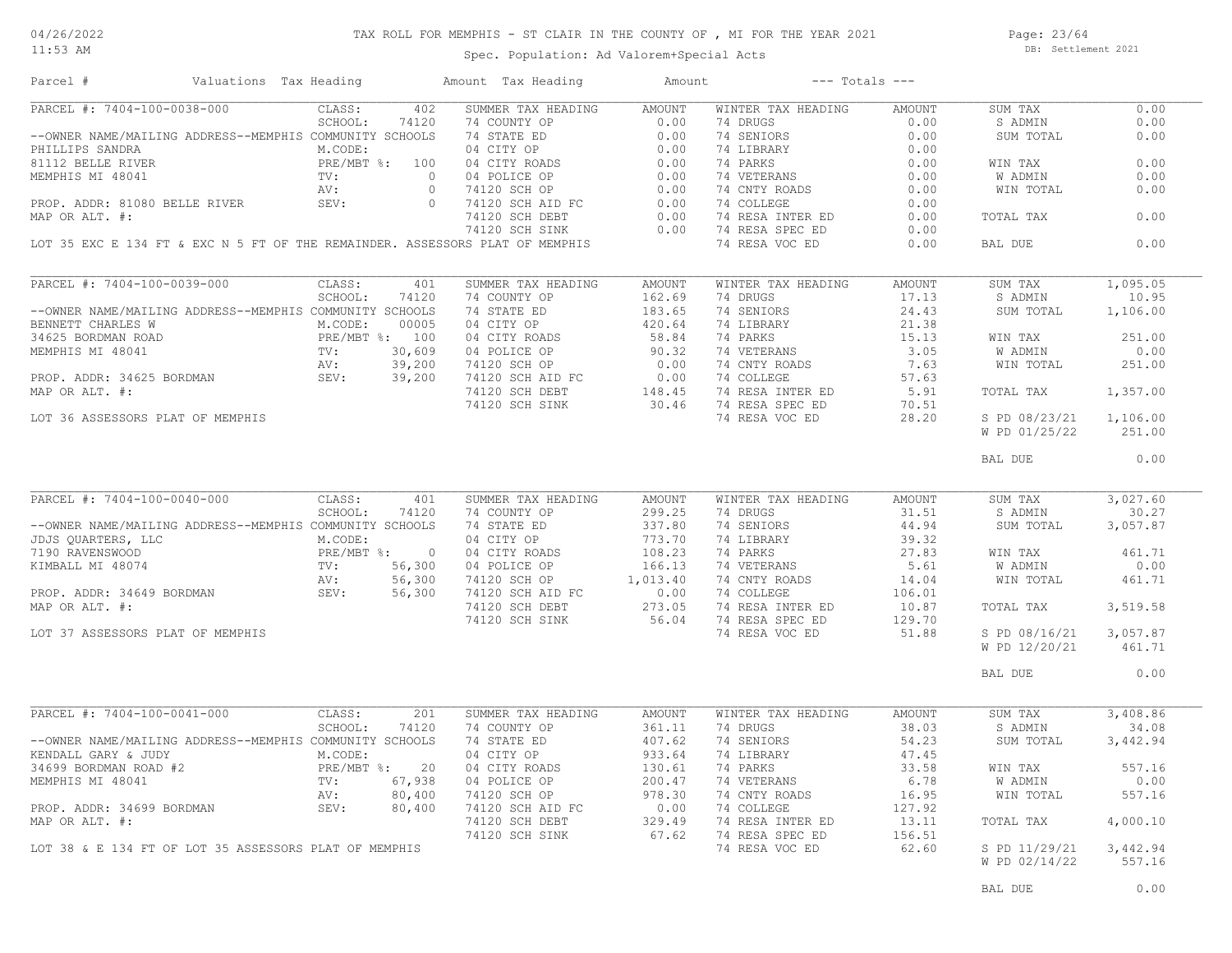# TAX ROLL FOR MEMPHIS - ST CLAIR IN THE COUNTY OF , MI FOR THE YEAR 2021

Spec. Population: Ad Valorem+Special Acts

DB: Settlement 2021

04/26/2022 11:53 AM

| Parcel # | Valuations | Tax Heading | Amount | Tax Heading | Amount | --- Totals --- | |
|---|---|---|---|---|---|---|---|

## PARCEL #: 7404-100-0038-000

| | | SUMMER TAX HEADING | AMOUNT | WINTER TAX HEADING | AMOUNT | | |
|---|---|---|---|---|---|---|---|
| CLASS: | 402 | 74 COUNTY OP | 0.00 | 74 DRUGS | 0.00 | SUM TAX | 0.00 |
| SCHOOL: | 74120 | 74 STATE ED | 0.00 | 74 SENIORS | 0.00 | S ADMIN | 0.00 |
| M.CODE: | | 04 CITY OP | 0.00 | 74 LIBRARY | 0.00 | SUM TOTAL | 0.00 |
| PRE/MBT %: | 100 | 04 CITY ROADS | 0.00 | 74 PARKS | 0.00 | | |
| TV: | 0 | 04 POLICE OP | 0.00 | 74 VETERANS | 0.00 | WIN TAX | 0.00 |
| AV: | 0 | 74120 SCH OP | 0.00 | 74 CNTY ROADS | 0.00 | W ADMIN | 0.00 |
| SEV: | 0 | 74120 SCH AID FC | 0.00 | 74 COLLEGE | 0.00 | WIN TOTAL | 0.00 |
| | | 74120 SCH DEBT | 0.00 | 74 RESA INTER ED | 0.00 | TOTAL TAX | 0.00 |
| | | 74120 SCH SINK | 0.00 | 74 RESA SPEC ED | 0.00 | | |
| | | | | 74 RESA VOC ED | 0.00 | BAL DUE | 0.00 |

--OWNER NAME/MAILING ADDRESS--MEMPHIS COMMUNITY SCHOOLS
PHILLIPS SANDRA
81112 BELLE RIVER
MEMPHIS MI 48041

PROP. ADDR: 81080 BELLE RIVER
MAP OR ALT. #:

LOT 35 EXC E 134 FT & EXC N 5 FT OF THE REMAINDER. ASSESSORS PLAT OF MEMPHIS

## PARCEL #: 7404-100-0039-000

| | | SUMMER TAX HEADING | AMOUNT | WINTER TAX HEADING | AMOUNT | | |
|---|---|---|---|---|---|---|---|
| CLASS: | 401 | 74 COUNTY OP | 162.69 | 74 DRUGS | 17.13 | SUM TAX | 1,095.05 |
| SCHOOL: | 74120 | 74 STATE ED | 183.65 | 74 SENIORS | 24.43 | S ADMIN | 10.95 |
| M.CODE: | 00005 | 04 CITY OP | 420.64 | 74 LIBRARY | 21.38 | SUM TOTAL | 1,106.00 |
| PRE/MBT %: | 100 | 04 CITY ROADS | 58.84 | 74 PARKS | 15.13 | | |
| TV: | 30,609 | 04 POLICE OP | 90.32 | 74 VETERANS | 3.05 | WIN TAX | 251.00 |
| AV: | 39,200 | 74120 SCH OP | 0.00 | 74 CNTY ROADS | 7.63 | W ADMIN | 0.00 |
| SEV: | 39,200 | 74120 SCH AID FC | 0.00 | 74 COLLEGE | 57.63 | WIN TOTAL | 251.00 |
| | | 74120 SCH DEBT | 148.45 | 74 RESA INTER ED | 5.91 | TOTAL TAX | 1,357.00 |
| | | 74120 SCH SINK | 30.46 | 74 RESA SPEC ED | 70.51 | | |
| | | | | 74 RESA VOC ED | 28.20 | S PD 08/23/21 | 1,106.00 |
| | | | | | | W PD 01/25/22 | 251.00 |
| | | | | | | BAL DUE | 0.00 |

--OWNER NAME/MAILING ADDRESS--MEMPHIS COMMUNITY SCHOOLS
BENNETT CHARLES W
34625 BORDMAN ROAD
MEMPHIS MI 48041

PROP. ADDR: 34625 BORDMAN
MAP OR ALT. #:

LOT 36 ASSESSORS PLAT OF MEMPHIS

## PARCEL #: 7404-100-0040-000

| | | SUMMER TAX HEADING | AMOUNT | WINTER TAX HEADING | AMOUNT | | |
|---|---|---|---|---|---|---|---|
| CLASS: | 401 | 74 COUNTY OP | 299.25 | 74 DRUGS | 31.51 | SUM TAX | 3,027.60 |
| SCHOOL: | 74120 | 74 STATE ED | 337.80 | 74 SENIORS | 44.94 | S ADMIN | 30.27 |
| M.CODE: | | 04 CITY OP | 773.70 | 74 LIBRARY | 39.32 | SUM TOTAL | 3,057.87 |
| PRE/MBT %: | 0 | 04 CITY ROADS | 108.23 | 74 PARKS | 27.83 | | |
| TV: | 56,300 | 04 POLICE OP | 166.13 | 74 VETERANS | 5.61 | WIN TAX | 461.71 |
| AV: | 56,300 | 74120 SCH OP | 1,013.40 | 74 CNTY ROADS | 14.04 | W ADMIN | 0.00 |
| SEV: | 56,300 | 74120 SCH AID FC | 0.00 | 74 COLLEGE | 106.01 | WIN TOTAL | 461.71 |
| | | 74120 SCH DEBT | 273.05 | 74 RESA INTER ED | 10.87 | TOTAL TAX | 3,519.58 |
| | | 74120 SCH SINK | 56.04 | 74 RESA SPEC ED | 129.70 | | |
| | | | | 74 RESA VOC ED | 51.88 | S PD 08/16/21 | 3,057.87 |
| | | | | | | W PD 12/20/21 | 461.71 |
| | | | | | | BAL DUE | 0.00 |

--OWNER NAME/MAILING ADDRESS--MEMPHIS COMMUNITY SCHOOLS
JDJS QUARTERS, LLC
7190 RAVENSWOOD
KIMBALL MI 48074

PROP. ADDR: 34649 BORDMAN
MAP OR ALT. #:

LOT 37 ASSESSORS PLAT OF MEMPHIS

## PARCEL #: 7404-100-0041-000

| | | SUMMER TAX HEADING | AMOUNT | WINTER TAX HEADING | AMOUNT | | |
|---|---|---|---|---|---|---|---|
| CLASS: | 201 | 74 COUNTY OP | 361.11 | 74 DRUGS | 38.03 | SUM TAX | 3,408.86 |
| SCHOOL: | 74120 | 74 STATE ED | 407.62 | 74 SENIORS | 54.23 | S ADMIN | 34.08 |
| M.CODE: | | 04 CITY OP | 933.64 | 74 LIBRARY | 47.45 | SUM TOTAL | 3,442.94 |
| PRE/MBT %: | 20 | 04 CITY ROADS | 130.61 | 74 PARKS | 33.58 | | |
| TV: | 67,938 | 04 POLICE OP | 200.47 | 74 VETERANS | 6.78 | WIN TAX | 557.16 |
| AV: | 80,400 | 74120 SCH OP | 978.30 | 74 CNTY ROADS | 16.95 | W ADMIN | 0.00 |
| SEV: | 80,400 | 74120 SCH AID FC | 0.00 | 74 COLLEGE | 127.92 | WIN TOTAL | 557.16 |
| | | 74120 SCH DEBT | 329.49 | 74 RESA INTER ED | 13.11 | TOTAL TAX | 4,000.10 |
| | | 74120 SCH SINK | 67.62 | 74 RESA SPEC ED | 156.51 | | |
| | | | | 74 RESA VOC ED | 62.60 | S PD 11/29/21 | 3,442.94 |
| | | | | | | W PD 02/14/22 | 557.16 |
| | | | | | | BAL DUE | 0.00 |

--OWNER NAME/MAILING ADDRESS--MEMPHIS COMMUNITY SCHOOLS
KENDALL GARY & JUDY
34699 BORDMAN ROAD #2
MEMPHIS MI 48041

PROP. ADDR: 34699 BORDMAN
MAP OR ALT. #:

LOT 38 & E 134 FT OF LOT 35 ASSESSORS PLAT OF MEMPHIS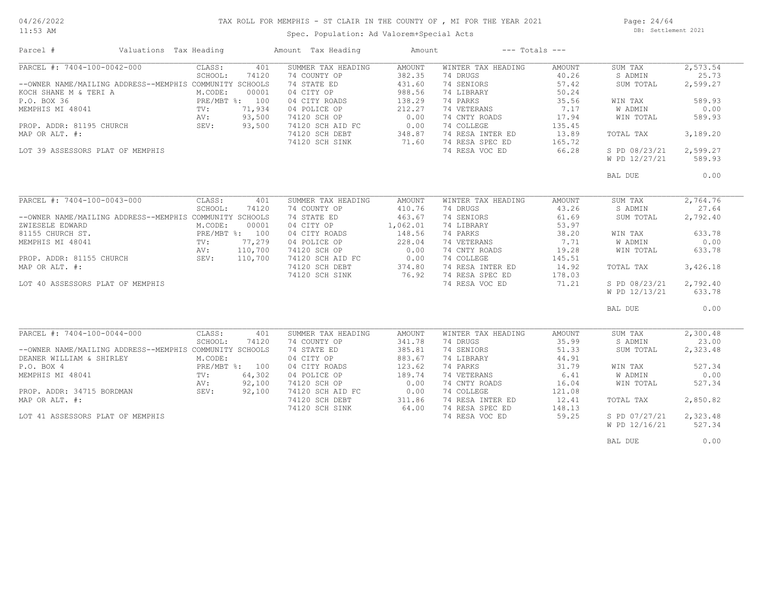# TAX ROLL FOR MEMPHIS - ST CLAIR IN THE COUNTY OF , MI FOR THE YEAR 2021

Spec. Population: Ad Valorem+Special Acts

DB: Settlement 2021

04/26/2022 11:53 AM

| Parcel # | Valuations | Tax Heading | Amount | Tax Heading | Amount | --- Totals --- | |
|---|---|---|---|---|---|---|---|
| PARCEL #: 7404-100-0042-000 | CLASS: 401 | SUMMER TAX HEADING | AMOUNT | WINTER TAX HEADING | AMOUNT | SUM TAX | 2,573.54 |
| | SCHOOL: 74120 | 74 COUNTY OP | 382.35 | 74 DRUGS | 40.26 | S ADMIN | 25.73 |
| --OWNER NAME/MAILING ADDRESS--MEMPHIS COMMUNITY SCHOOLS | | 74 STATE ED | 431.60 | 74 SENIORS | 57.42 | SUM TOTAL | 2,599.27 |
| KOCH SHANE M & TERI A | M.CODE: 00001 | 04 CITY OP | 988.56 | 74 LIBRARY | 50.24 | | |
| P.O. BOX 36 | PRE/MBT %: 100 | 04 CITY ROADS | 138.29 | 74 PARKS | 35.56 | WIN TAX | 589.93 |
| MEMPHIS MI 48041 | TV: 71,934 | 04 POLICE OP | 212.27 | 74 VETERANS | 7.17 | W ADMIN | 0.00 |
| | AV: 93,500 | 74120 SCH OP | 0.00 | 74 CNTY ROADS | 17.94 | WIN TOTAL | 589.93 |
| PROP. ADDR: 81195 CHURCH | SEV: 93,500 | 74120 SCH AID FC | 0.00 | 74 COLLEGE | 135.45 | | |
| MAP OR ALT. #: | | 74120 SCH DEBT | 348.87 | 74 RESA INTER ED | 13.89 | TOTAL TAX | 3,189.20 |
| | | 74120 SCH SINK | 71.60 | 74 RESA SPEC ED | 165.72 | | |
| LOT 39 ASSESSORS PLAT OF MEMPHIS | | | | 74 RESA VOC ED | 66.28 | S PD 08/23/21 | 2,599.27 |
| | | | | | | W PD 12/27/21 | 589.93 |
| | | | | | | BAL DUE | 0.00 |
| PARCEL #: 7404-100-0043-000 | CLASS: 401 | SUMMER TAX HEADING | AMOUNT | WINTER TAX HEADING | AMOUNT | SUM TAX | 2,764.76 |
| | SCHOOL: 74120 | 74 COUNTY OP | 410.76 | 74 DRUGS | 43.26 | S ADMIN | 27.64 |
| --OWNER NAME/MAILING ADDRESS--MEMPHIS COMMUNITY SCHOOLS | | 74 STATE ED | 463.67 | 74 SENIORS | 61.69 | SUM TOTAL | 2,792.40 |
| ZWIESELE EDWARD | M.CODE: 00001 | 04 CITY OP | 1,062.01 | 74 LIBRARY | 53.97 | | |
| 81155 CHURCH ST. | PRE/MBT %: 100 | 04 CITY ROADS | 148.56 | 74 PARKS | 38.20 | WIN TAX | 633.78 |
| MEMPHIS MI 48041 | TV: 77,279 | 04 POLICE OP | 228.04 | 74 VETERANS | 7.71 | W ADMIN | 0.00 |
| | AV: 110,700 | 74120 SCH OP | 0.00 | 74 CNTY ROADS | 19.28 | WIN TOTAL | 633.78 |
| PROP. ADDR: 81155 CHURCH | SEV: 110,700 | 74120 SCH AID FC | 0.00 | 74 COLLEGE | 145.51 | | |
| MAP OR ALT. #: | | 74120 SCH DEBT | 374.80 | 74 RESA INTER ED | 14.92 | TOTAL TAX | 3,426.18 |
| | | 74120 SCH SINK | 76.92 | 74 RESA SPEC ED | 178.03 | | |
| LOT 40 ASSESSORS PLAT OF MEMPHIS | | | | 74 RESA VOC ED | 71.21 | S PD 08/23/21 | 2,792.40 |
| | | | | | | W PD 12/13/21 | 633.78 |
| | | | | | | BAL DUE | 0.00 |
| PARCEL #: 7404-100-0044-000 | CLASS: 401 | SUMMER TAX HEADING | AMOUNT | WINTER TAX HEADING | AMOUNT | SUM TAX | 2,300.48 |
| | SCHOOL: 74120 | 74 COUNTY OP | 341.78 | 74 DRUGS | 35.99 | S ADMIN | 23.00 |
| --OWNER NAME/MAILING ADDRESS--MEMPHIS COMMUNITY SCHOOLS | | 74 STATE ED | 385.81 | 74 SENIORS | 51.33 | SUM TOTAL | 2,323.48 |
| DEANER WILLIAM & SHIRLEY | M.CODE: | 04 CITY OP | 883.67 | 74 LIBRARY | 44.91 | | |
| P.O. BOX 4 | PRE/MBT %: 100 | 04 CITY ROADS | 123.62 | 74 PARKS | 31.79 | WIN TAX | 527.34 |
| MEMPHIS MI 48041 | TV: 64,302 | 04 POLICE OP | 189.74 | 74 VETERANS | 6.41 | W ADMIN | 0.00 |
| | AV: 92,100 | 74120 SCH OP | 0.00 | 74 CNTY ROADS | 16.04 | WIN TOTAL | 527.34 |
| PROP. ADDR: 34715 BORDMAN | SEV: 92,100 | 74120 SCH AID FC | 0.00 | 74 COLLEGE | 121.08 | | |
| MAP OR ALT. #: | | 74120 SCH DEBT | 311.86 | 74 RESA INTER ED | 12.41 | TOTAL TAX | 2,850.82 |
| | | 74120 SCH SINK | 64.00 | 74 RESA SPEC ED | 148.13 | | |
| LOT 41 ASSESSORS PLAT OF MEMPHIS | | | | 74 RESA VOC ED | 59.25 | S PD 07/27/21 | 2,323.48 |
| | | | | | | W PD 12/16/21 | 527.34 |
| | | | | | | BAL DUE | 0.00 |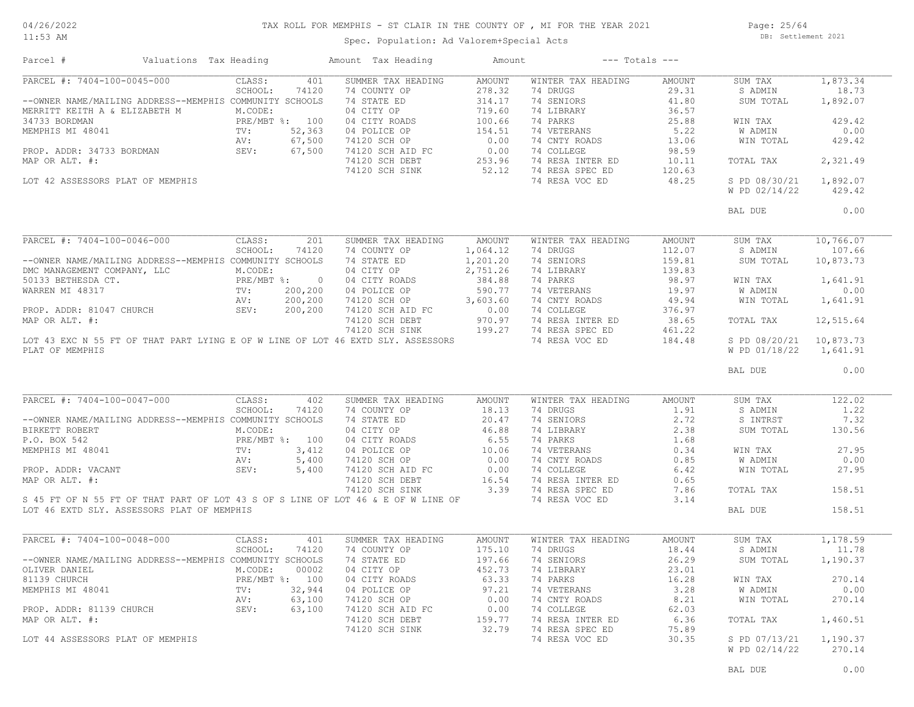# TAX ROLL FOR MEMPHIS - ST CLAIR IN THE COUNTY OF , MI FOR THE YEAR 2021

Spec. Population: Ad Valorem+Special Acts

DB: Settlement 2021

| Parcel # | Valuations | Tax Heading | Amount | Tax Heading | Amount | --- Totals --- | |
|---|---|---|---|---|---|---|---|

## PARCEL #: 7404-100-0045-000

| | | SUMMER TAX HEADING | AMOUNT | WINTER TAX HEADING | AMOUNT | | |
|---|---|---|---|---|---|---|---|
| CLASS: | 401 | 74 COUNTY OP | 278.32 | 74 DRUGS | 29.31 | SUM TAX | 1,873.34 |
| SCHOOL: | 74120 | 74 STATE ED | 314.17 | 74 SENIORS | 41.80 | S ADMIN | 18.73 |
| M.CODE: | | 04 CITY OP | 719.60 | 74 LIBRARY | 36.57 | SUM TOTAL | 1,892.07 |
| PRE/MBT %: | 100 | 04 CITY ROADS | 100.66 | 74 PARKS | 25.88 | WIN TAX | 429.42 |
| TV: | 52,363 | 04 POLICE OP | 154.51 | 74 VETERANS | 5.22 | W ADMIN | 0.00 |
| AV: | 67,500 | 74120 SCH OP | 0.00 | 74 CNTY ROADS | 13.06 | WIN TOTAL | 429.42 |
| SEV: | 67,500 | 74120 SCH AID FC | 0.00 | 74 COLLEGE | 98.59 | | |
| | | 74120 SCH DEBT | 253.96 | 74 RESA INTER ED | 10.11 | TOTAL TAX | 2,321.49 |
| | | 74120 SCH SINK | 52.12 | 74 RESA SPEC ED | 120.63 | | |
| | | | | 74 RESA VOC ED | 48.25 | S PD 08/30/21 | 1,892.07 |
| | | | | | | W PD 02/14/22 | 429.42 |
| | | | | | | BAL DUE | 0.00 |

--OWNER NAME/MAILING ADDRESS--MEMPHIS COMMUNITY SCHOOLS
MERRITT KEITH A & ELIZABETH M
34733 BORDMAN
MEMPHIS MI 48041

PROP. ADDR: 34733 BORDMAN
MAP OR ALT. #:

LOT 42 ASSESSORS PLAT OF MEMPHIS

## PARCEL #: 7404-100-0046-000

| | | SUMMER TAX HEADING | AMOUNT | WINTER TAX HEADING | AMOUNT | | |
|---|---|---|---|---|---|---|---|
| CLASS: | 201 | 74 COUNTY OP | 1,064.12 | 74 DRUGS | 112.07 | SUM TAX | 10,766.07 |
| SCHOOL: | 74120 | 74 STATE ED | 1,201.20 | 74 SENIORS | 159.81 | S ADMIN | 107.66 |
| M.CODE: | | 04 CITY OP | 2,751.26 | 74 LIBRARY | 139.83 | SUM TOTAL | 10,873.73 |
| PRE/MBT %: | 0 | 04 CITY ROADS | 384.88 | 74 PARKS | 98.97 | WIN TAX | 1,641.91 |
| TV: | 200,200 | 04 POLICE OP | 590.77 | 74 VETERANS | 19.97 | W ADMIN | 0.00 |
| AV: | 200,200 | 74120 SCH OP | 3,603.60 | 74 CNTY ROADS | 49.94 | WIN TOTAL | 1,641.91 |
| SEV: | 200,200 | 74120 SCH AID FC | 0.00 | 74 COLLEGE | 376.97 | | |
| | | 74120 SCH DEBT | 970.97 | 74 RESA INTER ED | 38.65 | TOTAL TAX | 12,515.64 |
| | | 74120 SCH SINK | 199.27 | 74 RESA SPEC ED | 461.22 | | |
| | | | | 74 RESA VOC ED | 184.48 | S PD 08/20/21 | 10,873.73 |
| | | | | | | W PD 01/18/22 | 1,641.91 |
| | | | | | | BAL DUE | 0.00 |

--OWNER NAME/MAILING ADDRESS--MEMPHIS COMMUNITY SCHOOLS
DMC MANAGEMENT COMPANY, LLC
50133 BETHESDA CT.
WARREN MI 48317

PROP. ADDR: 81047 CHURCH
MAP OR ALT. #:

LOT 43 EXC N 55 FT OF THAT PART LYING E OF W LINE OF LOT 46 EXTD SLY. ASSESSORS PLAT OF MEMPHIS

## PARCEL #: 7404-100-0047-000

| | | SUMMER TAX HEADING | AMOUNT | WINTER TAX HEADING | AMOUNT | | |
|---|---|---|---|---|---|---|---|
| CLASS: | 402 | 74 COUNTY OP | 18.13 | 74 DRUGS | 1.91 | SUM TAX | 122.02 |
| SCHOOL: | 74120 | 74 STATE ED | 20.47 | 74 SENIORS | 2.72 | S ADMIN | 1.22 |
| M.CODE: | | 04 CITY OP | 46.88 | 74 LIBRARY | 2.38 | S INTRST | 7.32 |
| PRE/MBT %: | 100 | 04 CITY ROADS | 6.55 | 74 PARKS | 1.68 | SUM TOTAL | 130.56 |
| TV: | 3,412 | 04 POLICE OP | 10.06 | 74 VETERANS | 0.34 | WIN TAX | 27.95 |
| AV: | 5,400 | 74120 SCH OP | 0.00 | 74 CNTY ROADS | 0.85 | W ADMIN | 0.00 |
| SEV: | 5,400 | 74120 SCH AID FC | 0.00 | 74 COLLEGE | 6.42 | WIN TOTAL | 27.95 |
| | | 74120 SCH DEBT | 16.54 | 74 RESA INTER ED | 0.65 | | |
| | | 74120 SCH SINK | 3.39 | 74 RESA SPEC ED | 7.86 | TOTAL TAX | 158.51 |
| | | | | 74 RESA VOC ED | 3.14 | | |
| | | | | | | BAL DUE | 158.51 |

--OWNER NAME/MAILING ADDRESS--MEMPHIS COMMUNITY SCHOOLS
BIRKETT ROBERT
P.O. BOX 542
MEMPHIS MI 48041

PROP. ADDR: VACANT
MAP OR ALT. #:

S 45 FT OF N 55 FT OF THAT PART OF LOT 43 S OF S LINE OF LOT 46 & E OF W LINE OF LOT 46 EXTD SLY. ASSESSORS PLAT OF MEMPHIS

## PARCEL #: 7404-100-0048-000

| | | SUMMER TAX HEADING | AMOUNT | WINTER TAX HEADING | AMOUNT | | |
|---|---|---|---|---|---|---|---|
| CLASS: | 401 | 74 COUNTY OP | 175.10 | 74 DRUGS | 18.44 | SUM TAX | 1,178.59 |
| SCHOOL: | 74120 | 74 STATE ED | 197.66 | 74 SENIORS | 26.29 | S ADMIN | 11.78 |
| M.CODE: | 00002 | 04 CITY OP | 452.73 | 74 LIBRARY | 23.01 | SUM TOTAL | 1,190.37 |
| PRE/MBT %: | 100 | 04 CITY ROADS | 63.33 | 74 PARKS | 16.28 | WIN TAX | 270.14 |
| TV: | 32,944 | 04 POLICE OP | 97.21 | 74 VETERANS | 3.28 | W ADMIN | 0.00 |
| AV: | 63,100 | 74120 SCH OP | 0.00 | 74 CNTY ROADS | 8.21 | WIN TOTAL | 270.14 |
| SEV: | 63,100 | 74120 SCH AID FC | 0.00 | 74 COLLEGE | 62.03 | | |
| | | 74120 SCH DEBT | 159.77 | 74 RESA INTER ED | 6.36 | TOTAL TAX | 1,460.51 |
| | | 74120 SCH SINK | 32.79 | 74 RESA SPEC ED | 75.89 | | |
| | | | | 74 RESA VOC ED | 30.35 | S PD 07/13/21 | 1,190.37 |
| | | | | | | W PD 02/14/22 | 270.14 |
| | | | | | | BAL DUE | 0.00 |

--OWNER NAME/MAILING ADDRESS--MEMPHIS COMMUNITY SCHOOLS
OLIVER DANIEL
81139 CHURCH
MEMPHIS MI 48041

PROP. ADDR: 81139 CHURCH
MAP OR ALT. #:

LOT 44 ASSESSORS PLAT OF MEMPHIS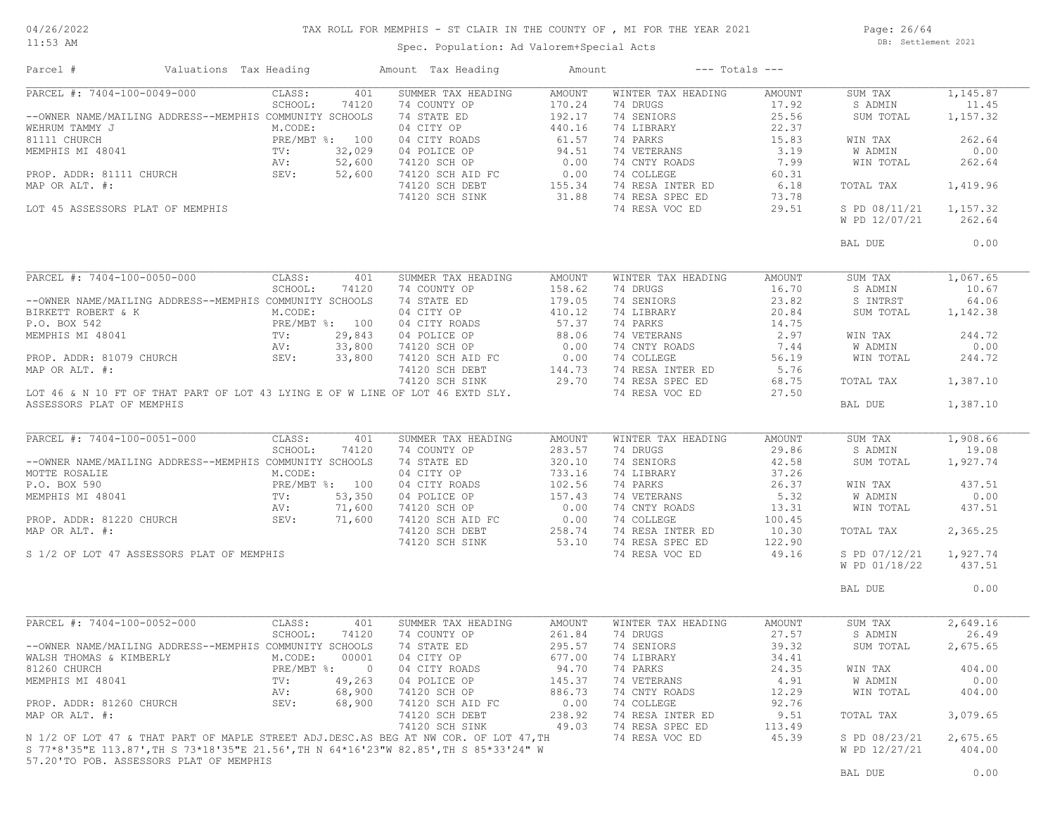# TAX ROLL FOR MEMPHIS - ST CLAIR IN THE COUNTY OF , MI FOR THE YEAR 2021

Spec. Population: Ad Valorem+Special Acts

DB: Settlement 2021

| Parcel # | Valuations | Tax Heading | Amount | Tax Heading | Amount | --- Totals --- | |
|---|---|---|---|---|---|---|---|

## PARCEL #: 7404-100-0049-000

--OWNER NAME/MAILING ADDRESS--MEMPHIS COMMUNITY SCHOOLS
WEHRUM TAMMY J
81111 CHURCH
MEMPHIS MI 48041

PROP. ADDR: 81111 CHURCH
MAP OR ALT. #:

LOT 45 ASSESSORS PLAT OF MEMPHIS

| Valuations | | Summer Tax Heading | Amount | Winter Tax Heading | Amount | Totals | |
|---|---|---|---|---|---|---|---|
| CLASS: | 401 | 74 COUNTY OP | 170.24 | 74 DRUGS | 17.92 | SUM TAX | 1,145.87 |
| SCHOOL: | 74120 | 74 STATE ED | 192.17 | 74 SENIORS | 25.56 | S ADMIN | 11.45 |
| M.CODE: | | 04 CITY OP | 440.16 | 74 LIBRARY | 22.37 | SUM TOTAL | 1,157.32 |
| PRE/MBT %: | 100 | 04 CITY ROADS | 61.57 | 74 PARKS | 15.83 | WIN TAX | 262.64 |
| TV: | 32,029 | 04 POLICE OP | 94.51 | 74 VETERANS | 3.19 | W ADMIN | 0.00 |
| AV: | 52,600 | 74120 SCH OP | 0.00 | 74 CNTY ROADS | 7.99 | WIN TOTAL | 262.64 |
| SEV: | 52,600 | 74120 SCH AID FC | 0.00 | 74 COLLEGE | 60.31 | | |
| | | 74120 SCH DEBT | 155.34 | 74 RESA INTER ED | 6.18 | TOTAL TAX | 1,419.96 |
| | | 74120 SCH SINK | 31.88 | 74 RESA SPEC ED | 73.78 | | |
| | | | | 74 RESA VOC ED | 29.51 | S PD 08/11/21 | 1,157.32 |
| | | | | | | W PD 12/07/21 | 262.64 |
| | | | | | | BAL DUE | 0.00 |

## PARCEL #: 7404-100-0050-000

--OWNER NAME/MAILING ADDRESS--MEMPHIS COMMUNITY SCHOOLS
BIRKETT ROBERT & K
P.O. BOX 542
MEMPHIS MI 48041

PROP. ADDR: 81079 CHURCH
MAP OR ALT. #:

LOT 46 & N 10 FT OF THAT PART OF LOT 43 LYING E OF W LINE OF LOT 46 EXTD SLY. ASSESSORS PLAT OF MEMPHIS

| Valuations | | Summer Tax Heading | Amount | Winter Tax Heading | Amount | Totals | |
|---|---|---|---|---|---|---|---|
| CLASS: | 401 | 74 COUNTY OP | 158.62 | 74 DRUGS | 16.70 | SUM TAX | 1,067.65 |
| SCHOOL: | 74120 | 74 STATE ED | 179.05 | 74 SENIORS | 23.82 | S ADMIN | 10.67 |
| M.CODE: | | 04 CITY OP | 410.12 | 74 LIBRARY | 20.84 | S INTRST | 64.06 |
| PRE/MBT %: | 100 | 04 CITY ROADS | 57.37 | 74 PARKS | 14.75 | SUM TOTAL | 1,142.38 |
| TV: | 29,843 | 04 POLICE OP | 88.06 | 74 VETERANS | 2.97 | WIN TAX | 244.72 |
| AV: | 33,800 | 74120 SCH OP | 0.00 | 74 CNTY ROADS | 7.44 | W ADMIN | 0.00 |
| SEV: | 33,800 | 74120 SCH AID FC | 0.00 | 74 COLLEGE | 56.19 | WIN TOTAL | 244.72 |
| | | 74120 SCH DEBT | 144.73 | 74 RESA INTER ED | 5.76 | | |
| | | 74120 SCH SINK | 29.70 | 74 RESA SPEC ED | 68.75 | TOTAL TAX | 1,387.10 |
| | | | | 74 RESA VOC ED | 27.50 | BAL DUE | 1,387.10 |

## PARCEL #: 7404-100-0051-000

--OWNER NAME/MAILING ADDRESS--MEMPHIS COMMUNITY SCHOOLS
MOTTE ROSALIE
P.O. BOX 590
MEMPHIS MI 48041

PROP. ADDR: 81220 CHURCH
MAP OR ALT. #:

S 1/2 OF LOT 47 ASSESSORS PLAT OF MEMPHIS

| Valuations | | Summer Tax Heading | Amount | Winter Tax Heading | Amount | Totals | |
|---|---|---|---|---|---|---|---|
| CLASS: | 401 | 74 COUNTY OP | 283.57 | 74 DRUGS | 29.86 | SUM TAX | 1,908.66 |
| SCHOOL: | 74120 | 74 STATE ED | 320.10 | 74 SENIORS | 42.58 | S ADMIN | 19.08 |
| M.CODE: | | 04 CITY OP | 733.16 | 74 LIBRARY | 37.26 | SUM TOTAL | 1,927.74 |
| PRE/MBT %: | 100 | 04 CITY ROADS | 102.56 | 74 PARKS | 26.37 | WIN TAX | 437.51 |
| TV: | 53,350 | 04 POLICE OP | 157.43 | 74 VETERANS | 5.32 | W ADMIN | 0.00 |
| AV: | 71,600 | 74120 SCH OP | 0.00 | 74 CNTY ROADS | 13.31 | WIN TOTAL | 437.51 |
| SEV: | 71,600 | 74120 SCH AID FC | 0.00 | 74 COLLEGE | 100.45 | | |
| | | 74120 SCH DEBT | 258.74 | 74 RESA INTER ED | 10.30 | TOTAL TAX | 2,365.25 |
| | | 74120 SCH SINK | 53.10 | 74 RESA SPEC ED | 122.90 | | |
| | | | | 74 RESA VOC ED | 49.16 | S PD 07/12/21 | 1,927.74 |
| | | | | | | W PD 01/18/22 | 437.51 |
| | | | | | | BAL DUE | 0.00 |

## PARCEL #: 7404-100-0052-000

--OWNER NAME/MAILING ADDRESS--MEMPHIS COMMUNITY SCHOOLS
WALSH THOMAS & KIMBERLY
81260 CHURCH
MEMPHIS MI 48041

PROP. ADDR: 81260 CHURCH
MAP OR ALT. #:

N 1/2 OF LOT 47 & THAT PART OF MAPLE STREET ADJ.DESC.AS BEG AT NW COR. OF LOT 47,TH S 77*8'35"E 113.87',TH S 73*18'35"E 21.56',TH N 64*16'23"W 82.85',TH S 85*33'24" W 57.20'TO POB. ASSESSORS PLAT OF MEMPHIS

| Valuations | | Summer Tax Heading | Amount | Winter Tax Heading | Amount | Totals | |
|---|---|---|---|---|---|---|---|
| CLASS: | 401 | 74 COUNTY OP | 261.84 | 74 DRUGS | 27.57 | SUM TAX | 2,649.16 |
| SCHOOL: | 74120 | 74 STATE ED | 295.57 | 74 SENIORS | 39.32 | S ADMIN | 26.49 |
| M.CODE: | 00001 | 04 CITY OP | 677.00 | 74 LIBRARY | 34.41 | SUM TOTAL | 2,675.65 |
| PRE/MBT %: | 0 | 04 CITY ROADS | 94.70 | 74 PARKS | 24.35 | WIN TAX | 404.00 |
| TV: | 49,263 | 04 POLICE OP | 145.37 | 74 VETERANS | 4.91 | W ADMIN | 0.00 |
| AV: | 68,900 | 74120 SCH OP | 886.73 | 74 CNTY ROADS | 12.29 | WIN TOTAL | 404.00 |
| SEV: | 68,900 | 74120 SCH AID FC | 0.00 | 74 COLLEGE | 92.76 | | |
| | | 74120 SCH DEBT | 238.92 | 74 RESA INTER ED | 9.51 | TOTAL TAX | 3,079.65 |
| | | 74120 SCH SINK | 49.03 | 74 RESA SPEC ED | 113.49 | | |
| | | | | 74 RESA VOC ED | 45.39 | S PD 08/23/21 | 2,675.65 |
| | | | | | | W PD 12/27/21 | 404.00 |
| | | | | | | BAL DUE | 0.00 |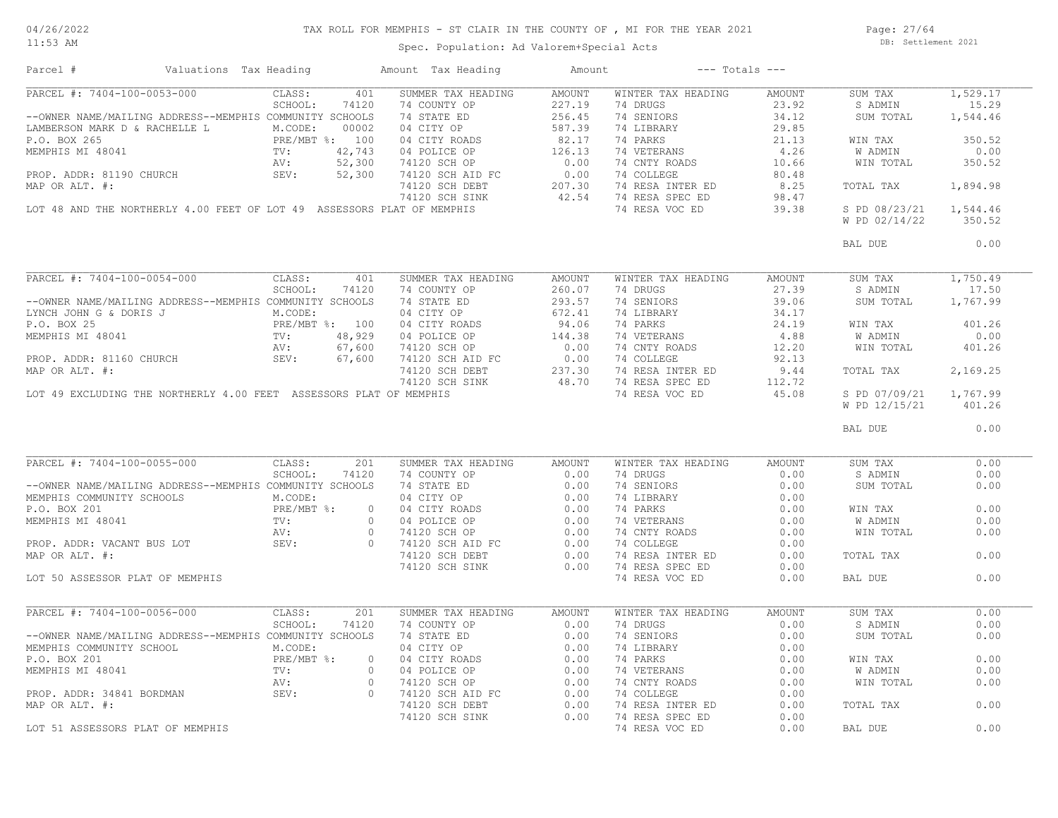# TAX ROLL FOR MEMPHIS - ST CLAIR IN THE COUNTY OF , MI FOR THE YEAR 2021

Spec. Population: Ad Valorem+Special Acts

DB: Settlement 2021

04/26/2022 11:53 AM

| Parcel # | Valuations | Tax Heading | Amount | Tax Heading | Amount | --- Totals --- | |
|---|---|---|---|---|---|---|---|
| PARCEL #: 7404-100-0053-000 | CLASS: 401 | SUMMER TAX HEADING | AMOUNT | WINTER TAX HEADING | AMOUNT | SUM TAX | 1,529.17 |
| | SCHOOL: 74120 | 74 COUNTY OP | 227.19 | 74 DRUGS | 23.92 | S ADMIN | 15.29 |
| --OWNER NAME/MAILING ADDRESS--MEMPHIS COMMUNITY SCHOOLS | | 74 STATE ED | 256.45 | 74 SENIORS | 34.12 | SUM TOTAL | 1,544.46 |
| LAMBERSON MARK D & RACHELLE L | M.CODE: 00002 | 04 CITY OP | 587.39 | 74 LIBRARY | 29.85 | | |
| P.O. BOX 265 | PRE/MBT %: 100 | 04 CITY ROADS | 82.17 | 74 PARKS | 21.13 | WIN TAX | 350.52 |
| MEMPHIS MI 48041 | TV: 42,743 | 04 POLICE OP | 126.13 | 74 VETERANS | 4.26 | W ADMIN | 0.00 |
| | AV: 52,300 | 74120 SCH OP | 0.00 | 74 CNTY ROADS | 10.66 | WIN TOTAL | 350.52 |
| PROP. ADDR: 81190 CHURCH | SEV: 52,300 | 74120 SCH AID FC | 0.00 | 74 COLLEGE | 80.48 | | |
| MAP OR ALT. #: | | 74120 SCH DEBT | 207.30 | 74 RESA INTER ED | 8.25 | TOTAL TAX | 1,894.98 |
| | | 74120 SCH SINK | 42.54 | 74 RESA SPEC ED | 98.47 | | |
| LOT 48 AND THE NORTHERLY 4.00 FEET OF LOT 49 ASSESSORS PLAT OF MEMPHIS | | | | 74 RESA VOC ED | 39.38 | S PD 08/23/21 | 1,544.46 |
| | | | | | | W PD 02/14/22 | 350.52 |
| | | | | | | BAL DUE | 0.00 |
| PARCEL #: 7404-100-0054-000 | CLASS: 401 | SUMMER TAX HEADING | AMOUNT | WINTER TAX HEADING | AMOUNT | SUM TAX | 1,750.49 |
| | SCHOOL: 74120 | 74 COUNTY OP | 260.07 | 74 DRUGS | 27.39 | S ADMIN | 17.50 |
| --OWNER NAME/MAILING ADDRESS--MEMPHIS COMMUNITY SCHOOLS | | 74 STATE ED | 293.57 | 74 SENIORS | 39.06 | SUM TOTAL | 1,767.99 |
| LYNCH JOHN G & DORIS J | M.CODE: | 04 CITY OP | 672.41 | 74 LIBRARY | 34.17 | | |
| P.O. BOX 25 | PRE/MBT %: 100 | 04 CITY ROADS | 94.06 | 74 PARKS | 24.19 | WIN TAX | 401.26 |
| MEMPHIS MI 48041 | TV: 48,929 | 04 POLICE OP | 144.38 | 74 VETERANS | 4.88 | W ADMIN | 0.00 |
| | AV: 67,600 | 74120 SCH OP | 0.00 | 74 CNTY ROADS | 12.20 | WIN TOTAL | 401.26 |
| PROP. ADDR: 81160 CHURCH | SEV: 67,600 | 74120 SCH AID FC | 0.00 | 74 COLLEGE | 92.13 | | |
| MAP OR ALT. #: | | 74120 SCH DEBT | 237.30 | 74 RESA INTER ED | 9.44 | TOTAL TAX | 2,169.25 |
| | | 74120 SCH SINK | 48.70 | 74 RESA SPEC ED | 112.72 | | |
| LOT 49 EXCLUDING THE NORTHERLY 4.00 FEET ASSESSORS PLAT OF MEMPHIS | | | | 74 RESA VOC ED | 45.08 | S PD 07/09/21 | 1,767.99 |
| | | | | | | W PD 12/15/21 | 401.26 |
| | | | | | | BAL DUE | 0.00 |
| PARCEL #: 7404-100-0055-000 | CLASS: 201 | SUMMER TAX HEADING | AMOUNT | WINTER TAX HEADING | AMOUNT | SUM TAX | 0.00 |
| | SCHOOL: 74120 | 74 COUNTY OP | 0.00 | 74 DRUGS | 0.00 | S ADMIN | 0.00 |
| --OWNER NAME/MAILING ADDRESS--MEMPHIS COMMUNITY SCHOOLS | | 74 STATE ED | 0.00 | 74 SENIORS | 0.00 | SUM TOTAL | 0.00 |
| MEMPHIS COMMUNITY SCHOOLS | M.CODE: | 04 CITY OP | 0.00 | 74 LIBRARY | 0.00 | | |
| P.O. BOX 201 | PRE/MBT %: 0 | 04 CITY ROADS | 0.00 | 74 PARKS | 0.00 | WIN TAX | 0.00 |
| MEMPHIS MI 48041 | TV: 0 | 04 POLICE OP | 0.00 | 74 VETERANS | 0.00 | W ADMIN | 0.00 |
| | AV: 0 | 74120 SCH OP | 0.00 | 74 CNTY ROADS | 0.00 | WIN TOTAL | 0.00 |
| PROP. ADDR: VACANT BUS LOT | SEV: 0 | 74120 SCH AID FC | 0.00 | 74 COLLEGE | 0.00 | | |
| MAP OR ALT. #: | | 74120 SCH DEBT | 0.00 | 74 RESA INTER ED | 0.00 | TOTAL TAX | 0.00 |
| | | 74120 SCH SINK | 0.00 | 74 RESA SPEC ED | 0.00 | | |
| LOT 50 ASSESSOR PLAT OF MEMPHIS | | | | 74 RESA VOC ED | 0.00 | BAL DUE | 0.00 |
| PARCEL #: 7404-100-0056-000 | CLASS: 201 | SUMMER TAX HEADING | AMOUNT | WINTER TAX HEADING | AMOUNT | SUM TAX | 0.00 |
| | SCHOOL: 74120 | 74 COUNTY OP | 0.00 | 74 DRUGS | 0.00 | S ADMIN | 0.00 |
| --OWNER NAME/MAILING ADDRESS--MEMPHIS COMMUNITY SCHOOLS | | 74 STATE ED | 0.00 | 74 SENIORS | 0.00 | SUM TOTAL | 0.00 |
| MEMPHIS COMMUNITY SCHOOL | M.CODE: | 04 CITY OP | 0.00 | 74 LIBRARY | 0.00 | | |
| P.O. BOX 201 | PRE/MBT %: 0 | 04 CITY ROADS | 0.00 | 74 PARKS | 0.00 | WIN TAX | 0.00 |
| MEMPHIS MI 48041 | TV: 0 | 04 POLICE OP | 0.00 | 74 VETERANS | 0.00 | W ADMIN | 0.00 |
| | AV: 0 | 74120 SCH OP | 0.00 | 74 CNTY ROADS | 0.00 | WIN TOTAL | 0.00 |
| PROP. ADDR: 34841 BORDMAN | SEV: 0 | 74120 SCH AID FC | 0.00 | 74 COLLEGE | 0.00 | | |
| MAP OR ALT. #: | | 74120 SCH DEBT | 0.00 | 74 RESA INTER ED | 0.00 | TOTAL TAX | 0.00 |
| | | 74120 SCH SINK | 0.00 | 74 RESA SPEC ED | 0.00 | | |
| LOT 51 ASSESSORS PLAT OF MEMPHIS | | | | 74 RESA VOC ED | 0.00 | BAL DUE | 0.00 |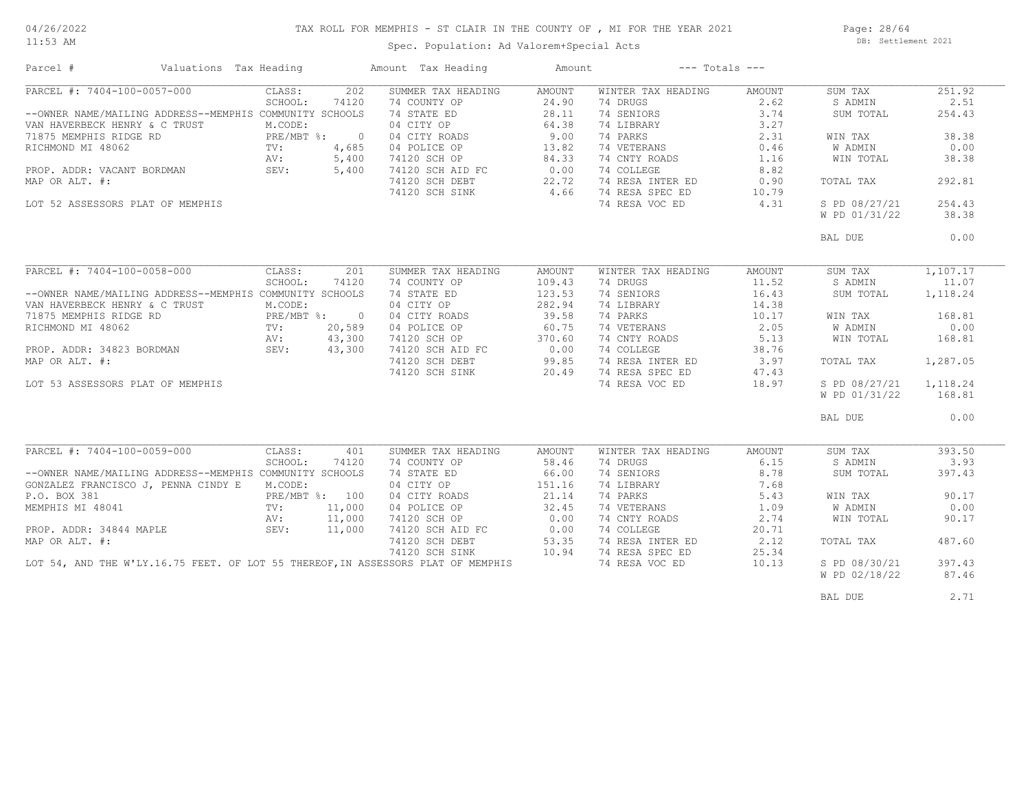# TAX ROLL FOR MEMPHIS - ST CLAIR IN THE COUNTY OF , MI FOR THE YEAR 2021

Spec. Population: Ad Valorem+Special Acts

04/26/2022 11:53 AM — DB: Settlement 2021

| Parcel # | Valuations | Tax Heading | Amount | Tax Heading | Amount | --- Totals --- | |
|---|---|---|---|---|---|---|---|

## PARCEL #: 7404-100-0057-000

CLASS: 202
SCHOOL: 74120
--OWNER NAME/MAILING ADDRESS--MEMPHIS COMMUNITY SCHOOLS
VAN HAVERBECK HENRY & C TRUST
71875 MEMPHIS RIDGE RD
RICHMOND MI 48062
M.CODE:
PRE/MBT %: 0
TV: 4,685
AV: 5,400
SEV: 5,400
PROP. ADDR: VACANT BORDMAN
MAP OR ALT. #:
LOT 52 ASSESSORS PLAT OF MEMPHIS

| SUMMER TAX HEADING | AMOUNT | WINTER TAX HEADING | AMOUNT | TOTALS | |
|---|---|---|---|---|---|
| 74 COUNTY OP | 24.90 | 74 DRUGS | 2.62 | SUM TAX | 251.92 |
| 74 STATE ED | 28.11 | 74 SENIORS | 3.74 | S ADMIN | 2.51 |
| 04 CITY OP | 64.38 | 74 LIBRARY | 3.27 | SUM TOTAL | 254.43 |
| 04 CITY ROADS | 9.00 | 74 PARKS | 2.31 | WIN TAX | 38.38 |
| 04 POLICE OP | 13.82 | 74 VETERANS | 0.46 | W ADMIN | 0.00 |
| 74120 SCH OP | 84.33 | 74 CNTY ROADS | 1.16 | WIN TOTAL | 38.38 |
| 74120 SCH AID FC | 0.00 | 74 COLLEGE | 8.82 | | |
| 74120 SCH DEBT | 22.72 | 74 RESA INTER ED | 0.90 | TOTAL TAX | 292.81 |
| 74120 SCH SINK | 4.66 | 74 RESA SPEC ED | 10.79 | | |
| | | 74 RESA VOC ED | 4.31 | S PD 08/27/21 | 254.43 |
| | | | | W PD 01/31/22 | 38.38 |
| | | | | BAL DUE | 0.00 |

## PARCEL #: 7404-100-0058-000

CLASS: 201
SCHOOL: 74120
--OWNER NAME/MAILING ADDRESS--MEMPHIS COMMUNITY SCHOOLS
VAN HAVERBECK HENRY & C TRUST
71875 MEMPHIS RIDGE RD
RICHMOND MI 48062
M.CODE:
PRE/MBT %: 0
TV: 20,589
AV: 43,300
SEV: 43,300
PROP. ADDR: 34823 BORDMAN
MAP OR ALT. #:
LOT 53 ASSESSORS PLAT OF MEMPHIS

| SUMMER TAX HEADING | AMOUNT | WINTER TAX HEADING | AMOUNT | TOTALS | |
|---|---|---|---|---|---|
| 74 COUNTY OP | 109.43 | 74 DRUGS | 11.52 | SUM TAX | 1,107.17 |
| 74 STATE ED | 123.53 | 74 SENIORS | 16.43 | S ADMIN | 11.07 |
| 04 CITY OP | 282.94 | 74 LIBRARY | 14.38 | SUM TOTAL | 1,118.24 |
| 04 CITY ROADS | 39.58 | 74 PARKS | 10.17 | WIN TAX | 168.81 |
| 04 POLICE OP | 60.75 | 74 VETERANS | 2.05 | W ADMIN | 0.00 |
| 74120 SCH OP | 370.60 | 74 CNTY ROADS | 5.13 | WIN TOTAL | 168.81 |
| 74120 SCH AID FC | 0.00 | 74 COLLEGE | 38.76 | | |
| 74120 SCH DEBT | 99.85 | 74 RESA INTER ED | 3.97 | TOTAL TAX | 1,287.05 |
| 74120 SCH SINK | 20.49 | 74 RESA SPEC ED | 47.43 | | |
| | | 74 RESA VOC ED | 18.97 | S PD 08/27/21 | 1,118.24 |
| | | | | W PD 01/31/22 | 168.81 |
| | | | | BAL DUE | 0.00 |

## PARCEL #: 7404-100-0059-000

CLASS: 401
SCHOOL: 74120
--OWNER NAME/MAILING ADDRESS--MEMPHIS COMMUNITY SCHOOLS
GONZALEZ FRANCISCO J, PENNA CINDY E
P.O. BOX 381
MEMPHIS MI 48041
M.CODE:
PRE/MBT %: 100
TV: 11,000
AV: 11,000
SEV: 11,000
PROP. ADDR: 34844 MAPLE
MAP OR ALT. #:
LOT 54, AND THE W'LY.16.75 FEET. OF LOT 55 THEREOF,IN ASSESSORS PLAT OF MEMPHIS

| SUMMER TAX HEADING | AMOUNT | WINTER TAX HEADING | AMOUNT | TOTALS | |
|---|---|---|---|---|---|
| 74 COUNTY OP | 58.46 | 74 DRUGS | 6.15 | SUM TAX | 393.50 |
| 74 STATE ED | 66.00 | 74 SENIORS | 8.78 | S ADMIN | 3.93 |
| 04 CITY OP | 151.16 | 74 LIBRARY | 7.68 | SUM TOTAL | 397.43 |
| 04 CITY ROADS | 21.14 | 74 PARKS | 5.43 | WIN TAX | 90.17 |
| 04 POLICE OP | 32.45 | 74 VETERANS | 1.09 | W ADMIN | 0.00 |
| 74120 SCH OP | 0.00 | 74 CNTY ROADS | 2.74 | WIN TOTAL | 90.17 |
| 74120 SCH AID FC | 0.00 | 74 COLLEGE | 20.71 | | |
| 74120 SCH DEBT | 53.35 | 74 RESA INTER ED | 2.12 | TOTAL TAX | 487.60 |
| 74120 SCH SINK | 10.94 | 74 RESA SPEC ED | 25.34 | | |
| | | 74 RESA VOC ED | 10.13 | S PD 08/30/21 | 397.43 |
| | | | | W PD 02/18/22 | 87.46 |
| | | | | BAL DUE | 2.71 |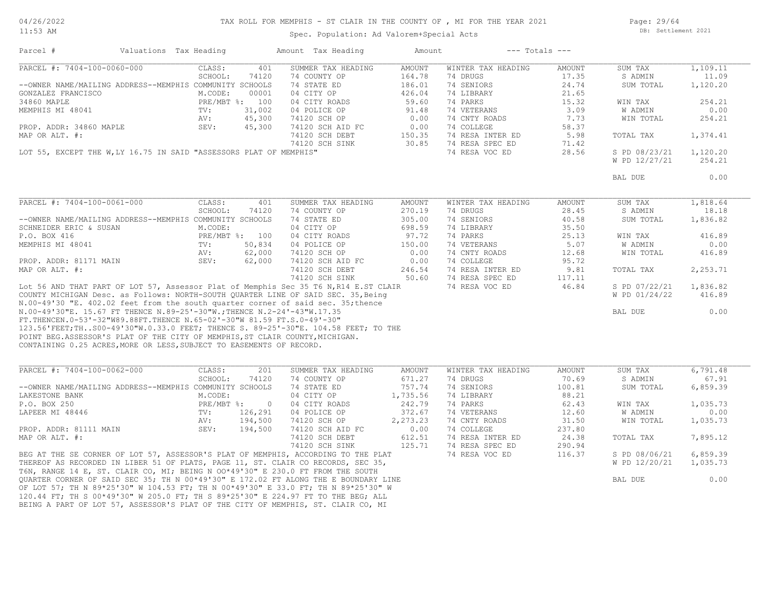# TAX ROLL FOR MEMPHIS - ST CLAIR IN THE COUNTY OF , MI FOR THE YEAR 2021

Spec. Population: Ad Valorem+Special Acts

04/26/2022 11:53 AM — DB: Settlement 2021

| Parcel # | Valuations | Tax Heading | Amount | Tax Heading | Amount | --- Totals --- | |
|---|---|---|---|---|---|---|---|

## PARCEL #: 7404-100-0060-000

| | | | | | | | |
|---|---|---|---|---|---|---|---|
| | CLASS: 401 | SUMMER TAX HEADING | AMOUNT | WINTER TAX HEADING | AMOUNT | SUM TAX | 1,109.11 |
| | SCHOOL: 74120 | 74 COUNTY OP | 164.78 | 74 DRUGS | 17.35 | S ADMIN | 11.09 |
| --OWNER NAME/MAILING ADDRESS--MEMPHIS COMMUNITY SCHOOLS | | 74 STATE ED | 186.01 | 74 SENIORS | 24.74 | SUM TOTAL | 1,120.20 |
| GONZALEZ FRANCISCO | M.CODE: 00001 | 04 CITY OP | 426.04 | 74 LIBRARY | 21.65 | | |
| 34860 MAPLE | PRE/MBT %: 100 | 04 CITY ROADS | 59.60 | 74 PARKS | 15.32 | WIN TAX | 254.21 |
| MEMPHIS MI 48041 | TV: 31,002 | 04 POLICE OP | 91.48 | 74 VETERANS | 3.09 | W ADMIN | 0.00 |
| | AV: 45,300 | 74120 SCH OP | 0.00 | 74 CNTY ROADS | 7.73 | WIN TOTAL | 254.21 |
| PROP. ADDR: 34860 MAPLE | SEV: 45,300 | 74120 SCH AID FC | 0.00 | 74 COLLEGE | 58.37 | | |
| MAP OR ALT. #: | | 74120 SCH DEBT | 150.35 | 74 RESA INTER ED | 5.98 | TOTAL TAX | 1,374.41 |
| | | 74120 SCH SINK | 30.85 | 74 RESA SPEC ED | 71.42 | | |
| | | | | 74 RESA VOC ED | 28.56 | S PD 08/23/21 | 1,120.20 |
| | | | | | | W PD 12/27/21 | 254.21 |
| | | | | | | BAL DUE | 0.00 |

LOT 55, EXCEPT THE W,LY 16.75 IN SAID "ASSESSORS PLAT OF MEMPHIS"

## PARCEL #: 7404-100-0061-000

| | | | | | | | |
|---|---|---|---|---|---|---|---|
| | CLASS: 401 | SUMMER TAX HEADING | AMOUNT | WINTER TAX HEADING | AMOUNT | SUM TAX | 1,818.64 |
| | SCHOOL: 74120 | 74 COUNTY OP | 270.19 | 74 DRUGS | 28.45 | S ADMIN | 18.18 |
| --OWNER NAME/MAILING ADDRESS--MEMPHIS COMMUNITY SCHOOLS | | 74 STATE ED | 305.00 | 74 SENIORS | 40.58 | SUM TOTAL | 1,836.82 |
| SCHNEIDER ERIC & SUSAN | M.CODE: | 04 CITY OP | 698.59 | 74 LIBRARY | 35.50 | | |
| P.O. BOX 416 | PRE/MBT %: 100 | 04 CITY ROADS | 97.72 | 74 PARKS | 25.13 | WIN TAX | 416.89 |
| MEMPHIS MI 48041 | TV: 50,834 | 04 POLICE OP | 150.00 | 74 VETERANS | 5.07 | W ADMIN | 0.00 |
| | AV: 62,000 | 74120 SCH OP | 0.00 | 74 CNTY ROADS | 12.68 | WIN TOTAL | 416.89 |
| PROP. ADDR: 81171 MAIN | SEV: 62,000 | 74120 SCH AID FC | 0.00 | 74 COLLEGE | 95.72 | | |
| MAP OR ALT. #: | | 74120 SCH DEBT | 246.54 | 74 RESA INTER ED | 9.81 | TOTAL TAX | 2,253.71 |
| | | 74120 SCH SINK | 50.60 | 74 RESA SPEC ED | 117.11 | | |
| | | | | 74 RESA VOC ED | 46.84 | S PD 07/22/21 | 1,836.82 |
| | | | | | | W PD 01/24/22 | 416.89 |
| | | | | | | BAL DUE | 0.00 |

Lot 56 AND THAT PART OF LOT 57, Assessor Plat of Memphis Sec 35 T6 N,R14 E.ST CLAIR COUNTY MICHIGAN Desc. as Follows: NORTH-SOUTH QUARTER LINE OF SAID SEC. 35,Being N.00-49'30 "E. 402.02 feet from the south quarter corner of said sec. 35;thence N.00-49'30"E. 15.67 FT THENCE N.89-25'-30"W.;THENCE N.2-24'-43"W.17.35 FT.THENCEN.0-53'-32"W89.88FT.THENCE N.65-02'-30"W 81.59 FT.S.0-49'-30" 123.56'FEET;TH..S00-49'30"W.0.33.0 FEET; THENCE S. 89-25'-30"E. 104.58 FEET; TO THE POINT BEG.ASSESSOR'S PLAT OF THE CITY OF MEMPHIS,ST CLAIR COUNTY,MICHIGAN. CONTAINING 0.25 ACRES,MORE OR LESS,SUBJECT TO EASEMENTS OF RECORD.

## PARCEL #: 7404-100-0062-000

| | | | | | | | |
|---|---|---|---|---|---|---|---|
| | CLASS: 201 | SUMMER TAX HEADING | AMOUNT | WINTER TAX HEADING | AMOUNT | SUM TAX | 6,791.48 |
| | SCHOOL: 74120 | 74 COUNTY OP | 671.27 | 74 DRUGS | 70.69 | S ADMIN | 67.91 |
| --OWNER NAME/MAILING ADDRESS--MEMPHIS COMMUNITY SCHOOLS | | 74 STATE ED | 757.74 | 74 SENIORS | 100.81 | SUM TOTAL | 6,859.39 |
| LAKESTONE BANK | M.CODE: | 04 CITY OP | 1,735.56 | 74 LIBRARY | 88.21 | | |
| P.O. BOX 250 | PRE/MBT %: 0 | 04 CITY ROADS | 242.79 | 74 PARKS | 62.43 | WIN TAX | 1,035.73 |
| LAPEER MI 48446 | TV: 126,291 | 04 POLICE OP | 372.67 | 74 VETERANS | 12.60 | W ADMIN | 0.00 |
| | AV: 194,500 | 74120 SCH OP | 2,273.23 | 74 CNTY ROADS | 31.50 | WIN TOTAL | 1,035.73 |
| PROP. ADDR: 81111 MAIN | SEV: 194,500 | 74120 SCH AID FC | 0.00 | 74 COLLEGE | 237.80 | | |
| MAP OR ALT. #: | | 74120 SCH DEBT | 612.51 | 74 RESA INTER ED | 24.38 | TOTAL TAX | 7,895.12 |
| | | 74120 SCH SINK | 125.71 | 74 RESA SPEC ED | 290.94 | | |
| | | | | 74 RESA VOC ED | 116.37 | S PD 08/06/21 | 6,859.39 |
| | | | | | | W PD 12/20/21 | 1,035.73 |
| | | | | | | BAL DUE | 0.00 |

BEG AT THE SE CORNER OF LOT 57, ASSESSOR'S PLAT OF MEMPHIS, ACCORDING TO THE PLAT THEREOF AS RECORDED IN LIBER 51 OF PLATS, PAGE 11, ST. CLAIR CO RECORDS, SEC 35, T6N, RANGE 14 E, ST. CLAIR CO, MI; BEING N OO*49'30" E 230.0 FT FROM THE SOUTH QUARTER CORNER OF SAID SEC 35; TH N 00*49'30" E 172.02 FT ALONG THE E BOUNDARY LINE OF LOT 57; TH N 89*25'30" W 104.53 FT; TH N 00*49'30" E 33.0 FT; TH N 89*25'30" W 120.44 FT; TH S 00*49'30" W 205.0 FT; TH S 89*25'30" E 224.97 FT TO THE BEG; ALL BEING A PART OF LOT 57, ASSESSOR'S PLAT OF THE CITY OF MEMPHIS, ST. CLAIR CO, MI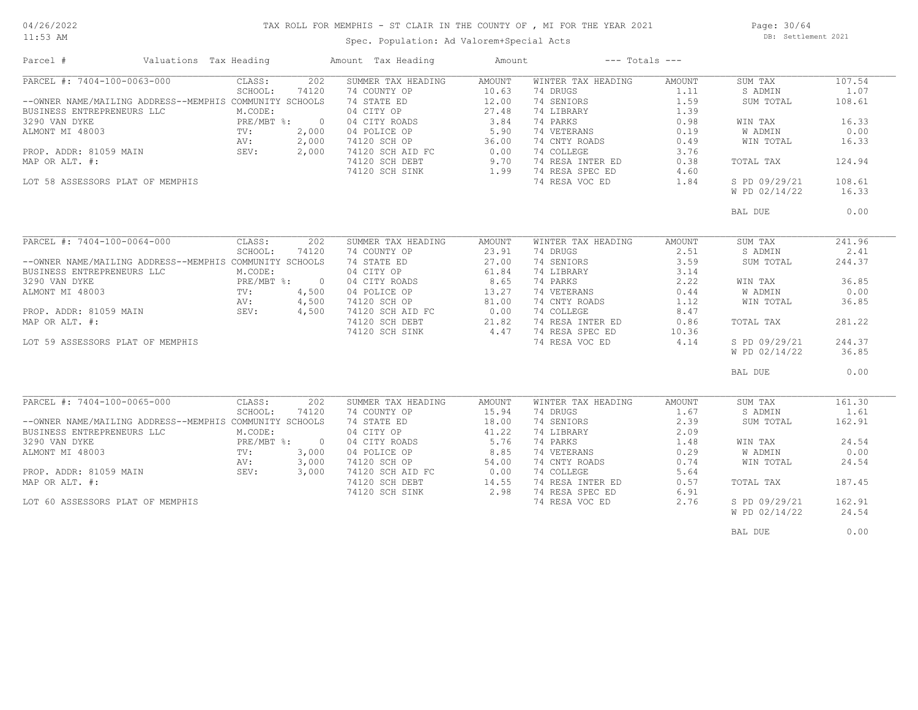# TAX ROLL FOR MEMPHIS - ST CLAIR IN THE COUNTY OF , MI FOR THE YEAR 2021

Spec. Population: Ad Valorem+Special Acts

DB: Settlement 2021

04/26/2022 11:53 AM

| Parcel # | Valuations | Tax Heading | Amount | Tax Heading | Amount | --- Totals --- | |
|---|---|---|---|---|---|---|---|
| PARCEL #: 7404-100-0063-000 | CLASS: 202 | SUMMER TAX HEADING | AMOUNT | WINTER TAX HEADING | AMOUNT | SUM TAX | 107.54 |
| | SCHOOL: 74120 | 74 COUNTY OP | 10.63 | 74 DRUGS | 1.11 | S ADMIN | 1.07 |
| --OWNER NAME/MAILING ADDRESS--MEMPHIS COMMUNITY SCHOOLS | | 74 STATE ED | 12.00 | 74 SENIORS | 1.59 | SUM TOTAL | 108.61 |
| BUSINESS ENTREPRENEURS LLC | M.CODE: | 04 CITY OP | 27.48 | 74 LIBRARY | 1.39 | | |
| 3290 VAN DYKE | PRE/MBT %: 0 | 04 CITY ROADS | 3.84 | 74 PARKS | 0.98 | WIN TAX | 16.33 |
| ALMONT MI 48003 | TV: 2,000 | 04 POLICE OP | 5.90 | 74 VETERANS | 0.19 | W ADMIN | 0.00 |
| | AV: 2,000 | 74120 SCH OP | 36.00 | 74 CNTY ROADS | 0.49 | WIN TOTAL | 16.33 |
| PROP. ADDR: 81059 MAIN | SEV: 2,000 | 74120 SCH AID FC | 0.00 | 74 COLLEGE | 3.76 | | |
| MAP OR ALT. #: | | 74120 SCH DEBT | 9.70 | 74 RESA INTER ED | 0.38 | TOTAL TAX | 124.94 |
| | | 74120 SCH SINK | 1.99 | 74 RESA SPEC ED | 4.60 | | |
| LOT 58 ASSESSORS PLAT OF MEMPHIS | | | | 74 RESA VOC ED | 1.84 | S PD 09/29/21 | 108.61 |
| | | | | | | W PD 02/14/22 | 16.33 |
| | | | | | | BAL DUE | 0.00 |
| PARCEL #: 7404-100-0064-000 | CLASS: 202 | SUMMER TAX HEADING | AMOUNT | WINTER TAX HEADING | AMOUNT | SUM TAX | 241.96 |
| | SCHOOL: 74120 | 74 COUNTY OP | 23.91 | 74 DRUGS | 2.51 | S ADMIN | 2.41 |
| --OWNER NAME/MAILING ADDRESS--MEMPHIS COMMUNITY SCHOOLS | | 74 STATE ED | 27.00 | 74 SENIORS | 3.59 | SUM TOTAL | 244.37 |
| BUSINESS ENTREPRENEURS LLC | M.CODE: | 04 CITY OP | 61.84 | 74 LIBRARY | 3.14 | | |
| 3290 VAN DYKE | PRE/MBT %: 0 | 04 CITY ROADS | 8.65 | 74 PARKS | 2.22 | WIN TAX | 36.85 |
| ALMONT MI 48003 | TV: 4,500 | 04 POLICE OP | 13.27 | 74 VETERANS | 0.44 | W ADMIN | 0.00 |
| | AV: 4,500 | 74120 SCH OP | 81.00 | 74 CNTY ROADS | 1.12 | WIN TOTAL | 36.85 |
| PROP. ADDR: 81059 MAIN | SEV: 4,500 | 74120 SCH AID FC | 0.00 | 74 COLLEGE | 8.47 | | |
| MAP OR ALT. #: | | 74120 SCH DEBT | 21.82 | 74 RESA INTER ED | 0.86 | TOTAL TAX | 281.22 |
| | | 74120 SCH SINK | 4.47 | 74 RESA SPEC ED | 10.36 | | |
| LOT 59 ASSESSORS PLAT OF MEMPHIS | | | | 74 RESA VOC ED | 4.14 | S PD 09/29/21 | 244.37 |
| | | | | | | W PD 02/14/22 | 36.85 |
| | | | | | | BAL DUE | 0.00 |
| PARCEL #: 7404-100-0065-000 | CLASS: 202 | SUMMER TAX HEADING | AMOUNT | WINTER TAX HEADING | AMOUNT | SUM TAX | 161.30 |
| | SCHOOL: 74120 | 74 COUNTY OP | 15.94 | 74 DRUGS | 1.67 | S ADMIN | 1.61 |
| --OWNER NAME/MAILING ADDRESS--MEMPHIS COMMUNITY SCHOOLS | | 74 STATE ED | 18.00 | 74 SENIORS | 2.39 | SUM TOTAL | 162.91 |
| BUSINESS ENTREPRENEURS LLC | M.CODE: | 04 CITY OP | 41.22 | 74 LIBRARY | 2.09 | | |
| 3290 VAN DYKE | PRE/MBT %: 0 | 04 CITY ROADS | 5.76 | 74 PARKS | 1.48 | WIN TAX | 24.54 |
| ALMONT MI 48003 | TV: 3,000 | 04 POLICE OP | 8.85 | 74 VETERANS | 0.29 | W ADMIN | 0.00 |
| | AV: 3,000 | 74120 SCH OP | 54.00 | 74 CNTY ROADS | 0.74 | WIN TOTAL | 24.54 |
| PROP. ADDR: 81059 MAIN | SEV: 3,000 | 74120 SCH AID FC | 0.00 | 74 COLLEGE | 5.64 | | |
| MAP OR ALT. #: | | 74120 SCH DEBT | 14.55 | 74 RESA INTER ED | 0.57 | TOTAL TAX | 187.45 |
| | | 74120 SCH SINK | 2.98 | 74 RESA SPEC ED | 6.91 | | |
| LOT 60 ASSESSORS PLAT OF MEMPHIS | | | | 74 RESA VOC ED | 2.76 | S PD 09/29/21 | 162.91 |
| | | | | | | W PD 02/14/22 | 24.54 |
| | | | | | | BAL DUE | 0.00 |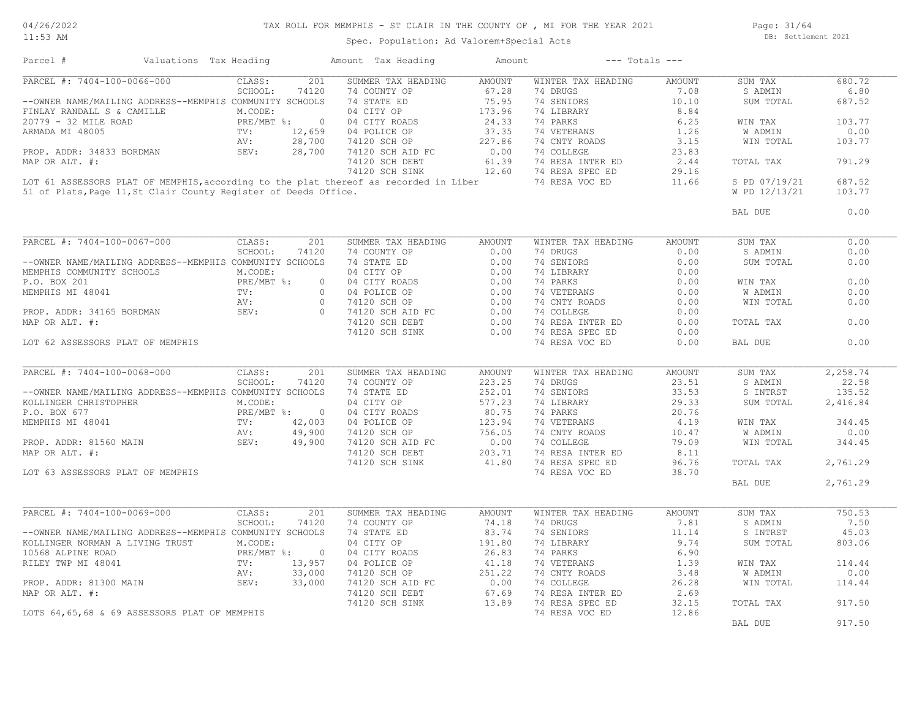TAX ROLL FOR MEMPHIS - ST CLAIR IN THE COUNTY OF , MI FOR THE YEAR 2021

Spec. Population: Ad Valorem+Special Acts

DB: Settlement 2021

| Parcel # | Valuations | Tax Heading | Amount | Tax Heading | Amount | --- Totals --- | |
|---|---|---|---|---|---|---|---|

## PARCEL #: 7404-100-0066-000

| Field | Value | SUMMER TAX HEADING | AMOUNT | WINTER TAX HEADING | AMOUNT | Totals | |
|---|---|---|---|---|---|---|---|
| CLASS: | 201 | 74 COUNTY OP | 67.28 | 74 DRUGS | 7.08 | SUM TAX | 680.72 |
| SCHOOL: | 74120 | 74 STATE ED | 75.95 | 74 SENIORS | 10.10 | S ADMIN | 6.80 |
| M.CODE: | | 04 CITY OP | 173.96 | 74 LIBRARY | 8.84 | SUM TOTAL | 687.52 |
| PRE/MBT %: | 0 | 04 CITY ROADS | 24.33 | 74 PARKS | 6.25 | WIN TAX | 103.77 |
| TV: | 12,659 | 04 POLICE OP | 37.35 | 74 VETERANS | 1.26 | W ADMIN | 0.00 |
| AV: | 28,700 | 74120 SCH OP | 227.86 | 74 CNTY ROADS | 3.15 | WIN TOTAL | 103.77 |
| SEV: | 28,700 | 74120 SCH AID FC | 0.00 | 74 COLLEGE | 23.83 | TOTAL TAX | 791.29 |
| | | 74120 SCH DEBT | 61.39 | 74 RESA INTER ED | 2.44 | S PD 07/19/21 | 687.52 |
| | | 74120 SCH SINK | 12.60 | 74 RESA SPEC ED | 29.16 | W PD 12/13/21 | 103.77 |
| | | | | 74 RESA VOC ED | 11.66 | BAL DUE | 0.00 |

--OWNER NAME/MAILING ADDRESS--MEMPHIS COMMUNITY SCHOOLS
FINLAY RANDALL S & CAMILLE
20779 - 32 MILE ROAD
ARMADA MI 48005

PROP. ADDR: 34833 BORDMAN
MAP OR ALT. #:

LOT 61 ASSESSORS PLAT OF MEMPHIS,according to the plat thereof as recorded in Liber 51 of Plats,Page 11,St Clair County Register of Deeds Office.

## PARCEL #: 7404-100-0067-000

| Field | Value | SUMMER TAX HEADING | AMOUNT | WINTER TAX HEADING | AMOUNT | Totals | |
|---|---|---|---|---|---|---|---|
| CLASS: | 201 | 74 COUNTY OP | 0.00 | 74 DRUGS | 0.00 | SUM TAX | 0.00 |
| SCHOOL: | 74120 | 74 STATE ED | 0.00 | 74 SENIORS | 0.00 | S ADMIN | 0.00 |
| M.CODE: | | 04 CITY OP | 0.00 | 74 LIBRARY | 0.00 | SUM TOTAL | 0.00 |
| PRE/MBT %: | 0 | 04 CITY ROADS | 0.00 | 74 PARKS | 0.00 | WIN TAX | 0.00 |
| TV: | 0 | 04 POLICE OP | 0.00 | 74 VETERANS | 0.00 | W ADMIN | 0.00 |
| AV: | 0 | 74120 SCH OP | 0.00 | 74 CNTY ROADS | 0.00 | WIN TOTAL | 0.00 |
| SEV: | 0 | 74120 SCH AID FC | 0.00 | 74 COLLEGE | 0.00 | TOTAL TAX | 0.00 |
| | | 74120 SCH DEBT | 0.00 | 74 RESA INTER ED | 0.00 | | |
| | | 74120 SCH SINK | 0.00 | 74 RESA SPEC ED | 0.00 | | |
| | | | | 74 RESA VOC ED | 0.00 | BAL DUE | 0.00 |

--OWNER NAME/MAILING ADDRESS--MEMPHIS COMMUNITY SCHOOLS
MEMPHIS COMMUNITY SCHOOLS
P.O. BOX 201
MEMPHIS MI 48041

PROP. ADDR: 34165 BORDMAN
MAP OR ALT. #:

LOT 62 ASSESSORS PLAT OF MEMPHIS

## PARCEL #: 7404-100-0068-000

| Field | Value | SUMMER TAX HEADING | AMOUNT | WINTER TAX HEADING | AMOUNT | Totals | |
|---|---|---|---|---|---|---|---|
| CLASS: | 201 | 74 COUNTY OP | 223.25 | 74 DRUGS | 23.51 | SUM TAX | 2,258.74 |
| SCHOOL: | 74120 | 74 STATE ED | 252.01 | 74 SENIORS | 33.53 | S ADMIN | 22.58 |
| M.CODE: | | 04 CITY OP | 577.23 | 74 LIBRARY | 29.33 | S INTRST | 135.52 |
| PRE/MBT %: | 0 | 04 CITY ROADS | 80.75 | 74 PARKS | 20.76 | SUM TOTAL | 2,416.84 |
| TV: | 42,003 | 04 POLICE OP | 123.94 | 74 VETERANS | 4.19 | WIN TAX | 344.45 |
| AV: | 49,900 | 74120 SCH OP | 756.05 | 74 CNTY ROADS | 10.47 | W ADMIN | 0.00 |
| SEV: | 49,900 | 74120 SCH AID FC | 0.00 | 74 COLLEGE | 79.09 | WIN TOTAL | 344.45 |
| | | 74120 SCH DEBT | 203.71 | 74 RESA INTER ED | 8.11 | | |
| | | 74120 SCH SINK | 41.80 | 74 RESA SPEC ED | 96.76 | TOTAL TAX | 2,761.29 |
| | | | | 74 RESA VOC ED | 38.70 | BAL DUE | 2,761.29 |

--OWNER NAME/MAILING ADDRESS--MEMPHIS COMMUNITY SCHOOLS
KOLLINGER CHRISTOPHER
P.O. BOX 677
MEMPHIS MI 48041

PROP. ADDR: 81560 MAIN
MAP OR ALT. #:

LOT 63 ASSESSORS PLAT OF MEMPHIS

## PARCEL #: 7404-100-0069-000

| Field | Value | SUMMER TAX HEADING | AMOUNT | WINTER TAX HEADING | AMOUNT | Totals | |
|---|---|---|---|---|---|---|---|
| CLASS: | 201 | 74 COUNTY OP | 74.18 | 74 DRUGS | 7.81 | SUM TAX | 750.53 |
| SCHOOL: | 74120 | 74 STATE ED | 83.74 | 74 SENIORS | 11.14 | S ADMIN | 7.50 |
| M.CODE: | | 04 CITY OP | 191.80 | 74 LIBRARY | 9.74 | S INTRST | 45.03 |
| PRE/MBT %: | 0 | 04 CITY ROADS | 26.83 | 74 PARKS | 6.90 | SUM TOTAL | 803.06 |
| TV: | 13,957 | 04 POLICE OP | 41.18 | 74 VETERANS | 1.39 | WIN TAX | 114.44 |
| AV: | 33,000 | 74120 SCH OP | 251.22 | 74 CNTY ROADS | 3.48 | W ADMIN | 0.00 |
| SEV: | 33,000 | 74120 SCH AID FC | 0.00 | 74 COLLEGE | 26.28 | WIN TOTAL | 114.44 |
| | | 74120 SCH DEBT | 67.69 | 74 RESA INTER ED | 2.69 | | |
| | | 74120 SCH SINK | 13.89 | 74 RESA SPEC ED | 32.15 | TOTAL TAX | 917.50 |
| | | | | 74 RESA VOC ED | 12.86 | BAL DUE | 917.50 |

--OWNER NAME/MAILING ADDRESS--MEMPHIS COMMUNITY SCHOOLS
KOLLINGER NORMAN A LIVING TRUST
10568 ALPINE ROAD
RILEY TWP MI 48041

PROP. ADDR: 81300 MAIN
MAP OR ALT. #:

LOTS 64,65,68 & 69 ASSESSORS PLAT OF MEMPHIS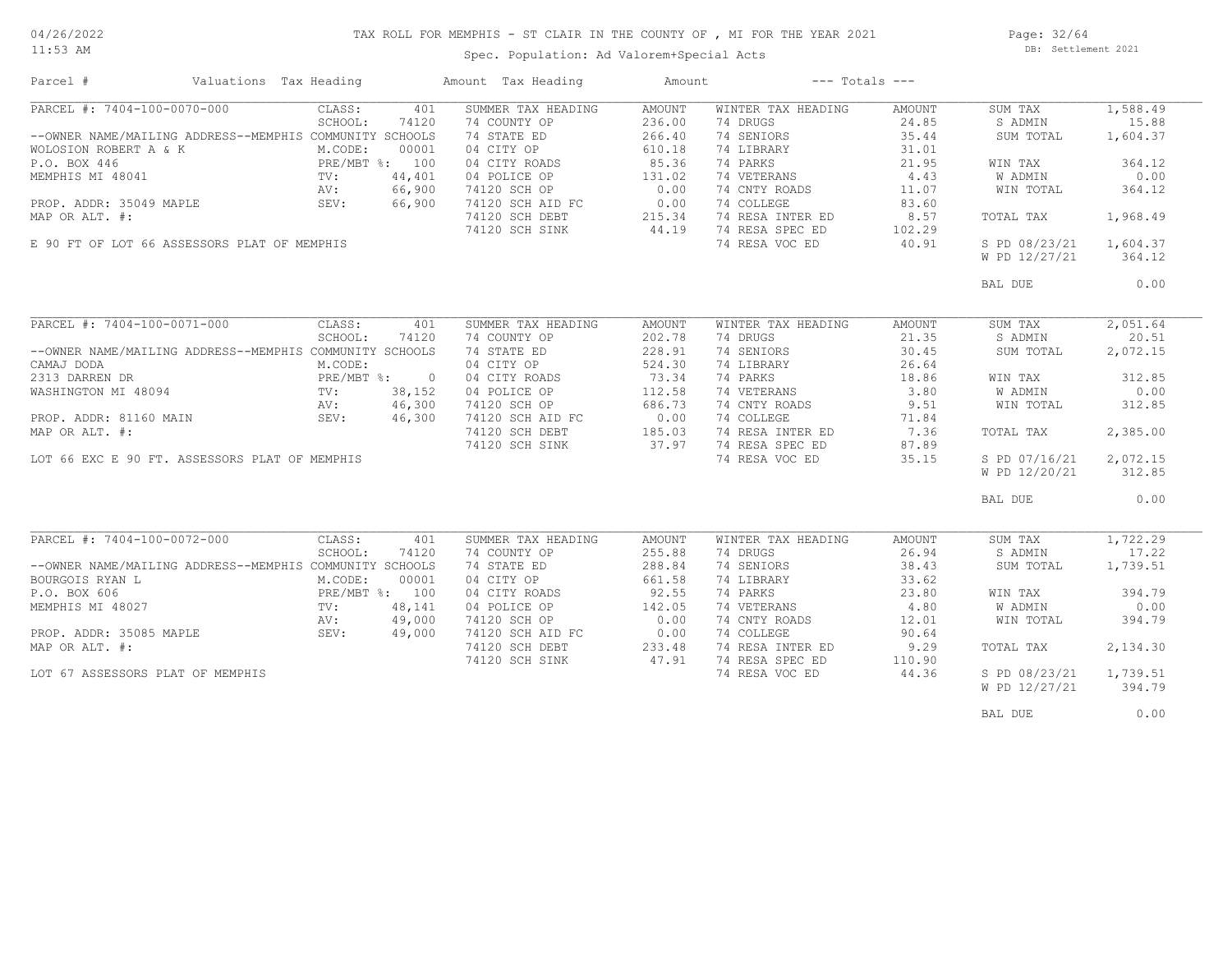# TAX ROLL FOR MEMPHIS - ST CLAIR IN THE COUNTY OF , MI FOR THE YEAR 2021

04/26/2022
11:53 AM

Spec. Population: Ad Valorem+Special Acts

DB: Settlement 2021

| Parcel # | Valuations | Tax Heading | Amount | Tax Heading | Amount | --- Totals --- | |
|---|---|---|---|---|---|---|---|

## PARCEL #: 7404-100-0070-000

| Field | Value | Summer Tax Heading | Amount | Winter Tax Heading | Amount | Totals | |
|---|---|---|---|---|---|---|---|
| CLASS: | 401 | SUMMER TAX HEADING | AMOUNT | WINTER TAX HEADING | AMOUNT | SUM TAX | 1,588.49 |
| SCHOOL: | 74120 | 74 COUNTY OP | 236.00 | 74 DRUGS | 24.85 | S ADMIN | 15.88 |
| --OWNER NAME/MAILING ADDRESS--MEMPHIS COMMUNITY SCHOOLS | | 74 STATE ED | 266.40 | 74 SENIORS | 35.44 | SUM TOTAL | 1,604.37 |
| WOLOSION ROBERT A & K | M.CODE: 00001 | 04 CITY OP | 610.18 | 74 LIBRARY | 31.01 | | |
| P.O. BOX 446 | PRE/MBT %: 100 | 04 CITY ROADS | 85.36 | 74 PARKS | 21.95 | WIN TAX | 364.12 |
| MEMPHIS MI 48041 | TV: 44,401 | 04 POLICE OP | 131.02 | 74 VETERANS | 4.43 | W ADMIN | 0.00 |
| | AV: 66,900 | 74120 SCH OP | 0.00 | 74 CNTY ROADS | 11.07 | WIN TOTAL | 364.12 |
| PROP. ADDR: 35049 MAPLE | SEV: 66,900 | 74120 SCH AID FC | 0.00 | 74 COLLEGE | 83.60 | | |
| MAP OR ALT. #: | | 74120 SCH DEBT | 215.34 | 74 RESA INTER ED | 8.57 | TOTAL TAX | 1,968.49 |
| | | 74120 SCH SINK | 44.19 | 74 RESA SPEC ED | 102.29 | | |
| E 90 FT OF LOT 66 ASSESSORS PLAT OF MEMPHIS | | | | 74 RESA VOC ED | 40.91 | S PD 08/23/21 | 1,604.37 |
| | | | | | | W PD 12/27/21 | 364.12 |
| | | | | | | BAL DUE | 0.00 |

## PARCEL #: 7404-100-0071-000

| Field | Value | Summer Tax Heading | Amount | Winter Tax Heading | Amount | Totals | |
|---|---|---|---|---|---|---|---|
| CLASS: | 401 | SUMMER TAX HEADING | AMOUNT | WINTER TAX HEADING | AMOUNT | SUM TAX | 2,051.64 |
| SCHOOL: | 74120 | 74 COUNTY OP | 202.78 | 74 DRUGS | 21.35 | S ADMIN | 20.51 |
| --OWNER NAME/MAILING ADDRESS--MEMPHIS COMMUNITY SCHOOLS | | 74 STATE ED | 228.91 | 74 SENIORS | 30.45 | SUM TOTAL | 2,072.15 |
| CAMAJ DODA | M.CODE: | 04 CITY OP | 524.30 | 74 LIBRARY | 26.64 | | |
| 2313 DARREN DR | PRE/MBT %: 0 | 04 CITY ROADS | 73.34 | 74 PARKS | 18.86 | WIN TAX | 312.85 |
| WASHINGTON MI 48094 | TV: 38,152 | 04 POLICE OP | 112.58 | 74 VETERANS | 3.80 | W ADMIN | 0.00 |
| | AV: 46,300 | 74120 SCH OP | 686.73 | 74 CNTY ROADS | 9.51 | WIN TOTAL | 312.85 |
| PROP. ADDR: 81160 MAIN | SEV: 46,300 | 74120 SCH AID FC | 0.00 | 74 COLLEGE | 71.84 | | |
| MAP OR ALT. #: | | 74120 SCH DEBT | 185.03 | 74 RESA INTER ED | 7.36 | TOTAL TAX | 2,385.00 |
| | | 74120 SCH SINK | 37.97 | 74 RESA SPEC ED | 87.89 | | |
| LOT 66 EXC E 90 FT. ASSESSORS PLAT OF MEMPHIS | | | | 74 RESA VOC ED | 35.15 | S PD 07/16/21 | 2,072.15 |
| | | | | | | W PD 12/20/21 | 312.85 |
| | | | | | | BAL DUE | 0.00 |

## PARCEL #: 7404-100-0072-000

| Field | Value | Summer Tax Heading | Amount | Winter Tax Heading | Amount | Totals | |
|---|---|---|---|---|---|---|---|
| CLASS: | 401 | SUMMER TAX HEADING | AMOUNT | WINTER TAX HEADING | AMOUNT | SUM TAX | 1,722.29 |
| SCHOOL: | 74120 | 74 COUNTY OP | 255.88 | 74 DRUGS | 26.94 | S ADMIN | 17.22 |
| --OWNER NAME/MAILING ADDRESS--MEMPHIS COMMUNITY SCHOOLS | | 74 STATE ED | 288.84 | 74 SENIORS | 38.43 | SUM TOTAL | 1,739.51 |
| BOURGOIS RYAN L | M.CODE: 00001 | 04 CITY OP | 661.58 | 74 LIBRARY | 33.62 | | |
| P.O. BOX 606 | PRE/MBT %: 100 | 04 CITY ROADS | 92.55 | 74 PARKS | 23.80 | WIN TAX | 394.79 |
| MEMPHIS MI 48027 | TV: 48,141 | 04 POLICE OP | 142.05 | 74 VETERANS | 4.80 | W ADMIN | 0.00 |
| | AV: 49,000 | 74120 SCH OP | 0.00 | 74 CNTY ROADS | 12.01 | WIN TOTAL | 394.79 |
| PROP. ADDR: 35085 MAPLE | SEV: 49,000 | 74120 SCH AID FC | 0.00 | 74 COLLEGE | 90.64 | | |
| MAP OR ALT. #: | | 74120 SCH DEBT | 233.48 | 74 RESA INTER ED | 9.29 | TOTAL TAX | 2,134.30 |
| | | 74120 SCH SINK | 47.91 | 74 RESA SPEC ED | 110.90 | | |
| LOT 67 ASSESSORS PLAT OF MEMPHIS | | | | 74 RESA VOC ED | 44.36 | S PD 08/23/21 | 1,739.51 |
| | | | | | | W PD 12/27/21 | 394.79 |
| | | | | | | BAL DUE | 0.00 |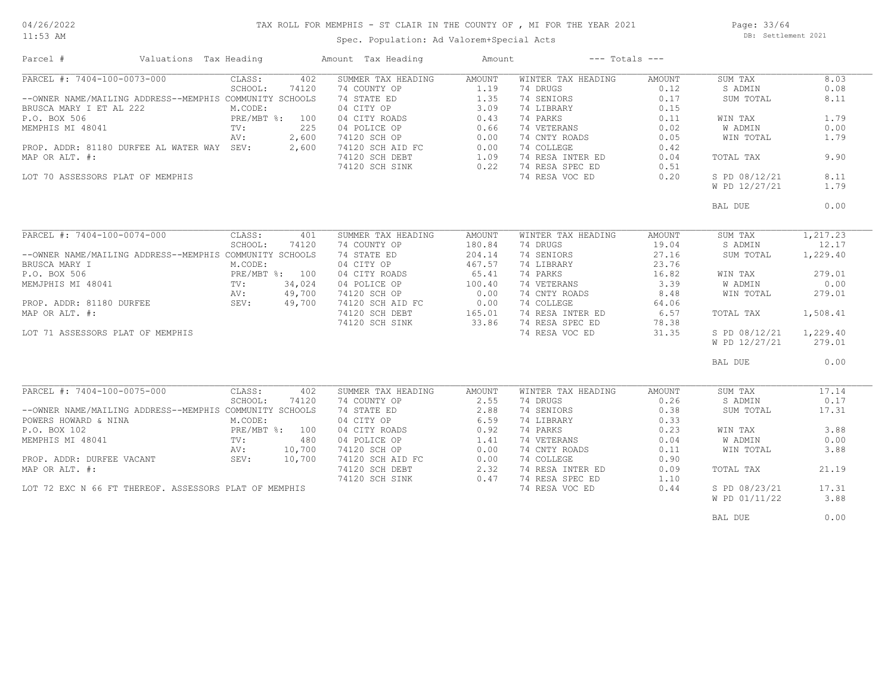# TAX ROLL FOR MEMPHIS - ST CLAIR IN THE COUNTY OF , MI FOR THE YEAR 2021

Spec. Population: Ad Valorem+Special Acts

04/26/2022
11:53 AM

DB: Settlement 2021

| Parcel # | Valuations | Tax Heading | Amount | Tax Heading | Amount | --- Totals --- | |
|---|---|---|---|---|---|---|---|
| PARCEL #: 7404-100-0073-000 | CLASS: 402 | SUMMER TAX HEADING | AMOUNT | WINTER TAX HEADING | AMOUNT | SUM TAX | 8.03 |
| | SCHOOL: 74120 | 74 COUNTY OP | 1.19 | 74 DRUGS | 0.12 | S ADMIN | 0.08 |
| --OWNER NAME/MAILING ADDRESS--MEMPHIS COMMUNITY SCHOOLS | | 74 STATE ED | 1.35 | 74 SENIORS | 0.17 | SUM TOTAL | 8.11 |
| BRUSCA MARY I ET AL 222 | M.CODE: | 04 CITY OP | 3.09 | 74 LIBRARY | 0.15 | | |
| P.O. BOX 506 | PRE/MBT %: 100 | 04 CITY ROADS | 0.43 | 74 PARKS | 0.11 | WIN TAX | 1.79 |
| MEMPHIS MI 48041 | TV: 225 | 04 POLICE OP | 0.66 | 74 VETERANS | 0.02 | W ADMIN | 0.00 |
| | AV: 2,600 | 74120 SCH OP | 0.00 | 74 CNTY ROADS | 0.05 | WIN TOTAL | 1.79 |
| PROP. ADDR: 81180 DURFEE AL WATER WAY | SEV: 2,600 | 74120 SCH AID FC | 0.00 | 74 COLLEGE | 0.42 | | |
| MAP OR ALT. #: | | 74120 SCH DEBT | 1.09 | 74 RESA INTER ED | 0.04 | TOTAL TAX | 9.90 |
| | | 74120 SCH SINK | 0.22 | 74 RESA SPEC ED | 0.51 | | |
| LOT 70 ASSESSORS PLAT OF MEMPHIS | | | | 74 RESA VOC ED | 0.20 | S PD 08/12/21 | 8.11 |
| | | | | | | W PD 12/27/21 | 1.79 |
| | | | | | | BAL DUE | 0.00 |
| PARCEL #: 7404-100-0074-000 | CLASS: 401 | SUMMER TAX HEADING | AMOUNT | WINTER TAX HEADING | AMOUNT | SUM TAX | 1,217.23 |
| | SCHOOL: 74120 | 74 COUNTY OP | 180.84 | 74 DRUGS | 19.04 | S ADMIN | 12.17 |
| --OWNER NAME/MAILING ADDRESS--MEMPHIS COMMUNITY SCHOOLS | | 74 STATE ED | 204.14 | 74 SENIORS | 27.16 | SUM TOTAL | 1,229.40 |
| BRUSCA MARY I | M.CODE: | 04 CITY OP | 467.57 | 74 LIBRARY | 23.76 | | |
| P.O. BOX 506 | PRE/MBT %: 100 | 04 CITY ROADS | 65.41 | 74 PARKS | 16.82 | WIN TAX | 279.01 |
| MEMJPHIS MI 48041 | TV: 34,024 | 04 POLICE OP | 100.40 | 74 VETERANS | 3.39 | W ADMIN | 0.00 |
| | AV: 49,700 | 74120 SCH OP | 0.00 | 74 CNTY ROADS | 8.48 | WIN TOTAL | 279.01 |
| PROP. ADDR: 81180 DURFEE | SEV: 49,700 | 74120 SCH AID FC | 0.00 | 74 COLLEGE | 64.06 | | |
| MAP OR ALT. #: | | 74120 SCH DEBT | 165.01 | 74 RESA INTER ED | 6.57 | TOTAL TAX | 1,508.41 |
| | | 74120 SCH SINK | 33.86 | 74 RESA SPEC ED | 78.38 | | |
| LOT 71 ASSESSORS PLAT OF MEMPHIS | | | | 74 RESA VOC ED | 31.35 | S PD 08/12/21 | 1,229.40 |
| | | | | | | W PD 12/27/21 | 279.01 |
| | | | | | | BAL DUE | 0.00 |
| PARCEL #: 7404-100-0075-000 | CLASS: 402 | SUMMER TAX HEADING | AMOUNT | WINTER TAX HEADING | AMOUNT | SUM TAX | 17.14 |
| | SCHOOL: 74120 | 74 COUNTY OP | 2.55 | 74 DRUGS | 0.26 | S ADMIN | 0.17 |
| --OWNER NAME/MAILING ADDRESS--MEMPHIS COMMUNITY SCHOOLS | | 74 STATE ED | 2.88 | 74 SENIORS | 0.38 | SUM TOTAL | 17.31 |
| POWERS HOWARD & NINA | M.CODE: | 04 CITY OP | 6.59 | 74 LIBRARY | 0.33 | | |
| P.O. BOX 102 | PRE/MBT %: 100 | 04 CITY ROADS | 0.92 | 74 PARKS | 0.23 | WIN TAX | 3.88 |
| MEMPHIS MI 48041 | TV: 480 | 04 POLICE OP | 1.41 | 74 VETERANS | 0.04 | W ADMIN | 0.00 |
| | AV: 10,700 | 74120 SCH OP | 0.00 | 74 CNTY ROADS | 0.11 | WIN TOTAL | 3.88 |
| PROP. ADDR: DURFEE VACANT | SEV: 10,700 | 74120 SCH AID FC | 0.00 | 74 COLLEGE | 0.90 | | |
| MAP OR ALT. #: | | 74120 SCH DEBT | 2.32 | 74 RESA INTER ED | 0.09 | TOTAL TAX | 21.19 |
| | | 74120 SCH SINK | 0.47 | 74 RESA SPEC ED | 1.10 | | |
| LOT 72 EXC N 66 FT THEREOF. ASSESSORS PLAT OF MEMPHIS | | | | 74 RESA VOC ED | 0.44 | S PD 08/23/21 | 17.31 |
| | | | | | | W PD 01/11/22 | 3.88 |
| | | | | | | BAL DUE | 0.00 |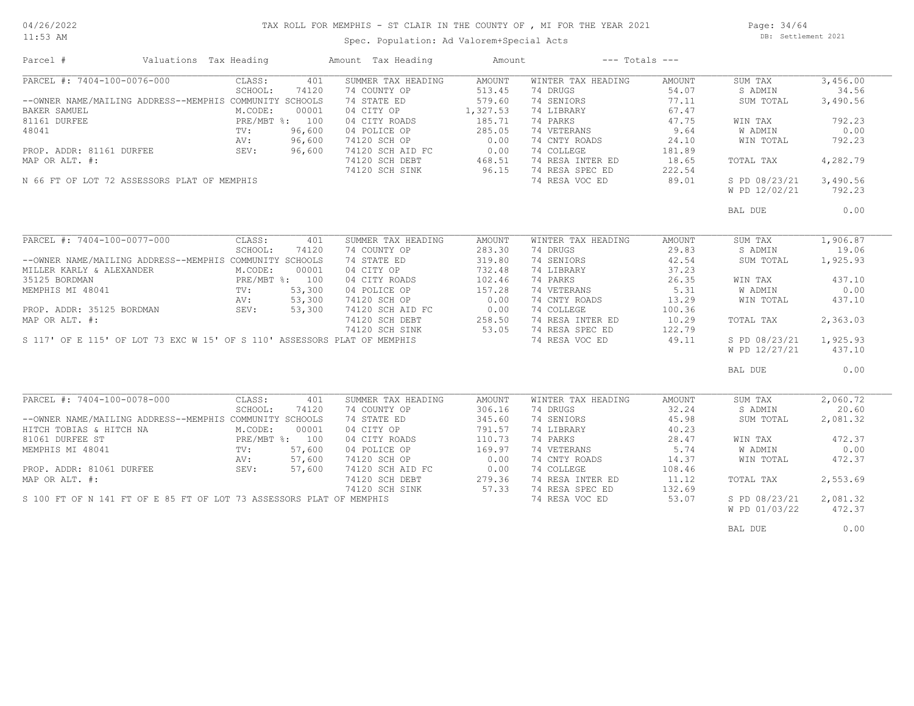# TAX ROLL FOR MEMPHIS - ST CLAIR IN THE COUNTY OF , MI FOR THE YEAR 2021

Spec. Population: Ad Valorem+Special Acts

04/26/2022 11:53 AM — DB: Settlement 2021

| Parcel # | Valuations | Tax Heading | Amount | Tax Heading | Amount | --- Totals --- | |
|---|---|---|---|---|---|---|---|

## PARCEL #: 7404-100-0076-000

| | | SUMMER TAX HEADING | AMOUNT | WINTER TAX HEADING | AMOUNT | | |
|---|---|---|---|---|---|---|---|
| CLASS: | 401 | | | | | SUM TAX | 3,456.00 |
| SCHOOL: | 74120 | 74 COUNTY OP | 513.45 | 74 DRUGS | 54.07 | S ADMIN | 34.56 |
| --OWNER NAME/MAILING ADDRESS--MEMPHIS COMMUNITY SCHOOLS | | 74 STATE ED | 579.60 | 74 SENIORS | 77.11 | SUM TOTAL | 3,490.56 |
| BAKER SAMUEL / M.CODE: | 00001 | 04 CITY OP | 1,327.53 | 74 LIBRARY | 67.47 | | |
| 81161 DURFEE / PRE/MBT %: | 100 | 04 CITY ROADS | 185.71 | 74 PARKS | 47.75 | WIN TAX | 792.23 |
| 48041 / TV: | 96,600 | 04 POLICE OP | 285.05 | 74 VETERANS | 9.64 | W ADMIN | 0.00 |
| AV: | 96,600 | 74120 SCH OP | 0.00 | 74 CNTY ROADS | 24.10 | WIN TOTAL | 792.23 |
| PROP. ADDR: 81161 DURFEE / SEV: | 96,600 | 74120 SCH AID FC | 0.00 | 74 COLLEGE | 181.89 | | |
| MAP OR ALT. #: | | 74120 SCH DEBT | 468.51 | 74 RESA INTER ED | 18.65 | TOTAL TAX | 4,282.79 |
| | | 74120 SCH SINK | 96.15 | 74 RESA SPEC ED | 222.54 | | |
| N 66 FT OF LOT 72 ASSESSORS PLAT OF MEMPHIS | | | | 74 RESA VOC ED | 89.01 | S PD 08/23/21 | 3,490.56 |
| | | | | | | W PD 12/02/21 | 792.23 |
| | | | | | | BAL DUE | 0.00 |

## PARCEL #: 7404-100-0077-000

| | | SUMMER TAX HEADING | AMOUNT | WINTER TAX HEADING | AMOUNT | | |
|---|---|---|---|---|---|---|---|
| CLASS: | 401 | | | | | SUM TAX | 1,906.87 |
| SCHOOL: | 74120 | 74 COUNTY OP | 283.30 | 74 DRUGS | 29.83 | S ADMIN | 19.06 |
| --OWNER NAME/MAILING ADDRESS--MEMPHIS COMMUNITY SCHOOLS | | 74 STATE ED | 319.80 | 74 SENIORS | 42.54 | SUM TOTAL | 1,925.93 |
| MILLER KARLY & ALEXANDER / M.CODE: | 00001 | 04 CITY OP | 732.48 | 74 LIBRARY | 37.23 | | |
| 35125 BORDMAN / PRE/MBT %: | 100 | 04 CITY ROADS | 102.46 | 74 PARKS | 26.35 | WIN TAX | 437.10 |
| MEMPHIS MI 48041 / TV: | 53,300 | 04 POLICE OP | 157.28 | 74 VETERANS | 5.31 | W ADMIN | 0.00 |
| AV: | 53,300 | 74120 SCH OP | 0.00 | 74 CNTY ROADS | 13.29 | WIN TOTAL | 437.10 |
| PROP. ADDR: 35125 BORDMAN / SEV: | 53,300 | 74120 SCH AID FC | 0.00 | 74 COLLEGE | 100.36 | | |
| MAP OR ALT. #: | | 74120 SCH DEBT | 258.50 | 74 RESA INTER ED | 10.29 | TOTAL TAX | 2,363.03 |
| | | 74120 SCH SINK | 53.05 | 74 RESA SPEC ED | 122.79 | | |
| S 117' OF E 115' OF LOT 73 EXC W 15' OF S 110' ASSESSORS PLAT OF MEMPHIS | | | | 74 RESA VOC ED | 49.11 | S PD 08/23/21 | 1,925.93 |
| | | | | | | W PD 12/27/21 | 437.10 |
| | | | | | | BAL DUE | 0.00 |

## PARCEL #: 7404-100-0078-000

| | | SUMMER TAX HEADING | AMOUNT | WINTER TAX HEADING | AMOUNT | | |
|---|---|---|---|---|---|---|---|
| CLASS: | 401 | | | | | SUM TAX | 2,060.72 |
| SCHOOL: | 74120 | 74 COUNTY OP | 306.16 | 74 DRUGS | 32.24 | S ADMIN | 20.60 |
| --OWNER NAME/MAILING ADDRESS--MEMPHIS COMMUNITY SCHOOLS | | 74 STATE ED | 345.60 | 74 SENIORS | 45.98 | SUM TOTAL | 2,081.32 |
| HITCH TOBIAS & HITCH NA / M.CODE: | 00001 | 04 CITY OP | 791.57 | 74 LIBRARY | 40.23 | | |
| 81061 DURFEE ST / PRE/MBT %: | 100 | 04 CITY ROADS | 110.73 | 74 PARKS | 28.47 | WIN TAX | 472.37 |
| MEMPHIS MI 48041 / TV: | 57,600 | 04 POLICE OP | 169.97 | 74 VETERANS | 5.74 | W ADMIN | 0.00 |
| AV: | 57,600 | 74120 SCH OP | 0.00 | 74 CNTY ROADS | 14.37 | WIN TOTAL | 472.37 |
| PROP. ADDR: 81061 DURFEE / SEV: | 57,600 | 74120 SCH AID FC | 0.00 | 74 COLLEGE | 108.46 | | |
| MAP OR ALT. #: | | 74120 SCH DEBT | 279.36 | 74 RESA INTER ED | 11.12 | TOTAL TAX | 2,553.69 |
| | | 74120 SCH SINK | 57.33 | 74 RESA SPEC ED | 132.69 | | |
| S 100 FT OF N 141 FT OF E 85 FT OF LOT 73 ASSESSORS PLAT OF MEMPHIS | | | | 74 RESA VOC ED | 53.07 | S PD 08/23/21 | 2,081.32 |
| | | | | | | W PD 01/03/22 | 472.37 |
| | | | | | | BAL DUE | 0.00 |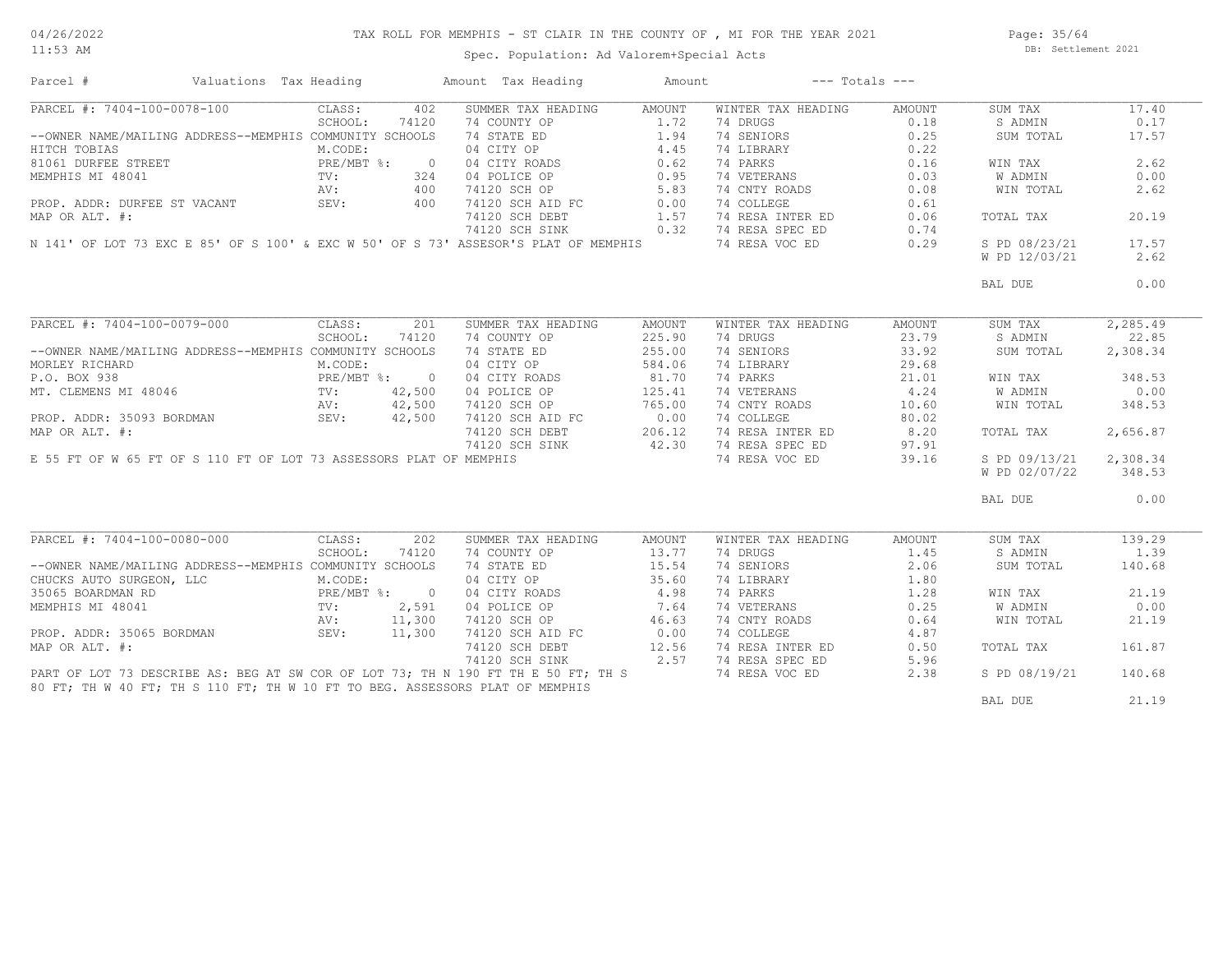TAX ROLL FOR MEMPHIS - ST CLAIR IN THE COUNTY OF , MI FOR THE YEAR 2021

Spec. Population: Ad Valorem+Special Acts

DB: Settlement 2021

| Parcel # | Valuations | Tax Heading | Amount | Tax Heading | Amount | --- Totals --- | |
|---|---|---|---|---|---|---|---|

## PARCEL #: 7404-100-0078-100

| | | | | | | | |
|---|---|---|---|---|---|---|---|
| PARCEL #: 7404-100-0078-100 | CLASS: 402 | SUMMER TAX HEADING | AMOUNT | WINTER TAX HEADING | AMOUNT | SUM TAX | 17.40 |
| | SCHOOL: 74120 | 74 COUNTY OP | 1.72 | 74 DRUGS | 0.18 | S ADMIN | 0.17 |
| --OWNER NAME/MAILING ADDRESS--MEMPHIS COMMUNITY SCHOOLS | | 74 STATE ED | 1.94 | 74 SENIORS | 0.25 | SUM TOTAL | 17.57 |
| HITCH TOBIAS | M.CODE: | 04 CITY OP | 4.45 | 74 LIBRARY | 0.22 | | |
| 81061 DURFEE STREET | PRE/MBT %: 0 | 04 CITY ROADS | 0.62 | 74 PARKS | 0.16 | WIN TAX | 2.62 |
| MEMPHIS MI 48041 | TV: 324 | 04 POLICE OP | 0.95 | 74 VETERANS | 0.03 | W ADMIN | 0.00 |
| | AV: 400 | 74120 SCH OP | 5.83 | 74 CNTY ROADS | 0.08 | WIN TOTAL | 2.62 |
| PROP. ADDR: DURFEE ST VACANT | SEV: 400 | 74120 SCH AID FC | 0.00 | 74 COLLEGE | 0.61 | | |
| MAP OR ALT. #: | | 74120 SCH DEBT | 1.57 | 74 RESA INTER ED | 0.06 | TOTAL TAX | 20.19 |
| | | 74120 SCH SINK | 0.32 | 74 RESA SPEC ED | 0.74 | | |
| | | | | 74 RESA VOC ED | 0.29 | S PD 08/23/21 | 17.57 |
| | | | | | | W PD 12/03/21 | 2.62 |
| | | | | | | BAL DUE | 0.00 |

N 141' OF LOT 73 EXC E 85' OF S 100' & EXC W 50' OF S 73' ASSESOR'S PLAT OF MEMPHIS

## PARCEL #: 7404-100-0079-000

| | | | | | | | |
|---|---|---|---|---|---|---|---|
| PARCEL #: 7404-100-0079-000 | CLASS: 201 | SUMMER TAX HEADING | AMOUNT | WINTER TAX HEADING | AMOUNT | SUM TAX | 2,285.49 |
| | SCHOOL: 74120 | 74 COUNTY OP | 225.90 | 74 DRUGS | 23.79 | S ADMIN | 22.85 |
| --OWNER NAME/MAILING ADDRESS--MEMPHIS COMMUNITY SCHOOLS | | 74 STATE ED | 255.00 | 74 SENIORS | 33.92 | SUM TOTAL | 2,308.34 |
| MORLEY RICHARD | M.CODE: | 04 CITY OP | 584.06 | 74 LIBRARY | 29.68 | | |
| P.O. BOX 938 | PRE/MBT %: 0 | 04 CITY ROADS | 81.70 | 74 PARKS | 21.01 | WIN TAX | 348.53 |
| MT. CLEMENS MI 48046 | TV: 42,500 | 04 POLICE OP | 125.41 | 74 VETERANS | 4.24 | W ADMIN | 0.00 |
| | AV: 42,500 | 74120 SCH OP | 765.00 | 74 CNTY ROADS | 10.60 | WIN TOTAL | 348.53 |
| PROP. ADDR: 35093 BORDMAN | SEV: 42,500 | 74120 SCH AID FC | 0.00 | 74 COLLEGE | 80.02 | | |
| MAP OR ALT. #: | | 74120 SCH DEBT | 206.12 | 74 RESA INTER ED | 8.20 | TOTAL TAX | 2,656.87 |
| | | 74120 SCH SINK | 42.30 | 74 RESA SPEC ED | 97.91 | | |
| | | | | 74 RESA VOC ED | 39.16 | S PD 09/13/21 | 2,308.34 |
| | | | | | | W PD 02/07/22 | 348.53 |
| | | | | | | BAL DUE | 0.00 |

E 55 FT OF W 65 FT OF S 110 FT OF LOT 73 ASSESSORS PLAT OF MEMPHIS

## PARCEL #: 7404-100-0080-000

| | | | | | | | |
|---|---|---|---|---|---|---|---|
| PARCEL #: 7404-100-0080-000 | CLASS: 202 | SUMMER TAX HEADING | AMOUNT | WINTER TAX HEADING | AMOUNT | SUM TAX | 139.29 |
| | SCHOOL: 74120 | 74 COUNTY OP | 13.77 | 74 DRUGS | 1.45 | S ADMIN | 1.39 |
| --OWNER NAME/MAILING ADDRESS--MEMPHIS COMMUNITY SCHOOLS | | 74 STATE ED | 15.54 | 74 SENIORS | 2.06 | SUM TOTAL | 140.68 |
| CHUCKS AUTO SURGEON, LLC | M.CODE: | 04 CITY OP | 35.60 | 74 LIBRARY | 1.80 | | |
| 35065 BOARDMAN RD | PRE/MBT %: 0 | 04 CITY ROADS | 4.98 | 74 PARKS | 1.28 | WIN TAX | 21.19 |
| MEMPHIS MI 48041 | TV: 2,591 | 04 POLICE OP | 7.64 | 74 VETERANS | 0.25 | W ADMIN | 0.00 |
| | AV: 11,300 | 74120 SCH OP | 46.63 | 74 CNTY ROADS | 0.64 | WIN TOTAL | 21.19 |
| PROP. ADDR: 35065 BORDMAN | SEV: 11,300 | 74120 SCH AID FC | 0.00 | 74 COLLEGE | 4.87 | | |
| MAP OR ALT. #: | | 74120 SCH DEBT | 12.56 | 74 RESA INTER ED | 0.50 | TOTAL TAX | 161.87 |
| | | 74120 SCH SINK | 2.57 | 74 RESA SPEC ED | 5.96 | | |
| | | | | 74 RESA VOC ED | 2.38 | S PD 08/19/21 | 140.68 |
| | | | | | | BAL DUE | 21.19 |

PART OF LOT 73 DESCRIBE AS: BEG AT SW COR OF LOT 73; TH N 190 FT TH E 50 FT; TH S 80 FT; TH W 40 FT; TH S 110 FT; TH W 10 FT TO BEG. ASSESSORS PLAT OF MEMPHIS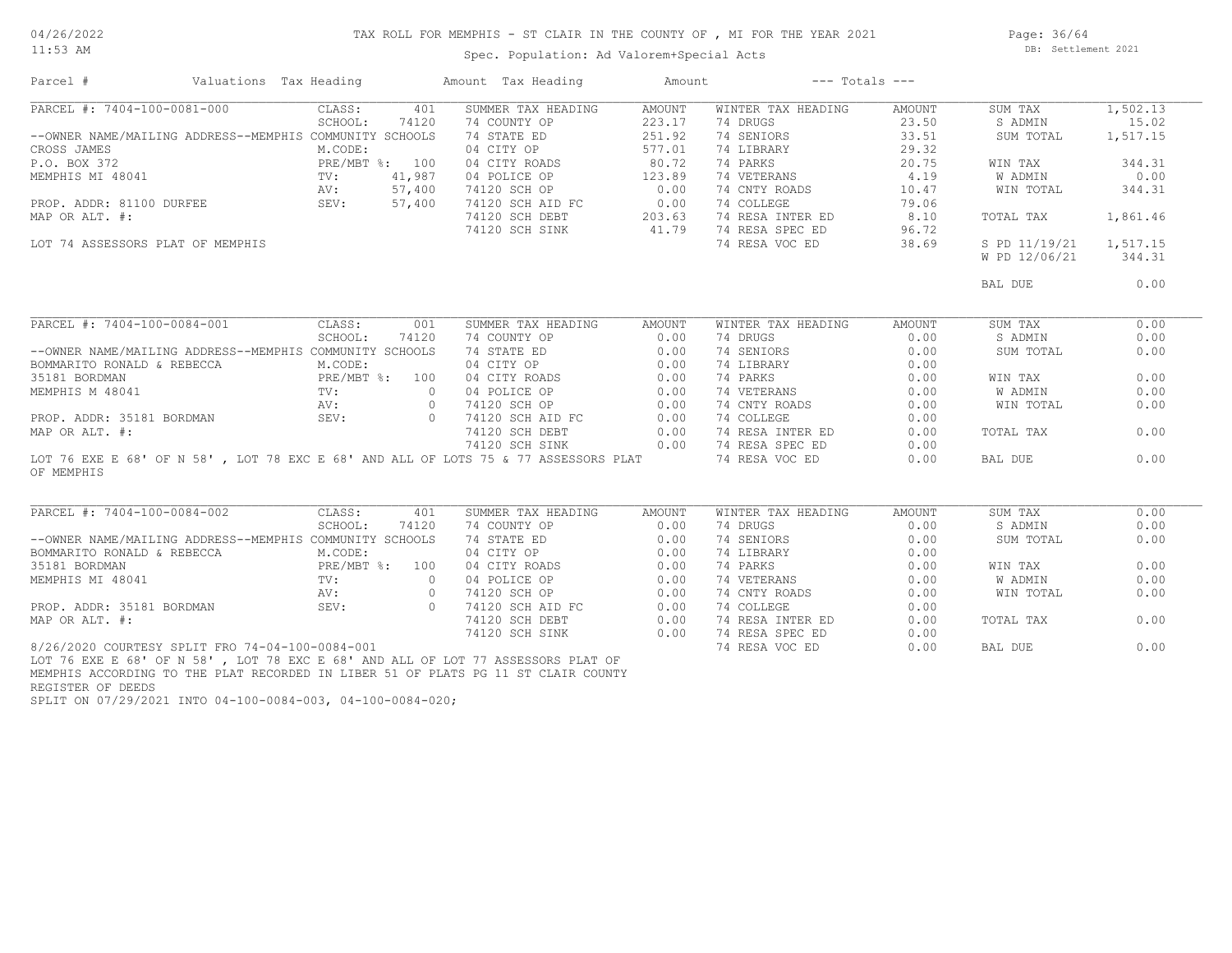# TAX ROLL FOR MEMPHIS - ST CLAIR IN THE COUNTY OF , MI FOR THE YEAR 2021

Spec. Population: Ad Valorem+Special Acts

DB: Settlement 2021

| Parcel # | Valuations | Tax Heading | Amount | Tax Heading | Amount | --- Totals --- | |
|---|---|---|---|---|---|---|---|

## PARCEL #: 7404-100-0081-000

| | | SUMMER TAX HEADING | AMOUNT | WINTER TAX HEADING | AMOUNT | | |
|---|---|---|---|---|---|---|---|
| CLASS: | 401 | | | | | SUM TAX | 1,502.13 |
| SCHOOL: | 74120 | 74 COUNTY OP | 223.17 | 74 DRUGS | 23.50 | S ADMIN | 15.02 |
| --OWNER NAME/MAILING ADDRESS--MEMPHIS COMMUNITY SCHOOLS | | 74 STATE ED | 251.92 | 74 SENIORS | 33.51 | SUM TOTAL | 1,517.15 |
| CROSS JAMES | M.CODE: | 04 CITY OP | 577.01 | 74 LIBRARY | 29.32 | | |
| P.O. BOX 372 | PRE/MBT %: 100 | 04 CITY ROADS | 80.72 | 74 PARKS | 20.75 | WIN TAX | 344.31 |
| MEMPHIS MI 48041 | TV: 41,987 | 04 POLICE OP | 123.89 | 74 VETERANS | 4.19 | W ADMIN | 0.00 |
| | AV: 57,400 | 74120 SCH OP | 0.00 | 74 CNTY ROADS | 10.47 | WIN TOTAL | 344.31 |
| PROP. ADDR: 81100 DURFEE | SEV: 57,400 | 74120 SCH AID FC | 0.00 | 74 COLLEGE | 79.06 | | |
| MAP OR ALT. #: | | 74120 SCH DEBT | 203.63 | 74 RESA INTER ED | 8.10 | TOTAL TAX | 1,861.46 |
| | | 74120 SCH SINK | 41.79 | 74 RESA SPEC ED | 96.72 | | |
| LOT 74 ASSESSORS PLAT OF MEMPHIS | | | | 74 RESA VOC ED | 38.69 | S PD 11/19/21 | 1,517.15 |
| | | | | | | W PD 12/06/21 | 344.31 |
| | | | | | | BAL DUE | 0.00 |

## PARCEL #: 7404-100-0084-001

| | | SUMMER TAX HEADING | AMOUNT | WINTER TAX HEADING | AMOUNT | | |
|---|---|---|---|---|---|---|---|
| CLASS: | 001 | | | | | SUM TAX | 0.00 |
| SCHOOL: | 74120 | 74 COUNTY OP | 0.00 | 74 DRUGS | 0.00 | S ADMIN | 0.00 |
| --OWNER NAME/MAILING ADDRESS--MEMPHIS COMMUNITY SCHOOLS | | 74 STATE ED | 0.00 | 74 SENIORS | 0.00 | SUM TOTAL | 0.00 |
| BOMMARITO RONALD & REBECCA | M.CODE: | 04 CITY OP | 0.00 | 74 LIBRARY | 0.00 | | |
| 35181 BORDMAN | PRE/MBT %: 100 | 04 CITY ROADS | 0.00 | 74 PARKS | 0.00 | WIN TAX | 0.00 |
| MEMPHIS M 48041 | TV: 0 | 04 POLICE OP | 0.00 | 74 VETERANS | 0.00 | W ADMIN | 0.00 |
| | AV: 0 | 74120 SCH OP | 0.00 | 74 CNTY ROADS | 0.00 | WIN TOTAL | 0.00 |
| PROP. ADDR: 35181 BORDMAN | SEV: 0 | 74120 SCH AID FC | 0.00 | 74 COLLEGE | 0.00 | | |
| MAP OR ALT. #: | | 74120 SCH DEBT | 0.00 | 74 RESA INTER ED | 0.00 | TOTAL TAX | 0.00 |
| | | 74120 SCH SINK | 0.00 | 74 RESA SPEC ED | 0.00 | | |
| | | | | 74 RESA VOC ED | 0.00 | BAL DUE | 0.00 |

LOT 76 EXE E 68' OF N 58' , LOT 78 EXC E 68' AND ALL OF LOTS 75 & 77 ASSESSORS PLAT OF MEMPHIS

## PARCEL #: 7404-100-0084-002

| | | SUMMER TAX HEADING | AMOUNT | WINTER TAX HEADING | AMOUNT | | |
|---|---|---|---|---|---|---|---|
| CLASS: | 401 | | | | | SUM TAX | 0.00 |
| SCHOOL: | 74120 | 74 COUNTY OP | 0.00 | 74 DRUGS | 0.00 | S ADMIN | 0.00 |
| --OWNER NAME/MAILING ADDRESS--MEMPHIS COMMUNITY SCHOOLS | | 74 STATE ED | 0.00 | 74 SENIORS | 0.00 | SUM TOTAL | 0.00 |
| BOMMARITO RONALD & REBECCA | M.CODE: | 04 CITY OP | 0.00 | 74 LIBRARY | 0.00 | | |
| 35181 BORDMAN | PRE/MBT %: 100 | 04 CITY ROADS | 0.00 | 74 PARKS | 0.00 | WIN TAX | 0.00 |
| MEMPHIS MI 48041 | TV: 0 | 04 POLICE OP | 0.00 | 74 VETERANS | 0.00 | W ADMIN | 0.00 |
| | AV: 0 | 74120 SCH OP | 0.00 | 74 CNTY ROADS | 0.00 | WIN TOTAL | 0.00 |
| PROP. ADDR: 35181 BORDMAN | SEV: 0 | 74120 SCH AID FC | 0.00 | 74 COLLEGE | 0.00 | | |
| MAP OR ALT. #: | | 74120 SCH DEBT | 0.00 | 74 RESA INTER ED | 0.00 | TOTAL TAX | 0.00 |
| | | 74120 SCH SINK | 0.00 | 74 RESA SPEC ED | 0.00 | | |
| | | | | 74 RESA VOC ED | 0.00 | BAL DUE | 0.00 |

8/26/2020 COURTESY SPLIT FRO 74-04-100-0084-001
LOT 76 EXE E 68' OF N 58' , LOT 78 EXC E 68' AND ALL OF LOT 77 ASSESSORS PLAT OF MEMPHIS ACCORDING TO THE PLAT RECORDED IN LIBER 51 OF PLATS PG 11 ST CLAIR COUNTY REGISTER OF DEEDS
SPLIT ON 07/29/2021 INTO 04-100-0084-003, 04-100-0084-020;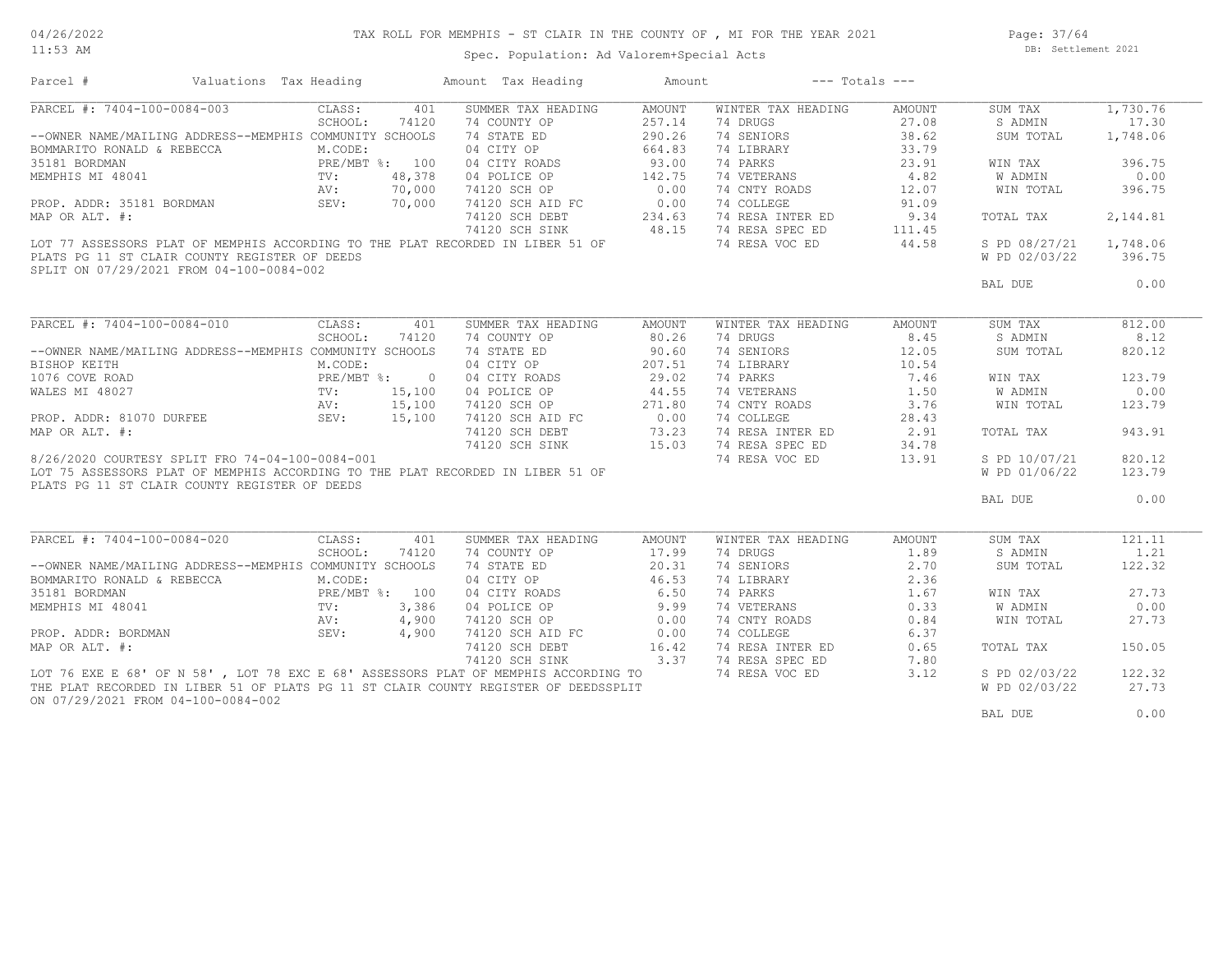# TAX ROLL FOR MEMPHIS - ST CLAIR IN THE COUNTY OF , MI FOR THE YEAR 2021

Spec. Population: Ad Valorem+Special Acts

DB: Settlement 2021

| Parcel # | Valuations | Tax Heading | Amount | Tax Heading | Amount | --- Totals --- | |
|---|---|---|---|---|---|---|---|
| PARCEL #: 7404-100-0084-003 | CLASS: 401 | SUMMER TAX HEADING | AMOUNT | WINTER TAX HEADING | AMOUNT | SUM TAX | 1,730.76 |
| | SCHOOL: 74120 | 74 COUNTY OP | 257.14 | 74 DRUGS | 27.08 | S ADMIN | 17.30 |
| --OWNER NAME/MAILING ADDRESS--MEMPHIS COMMUNITY SCHOOLS | | 74 STATE ED | 290.26 | 74 SENIORS | 38.62 | SUM TOTAL | 1,748.06 |
| BOMMARITO RONALD & REBECCA | M.CODE: | 04 CITY OP | 664.83 | 74 LIBRARY | 33.79 | | |
| 35181 BORDMAN | PRE/MBT %: 100 | 04 CITY ROADS | 93.00 | 74 PARKS | 23.91 | WIN TAX | 396.75 |
| MEMPHIS MI 48041 | TV: 48,378 | 04 POLICE OP | 142.75 | 74 VETERANS | 4.82 | W ADMIN | 0.00 |
| | AV: 70,000 | 74120 SCH OP | 0.00 | 74 CNTY ROADS | 12.07 | WIN TOTAL | 396.75 |
| PROP. ADDR: 35181 BORDMAN | SEV: 70,000 | 74120 SCH AID FC | 0.00 | 74 COLLEGE | 91.09 | | |
| MAP OR ALT. #: | | 74120 SCH DEBT | 234.63 | 74 RESA INTER ED | 9.34 | TOTAL TAX | 2,144.81 |
| | | 74120 SCH SINK | 48.15 | 74 RESA SPEC ED | 111.45 | | |
| | | | | 74 RESA VOC ED | 44.58 | S PD 08/27/21 | 1,748.06 |
| | | | | | | W PD 02/03/22 | 396.75 |
| | | | | | | BAL DUE | 0.00 |

LOT 77 ASSESSORS PLAT OF MEMPHIS ACCORDING TO THE PLAT RECORDED IN LIBER 51 OF PLATS PG 11 ST CLAIR COUNTY REGISTER OF DEEDS
SPLIT ON 07/29/2021 FROM 04-100-0084-002

| Parcel # | Valuations | Tax Heading | Amount | Tax Heading | Amount | --- Totals --- | |
|---|---|---|---|---|---|---|---|
| PARCEL #: 7404-100-0084-010 | CLASS: 401 | SUMMER TAX HEADING | AMOUNT | WINTER TAX HEADING | AMOUNT | SUM TAX | 812.00 |
| | SCHOOL: 74120 | 74 COUNTY OP | 80.26 | 74 DRUGS | 8.45 | S ADMIN | 8.12 |
| --OWNER NAME/MAILING ADDRESS--MEMPHIS COMMUNITY SCHOOLS | | 74 STATE ED | 90.60 | 74 SENIORS | 12.05 | SUM TOTAL | 820.12 |
| BISHOP KEITH | M.CODE: | 04 CITY OP | 207.51 | 74 LIBRARY | 10.54 | | |
| 1076 COVE ROAD | PRE/MBT %: 0 | 04 CITY ROADS | 29.02 | 74 PARKS | 7.46 | WIN TAX | 123.79 |
| WALES MI 48027 | TV: 15,100 | 04 POLICE OP | 44.55 | 74 VETERANS | 1.50 | W ADMIN | 0.00 |
| | AV: 15,100 | 74120 SCH OP | 271.80 | 74 CNTY ROADS | 3.76 | WIN TOTAL | 123.79 |
| PROP. ADDR: 81070 DURFEE | SEV: 15,100 | 74120 SCH AID FC | 0.00 | 74 COLLEGE | 28.43 | | |
| MAP OR ALT. #: | | 74120 SCH DEBT | 73.23 | 74 RESA INTER ED | 2.91 | TOTAL TAX | 943.91 |
| | | 74120 SCH SINK | 15.03 | 74 RESA SPEC ED | 34.78 | | |
| | | | | 74 RESA VOC ED | 13.91 | S PD 10/07/21 | 820.12 |
| | | | | | | W PD 01/06/22 | 123.79 |
| | | | | | | BAL DUE | 0.00 |

8/26/2020 COURTESY SPLIT FRO 74-04-100-0084-001
LOT 75 ASSESSORS PLAT OF MEMPHIS ACCORDING TO THE PLAT RECORDED IN LIBER 51 OF PLATS PG 11 ST CLAIR COUNTY REGISTER OF DEEDS

| Parcel # | Valuations | Tax Heading | Amount | Tax Heading | Amount | --- Totals --- | |
|---|---|---|---|---|---|---|---|
| PARCEL #: 7404-100-0084-020 | CLASS: 401 | SUMMER TAX HEADING | AMOUNT | WINTER TAX HEADING | AMOUNT | SUM TAX | 121.11 |
| | SCHOOL: 74120 | 74 COUNTY OP | 17.99 | 74 DRUGS | 1.89 | S ADMIN | 1.21 |
| --OWNER NAME/MAILING ADDRESS--MEMPHIS COMMUNITY SCHOOLS | | 74 STATE ED | 20.31 | 74 SENIORS | 2.70 | SUM TOTAL | 122.32 |
| BOMMARITO RONALD & REBECCA | M.CODE: | 04 CITY OP | 46.53 | 74 LIBRARY | 2.36 | | |
| 35181 BORDMAN | PRE/MBT %: 100 | 04 CITY ROADS | 6.50 | 74 PARKS | 1.67 | WIN TAX | 27.73 |
| MEMPHIS MI 48041 | TV: 3,386 | 04 POLICE OP | 9.99 | 74 VETERANS | 0.33 | W ADMIN | 0.00 |
| | AV: 4,900 | 74120 SCH OP | 0.00 | 74 CNTY ROADS | 0.84 | WIN TOTAL | 27.73 |
| PROP. ADDR: BORDMAN | SEV: 4,900 | 74120 SCH AID FC | 0.00 | 74 COLLEGE | 6.37 | | |
| MAP OR ALT. #: | | 74120 SCH DEBT | 16.42 | 74 RESA INTER ED | 0.65 | TOTAL TAX | 150.05 |
| | | 74120 SCH SINK | 3.37 | 74 RESA SPEC ED | 7.80 | | |
| | | | | 74 RESA VOC ED | 3.12 | S PD 02/03/22 | 122.32 |
| | | | | | | W PD 02/03/22 | 27.73 |
| | | | | | | BAL DUE | 0.00 |

LOT 76 EXE E 68' OF N 58' , LOT 78 EXC E 68' ASSESSORS PLAT OF MEMPHIS ACCORDING TO THE PLAT RECORDED IN LIBER 51 OF PLATS PG 11 ST CLAIR COUNTY REGISTER OF DEEDSSPLIT ON 07/29/2021 FROM 04-100-0084-002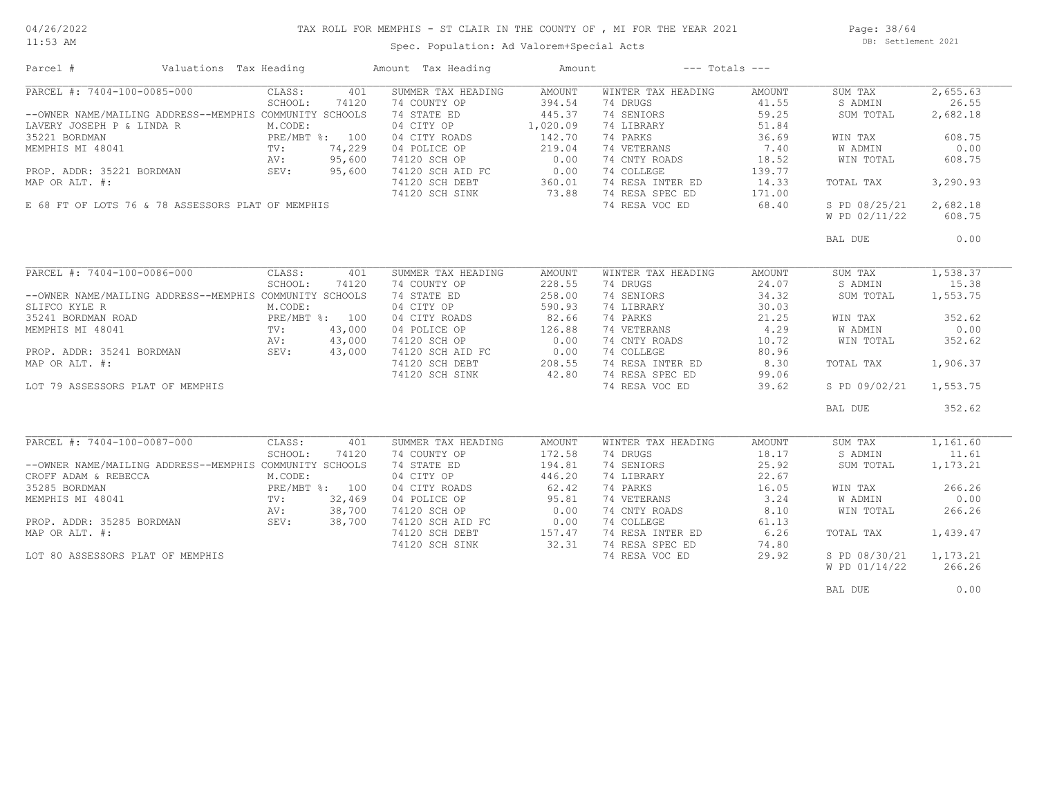# TAX ROLL FOR MEMPHIS - ST CLAIR IN THE COUNTY OF , MI FOR THE YEAR 2021

04/26/2022
11:53 AM

Spec. Population: Ad Valorem+Special Acts

DB: Settlement 2021

| Parcel # | Valuations | Tax Heading | Amount | Tax Heading | Amount | --- Totals --- | |
|---|---|---|---|---|---|---|---|
| PARCEL #: 7404-100-0085-000 | CLASS: 401 | SUMMER TAX HEADING | AMOUNT | WINTER TAX HEADING | AMOUNT | SUM TAX | 2,655.63 |
| | SCHOOL: 74120 | 74 COUNTY OP | 394.54 | 74 DRUGS | 41.55 | S ADMIN | 26.55 |
| --OWNER NAME/MAILING ADDRESS--MEMPHIS COMMUNITY SCHOOLS | | 74 STATE ED | 445.37 | 74 SENIORS | 59.25 | SUM TOTAL | 2,682.18 |
| LAVERY JOSEPH P & LINDA R | M.CODE: | 04 CITY OP | 1,020.09 | 74 LIBRARY | 51.84 | | |
| 35221 BORDMAN | PRE/MBT %: 100 | 04 CITY ROADS | 142.70 | 74 PARKS | 36.69 | WIN TAX | 608.75 |
| MEMPHIS MI 48041 | TV: 74,229 | 04 POLICE OP | 219.04 | 74 VETERANS | 7.40 | W ADMIN | 0.00 |
| | AV: 95,600 | 74120 SCH OP | 0.00 | 74 CNTY ROADS | 18.52 | WIN TOTAL | 608.75 |
| PROP. ADDR: 35221 BORDMAN | SEV: 95,600 | 74120 SCH AID FC | 0.00 | 74 COLLEGE | 139.77 | | |
| MAP OR ALT. #: | | 74120 SCH DEBT | 360.01 | 74 RESA INTER ED | 14.33 | TOTAL TAX | 3,290.93 |
| | | 74120 SCH SINK | 73.88 | 74 RESA SPEC ED | 171.00 | | |
| E 68 FT OF LOTS 76 & 78 ASSESSORS PLAT OF MEMPHIS | | | | 74 RESA VOC ED | 68.40 | S PD 08/25/21 | 2,682.18 |
| | | | | | | W PD 02/11/22 | 608.75 |
| | | | | | | BAL DUE | 0.00 |

| Parcel # | Valuations | Tax Heading | Amount | Tax Heading | Amount | --- Totals --- | |
|---|---|---|---|---|---|---|---|
| PARCEL #: 7404-100-0086-000 | CLASS: 401 | SUMMER TAX HEADING | AMOUNT | WINTER TAX HEADING | AMOUNT | SUM TAX | 1,538.37 |
| | SCHOOL: 74120 | 74 COUNTY OP | 228.55 | 74 DRUGS | 24.07 | S ADMIN | 15.38 |
| --OWNER NAME/MAILING ADDRESS--MEMPHIS COMMUNITY SCHOOLS | | 74 STATE ED | 258.00 | 74 SENIORS | 34.32 | SUM TOTAL | 1,553.75 |
| SLIFCO KYLE R | M.CODE: | 04 CITY OP | 590.93 | 74 LIBRARY | 30.03 | | |
| 35241 BORDMAN ROAD | PRE/MBT %: 100 | 04 CITY ROADS | 82.66 | 74 PARKS | 21.25 | WIN TAX | 352.62 |
| MEMPHIS MI 48041 | TV: 43,000 | 04 POLICE OP | 126.88 | 74 VETERANS | 4.29 | W ADMIN | 0.00 |
| | AV: 43,000 | 74120 SCH OP | 0.00 | 74 CNTY ROADS | 10.72 | WIN TOTAL | 352.62 |
| PROP. ADDR: 35241 BORDMAN | SEV: 43,000 | 74120 SCH AID FC | 0.00 | 74 COLLEGE | 80.96 | | |
| MAP OR ALT. #: | | 74120 SCH DEBT | 208.55 | 74 RESA INTER ED | 8.30 | TOTAL TAX | 1,906.37 |
| | | 74120 SCH SINK | 42.80 | 74 RESA SPEC ED | 99.06 | | |
| LOT 79 ASSESSORS PLAT OF MEMPHIS | | | | 74 RESA VOC ED | 39.62 | S PD 09/02/21 | 1,553.75 |
| | | | | | | BAL DUE | 352.62 |

| Parcel # | Valuations | Tax Heading | Amount | Tax Heading | Amount | --- Totals --- | |
|---|---|---|---|---|---|---|---|
| PARCEL #: 7404-100-0087-000 | CLASS: 401 | SUMMER TAX HEADING | AMOUNT | WINTER TAX HEADING | AMOUNT | SUM TAX | 1,161.60 |
| | SCHOOL: 74120 | 74 COUNTY OP | 172.58 | 74 DRUGS | 18.17 | S ADMIN | 11.61 |
| --OWNER NAME/MAILING ADDRESS--MEMPHIS COMMUNITY SCHOOLS | | 74 STATE ED | 194.81 | 74 SENIORS | 25.92 | SUM TOTAL | 1,173.21 |
| CROFF ADAM & REBECCA | M.CODE: | 04 CITY OP | 446.20 | 74 LIBRARY | 22.67 | | |
| 35285 BORDMAN | PRE/MBT %: 100 | 04 CITY ROADS | 62.42 | 74 PARKS | 16.05 | WIN TAX | 266.26 |
| MEMPHIS MI 48041 | TV: 32,469 | 04 POLICE OP | 95.81 | 74 VETERANS | 3.24 | W ADMIN | 0.00 |
| | AV: 38,700 | 74120 SCH OP | 0.00 | 74 CNTY ROADS | 8.10 | WIN TOTAL | 266.26 |
| PROP. ADDR: 35285 BORDMAN | SEV: 38,700 | 74120 SCH AID FC | 0.00 | 74 COLLEGE | 61.13 | | |
| MAP OR ALT. #: | | 74120 SCH DEBT | 157.47 | 74 RESA INTER ED | 6.26 | TOTAL TAX | 1,439.47 |
| | | 74120 SCH SINK | 32.31 | 74 RESA SPEC ED | 74.80 | | |
| LOT 80 ASSESSORS PLAT OF MEMPHIS | | | | 74 RESA VOC ED | 29.92 | S PD 08/30/21 | 1,173.21 |
| | | | | | | W PD 01/14/22 | 266.26 |
| | | | | | | BAL DUE | 0.00 |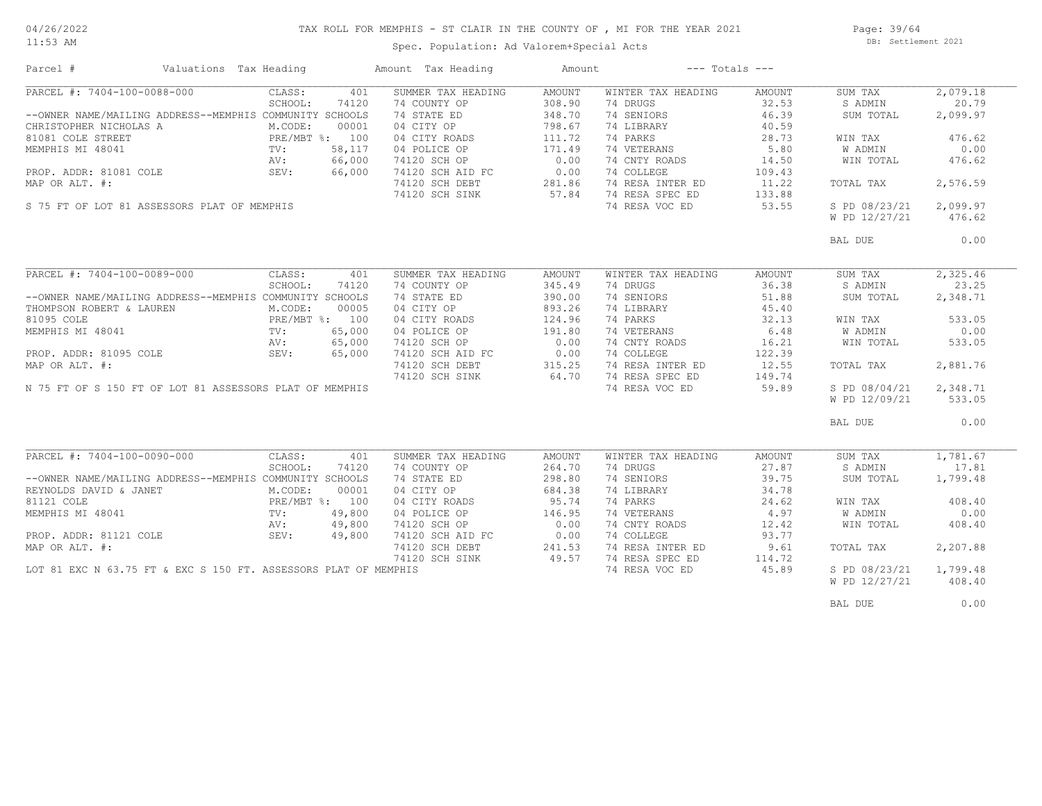# TAX ROLL FOR MEMPHIS - ST CLAIR IN THE COUNTY OF , MI FOR THE YEAR 2021

04/26/2022
11:53 AM

Spec. Population: Ad Valorem+Special Acts

DB: Settlement 2021

| Parcel # | Valuations | Tax Heading | Amount | Tax Heading | Amount | --- Totals --- | |
|---|---|---|---|---|---|---|---|

## PARCEL #: 7404-100-0088-000

| | | SUMMER TAX HEADING | AMOUNT | WINTER TAX HEADING | AMOUNT | | |
|---|---|---|---|---|---|---|---|
| CLASS: | 401 | 74 COUNTY OP | 308.90 | 74 DRUGS | 32.53 | SUM TAX | 2,079.18 |
| SCHOOL: | 74120 | 74 STATE ED | 348.70 | 74 SENIORS | 46.39 | S ADMIN | 20.79 |
| M.CODE: | 00001 | 04 CITY OP | 798.67 | 74 LIBRARY | 40.59 | SUM TOTAL | 2,099.97 |
| PRE/MBT %: | 100 | 04 CITY ROADS | 111.72 | 74 PARKS | 28.73 | WIN TAX | 476.62 |
| TV: | 58,117 | 04 POLICE OP | 171.49 | 74 VETERANS | 5.80 | W ADMIN | 0.00 |
| AV: | 66,000 | 74120 SCH OP | 0.00 | 74 CNTY ROADS | 14.50 | WIN TOTAL | 476.62 |
| SEV: | 66,000 | 74120 SCH AID FC | 0.00 | 74 COLLEGE | 109.43 | | |
| | | 74120 SCH DEBT | 281.86 | 74 RESA INTER ED | 11.22 | TOTAL TAX | 2,576.59 |
| | | 74120 SCH SINK | 57.84 | 74 RESA SPEC ED | 133.88 | | |
| | | | | 74 RESA VOC ED | 53.55 | S PD 08/23/21 | 2,099.97 |
| | | | | | | W PD 12/27/21 | 476.62 |
| | | | | | | BAL DUE | 0.00 |

--OWNER NAME/MAILING ADDRESS--MEMPHIS COMMUNITY SCHOOLS
CHRISTOPHER NICHOLAS A
81081 COLE STREET
MEMPHIS MI 48041

PROP. ADDR: 81081 COLE
MAP OR ALT. #:

S 75 FT OF LOT 81 ASSESSORS PLAT OF MEMPHIS

## PARCEL #: 7404-100-0089-000

| | | SUMMER TAX HEADING | AMOUNT | WINTER TAX HEADING | AMOUNT | | |
|---|---|---|---|---|---|---|---|
| CLASS: | 401 | 74 COUNTY OP | 345.49 | 74 DRUGS | 36.38 | SUM TAX | 2,325.46 |
| SCHOOL: | 74120 | 74 STATE ED | 390.00 | 74 SENIORS | 51.88 | S ADMIN | 23.25 |
| M.CODE: | 00005 | 04 CITY OP | 893.26 | 74 LIBRARY | 45.40 | SUM TOTAL | 2,348.71 |
| PRE/MBT %: | 100 | 04 CITY ROADS | 124.96 | 74 PARKS | 32.13 | WIN TAX | 533.05 |
| TV: | 65,000 | 04 POLICE OP | 191.80 | 74 VETERANS | 6.48 | W ADMIN | 0.00 |
| AV: | 65,000 | 74120 SCH OP | 0.00 | 74 CNTY ROADS | 16.21 | WIN TOTAL | 533.05 |
| SEV: | 65,000 | 74120 SCH AID FC | 0.00 | 74 COLLEGE | 122.39 | | |
| | | 74120 SCH DEBT | 315.25 | 74 RESA INTER ED | 12.55 | TOTAL TAX | 2,881.76 |
| | | 74120 SCH SINK | 64.70 | 74 RESA SPEC ED | 149.74 | | |
| | | | | 74 RESA VOC ED | 59.89 | S PD 08/04/21 | 2,348.71 |
| | | | | | | W PD 12/09/21 | 533.05 |
| | | | | | | BAL DUE | 0.00 |

--OWNER NAME/MAILING ADDRESS--MEMPHIS COMMUNITY SCHOOLS
THOMPSON ROBERT & LAUREN
81095 COLE
MEMPHIS MI 48041

PROP. ADDR: 81095 COLE
MAP OR ALT. #:

N 75 FT OF S 150 FT OF LOT 81 ASSESSORS PLAT OF MEMPHIS

## PARCEL #: 7404-100-0090-000

| | | SUMMER TAX HEADING | AMOUNT | WINTER TAX HEADING | AMOUNT | | |
|---|---|---|---|---|---|---|---|
| CLASS: | 401 | 74 COUNTY OP | 264.70 | 74 DRUGS | 27.87 | SUM TAX | 1,781.67 |
| SCHOOL: | 74120 | 74 STATE ED | 298.80 | 74 SENIORS | 39.75 | S ADMIN | 17.81 |
| M.CODE: | 00001 | 04 CITY OP | 684.38 | 74 LIBRARY | 34.78 | SUM TOTAL | 1,799.48 |
| PRE/MBT %: | 100 | 04 CITY ROADS | 95.74 | 74 PARKS | 24.62 | WIN TAX | 408.40 |
| TV: | 49,800 | 04 POLICE OP | 146.95 | 74 VETERANS | 4.97 | W ADMIN | 0.00 |
| AV: | 49,800 | 74120 SCH OP | 0.00 | 74 CNTY ROADS | 12.42 | WIN TOTAL | 408.40 |
| SEV: | 49,800 | 74120 SCH AID FC | 0.00 | 74 COLLEGE | 93.77 | | |
| | | 74120 SCH DEBT | 241.53 | 74 RESA INTER ED | 9.61 | TOTAL TAX | 2,207.88 |
| | | 74120 SCH SINK | 49.57 | 74 RESA SPEC ED | 114.72 | | |
| | | | | 74 RESA VOC ED | 45.89 | S PD 08/23/21 | 1,799.48 |
| | | | | | | W PD 12/27/21 | 408.40 |
| | | | | | | BAL DUE | 0.00 |

--OWNER NAME/MAILING ADDRESS--MEMPHIS COMMUNITY SCHOOLS
REYNOLDS DAVID & JANET
81121 COLE
MEMPHIS MI 48041

PROP. ADDR: 81121 COLE
MAP OR ALT. #:

LOT 81 EXC N 63.75 FT & EXC S 150 FT. ASSESSORS PLAT OF MEMPHIS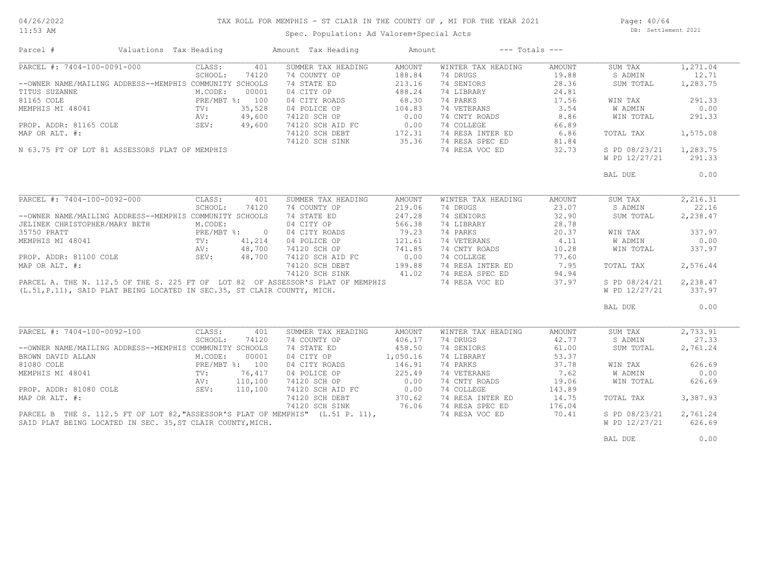TAX ROLL FOR MEMPHIS - ST CLAIR IN THE COUNTY OF , MI FOR THE YEAR 2021

Spec. Population: Ad Valorem+Special Acts

DB: Settlement 2021

| Parcel # | Valuations | Tax Heading | Amount | Tax Heading | Amount | --- Totals --- | |
|---|---|---|---|---|---|---|---|

## PARCEL #: 7404-100-0091-000

| | | SUMMER TAX HEADING | AMOUNT | WINTER TAX HEADING | AMOUNT | | |
|---|---|---|---|---|---|---|---|
| CLASS: | 401 | 74 COUNTY OP | 188.84 | 74 DRUGS | 19.88 | SUM TAX | 1,271.04 |
| SCHOOL: | 74120 | 74 STATE ED | 213.16 | 74 SENIORS | 28.36 | S ADMIN | 12.71 |
| M.CODE: | 00001 | 04 CITY OP | 488.24 | 74 LIBRARY | 24.81 | SUM TOTAL | 1,283.75 |
| PRE/MBT %: | 100 | 04 CITY ROADS | 68.30 | 74 PARKS | 17.56 | | |
| TV: | 35,528 | 04 POLICE OP | 104.83 | 74 VETERANS | 3.54 | WIN TAX | 291.33 |
| AV: | 49,600 | 74120 SCH OP | 0.00 | 74 CNTY ROADS | 8.86 | W ADMIN | 0.00 |
| SEV: | 49,600 | 74120 SCH AID FC | 0.00 | 74 COLLEGE | 66.89 | WIN TOTAL | 291.33 |
| | | 74120 SCH DEBT | 172.31 | 74 RESA INTER ED | 6.86 | | |
| | | 74120 SCH SINK | 35.36 | 74 RESA SPEC ED | 81.84 | TOTAL TAX | 1,575.08 |
| | | | | 74 RESA VOC ED | 32.73 | | |
| | | | | | | S PD 08/23/21 | 1,283.75 |
| | | | | | | W PD 12/27/21 | 291.33 |
| | | | | | | BAL DUE | 0.00 |

--OWNER NAME/MAILING ADDRESS--MEMPHIS COMMUNITY SCHOOLS
TITUS SUZANNE
81165 COLE
MEMPHIS MI 48041

PROP. ADDR: 81165 COLE
MAP OR ALT. #:

N 63.75 FT OF LOT 81 ASSESSORS PLAT OF MEMPHIS

## PARCEL #: 7404-100-0092-000

| | | SUMMER TAX HEADING | AMOUNT | WINTER TAX HEADING | AMOUNT | | |
|---|---|---|---|---|---|---|---|
| CLASS: | 401 | 74 COUNTY OP | 219.06 | 74 DRUGS | 23.07 | SUM TAX | 2,216.31 |
| SCHOOL: | 74120 | 74 STATE ED | 247.28 | 74 SENIORS | 32.90 | S ADMIN | 22.16 |
| M.CODE: | | 04 CITY OP | 566.38 | 74 LIBRARY | 28.78 | SUM TOTAL | 2,238.47 |
| PRE/MBT %: | 0 | 04 CITY ROADS | 79.23 | 74 PARKS | 20.37 | | |
| TV: | 41,214 | 04 POLICE OP | 121.61 | 74 VETERANS | 4.11 | WIN TAX | 337.97 |
| AV: | 48,700 | 74120 SCH OP | 741.85 | 74 CNTY ROADS | 10.28 | W ADMIN | 0.00 |
| SEV: | 48,700 | 74120 SCH AID FC | 0.00 | 74 COLLEGE | 77.60 | WIN TOTAL | 337.97 |
| | | 74120 SCH DEBT | 199.88 | 74 RESA INTER ED | 7.95 | | |
| | | 74120 SCH SINK | 41.02 | 74 RESA SPEC ED | 94.94 | TOTAL TAX | 2,576.44 |
| | | | | 74 RESA VOC ED | 37.97 | | |
| | | | | | | S PD 08/24/21 | 2,238.47 |
| | | | | | | W PD 12/27/21 | 337.97 |
| | | | | | | BAL DUE | 0.00 |

--OWNER NAME/MAILING ADDRESS--MEMPHIS COMMUNITY SCHOOLS
JELINEK CHRISTOPHER/MARY BETH
35750 PRATT
MEMPHIS MI 48041

PROP. ADDR: 81100 COLE
MAP OR ALT. #:

PARCEL A. THE N. 112.5 OF THE S. 225 FT OF LOT 82 OF ASSESSOR'S PLAT OF MEMPHIS (L.51,P.11), SAID PLAT BEING LOCATED IN SEC.35, ST CLAIR COUNTY, MICH.

## PARCEL #: 7404-100-0092-100

| | | SUMMER TAX HEADING | AMOUNT | WINTER TAX HEADING | AMOUNT | | |
|---|---|---|---|---|---|---|---|
| CLASS: | 401 | 74 COUNTY OP | 406.17 | 74 DRUGS | 42.77 | SUM TAX | 2,733.91 |
| SCHOOL: | 74120 | 74 STATE ED | 458.50 | 74 SENIORS | 61.00 | S ADMIN | 27.33 |
| M.CODE: | 00001 | 04 CITY OP | 1,050.16 | 74 LIBRARY | 53.37 | SUM TOTAL | 2,761.24 |
| PRE/MBT %: | 100 | 04 CITY ROADS | 146.91 | 74 PARKS | 37.78 | | |
| TV: | 76,417 | 04 POLICE OP | 225.49 | 74 VETERANS | 7.62 | WIN TAX | 626.69 |
| AV: | 110,100 | 74120 SCH OP | 0.00 | 74 CNTY ROADS | 19.06 | W ADMIN | 0.00 |
| SEV: | 110,100 | 74120 SCH AID FC | 0.00 | 74 COLLEGE | 143.89 | WIN TOTAL | 626.69 |
| | | 74120 SCH DEBT | 370.62 | 74 RESA INTER ED | 14.75 | | |
| | | 74120 SCH SINK | 76.06 | 74 RESA SPEC ED | 176.04 | TOTAL TAX | 3,387.93 |
| | | | | 74 RESA VOC ED | 70.41 | | |
| | | | | | | S PD 08/23/21 | 2,761.24 |
| | | | | | | W PD 12/27/21 | 626.69 |
| | | | | | | BAL DUE | 0.00 |

--OWNER NAME/MAILING ADDRESS--MEMPHIS COMMUNITY SCHOOLS
BROWN DAVID ALLAN
81080 COLE
MEMPHIS MI 48041

PROP. ADDR: 81080 COLE
MAP OR ALT. #:

PARCEL B THE S. 112.5 FT OF LOT 82,"ASSESSOR'S PLAT OF MEMPHIS" (L.51 P. 11), SAID PLAT BEING LOCATED IN SEC. 35,ST CLAIR COUNTY,MICH.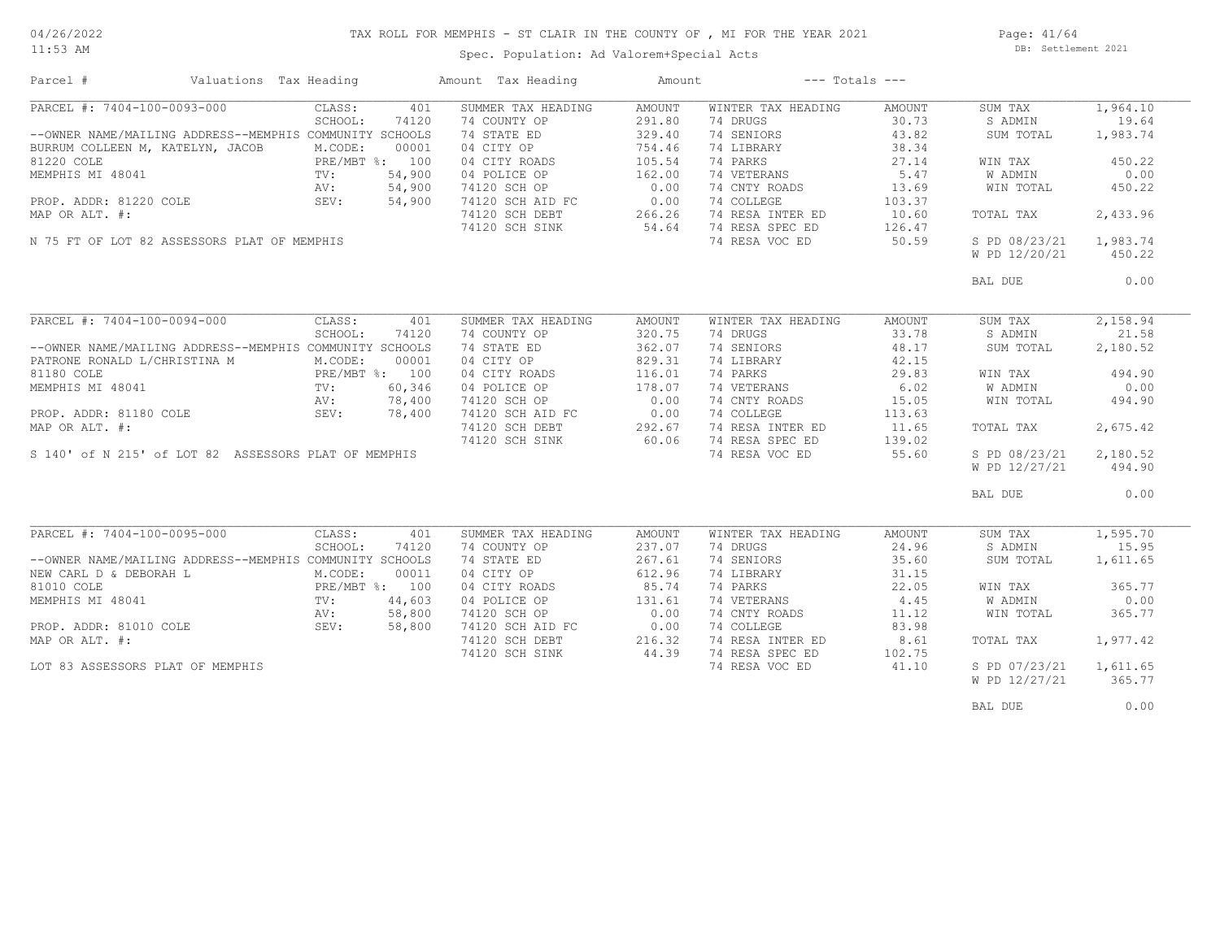# TAX ROLL FOR MEMPHIS - ST CLAIR IN THE COUNTY OF , MI FOR THE YEAR 2021

04/26/2022
11:53 AM

Spec. Population: Ad Valorem+Special Acts

DB: Settlement 2021

| Parcel # | Valuations | Tax Heading | Amount | Tax Heading | Amount | --- Totals --- | |
|---|---|---|---|---|---|---|---|
| PARCEL #: 7404-100-0093-000 | CLASS: 401 | SUMMER TAX HEADING | AMOUNT | WINTER TAX HEADING | AMOUNT | SUM TAX | 1,964.10 |
| | SCHOOL: 74120 | 74 COUNTY OP | 291.80 | 74 DRUGS | 30.73 | S ADMIN | 19.64 |
| --OWNER NAME/MAILING ADDRESS--MEMPHIS COMMUNITY SCHOOLS | | 74 STATE ED | 329.40 | 74 SENIORS | 43.82 | SUM TOTAL | 1,983.74 |
| BURRUM COLLEEN M, KATELYN, JACOB | M.CODE: 00001 | 04 CITY OP | 754.46 | 74 LIBRARY | 38.34 | | |
| 81220 COLE | PRE/MBT %: 100 | 04 CITY ROADS | 105.54 | 74 PARKS | 27.14 | WIN TAX | 450.22 |
| MEMPHIS MI 48041 | TV: 54,900 | 04 POLICE OP | 162.00 | 74 VETERANS | 5.47 | W ADMIN | 0.00 |
| | AV: 54,900 | 74120 SCH OP | 0.00 | 74 CNTY ROADS | 13.69 | WIN TOTAL | 450.22 |
| PROP. ADDR: 81220 COLE | SEV: 54,900 | 74120 SCH AID FC | 0.00 | 74 COLLEGE | 103.37 | | |
| MAP OR ALT. #: | | 74120 SCH DEBT | 266.26 | 74 RESA INTER ED | 10.60 | TOTAL TAX | 2,433.96 |
| | | 74120 SCH SINK | 54.64 | 74 RESA SPEC ED | 126.47 | | |
| N 75 FT OF LOT 82 ASSESSORS PLAT OF MEMPHIS | | | | 74 RESA VOC ED | 50.59 | S PD 08/23/21 | 1,983.74 |
| | | | | | | W PD 12/20/21 | 450.22 |
| | | | | | | BAL DUE | 0.00 |
| PARCEL #: 7404-100-0094-000 | CLASS: 401 | SUMMER TAX HEADING | AMOUNT | WINTER TAX HEADING | AMOUNT | SUM TAX | 2,158.94 |
| | SCHOOL: 74120 | 74 COUNTY OP | 320.75 | 74 DRUGS | 33.78 | S ADMIN | 21.58 |
| --OWNER NAME/MAILING ADDRESS--MEMPHIS COMMUNITY SCHOOLS | | 74 STATE ED | 362.07 | 74 SENIORS | 48.17 | SUM TOTAL | 2,180.52 |
| PATRONE RONALD L/CHRISTINA M | M.CODE: 00001 | 04 CITY OP | 829.31 | 74 LIBRARY | 42.15 | | |
| 81180 COLE | PRE/MBT %: 100 | 04 CITY ROADS | 116.01 | 74 PARKS | 29.83 | WIN TAX | 494.90 |
| MEMPHIS MI 48041 | TV: 60,346 | 04 POLICE OP | 178.07 | 74 VETERANS | 6.02 | W ADMIN | 0.00 |
| | AV: 78,400 | 74120 SCH OP | 0.00 | 74 CNTY ROADS | 15.05 | WIN TOTAL | 494.90 |
| PROP. ADDR: 81180 COLE | SEV: 78,400 | 74120 SCH AID FC | 0.00 | 74 COLLEGE | 113.63 | | |
| MAP OR ALT. #: | | 74120 SCH DEBT | 292.67 | 74 RESA INTER ED | 11.65 | TOTAL TAX | 2,675.42 |
| | | 74120 SCH SINK | 60.06 | 74 RESA SPEC ED | 139.02 | | |
| S 140' of N 215' of LOT 82 ASSESSORS PLAT OF MEMPHIS | | | | 74 RESA VOC ED | 55.60 | S PD 08/23/21 | 2,180.52 |
| | | | | | | W PD 12/27/21 | 494.90 |
| | | | | | | BAL DUE | 0.00 |
| PARCEL #: 7404-100-0095-000 | CLASS: 401 | SUMMER TAX HEADING | AMOUNT | WINTER TAX HEADING | AMOUNT | SUM TAX | 1,595.70 |
| | SCHOOL: 74120 | 74 COUNTY OP | 237.07 | 74 DRUGS | 24.96 | S ADMIN | 15.95 |
| --OWNER NAME/MAILING ADDRESS--MEMPHIS COMMUNITY SCHOOLS | | 74 STATE ED | 267.61 | 74 SENIORS | 35.60 | SUM TOTAL | 1,611.65 |
| NEW CARL D & DEBORAH L | M.CODE: 00011 | 04 CITY OP | 612.96 | 74 LIBRARY | 31.15 | | |
| 81010 COLE | PRE/MBT %: 100 | 04 CITY ROADS | 85.74 | 74 PARKS | 22.05 | WIN TAX | 365.77 |
| MEMPHIS MI 48041 | TV: 44,603 | 04 POLICE OP | 131.61 | 74 VETERANS | 4.45 | W ADMIN | 0.00 |
| | AV: 58,800 | 74120 SCH OP | 0.00 | 74 CNTY ROADS | 11.12 | WIN TOTAL | 365.77 |
| PROP. ADDR: 81010 COLE | SEV: 58,800 | 74120 SCH AID FC | 0.00 | 74 COLLEGE | 83.98 | | |
| MAP OR ALT. #: | | 74120 SCH DEBT | 216.32 | 74 RESA INTER ED | 8.61 | TOTAL TAX | 1,977.42 |
| | | 74120 SCH SINK | 44.39 | 74 RESA SPEC ED | 102.75 | | |
| LOT 83 ASSESSORS PLAT OF MEMPHIS | | | | 74 RESA VOC ED | 41.10 | S PD 07/23/21 | 1,611.65 |
| | | | | | | W PD 12/27/21 | 365.77 |
| | | | | | | BAL DUE | 0.00 |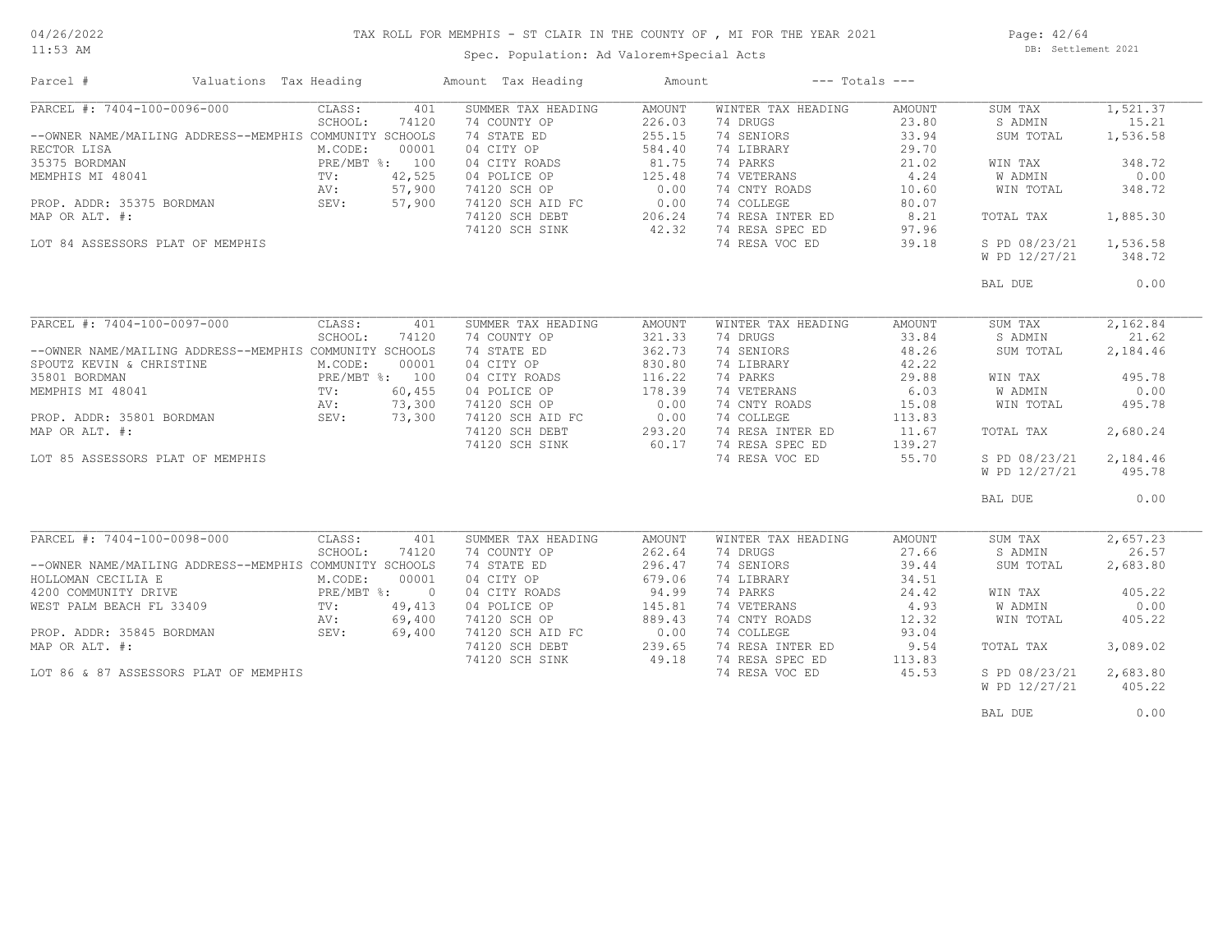# TAX ROLL FOR MEMPHIS - ST CLAIR IN THE COUNTY OF , MI FOR THE YEAR 2021

Spec. Population: Ad Valorem+Special Acts

| Parcel # | Valuations Tax Heading | | Amount Tax Heading | Amount | --- Totals --- | | | |
|---|---|---|---|---|---|---|---|---|
| PARCEL #: 7404-100-0096-000 | CLASS: | 401 | SUMMER TAX HEADING | AMOUNT | WINTER TAX HEADING | AMOUNT | SUM TAX | 1,521.37 |
| | SCHOOL: | 74120 | 74 COUNTY OP | 226.03 | 74 DRUGS | 23.80 | S ADMIN | 15.21 |
| --OWNER NAME/MAILING ADDRESS--MEMPHIS COMMUNITY SCHOOLS | | | 74 STATE ED | 255.15 | 74 SENIORS | 33.94 | SUM TOTAL | 1,536.58 |
| RECTOR LISA | M.CODE: | 00001 | 04 CITY OP | 584.40 | 74 LIBRARY | 29.70 | | |
| 35375 BORDMAN | PRE/MBT %: | 100 | 04 CITY ROADS | 81.75 | 74 PARKS | 21.02 | WIN TAX | 348.72 |
| MEMPHIS MI 48041 | TV: | 42,525 | 04 POLICE OP | 125.48 | 74 VETERANS | 4.24 | W ADMIN | 0.00 |
| | AV: | 57,900 | 74120 SCH OP | 0.00 | 74 CNTY ROADS | 10.60 | WIN TOTAL | 348.72 |
| PROP. ADDR: 35375 BORDMAN | SEV: | 57,900 | 74120 SCH AID FC | 0.00 | 74 COLLEGE | 80.07 | | |
| MAP OR ALT. #: | | | 74120 SCH DEBT | 206.24 | 74 RESA INTER ED | 8.21 | TOTAL TAX | 1,885.30 |
| | | | 74120 SCH SINK | 42.32 | 74 RESA SPEC ED | 97.96 | | |
| LOT 84 ASSESSORS PLAT OF MEMPHIS | | | | | 74 RESA VOC ED | 39.18 | S PD 08/23/21 | 1,536.58 |
| | | | | | | | W PD 12/27/21 | 348.72 |
| | | | | | | | BAL DUE | 0.00 |
| PARCEL #: 7404-100-0097-000 | CLASS: | 401 | SUMMER TAX HEADING | AMOUNT | WINTER TAX HEADING | AMOUNT | SUM TAX | 2,162.84 |
| | SCHOOL: | 74120 | 74 COUNTY OP | 321.33 | 74 DRUGS | 33.84 | S ADMIN | 21.62 |
| --OWNER NAME/MAILING ADDRESS--MEMPHIS COMMUNITY SCHOOLS | | | 74 STATE ED | 362.73 | 74 SENIORS | 48.26 | SUM TOTAL | 2,184.46 |
| SPOUTZ KEVIN & CHRISTINE | M.CODE: | 00001 | 04 CITY OP | 830.80 | 74 LIBRARY | 42.22 | | |
| 35801 BORDMAN | PRE/MBT %: | 100 | 04 CITY ROADS | 116.22 | 74 PARKS | 29.88 | WIN TAX | 495.78 |
| MEMPHIS MI 48041 | TV: | 60,455 | 04 POLICE OP | 178.39 | 74 VETERANS | 6.03 | W ADMIN | 0.00 |
| | AV: | 73,300 | 74120 SCH OP | 0.00 | 74 CNTY ROADS | 15.08 | WIN TOTAL | 495.78 |
| PROP. ADDR: 35801 BORDMAN | SEV: | 73,300 | 74120 SCH AID FC | 0.00 | 74 COLLEGE | 113.83 | | |
| MAP OR ALT. #: | | | 74120 SCH DEBT | 293.20 | 74 RESA INTER ED | 11.67 | TOTAL TAX | 2,680.24 |
| | | | 74120 SCH SINK | 60.17 | 74 RESA SPEC ED | 139.27 | | |
| LOT 85 ASSESSORS PLAT OF MEMPHIS | | | | | 74 RESA VOC ED | 55.70 | S PD 08/23/21 | 2,184.46 |
| | | | | | | | W PD 12/27/21 | 495.78 |
| | | | | | | | BAL DUE | 0.00 |
| PARCEL #: 7404-100-0098-000 | CLASS: | 401 | SUMMER TAX HEADING | AMOUNT | WINTER TAX HEADING | AMOUNT | SUM TAX | 2,657.23 |
| | SCHOOL: | 74120 | 74 COUNTY OP | 262.64 | 74 DRUGS | 27.66 | S ADMIN | 26.57 |
| --OWNER NAME/MAILING ADDRESS--MEMPHIS COMMUNITY SCHOOLS | | | 74 STATE ED | 296.47 | 74 SENIORS | 39.44 | SUM TOTAL | 2,683.80 |
| HOLLOMAN CECILIA E | M.CODE: | 00001 | 04 CITY OP | 679.06 | 74 LIBRARY | 34.51 | | |
| 4200 COMMUNITY DRIVE | PRE/MBT %: | 0 | 04 CITY ROADS | 94.99 | 74 PARKS | 24.42 | WIN TAX | 405.22 |
| WEST PALM BEACH FL 33409 | TV: | 49,413 | 04 POLICE OP | 145.81 | 74 VETERANS | 4.93 | W ADMIN | 0.00 |
| | AV: | 69,400 | 74120 SCH OP | 889.43 | 74 CNTY ROADS | 12.32 | WIN TOTAL | 405.22 |
| PROP. ADDR: 35845 BORDMAN | SEV: | 69,400 | 74120 SCH AID FC | 0.00 | 74 COLLEGE | 93.04 | | |
| MAP OR ALT. #: | | | 74120 SCH DEBT | 239.65 | 74 RESA INTER ED | 9.54 | TOTAL TAX | 3,089.02 |
| | | | 74120 SCH SINK | 49.18 | 74 RESA SPEC ED | 113.83 | | |
| LOT 86 & 87 ASSESSORS PLAT OF MEMPHIS | | | | | 74 RESA VOC ED | 45.53 | S PD 08/23/21 | 2,683.80 |
| | | | | | | | W PD 12/27/21 | 405.22 |
| | | | | | | | BAL DUE | 0.00 |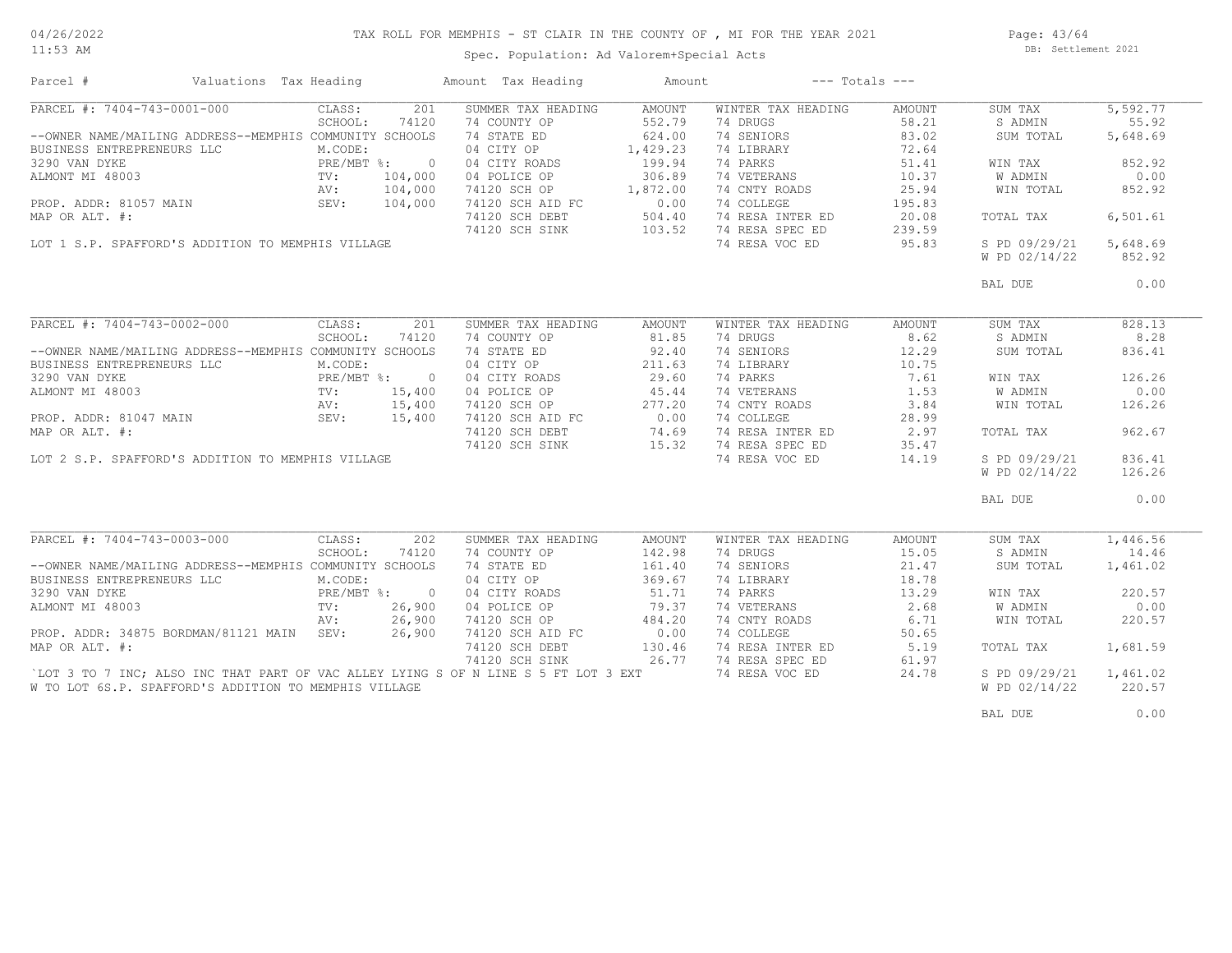# TAX ROLL FOR MEMPHIS - ST CLAIR IN THE COUNTY OF , MI FOR THE YEAR 2021

Spec. Population: Ad Valorem+Special Acts

DB: Settlement 2021

04/26/2022
11:53 AM

| Parcel # | Valuations | Tax Heading | Amount | Tax Heading | Amount | --- Totals --- | |
|---|---|---|---|---|---|---|---|

## PARCEL #: 7404-743-0001-000

| Parcel Info | Valuations | Summer Tax Heading | Amount | Winter Tax Heading | Amount | Totals | |
|---|---|---|---|---|---|---|---|
| | CLASS: 201 | SUMMER TAX HEADING | AMOUNT | WINTER TAX HEADING | AMOUNT | SUM TAX | 5,592.77 |
| --OWNER NAME/MAILING ADDRESS-- | SCHOOL: 74120 MEMPHIS COMMUNITY SCHOOLS | 74 COUNTY OP | 552.79 | 74 DRUGS | 58.21 | S ADMIN | 55.92 |
| BUSINESS ENTREPRENEURS LLC | M.CODE: | 74 STATE ED | 624.00 | 74 SENIORS | 83.02 | SUM TOTAL | 5,648.69 |
| 3290 VAN DYKE | PRE/MBT %: 0 | 04 CITY OP | 1,429.23 | 74 LIBRARY | 72.64 | | |
| ALMONT MI 48003 | TV: 104,000 | 04 CITY ROADS | 199.94 | 74 PARKS | 51.41 | WIN TAX | 852.92 |
| | AV: 104,000 | 04 POLICE OP | 306.89 | 74 VETERANS | 10.37 | W ADMIN | 0.00 |
| PROP. ADDR: 81057 MAIN | SEV: 104,000 | 74120 SCH OP | 1,872.00 | 74 CNTY ROADS | 25.94 | WIN TOTAL | 852.92 |
| MAP OR ALT. #: | | 74120 SCH AID FC | 0.00 | 74 COLLEGE | 195.83 | | |
| | | 74120 SCH DEBT | 504.40 | 74 RESA INTER ED | 20.08 | TOTAL TAX | 6,501.61 |
| | | 74120 SCH SINK | 103.52 | 74 RESA SPEC ED | 239.59 | | |
| | | | | 74 RESA VOC ED | 95.83 | S PD 09/29/21 | 5,648.69 |
| | | | | | | W PD 02/14/22 | 852.92 |
| | | | | | | BAL DUE | 0.00 |

LOT 1 S.P. SPAFFORD'S ADDITION TO MEMPHIS VILLAGE

## PARCEL #: 7404-743-0002-000

| Parcel Info | Valuations | Summer Tax Heading | Amount | Winter Tax Heading | Amount | Totals | |
|---|---|---|---|---|---|---|---|
| | CLASS: 201 | SUMMER TAX HEADING | AMOUNT | WINTER TAX HEADING | AMOUNT | SUM TAX | 828.13 |
| --OWNER NAME/MAILING ADDRESS-- | SCHOOL: 74120 MEMPHIS COMMUNITY SCHOOLS | 74 COUNTY OP | 81.85 | 74 DRUGS | 8.62 | S ADMIN | 8.28 |
| BUSINESS ENTREPRENEURS LLC | M.CODE: | 74 STATE ED | 92.40 | 74 SENIORS | 12.29 | SUM TOTAL | 836.41 |
| 3290 VAN DYKE | PRE/MBT %: 0 | 04 CITY OP | 211.63 | 74 LIBRARY | 10.75 | | |
| ALMONT MI 48003 | TV: 15,400 | 04 CITY ROADS | 29.60 | 74 PARKS | 7.61 | WIN TAX | 126.26 |
| | AV: 15,400 | 04 POLICE OP | 45.44 | 74 VETERANS | 1.53 | W ADMIN | 0.00 |
| PROP. ADDR: 81047 MAIN | SEV: 15,400 | 74120 SCH OP | 277.20 | 74 CNTY ROADS | 3.84 | WIN TOTAL | 126.26 |
| MAP OR ALT. #: | | 74120 SCH AID FC | 0.00 | 74 COLLEGE | 28.99 | | |
| | | 74120 SCH DEBT | 74.69 | 74 RESA INTER ED | 2.97 | TOTAL TAX | 962.67 |
| | | 74120 SCH SINK | 15.32 | 74 RESA SPEC ED | 35.47 | | |
| | | | | 74 RESA VOC ED | 14.19 | S PD 09/29/21 | 836.41 |
| | | | | | | W PD 02/14/22 | 126.26 |
| | | | | | | BAL DUE | 0.00 |

LOT 2 S.P. SPAFFORD'S ADDITION TO MEMPHIS VILLAGE

## PARCEL #: 7404-743-0003-000

| Parcel Info | Valuations | Summer Tax Heading | Amount | Winter Tax Heading | Amount | Totals | |
|---|---|---|---|---|---|---|---|
| | CLASS: 202 | SUMMER TAX HEADING | AMOUNT | WINTER TAX HEADING | AMOUNT | SUM TAX | 1,446.56 |
| --OWNER NAME/MAILING ADDRESS-- | SCHOOL: 74120 MEMPHIS COMMUNITY SCHOOLS | 74 COUNTY OP | 142.98 | 74 DRUGS | 15.05 | S ADMIN | 14.46 |
| BUSINESS ENTREPRENEURS LLC | M.CODE: | 74 STATE ED | 161.40 | 74 SENIORS | 21.47 | SUM TOTAL | 1,461.02 |
| 3290 VAN DYKE | PRE/MBT %: 0 | 04 CITY OP | 369.67 | 74 LIBRARY | 18.78 | | |
| ALMONT MI 48003 | TV: 26,900 | 04 CITY ROADS | 51.71 | 74 PARKS | 13.29 | WIN TAX | 220.57 |
| | AV: 26,900 | 04 POLICE OP | 79.37 | 74 VETERANS | 2.68 | W ADMIN | 0.00 |
| PROP. ADDR: 34875 BORDMAN/81121 MAIN | SEV: 26,900 | 74120 SCH OP | 484.20 | 74 CNTY ROADS | 6.71 | WIN TOTAL | 220.57 |
| MAP OR ALT. #: | | 74120 SCH AID FC | 0.00 | 74 COLLEGE | 50.65 | | |
| | | 74120 SCH DEBT | 130.46 | 74 RESA INTER ED | 5.19 | TOTAL TAX | 1,681.59 |
| | | 74120 SCH SINK | 26.77 | 74 RESA SPEC ED | 61.97 | | |
| | | | | 74 RESA VOC ED | 24.78 | S PD 09/29/21 | 1,461.02 |
| | | | | | | W PD 02/14/22 | 220.57 |
| | | | | | | BAL DUE | 0.00 |

`LOT 3 TO 7 INC; ALSO INC THAT PART OF VAC ALLEY LYING S OF N LINE S 5 FT LOT 3 EXT W TO LOT 6S.P. SPAFFORD'S ADDITION TO MEMPHIS VILLAGE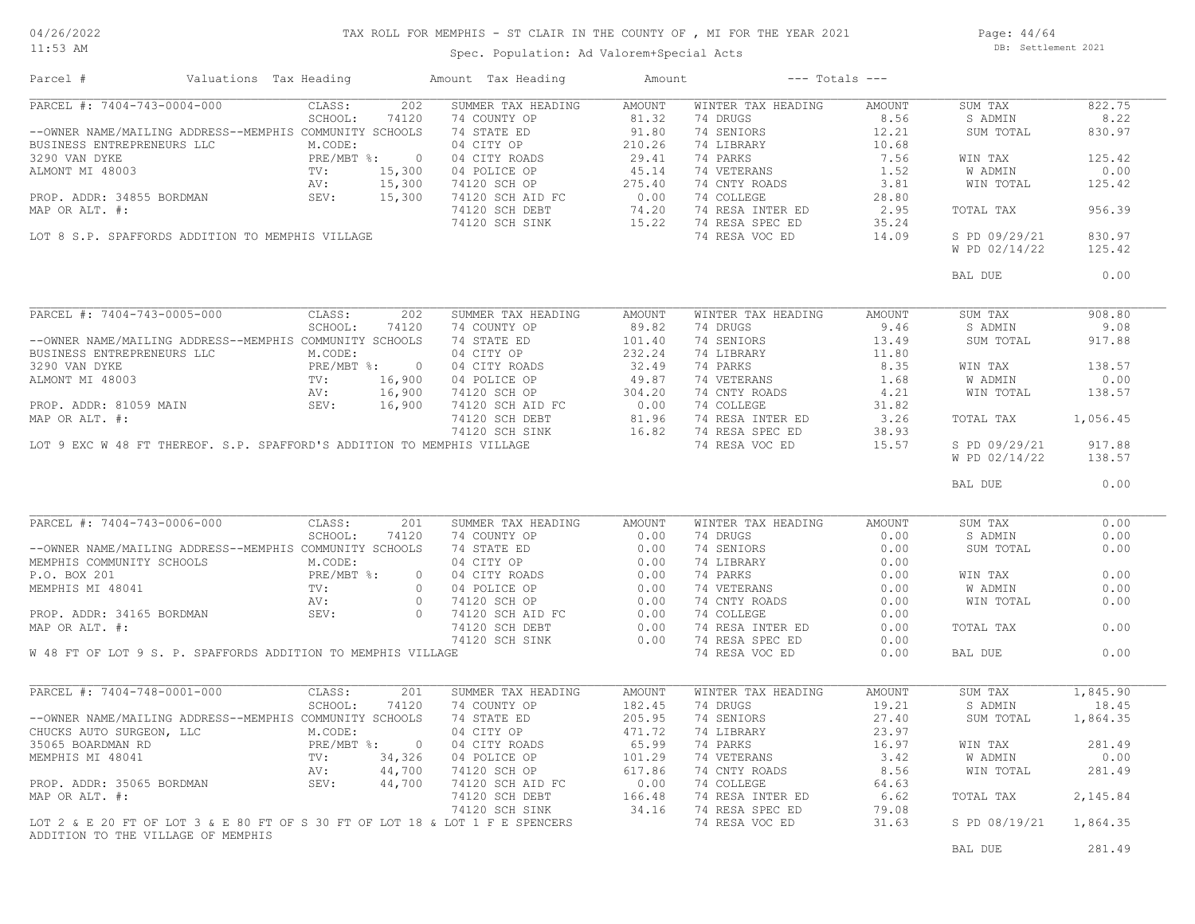# TAX ROLL FOR MEMPHIS - ST CLAIR IN THE COUNTY OF , MI FOR THE YEAR 2021

Spec. Population: Ad Valorem+Special Acts

DB: Settlement 2021

04/26/2022 11:53 AM

| Parcel # | Valuations | Tax Heading | Amount | Tax Heading | Amount | --- Totals --- | |
|---|---|---|---|---|---|---|---|

## PARCEL #: 7404-743-0004-000

CLASS: 202; SCHOOL: 74120
--OWNER NAME/MAILING ADDRESS--MEMPHIS COMMUNITY SCHOOLS
BUSINESS ENTREPRENEURS LLC
3290 VAN DYKE
ALMONT MI 48003
M.CODE:
PRE/MBT %: 0
TV: 15,300
AV: 15,300
SEV: 15,300
PROP. ADDR: 34855 BORDMAN
MAP OR ALT. #:
LOT 8 S.P. SPAFFORDS ADDITION TO MEMPHIS VILLAGE

| SUMMER TAX HEADING | AMOUNT | WINTER TAX HEADING | AMOUNT | TOTALS | |
|---|---|---|---|---|---|
| 74 COUNTY OP | 81.32 | 74 DRUGS | 8.56 | SUM TAX | 822.75 |
| 74 STATE ED | 91.80 | 74 SENIORS | 12.21 | S ADMIN | 8.22 |
| 04 CITY OP | 210.26 | 74 LIBRARY | 10.68 | SUM TOTAL | 830.97 |
| 04 CITY ROADS | 29.41 | 74 PARKS | 7.56 | WIN TAX | 125.42 |
| 04 POLICE OP | 45.14 | 74 VETERANS | 1.52 | W ADMIN | 0.00 |
| 74120 SCH OP | 275.40 | 74 CNTY ROADS | 3.81 | WIN TOTAL | 125.42 |
| 74120 SCH AID FC | 0.00 | 74 COLLEGE | 28.80 | | |
| 74120 SCH DEBT | 74.20 | 74 RESA INTER ED | 2.95 | TOTAL TAX | 956.39 |
| 74120 SCH SINK | 15.22 | 74 RESA SPEC ED | 35.24 | | |
| | | 74 RESA VOC ED | 14.09 | S PD 09/29/21 | 830.97 |
| | | | | W PD 02/14/22 | 125.42 |
| | | | | BAL DUE | 0.00 |

## PARCEL #: 7404-743-0005-000

CLASS: 202; SCHOOL: 74120
--OWNER NAME/MAILING ADDRESS--MEMPHIS COMMUNITY SCHOOLS
BUSINESS ENTREPRENEURS LLC
3290 VAN DYKE
ALMONT MI 48003
M.CODE:
PRE/MBT %: 0
TV: 16,900
AV: 16,900
SEV: 16,900
PROP. ADDR: 81059 MAIN
MAP OR ALT. #:
LOT 9 EXC W 48 FT THEREOF. S.P. SPAFFORD'S ADDITION TO MEMPHIS VILLAGE

| SUMMER TAX HEADING | AMOUNT | WINTER TAX HEADING | AMOUNT | TOTALS | |
|---|---|---|---|---|---|
| 74 COUNTY OP | 89.82 | 74 DRUGS | 9.46 | SUM TAX | 908.80 |
| 74 STATE ED | 101.40 | 74 SENIORS | 13.49 | S ADMIN | 9.08 |
| 04 CITY OP | 232.24 | 74 LIBRARY | 11.80 | SUM TOTAL | 917.88 |
| 04 CITY ROADS | 32.49 | 74 PARKS | 8.35 | WIN TAX | 138.57 |
| 04 POLICE OP | 49.87 | 74 VETERANS | 1.68 | W ADMIN | 0.00 |
| 74120 SCH OP | 304.20 | 74 CNTY ROADS | 4.21 | WIN TOTAL | 138.57 |
| 74120 SCH AID FC | 0.00 | 74 COLLEGE | 31.82 | | |
| 74120 SCH DEBT | 81.96 | 74 RESA INTER ED | 3.26 | TOTAL TAX | 1,056.45 |
| 74120 SCH SINK | 16.82 | 74 RESA SPEC ED | 38.93 | | |
| | | 74 RESA VOC ED | 15.57 | S PD 09/29/21 | 917.88 |
| | | | | W PD 02/14/22 | 138.57 |
| | | | | BAL DUE | 0.00 |

## PARCEL #: 7404-743-0006-000

CLASS: 201; SCHOOL: 74120
--OWNER NAME/MAILING ADDRESS--MEMPHIS COMMUNITY SCHOOLS
MEMPHIS COMMUNITY SCHOOLS
P.O. BOX 201
MEMPHIS MI 48041
M.CODE:
PRE/MBT %: 0
TV: 0
AV: 0
SEV: 0
PROP. ADDR: 34165 BORDMAN
MAP OR ALT. #:
W 48 FT OF LOT 9 S. P. SPAFFORDS ADDITION TO MEMPHIS VILLAGE

| SUMMER TAX HEADING | AMOUNT | WINTER TAX HEADING | AMOUNT | TOTALS | |
|---|---|---|---|---|---|
| 74 COUNTY OP | 0.00 | 74 DRUGS | 0.00 | SUM TAX | 0.00 |
| 74 STATE ED | 0.00 | 74 SENIORS | 0.00 | S ADMIN | 0.00 |
| 04 CITY OP | 0.00 | 74 LIBRARY | 0.00 | SUM TOTAL | 0.00 |
| 04 CITY ROADS | 0.00 | 74 PARKS | 0.00 | WIN TAX | 0.00 |
| 04 POLICE OP | 0.00 | 74 VETERANS | 0.00 | W ADMIN | 0.00 |
| 74120 SCH OP | 0.00 | 74 CNTY ROADS | 0.00 | WIN TOTAL | 0.00 |
| 74120 SCH AID FC | 0.00 | 74 COLLEGE | 0.00 | | |
| 74120 SCH DEBT | 0.00 | 74 RESA INTER ED | 0.00 | TOTAL TAX | 0.00 |
| 74120 SCH SINK | 0.00 | 74 RESA SPEC ED | 0.00 | | |
| | | 74 RESA VOC ED | 0.00 | BAL DUE | 0.00 |

## PARCEL #: 7404-748-0001-000

CLASS: 201; SCHOOL: 74120
--OWNER NAME/MAILING ADDRESS--MEMPHIS COMMUNITY SCHOOLS
CHUCKS AUTO SURGEON, LLC
35065 BOARDMAN RD
MEMPHIS MI 48041
M.CODE:
PRE/MBT %: 0
TV: 34,326
AV: 44,700
SEV: 44,700
PROP. ADDR: 35065 BORDMAN
MAP OR ALT. #:
LOT 2 & E 20 FT OF LOT 3 & E 80 FT OF S 30 FT OF LOT 18 & LOT 1 F E SPENCERS ADDITION TO THE VILLAGE OF MEMPHIS

| SUMMER TAX HEADING | AMOUNT | WINTER TAX HEADING | AMOUNT | TOTALS | |
|---|---|---|---|---|---|
| 74 COUNTY OP | 182.45 | 74 DRUGS | 19.21 | SUM TAX | 1,845.90 |
| 74 STATE ED | 205.95 | 74 SENIORS | 27.40 | S ADMIN | 18.45 |
| 04 CITY OP | 471.72 | 74 LIBRARY | 23.97 | SUM TOTAL | 1,864.35 |
| 04 CITY ROADS | 65.99 | 74 PARKS | 16.97 | WIN TAX | 281.49 |
| 04 POLICE OP | 101.29 | 74 VETERANS | 3.42 | W ADMIN | 0.00 |
| 74120 SCH OP | 617.86 | 74 CNTY ROADS | 8.56 | WIN TOTAL | 281.49 |
| 74120 SCH AID FC | 0.00 | 74 COLLEGE | 64.63 | | |
| 74120 SCH DEBT | 166.48 | 74 RESA INTER ED | 6.62 | TOTAL TAX | 2,145.84 |
| 74120 SCH SINK | 34.16 | 74 RESA SPEC ED | 79.08 | | |
| | | 74 RESA VOC ED | 31.63 | S PD 08/19/21 | 1,864.35 |
| | | | | BAL DUE | 281.49 |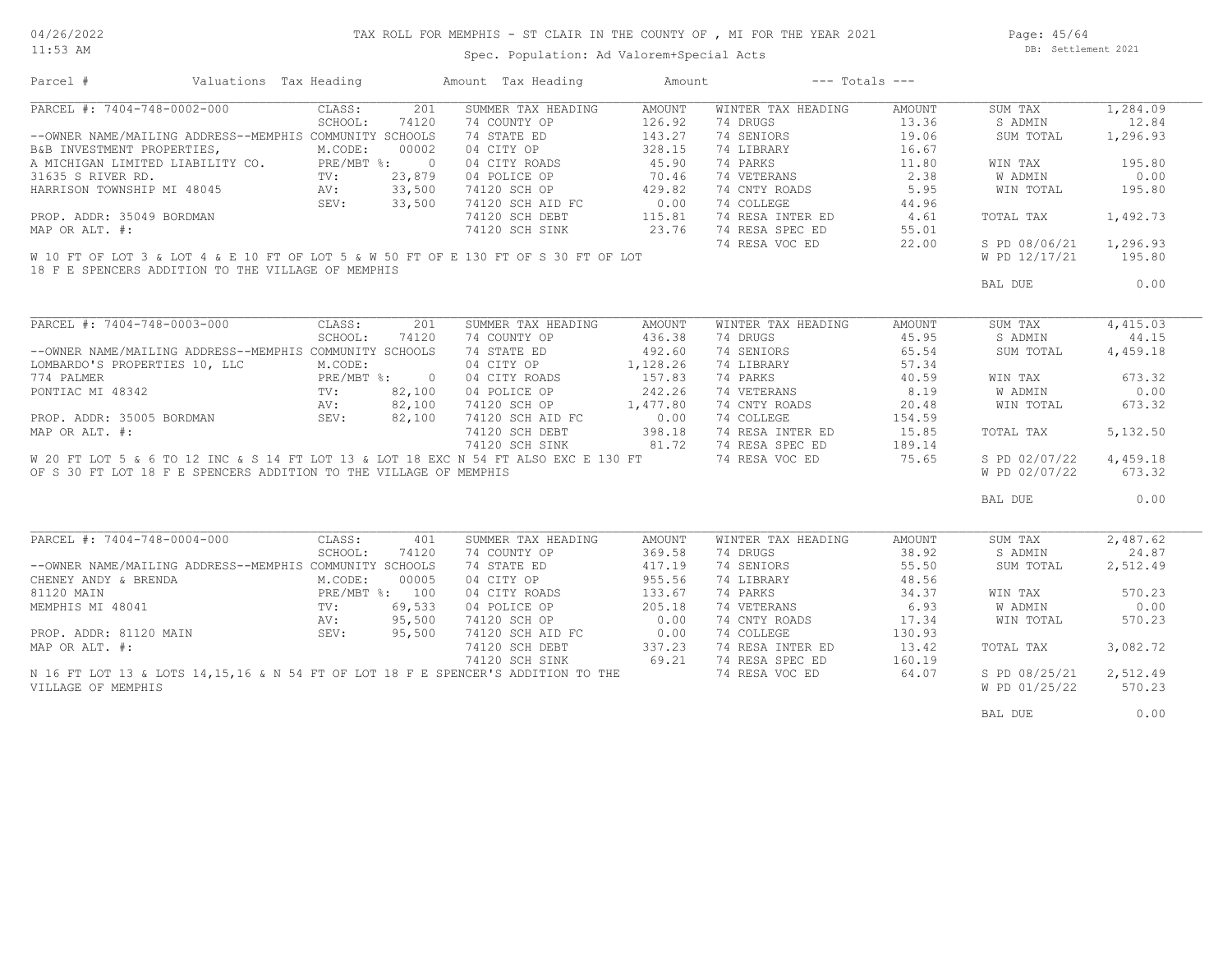# TAX ROLL FOR MEMPHIS - ST CLAIR IN THE COUNTY OF , MI FOR THE YEAR 2021

04/26/2022
11:53 AM

Spec. Population: Ad Valorem+Special Acts

DB: Settlement 2021

| Parcel # | Valuations | Tax Heading | Amount | Tax Heading | Amount | --- Totals --- | |
|---|---|---|---|---|---|---|---|
| PARCEL #: 7404-748-0002-000 | CLASS: 201 | SUMMER TAX HEADING | AMOUNT | WINTER TAX HEADING | AMOUNT | SUM TAX | 1,284.09 |
| | SCHOOL: 74120 | 74 COUNTY OP | 126.92 | 74 DRUGS | 13.36 | S ADMIN | 12.84 |
| --OWNER NAME/MAILING ADDRESS--MEMPHIS COMMUNITY SCHOOLS | | 74 STATE ED | 143.27 | 74 SENIORS | 19.06 | SUM TOTAL | 1,296.93 |
| B&B INVESTMENT PROPERTIES, | M.CODE: 00002 | 04 CITY OP | 328.15 | 74 LIBRARY | 16.67 | | |
| A MICHIGAN LIMITED LIABILITY CO. | PRE/MBT %: 0 | 04 CITY ROADS | 45.90 | 74 PARKS | 11.80 | WIN TAX | 195.80 |
| 31635 S RIVER RD. | TV: 23,879 | 04 POLICE OP | 70.46 | 74 VETERANS | 2.38 | W ADMIN | 0.00 |
| HARRISON TOWNSHIP MI 48045 | AV: 33,500 | 74120 SCH OP | 429.82 | 74 CNTY ROADS | 5.95 | WIN TOTAL | 195.80 |
| | SEV: 33,500 | 74120 SCH AID FC | 0.00 | 74 COLLEGE | 44.96 | | |
| PROP. ADDR: 35049 BORDMAN | | 74120 SCH DEBT | 115.81 | 74 RESA INTER ED | 4.61 | TOTAL TAX | 1,492.73 |
| MAP OR ALT. #: | | 74120 SCH SINK | 23.76 | 74 RESA SPEC ED | 55.01 | | |
| | | | | 74 RESA VOC ED | 22.00 | S PD 08/06/21 | 1,296.93 |
| | | | | | | W PD 12/17/21 | 195.80 |
| | | | | | | BAL DUE | 0.00 |

W 10 FT OF LOT 3 & LOT 4 & E 10 FT OF LOT 5 & W 50 FT OF E 130 FT OF S 30 FT OF LOT 18 F E SPENCERS ADDITION TO THE VILLAGE OF MEMPHIS

| Parcel # | Valuations | Tax Heading | Amount | Tax Heading | Amount | --- Totals --- | |
|---|---|---|---|---|---|---|---|
| PARCEL #: 7404-748-0003-000 | CLASS: 201 | SUMMER TAX HEADING | AMOUNT | WINTER TAX HEADING | AMOUNT | SUM TAX | 4,415.03 |
| | SCHOOL: 74120 | 74 COUNTY OP | 436.38 | 74 DRUGS | 45.95 | S ADMIN | 44.15 |
| --OWNER NAME/MAILING ADDRESS--MEMPHIS COMMUNITY SCHOOLS | | 74 STATE ED | 492.60 | 74 SENIORS | 65.54 | SUM TOTAL | 4,459.18 |
| LOMBARDO'S PROPERTIES 10, LLC | M.CODE: | 04 CITY OP | 1,128.26 | 74 LIBRARY | 57.34 | | |
| 774 PALMER | PRE/MBT %: 0 | 04 CITY ROADS | 157.83 | 74 PARKS | 40.59 | WIN TAX | 673.32 |
| PONTIAC MI 48342 | TV: 82,100 | 04 POLICE OP | 242.26 | 74 VETERANS | 8.19 | W ADMIN | 0.00 |
| | AV: 82,100 | 74120 SCH OP | 1,477.80 | 74 CNTY ROADS | 20.48 | WIN TOTAL | 673.32 |
| PROP. ADDR: 35005 BORDMAN | SEV: 82,100 | 74120 SCH AID FC | 0.00 | 74 COLLEGE | 154.59 | | |
| MAP OR ALT. #: | | 74120 SCH DEBT | 398.18 | 74 RESA INTER ED | 15.85 | TOTAL TAX | 5,132.50 |
| | | 74120 SCH SINK | 81.72 | 74 RESA SPEC ED | 189.14 | | |
| | | | | 74 RESA VOC ED | 75.65 | S PD 02/07/22 | 4,459.18 |
| | | | | | | W PD 02/07/22 | 673.32 |
| | | | | | | BAL DUE | 0.00 |

W 20 FT LOT 5 & 6 TO 12 INC & S 14 FT LOT 13 & LOT 18 EXC N 54 FT ALSO EXC E 130 FT OF S 30 FT LOT 18 F E SPENCERS ADDITION TO THE VILLAGE OF MEMPHIS

| Parcel # | Valuations | Tax Heading | Amount | Tax Heading | Amount | --- Totals --- | |
|---|---|---|---|---|---|---|---|
| PARCEL #: 7404-748-0004-000 | CLASS: 401 | SUMMER TAX HEADING | AMOUNT | WINTER TAX HEADING | AMOUNT | SUM TAX | 2,487.62 |
| | SCHOOL: 74120 | 74 COUNTY OP | 369.58 | 74 DRUGS | 38.92 | S ADMIN | 24.87 |
| --OWNER NAME/MAILING ADDRESS--MEMPHIS COMMUNITY SCHOOLS | | 74 STATE ED | 417.19 | 74 SENIORS | 55.50 | SUM TOTAL | 2,512.49 |
| CHENEY ANDY & BRENDA | M.CODE: 00005 | 04 CITY OP | 955.56 | 74 LIBRARY | 48.56 | | |
| 81120 MAIN | PRE/MBT %: 100 | 04 CITY ROADS | 133.67 | 74 PARKS | 34.37 | WIN TAX | 570.23 |
| MEMPHIS MI 48041 | TV: 69,533 | 04 POLICE OP | 205.18 | 74 VETERANS | 6.93 | W ADMIN | 0.00 |
| | AV: 95,500 | 74120 SCH OP | 0.00 | 74 CNTY ROADS | 17.34 | WIN TOTAL | 570.23 |
| PROP. ADDR: 81120 MAIN | SEV: 95,500 | 74120 SCH AID FC | 0.00 | 74 COLLEGE | 130.93 | | |
| MAP OR ALT. #: | | 74120 SCH DEBT | 337.23 | 74 RESA INTER ED | 13.42 | TOTAL TAX | 3,082.72 |
| | | 74120 SCH SINK | 69.21 | 74 RESA SPEC ED | 160.19 | | |
| | | | | 74 RESA VOC ED | 64.07 | S PD 08/25/21 | 2,512.49 |
| | | | | | | W PD 01/25/22 | 570.23 |
| | | | | | | BAL DUE | 0.00 |

N 16 FT LOT 13 & LOTS 14,15,16 & N 54 FT OF LOT 18 F E SPENCER'S ADDITION TO THE VILLAGE OF MEMPHIS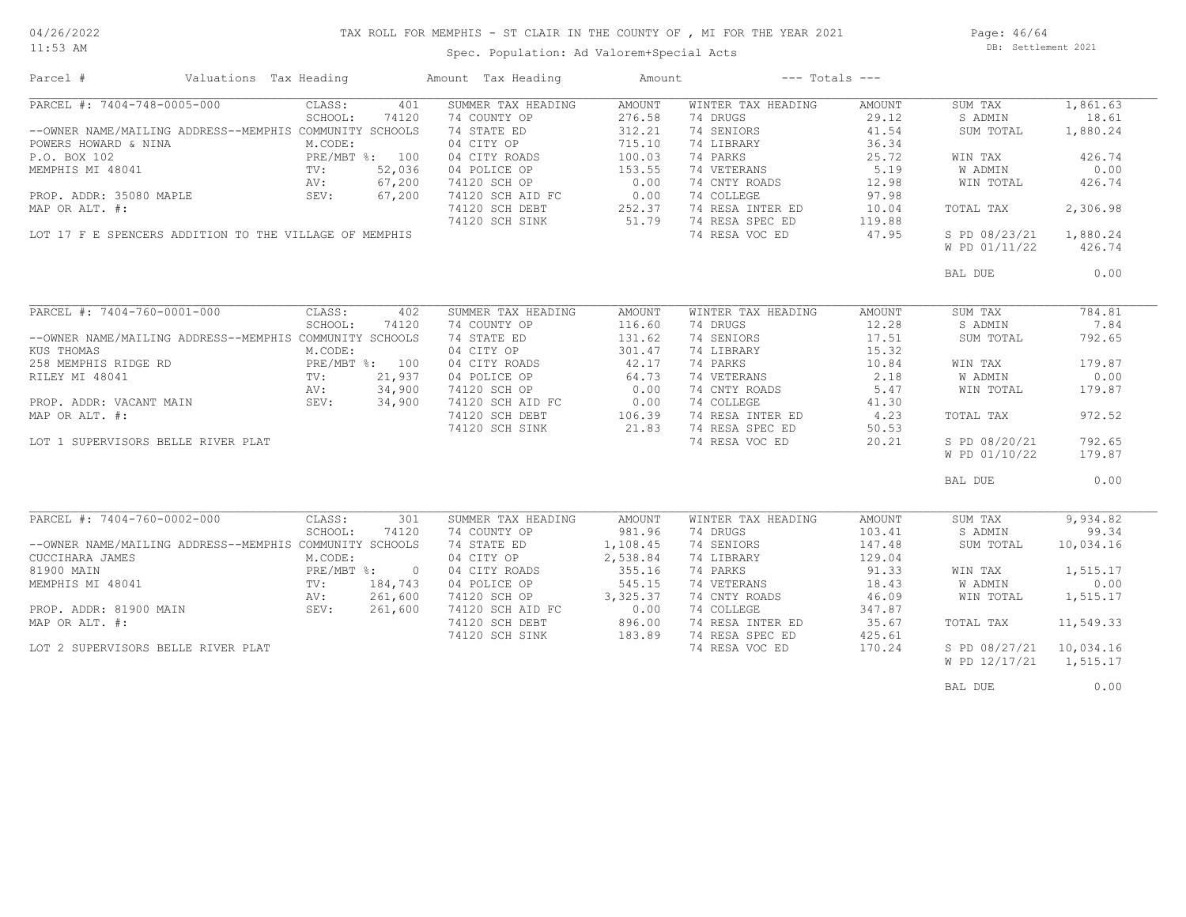# TAX ROLL FOR MEMPHIS - ST CLAIR IN THE COUNTY OF , MI FOR THE YEAR 2021

Spec. Population: Ad Valorem+Special Acts

DB: Settlement 2021

04/26/2022
11:53 AM

| Parcel # | Valuations | Tax Heading | Amount | Tax Heading | Amount | --- Totals --- | |
|---|---|---|---|---|---|---|---|
| PARCEL #: 7404-748-0005-000 | CLASS: 401 | SUMMER TAX HEADING | AMOUNT | WINTER TAX HEADING | AMOUNT | SUM TAX | 1,861.63 |
| | SCHOOL: 74120 | 74 COUNTY OP | 276.58 | 74 DRUGS | 29.12 | S ADMIN | 18.61 |
| --OWNER NAME/MAILING ADDRESS--MEMPHIS COMMUNITY SCHOOLS | | 74 STATE ED | 312.21 | 74 SENIORS | 41.54 | SUM TOTAL | 1,880.24 |
| POWERS HOWARD & NINA | M.CODE: | 04 CITY OP | 715.10 | 74 LIBRARY | 36.34 | | |
| P.O. BOX 102 | PRE/MBT %: 100 | 04 CITY ROADS | 100.03 | 74 PARKS | 25.72 | WIN TAX | 426.74 |
| MEMPHIS MI 48041 | TV: 52,036 | 04 POLICE OP | 153.55 | 74 VETERANS | 5.19 | W ADMIN | 0.00 |
| | AV: 67,200 | 74120 SCH OP | 0.00 | 74 CNTY ROADS | 12.98 | WIN TOTAL | 426.74 |
| PROP. ADDR: 35080 MAPLE | SEV: 67,200 | 74120 SCH AID FC | 0.00 | 74 COLLEGE | 97.98 | | |
| MAP OR ALT. #: | | 74120 SCH DEBT | 252.37 | 74 RESA INTER ED | 10.04 | TOTAL TAX | 2,306.98 |
| | | 74120 SCH SINK | 51.79 | 74 RESA SPEC ED | 119.88 | | |
| LOT 17 F E SPENCERS ADDITION TO THE VILLAGE OF MEMPHIS | | | | 74 RESA VOC ED | 47.95 | S PD 08/23/21 | 1,880.24 |
| | | | | | | W PD 01/11/22 | 426.74 |
| | | | | | | BAL DUE | 0.00 |

| Parcel # | Valuations | Tax Heading | Amount | Tax Heading | Amount | --- Totals --- | |
|---|---|---|---|---|---|---|---|
| PARCEL #: 7404-760-0001-000 | CLASS: 402 | SUMMER TAX HEADING | AMOUNT | WINTER TAX HEADING | AMOUNT | SUM TAX | 784.81 |
| | SCHOOL: 74120 | 74 COUNTY OP | 116.60 | 74 DRUGS | 12.28 | S ADMIN | 7.84 |
| --OWNER NAME/MAILING ADDRESS--MEMPHIS COMMUNITY SCHOOLS | | 74 STATE ED | 131.62 | 74 SENIORS | 17.51 | SUM TOTAL | 792.65 |
| KUS THOMAS | M.CODE: | 04 CITY OP | 301.47 | 74 LIBRARY | 15.32 | | |
| 258 MEMPHIS RIDGE RD | PRE/MBT %: 100 | 04 CITY ROADS | 42.17 | 74 PARKS | 10.84 | WIN TAX | 179.87 |
| RILEY MI 48041 | TV: 21,937 | 04 POLICE OP | 64.73 | 74 VETERANS | 2.18 | W ADMIN | 0.00 |
| | AV: 34,900 | 74120 SCH OP | 0.00 | 74 CNTY ROADS | 5.47 | WIN TOTAL | 179.87 |
| PROP. ADDR: VACANT MAIN | SEV: 34,900 | 74120 SCH AID FC | 0.00 | 74 COLLEGE | 41.30 | | |
| MAP OR ALT. #: | | 74120 SCH DEBT | 106.39 | 74 RESA INTER ED | 4.23 | TOTAL TAX | 972.52 |
| | | 74120 SCH SINK | 21.83 | 74 RESA SPEC ED | 50.53 | | |
| LOT 1 SUPERVISORS BELLE RIVER PLAT | | | | 74 RESA VOC ED | 20.21 | S PD 08/20/21 | 792.65 |
| | | | | | | W PD 01/10/22 | 179.87 |
| | | | | | | BAL DUE | 0.00 |

| Parcel # | Valuations | Tax Heading | Amount | Tax Heading | Amount | --- Totals --- | |
|---|---|---|---|---|---|---|---|
| PARCEL #: 7404-760-0002-000 | CLASS: 301 | SUMMER TAX HEADING | AMOUNT | WINTER TAX HEADING | AMOUNT | SUM TAX | 9,934.82 |
| | SCHOOL: 74120 | 74 COUNTY OP | 981.96 | 74 DRUGS | 103.41 | S ADMIN | 99.34 |
| --OWNER NAME/MAILING ADDRESS--MEMPHIS COMMUNITY SCHOOLS | | 74 STATE ED | 1,108.45 | 74 SENIORS | 147.48 | SUM TOTAL | 10,034.16 |
| CUCCIHARA JAMES | M.CODE: | 04 CITY OP | 2,538.84 | 74 LIBRARY | 129.04 | | |
| 81900 MAIN | PRE/MBT %: 0 | 04 CITY ROADS | 355.16 | 74 PARKS | 91.33 | WIN TAX | 1,515.17 |
| MEMPHIS MI 48041 | TV: 184,743 | 04 POLICE OP | 545.15 | 74 VETERANS | 18.43 | W ADMIN | 0.00 |
| | AV: 261,600 | 74120 SCH OP | 3,325.37 | 74 CNTY ROADS | 46.09 | WIN TOTAL | 1,515.17 |
| PROP. ADDR: 81900 MAIN | SEV: 261,600 | 74120 SCH AID FC | 0.00 | 74 COLLEGE | 347.87 | | |
| MAP OR ALT. #: | | 74120 SCH DEBT | 896.00 | 74 RESA INTER ED | 35.67 | TOTAL TAX | 11,549.33 |
| | | 74120 SCH SINK | 183.89 | 74 RESA SPEC ED | 425.61 | | |
| LOT 2 SUPERVISORS BELLE RIVER PLAT | | | | 74 RESA VOC ED | 170.24 | S PD 08/27/21 | 10,034.16 |
| | | | | | | W PD 12/17/21 | 1,515.17 |
| | | | | | | BAL DUE | 0.00 |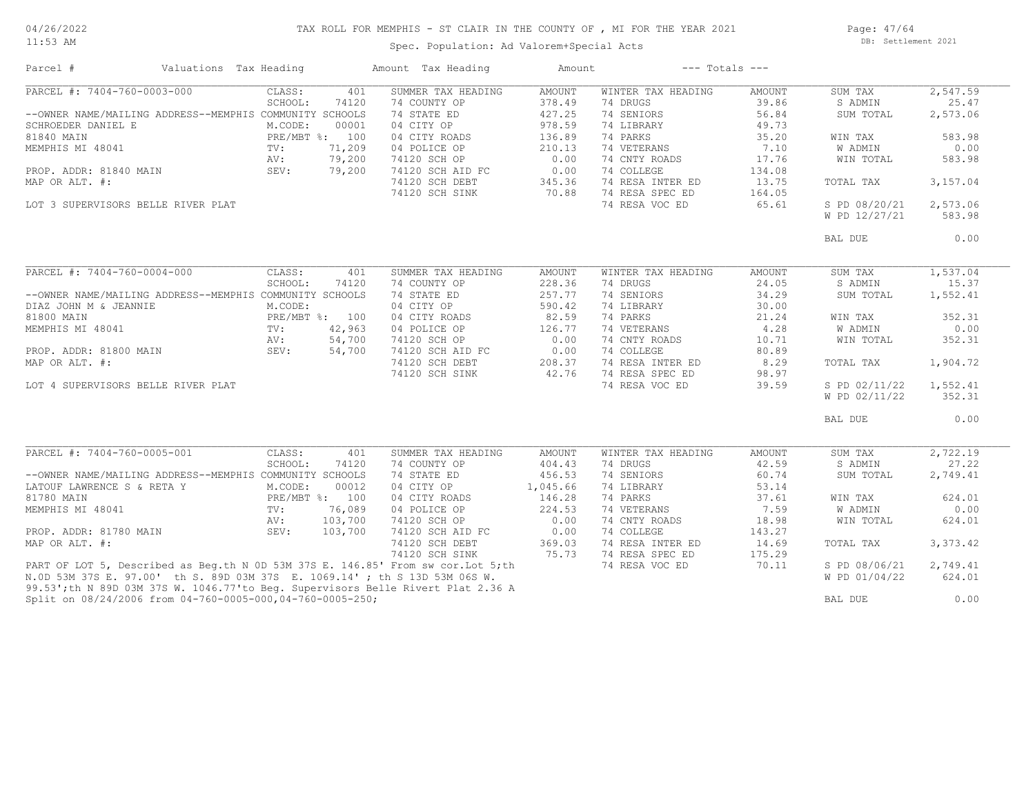# TAX ROLL FOR MEMPHIS - ST CLAIR IN THE COUNTY OF , MI FOR THE YEAR 2021

04/26/2022
11:53 AM

Spec. Population: Ad Valorem+Special Acts

DB: Settlement 2021

| Parcel # | Valuations | Tax Heading | Amount | Tax Heading | Amount | --- Totals --- | |
|---|---|---|---|---|---|---|---|
| PARCEL #: 7404-760-0003-000 | CLASS: 401 | SUMMER TAX HEADING | AMOUNT | WINTER TAX HEADING | AMOUNT | SUM TAX | 2,547.59 |
| | SCHOOL: 74120 | 74 COUNTY OP | 378.49 | 74 DRUGS | 39.86 | S ADMIN | 25.47 |
| --OWNER NAME/MAILING ADDRESS--MEMPHIS COMMUNITY SCHOOLS | | 74 STATE ED | 427.25 | 74 SENIORS | 56.84 | SUM TOTAL | 2,573.06 |
| SCHROEDER DANIEL E | M.CODE: 00001 | 04 CITY OP | 978.59 | 74 LIBRARY | 49.73 | | |
| 81840 MAIN | PRE/MBT %: 100 | 04 CITY ROADS | 136.89 | 74 PARKS | 35.20 | WIN TAX | 583.98 |
| MEMPHIS MI 48041 | TV: 71,209 | 04 POLICE OP | 210.13 | 74 VETERANS | 7.10 | W ADMIN | 0.00 |
| | AV: 79,200 | 74120 SCH OP | 0.00 | 74 CNTY ROADS | 17.76 | WIN TOTAL | 583.98 |
| PROP. ADDR: 81840 MAIN | SEV: 79,200 | 74120 SCH AID FC | 0.00 | 74 COLLEGE | 134.08 | | |
| MAP OR ALT. #: | | 74120 SCH DEBT | 345.36 | 74 RESA INTER ED | 13.75 | TOTAL TAX | 3,157.04 |
| | | 74120 SCH SINK | 70.88 | 74 RESA SPEC ED | 164.05 | | |
| LOT 3 SUPERVISORS BELLE RIVER PLAT | | | | 74 RESA VOC ED | 65.61 | S PD 08/20/21 | 2,573.06 |
| | | | | | | W PD 12/27/21 | 583.98 |
| | | | | | | BAL DUE | 0.00 |

| Parcel # | Valuations | Tax Heading | Amount | Tax Heading | Amount | --- Totals --- | |
|---|---|---|---|---|---|---|---|
| PARCEL #: 7404-760-0004-000 | CLASS: 401 | SUMMER TAX HEADING | AMOUNT | WINTER TAX HEADING | AMOUNT | SUM TAX | 1,537.04 |
| | SCHOOL: 74120 | 74 COUNTY OP | 228.36 | 74 DRUGS | 24.05 | S ADMIN | 15.37 |
| --OWNER NAME/MAILING ADDRESS--MEMPHIS COMMUNITY SCHOOLS | | 74 STATE ED | 257.77 | 74 SENIORS | 34.29 | SUM TOTAL | 1,552.41 |
| DIAZ JOHN M & JEANNIE | M.CODE: | 04 CITY OP | 590.42 | 74 LIBRARY | 30.00 | | |
| 81800 MAIN | PRE/MBT %: 100 | 04 CITY ROADS | 82.59 | 74 PARKS | 21.24 | WIN TAX | 352.31 |
| MEMPHIS MI 48041 | TV: 42,963 | 04 POLICE OP | 126.77 | 74 VETERANS | 4.28 | W ADMIN | 0.00 |
| | AV: 54,700 | 74120 SCH OP | 0.00 | 74 CNTY ROADS | 10.71 | WIN TOTAL | 352.31 |
| PROP. ADDR: 81800 MAIN | SEV: 54,700 | 74120 SCH AID FC | 0.00 | 74 COLLEGE | 80.89 | | |
| MAP OR ALT. #: | | 74120 SCH DEBT | 208.37 | 74 RESA INTER ED | 8.29 | TOTAL TAX | 1,904.72 |
| | | 74120 SCH SINK | 42.76 | 74 RESA SPEC ED | 98.97 | | |
| LOT 4 SUPERVISORS BELLE RIVER PLAT | | | | 74 RESA VOC ED | 39.59 | S PD 02/11/22 | 1,552.41 |
| | | | | | | W PD 02/11/22 | 352.31 |
| | | | | | | BAL DUE | 0.00 |

| Parcel # | Valuations | Tax Heading | Amount | Tax Heading | Amount | --- Totals --- | |
|---|---|---|---|---|---|---|---|
| PARCEL #: 7404-760-0005-001 | CLASS: 401 | SUMMER TAX HEADING | AMOUNT | WINTER TAX HEADING | AMOUNT | SUM TAX | 2,722.19 |
| | SCHOOL: 74120 | 74 COUNTY OP | 404.43 | 74 DRUGS | 42.59 | S ADMIN | 27.22 |
| --OWNER NAME/MAILING ADDRESS--MEMPHIS COMMUNITY SCHOOLS | | 74 STATE ED | 456.53 | 74 SENIORS | 60.74 | SUM TOTAL | 2,749.41 |
| LATOUF LAWRENCE S & RETA Y | M.CODE: 00012 | 04 CITY OP | 1,045.66 | 74 LIBRARY | 53.14 | | |
| 81780 MAIN | PRE/MBT %: 100 | 04 CITY ROADS | 146.28 | 74 PARKS | 37.61 | WIN TAX | 624.01 |
| MEMPHIS MI 48041 | TV: 76,089 | 04 POLICE OP | 224.53 | 74 VETERANS | 7.59 | W ADMIN | 0.00 |
| | AV: 103,700 | 74120 SCH OP | 0.00 | 74 CNTY ROADS | 18.98 | WIN TOTAL | 624.01 |
| PROP. ADDR: 81780 MAIN | SEV: 103,700 | 74120 SCH AID FC | 0.00 | 74 COLLEGE | 143.27 | | |
| MAP OR ALT. #: | | 74120 SCH DEBT | 369.03 | 74 RESA INTER ED | 14.69 | TOTAL TAX | 3,373.42 |
| | | 74120 SCH SINK | 75.73 | 74 RESA SPEC ED | 175.29 | | |
| | | | | 74 RESA VOC ED | 70.11 | S PD 08/06/21 | 2,749.41 |
| | | | | | | W PD 01/04/22 | 624.01 |
| | | | | | | BAL DUE | 0.00 |

PART OF LOT 5, Described as Beg.th N 0D 53M 37S E. 146.85' From sw cor.Lot 5;th N.0D 53M 37S E. 97.00' th S. 89D 03M 37S E. 1069.14' ; th S 13D 53M 06S W. 99.53';th N 89D 03M 37S W. 1046.77'to Beg. Supervisors Belle Rivert Plat 2.36 A
Split on 08/24/2006 from 04-760-0005-000,04-760-0005-250;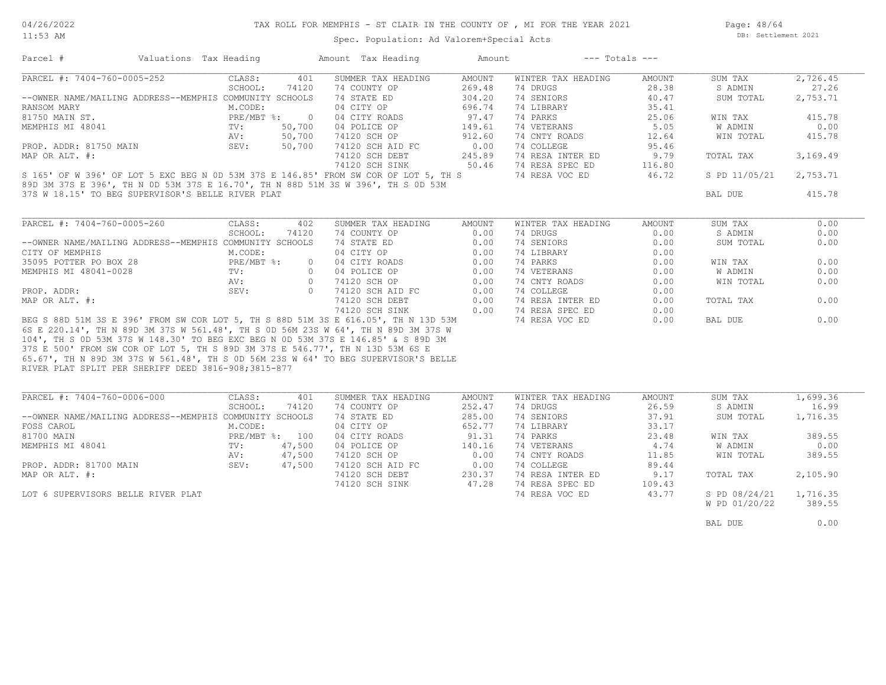TAX ROLL FOR MEMPHIS - ST CLAIR IN THE COUNTY OF , MI FOR THE YEAR 2021

Spec. Population: Ad Valorem+Special Acts

DB: Settlement 2021

04/26/2022
11:53 AM

| Parcel # | Valuations | Tax Heading | Amount | Tax Heading | Amount | --- Totals --- | |
|---|---|---|---|---|---|---|---|

## PARCEL #: 7404-760-0005-252

| | | | | | | | |
|---|---|---|---|---|---|---|---|
| CLASS: | 401 | SUMMER TAX HEADING | AMOUNT | WINTER TAX HEADING | AMOUNT | SUM TAX | 2,726.45 |
| SCHOOL: | 74120 | 74 COUNTY OP | 269.48 | 74 DRUGS | 28.38 | S ADMIN | 27.26 |
| --OWNER NAME/MAILING ADDRESS--MEMPHIS COMMUNITY SCHOOLS | | 74 STATE ED | 304.20 | 74 SENIORS | 40.47 | SUM TOTAL | 2,753.71 |
| RANSOM MARY | M.CODE: | 04 CITY OP | 696.74 | 74 LIBRARY | 35.41 | | |
| 81750 MAIN ST. | PRE/MBT %: 0 | 04 CITY ROADS | 97.47 | 74 PARKS | 25.06 | WIN TAX | 415.78 |
| MEMPHIS MI 48041 | TV: 50,700 | 04 POLICE OP | 149.61 | 74 VETERANS | 5.05 | W ADMIN | 0.00 |
| | AV: 50,700 | 74120 SCH OP | 912.60 | 74 CNTY ROADS | 12.64 | WIN TOTAL | 415.78 |
| PROP. ADDR: 81750 MAIN | SEV: 50,700 | 74120 SCH AID FC | 0.00 | 74 COLLEGE | 95.46 | | |
| MAP OR ALT. #: | | 74120 SCH DEBT | 245.89 | 74 RESA INTER ED | 9.79 | TOTAL TAX | 3,169.49 |
| | | 74120 SCH SINK | 50.46 | 74 RESA SPEC ED | 116.80 | | |
| | | | | 74 RESA VOC ED | 46.72 | S PD 11/05/21 | 2,753.71 |
| | | | | | | BAL DUE | 415.78 |

S 165' OF W 396' OF LOT 5 EXC BEG N 0D 53M 37S E 146.85' FROM SW COR OF LOT 5, TH S 89D 3M 37S E 396', TH N 0D 53M 37S E 16.70', TH N 88D 51M 3S W 396', TH S 0D 53M 37S W 18.15' TO BEG SUPERVISOR'S BELLE RIVER PLAT

## PARCEL #: 7404-760-0005-260

| | | | | | | | |
|---|---|---|---|---|---|---|---|
| CLASS: | 402 | SUMMER TAX HEADING | AMOUNT | WINTER TAX HEADING | AMOUNT | SUM TAX | 0.00 |
| SCHOOL: | 74120 | 74 COUNTY OP | 0.00 | 74 DRUGS | 0.00 | S ADMIN | 0.00 |
| --OWNER NAME/MAILING ADDRESS--MEMPHIS COMMUNITY SCHOOLS | | 74 STATE ED | 0.00 | 74 SENIORS | 0.00 | SUM TOTAL | 0.00 |
| CITY OF MEMPHIS | M.CODE: | 04 CITY OP | 0.00 | 74 LIBRARY | 0.00 | | |
| 35095 POTTER PO BOX 28 | PRE/MBT %: 0 | 04 CITY ROADS | 0.00 | 74 PARKS | 0.00 | WIN TAX | 0.00 |
| MEMPHIS MI 48041-0028 | TV: 0 | 04 POLICE OP | 0.00 | 74 VETERANS | 0.00 | W ADMIN | 0.00 |
| | AV: 0 | 74120 SCH OP | 0.00 | 74 CNTY ROADS | 0.00 | WIN TOTAL | 0.00 |
| PROP. ADDR: | SEV: 0 | 74120 SCH AID FC | 0.00 | 74 COLLEGE | 0.00 | | |
| MAP OR ALT. #: | | 74120 SCH DEBT | 0.00 | 74 RESA INTER ED | 0.00 | TOTAL TAX | 0.00 |
| | | 74120 SCH SINK | 0.00 | 74 RESA SPEC ED | 0.00 | | |
| | | | | 74 RESA VOC ED | 0.00 | BAL DUE | 0.00 |

BEG S 88D 51M 3S E 396' FROM SW COR LOT 5, TH S 88D 51M 3S E 616.05', TH N 13D 53M 6S E 220.14', TH N 89D 3M 37S W 561.48', TH S 0D 56M 23S W 64', TH N 89D 3M 37S W 104', TH S 0D 53M 37S W 148.30' TO BEG EXC BEG N 0D 53M 37S E 146.85' & S 89D 3M 37S E 500' FROM SW COR OF LOT 5, TH S 89D 3M 37S E 546.77', TH N 13D 53M 6S E 65.67', TH N 89D 3M 37S W 561.48', TH S 0D 56M 23S W 64' TO BEG SUPERVISOR'S BELLE RIVER PLAT SPLIT PER SHERIFF DEED 3816-908;3815-877

## PARCEL #: 7404-760-0006-000

| | | | | | | | |
|---|---|---|---|---|---|---|---|
| CLASS: | 401 | SUMMER TAX HEADING | AMOUNT | WINTER TAX HEADING | AMOUNT | SUM TAX | 1,699.36 |
| SCHOOL: | 74120 | 74 COUNTY OP | 252.47 | 74 DRUGS | 26.59 | S ADMIN | 16.99 |
| --OWNER NAME/MAILING ADDRESS--MEMPHIS COMMUNITY SCHOOLS | | 74 STATE ED | 285.00 | 74 SENIORS | 37.91 | SUM TOTAL | 1,716.35 |
| FOSS CAROL | M.CODE: | 04 CITY OP | 652.77 | 74 LIBRARY | 33.17 | | |
| 81700 MAIN | PRE/MBT %: 100 | 04 CITY ROADS | 91.31 | 74 PARKS | 23.48 | WIN TAX | 389.55 |
| MEMPHIS MI 48041 | TV: 47,500 | 04 POLICE OP | 140.16 | 74 VETERANS | 4.74 | W ADMIN | 0.00 |
| | AV: 47,500 | 74120 SCH OP | 0.00 | 74 CNTY ROADS | 11.85 | WIN TOTAL | 389.55 |
| PROP. ADDR: 81700 MAIN | SEV: 47,500 | 74120 SCH AID FC | 0.00 | 74 COLLEGE | 89.44 | | |
| MAP OR ALT. #: | | 74120 SCH DEBT | 230.37 | 74 RESA INTER ED | 9.17 | TOTAL TAX | 2,105.90 |
| | | 74120 SCH SINK | 47.28 | 74 RESA SPEC ED | 109.43 | | |
| | | | | 74 RESA VOC ED | 43.77 | S PD 08/24/21 | 1,716.35 |
| | | | | | | W PD 01/20/22 | 389.55 |
| | | | | | | BAL DUE | 0.00 |

LOT 6 SUPERVISORS BELLE RIVER PLAT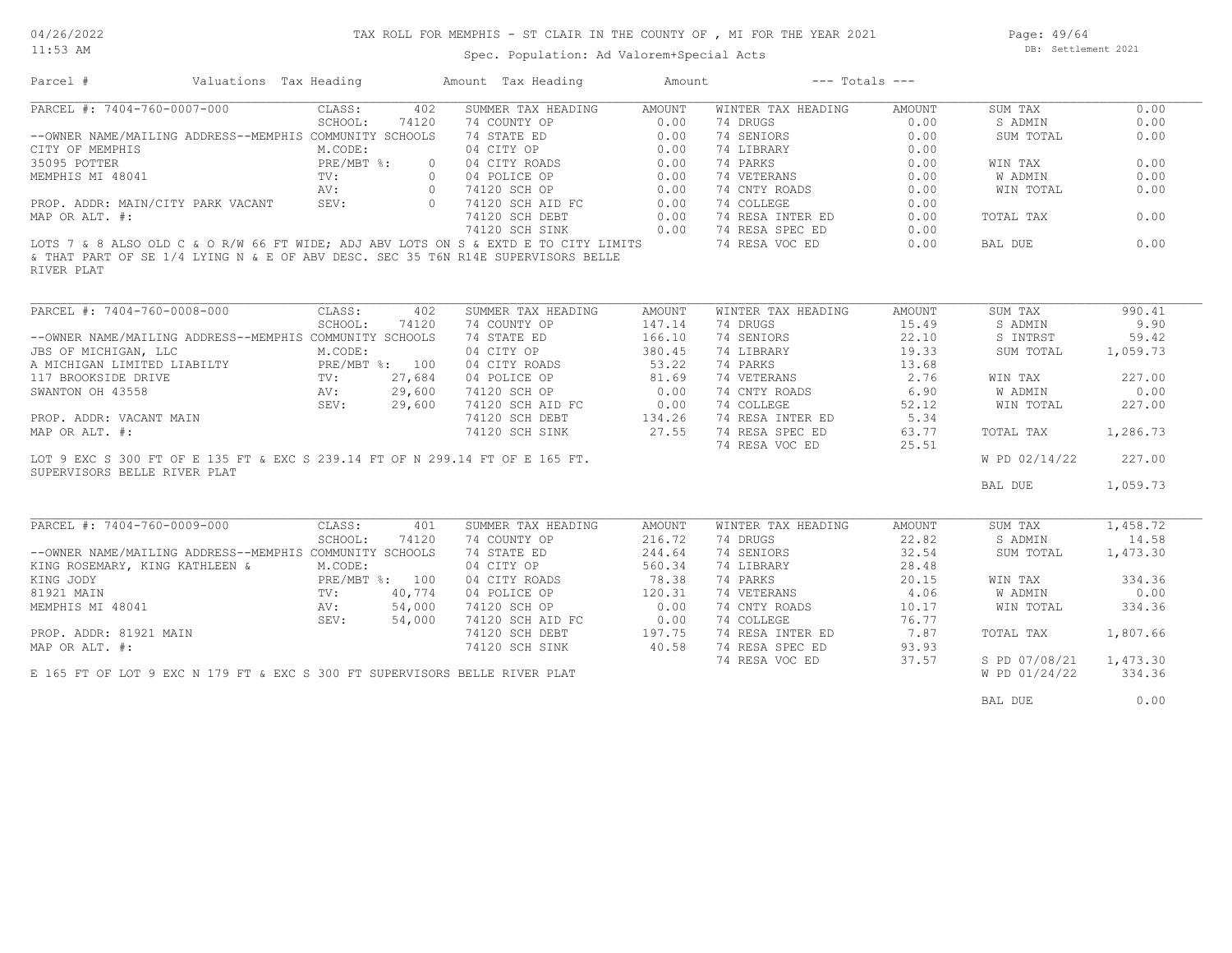TAX ROLL FOR MEMPHIS - ST CLAIR IN THE COUNTY OF , MI FOR THE YEAR 2021

Spec. Population: Ad Valorem+Special Acts

| Parcel # | Valuations | Tax Heading | Amount | Tax Heading | Amount | --- Totals --- | |
|---|---|---|---|---|---|---|---|
| PARCEL #: 7404-760-0007-000 | CLASS: 402 | SUMMER TAX HEADING | AMOUNT | WINTER TAX HEADING | AMOUNT | SUM TAX | 0.00 |
| | SCHOOL: 74120 | 74 COUNTY OP | 0.00 | 74 DRUGS | 0.00 | S ADMIN | 0.00 |
| --OWNER NAME/MAILING ADDRESS--MEMPHIS COMMUNITY SCHOOLS | | 74 STATE ED | 0.00 | 74 SENIORS | 0.00 | SUM TOTAL | 0.00 |
| CITY OF MEMPHIS | M.CODE: | 04 CITY OP | 0.00 | 74 LIBRARY | 0.00 | | |
| 35095 POTTER | PRE/MBT %: 0 | 04 CITY ROADS | 0.00 | 74 PARKS | 0.00 | WIN TAX | 0.00 |
| MEMPHIS MI 48041 | TV: 0 | 04 POLICE OP | 0.00 | 74 VETERANS | 0.00 | W ADMIN | 0.00 |
| | AV: 0 | 74120 SCH OP | 0.00 | 74 CNTY ROADS | 0.00 | WIN TOTAL | 0.00 |
| PROP. ADDR: MAIN/CITY PARK VACANT | SEV: 0 | 74120 SCH AID FC | 0.00 | 74 COLLEGE | 0.00 | | |
| MAP OR ALT. #: | | 74120 SCH DEBT | 0.00 | 74 RESA INTER ED | 0.00 | TOTAL TAX | 0.00 |
| | | 74120 SCH SINK | 0.00 | 74 RESA SPEC ED | 0.00 | | |
| | | | | 74 RESA VOC ED | 0.00 | BAL DUE | 0.00 |

LOTS 7 & 8 ALSO OLD C & O R/W 66 FT WIDE; ADJ ABV LOTS ON S & EXTD E TO CITY LIMITS & THAT PART OF SE 1/4 LYING N & E OF ABV DESC. SEC 35 T6N R14E SUPERVISORS BELLE RIVER PLAT

| Parcel # | Valuations | Tax Heading | Amount | Tax Heading | Amount | --- Totals --- | |
|---|---|---|---|---|---|---|---|
| PARCEL #: 7404-760-0008-000 | CLASS: 402 | SUMMER TAX HEADING | AMOUNT | WINTER TAX HEADING | AMOUNT | SUM TAX | 990.41 |
| | SCHOOL: 74120 | 74 COUNTY OP | 147.14 | 74 DRUGS | 15.49 | S ADMIN | 9.90 |
| --OWNER NAME/MAILING ADDRESS--MEMPHIS COMMUNITY SCHOOLS | | 74 STATE ED | 166.10 | 74 SENIORS | 22.10 | S INTRST | 59.42 |
| JBS OF MICHIGAN, LLC | M.CODE: | 04 CITY OP | 380.45 | 74 LIBRARY | 19.33 | SUM TOTAL | 1,059.73 |
| A MICHIGAN LIMITED LIABILTY | PRE/MBT %: 100 | 04 CITY ROADS | 53.22 | 74 PARKS | 13.68 | | |
| 117 BROOKSIDE DRIVE | TV: 27,684 | 04 POLICE OP | 81.69 | 74 VETERANS | 2.76 | WIN TAX | 227.00 |
| SWANTON OH 43558 | AV: 29,600 | 74120 SCH OP | 0.00 | 74 CNTY ROADS | 6.90 | W ADMIN | 0.00 |
| | SEV: 29,600 | 74120 SCH AID FC | 0.00 | 74 COLLEGE | 52.12 | WIN TOTAL | 227.00 |
| PROP. ADDR: VACANT MAIN | | 74120 SCH DEBT | 134.26 | 74 RESA INTER ED | 5.34 | | |
| MAP OR ALT. #: | | 74120 SCH SINK | 27.55 | 74 RESA SPEC ED | 63.77 | TOTAL TAX | 1,286.73 |
| | | | | 74 RESA VOC ED | 25.51 | | |
| | | | | | | W PD 02/14/22 | 227.00 |
| | | | | | | BAL DUE | 1,059.73 |

LOT 9 EXC S 300 FT OF E 135 FT & EXC S 239.14 FT OF N 299.14 FT OF E 165 FT. SUPERVISORS BELLE RIVER PLAT

| Parcel # | Valuations | Tax Heading | Amount | Tax Heading | Amount | --- Totals --- | |
|---|---|---|---|---|---|---|---|
| PARCEL #: 7404-760-0009-000 | CLASS: 401 | SUMMER TAX HEADING | AMOUNT | WINTER TAX HEADING | AMOUNT | SUM TAX | 1,458.72 |
| | SCHOOL: 74120 | 74 COUNTY OP | 216.72 | 74 DRUGS | 22.82 | S ADMIN | 14.58 |
| --OWNER NAME/MAILING ADDRESS--MEMPHIS COMMUNITY SCHOOLS | | 74 STATE ED | 244.64 | 74 SENIORS | 32.54 | SUM TOTAL | 1,473.30 |
| KING ROSEMARY, KING KATHLEEN & | M.CODE: | 04 CITY OP | 560.34 | 74 LIBRARY | 28.48 | | |
| KING JODY | PRE/MBT %: 100 | 04 CITY ROADS | 78.38 | 74 PARKS | 20.15 | WIN TAX | 334.36 |
| 81921 MAIN | TV: 40,774 | 04 POLICE OP | 120.31 | 74 VETERANS | 4.06 | W ADMIN | 0.00 |
| MEMPHIS MI 48041 | AV: 54,000 | 74120 SCH OP | 0.00 | 74 CNTY ROADS | 10.17 | WIN TOTAL | 334.36 |
| | SEV: 54,000 | 74120 SCH AID FC | 0.00 | 74 COLLEGE | 76.77 | | |
| PROP. ADDR: 81921 MAIN | | 74120 SCH DEBT | 197.75 | 74 RESA INTER ED | 7.87 | TOTAL TAX | 1,807.66 |
| MAP OR ALT. #: | | 74120 SCH SINK | 40.58 | 74 RESA SPEC ED | 93.93 | | |
| | | | | 74 RESA VOC ED | 37.57 | S PD 07/08/21 | 1,473.30 |
| | | | | | | W PD 01/24/22 | 334.36 |
| | | | | | | BAL DUE | 0.00 |

E 165 FT OF LOT 9 EXC N 179 FT & EXC S 300 FT SUPERVISORS BELLE RIVER PLAT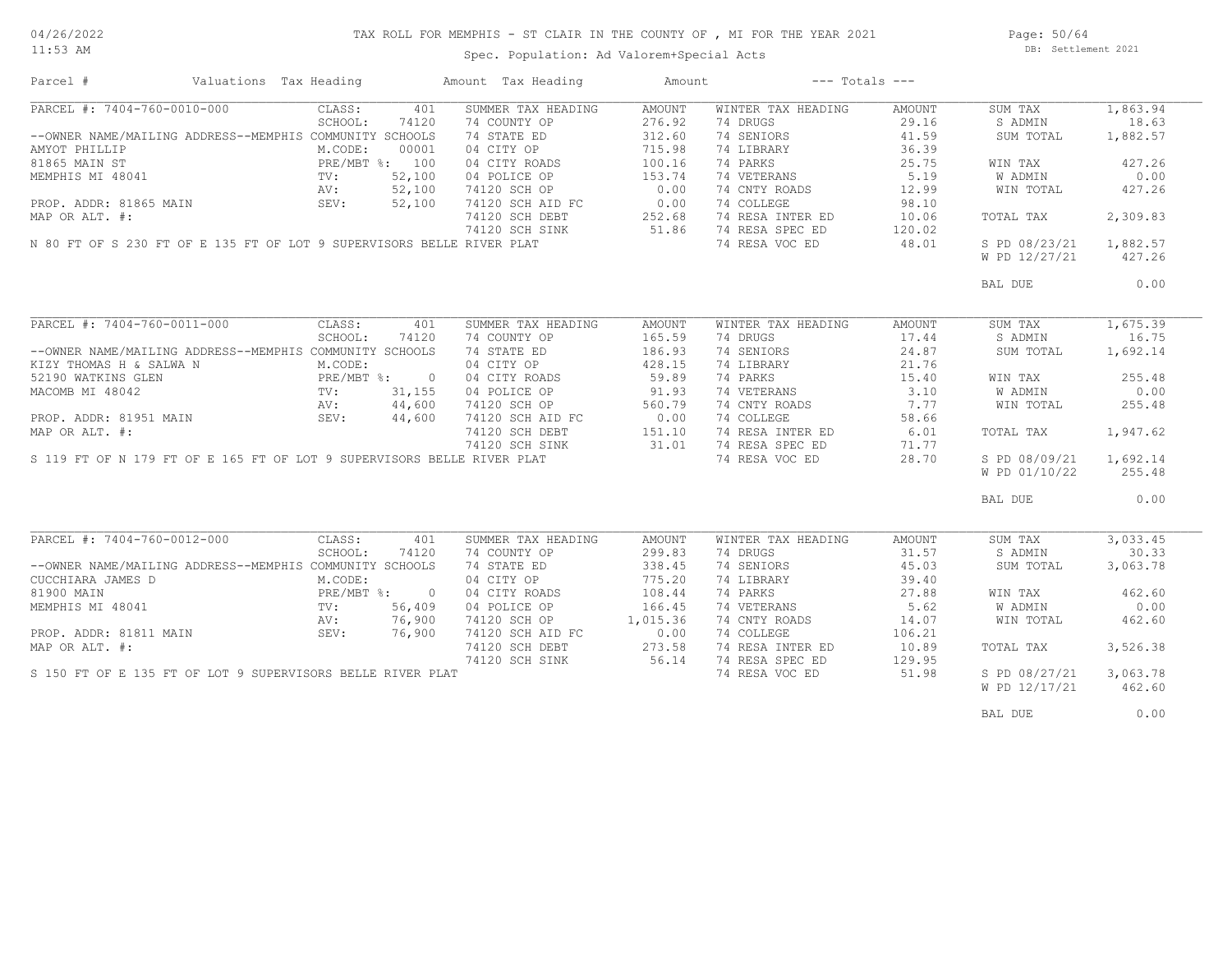# TAX ROLL FOR MEMPHIS - ST CLAIR IN THE COUNTY OF , MI FOR THE YEAR 2021

Spec. Population: Ad Valorem+Special Acts

DB: Settlement 2021

| Parcel # | Valuations | Tax Heading | Amount | Tax Heading | Amount | --- Totals --- | |
|---|---|---|---|---|---|---|---|

## PARCEL #: 7404-760-0010-000

| Owner / Property | Valuations | Summer Tax Heading | Amount | Winter Tax Heading | Amount | Totals | |
|---|---|---|---|---|---|---|---|
| | CLASS: 401 | SUMMER TAX HEADING | AMOUNT | WINTER TAX HEADING | AMOUNT | SUM TAX | 1,863.94 |
| | SCHOOL: 74120 | 74 COUNTY OP | 276.92 | 74 DRUGS | 29.16 | S ADMIN | 18.63 |
| --OWNER NAME/MAILING ADDRESS--MEMPHIS COMMUNITY SCHOOLS | | 74 STATE ED | 312.60 | 74 SENIORS | 41.59 | SUM TOTAL | 1,882.57 |
| AMYOT PHILLIP | M.CODE: 00001 | 04 CITY OP | 715.98 | 74 LIBRARY | 36.39 | | |
| 81865 MAIN ST | PRE/MBT %: 100 | 04 CITY ROADS | 100.16 | 74 PARKS | 25.75 | WIN TAX | 427.26 |
| MEMPHIS MI 48041 | TV: 52,100 | 04 POLICE OP | 153.74 | 74 VETERANS | 5.19 | W ADMIN | 0.00 |
| | AV: 52,100 | 74120 SCH OP | 0.00 | 74 CNTY ROADS | 12.99 | WIN TOTAL | 427.26 |
| PROP. ADDR: 81865 MAIN | SEV: 52,100 | 74120 SCH AID FC | 0.00 | 74 COLLEGE | 98.10 | | |
| MAP OR ALT. #: | | 74120 SCH DEBT | 252.68 | 74 RESA INTER ED | 10.06 | TOTAL TAX | 2,309.83 |
| | | 74120 SCH SINK | 51.86 | 74 RESA SPEC ED | 120.02 | | |
| N 80 FT OF S 230 FT OF E 135 FT OF LOT 9 SUPERVISORS BELLE RIVER PLAT | | | | 74 RESA VOC ED | 48.01 | S PD 08/23/21 | 1,882.57 |
| | | | | | | W PD 12/27/21 | 427.26 |
| | | | | | | BAL DUE | 0.00 |

## PARCEL #: 7404-760-0011-000

| Owner / Property | Valuations | Summer Tax Heading | Amount | Winter Tax Heading | Amount | Totals | |
|---|---|---|---|---|---|---|---|
| | CLASS: 401 | SUMMER TAX HEADING | AMOUNT | WINTER TAX HEADING | AMOUNT | SUM TAX | 1,675.39 |
| | SCHOOL: 74120 | 74 COUNTY OP | 165.59 | 74 DRUGS | 17.44 | S ADMIN | 16.75 |
| --OWNER NAME/MAILING ADDRESS--MEMPHIS COMMUNITY SCHOOLS | | 74 STATE ED | 186.93 | 74 SENIORS | 24.87 | SUM TOTAL | 1,692.14 |
| KIZY THOMAS H & SALWA N | M.CODE: | 04 CITY OP | 428.15 | 74 LIBRARY | 21.76 | | |
| 52190 WATKINS GLEN | PRE/MBT %: 0 | 04 CITY ROADS | 59.89 | 74 PARKS | 15.40 | WIN TAX | 255.48 |
| MACOMB MI 48042 | TV: 31,155 | 04 POLICE OP | 91.93 | 74 VETERANS | 3.10 | W ADMIN | 0.00 |
| | AV: 44,600 | 74120 SCH OP | 560.79 | 74 CNTY ROADS | 7.77 | WIN TOTAL | 255.48 |
| PROP. ADDR: 81951 MAIN | SEV: 44,600 | 74120 SCH AID FC | 0.00 | 74 COLLEGE | 58.66 | | |
| MAP OR ALT. #: | | 74120 SCH DEBT | 151.10 | 74 RESA INTER ED | 6.01 | TOTAL TAX | 1,947.62 |
| | | 74120 SCH SINK | 31.01 | 74 RESA SPEC ED | 71.77 | | |
| S 119 FT OF N 179 FT OF E 165 FT OF LOT 9 SUPERVISORS BELLE RIVER PLAT | | | | 74 RESA VOC ED | 28.70 | S PD 08/09/21 | 1,692.14 |
| | | | | | | W PD 01/10/22 | 255.48 |
| | | | | | | BAL DUE | 0.00 |

## PARCEL #: 7404-760-0012-000

| Owner / Property | Valuations | Summer Tax Heading | Amount | Winter Tax Heading | Amount | Totals | |
|---|---|---|---|---|---|---|---|
| | CLASS: 401 | SUMMER TAX HEADING | AMOUNT | WINTER TAX HEADING | AMOUNT | SUM TAX | 3,033.45 |
| | SCHOOL: 74120 | 74 COUNTY OP | 299.83 | 74 DRUGS | 31.57 | S ADMIN | 30.33 |
| --OWNER NAME/MAILING ADDRESS--MEMPHIS COMMUNITY SCHOOLS | | 74 STATE ED | 338.45 | 74 SENIORS | 45.03 | SUM TOTAL | 3,063.78 |
| CUCCHIARA JAMES D | M.CODE: | 04 CITY OP | 775.20 | 74 LIBRARY | 39.40 | | |
| 81900 MAIN | PRE/MBT %: 0 | 04 CITY ROADS | 108.44 | 74 PARKS | 27.88 | WIN TAX | 462.60 |
| MEMPHIS MI 48041 | TV: 56,409 | 04 POLICE OP | 166.45 | 74 VETERANS | 5.62 | W ADMIN | 0.00 |
| | AV: 76,900 | 74120 SCH OP | 1,015.36 | 74 CNTY ROADS | 14.07 | WIN TOTAL | 462.60 |
| PROP. ADDR: 81811 MAIN | SEV: 76,900 | 74120 SCH AID FC | 0.00 | 74 COLLEGE | 106.21 | | |
| MAP OR ALT. #: | | 74120 SCH DEBT | 273.58 | 74 RESA INTER ED | 10.89 | TOTAL TAX | 3,526.38 |
| | | 74120 SCH SINK | 56.14 | 74 RESA SPEC ED | 129.95 | | |
| S 150 FT OF E 135 FT OF LOT 9 SUPERVISORS BELLE RIVER PLAT | | | | 74 RESA VOC ED | 51.98 | S PD 08/27/21 | 3,063.78 |
| | | | | | | W PD 12/17/21 | 462.60 |
| | | | | | | BAL DUE | 0.00 |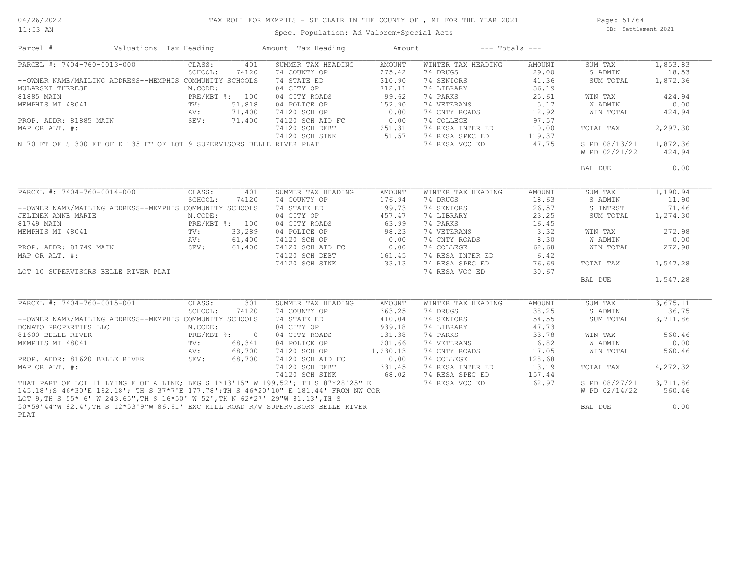# TAX ROLL FOR MEMPHIS - ST CLAIR IN THE COUNTY OF , MI FOR THE YEAR 2021

04/26/2022
11:53 AM

Spec. Population: Ad Valorem+Special Acts

DB: Settlement 2021

| Parcel # | Valuations | Tax Heading | Amount | Tax Heading | Amount | --- Totals --- | |
|---|---|---|---|---|---|---|---|

## PARCEL #: 7404-760-0013-000

| | | | | | | | |
|---|---|---|---|---|---|---|---|
| PARCEL #: 7404-760-0013-000 | CLASS: 401 | SUMMER TAX HEADING | AMOUNT | WINTER TAX HEADING | AMOUNT | SUM TAX | 1,853.83 |
| | SCHOOL: 74120 | 74 COUNTY OP | 275.42 | 74 DRUGS | 29.00 | S ADMIN | 18.53 |
| --OWNER NAME/MAILING ADDRESS--MEMPHIS COMMUNITY SCHOOLS | | 74 STATE ED | 310.90 | 74 SENIORS | 41.36 | SUM TOTAL | 1,872.36 |
| MULARSKI THERESE | M.CODE: | 04 CITY OP | 712.11 | 74 LIBRARY | 36.19 | | |
| 81885 MAIN | PRE/MBT %: 100 | 04 CITY ROADS | 99.62 | 74 PARKS | 25.61 | WIN TAX | 424.94 |
| MEMPHIS MI 48041 | TV: 51,818 | 04 POLICE OP | 152.90 | 74 VETERANS | 5.17 | W ADMIN | 0.00 |
| | AV: 71,400 | 74120 SCH OP | 0.00 | 74 CNTY ROADS | 12.92 | WIN TOTAL | 424.94 |
| PROP. ADDR: 81885 MAIN | SEV: 71,400 | 74120 SCH AID FC | 0.00 | 74 COLLEGE | 97.57 | | |
| MAP OR ALT. #: | | 74120 SCH DEBT | 251.31 | 74 RESA INTER ED | 10.00 | TOTAL TAX | 2,297.30 |
| | | 74120 SCH SINK | 51.57 | 74 RESA SPEC ED | 119.37 | | |
| N 70 FT OF S 300 FT OF E 135 FT OF LOT 9 SUPERVISORS BELLE RIVER PLAT | | | | 74 RESA VOC ED | 47.75 | S PD 08/13/21 | 1,872.36 |
| | | | | | | W PD 02/21/22 | 424.94 |
| | | | | | | BAL DUE | 0.00 |

## PARCEL #: 7404-760-0014-000

| | | | | | | | |
|---|---|---|---|---|---|---|---|
| PARCEL #: 7404-760-0014-000 | CLASS: 401 | SUMMER TAX HEADING | AMOUNT | WINTER TAX HEADING | AMOUNT | SUM TAX | 1,190.94 |
| | SCHOOL: 74120 | 74 COUNTY OP | 176.94 | 74 DRUGS | 18.63 | S ADMIN | 11.90 |
| --OWNER NAME/MAILING ADDRESS--MEMPHIS COMMUNITY SCHOOLS | | 74 STATE ED | 199.73 | 74 SENIORS | 26.57 | S INTRST | 71.46 |
| JELINEK ANNE MARIE | M.CODE: | 04 CITY OP | 457.47 | 74 LIBRARY | 23.25 | SUM TOTAL | 1,274.30 |
| 81749 MAIN | PRE/MBT %: 100 | 04 CITY ROADS | 63.99 | 74 PARKS | 16.45 | | |
| MEMPHIS MI 48041 | TV: 33,289 | 04 POLICE OP | 98.23 | 74 VETERANS | 3.32 | WIN TAX | 272.98 |
| | AV: 61,400 | 74120 SCH OP | 0.00 | 74 CNTY ROADS | 8.30 | W ADMIN | 0.00 |
| PROP. ADDR: 81749 MAIN | SEV: 61,400 | 74120 SCH AID FC | 0.00 | 74 COLLEGE | 62.68 | WIN TOTAL | 272.98 |
| MAP OR ALT. #: | | 74120 SCH DEBT | 161.45 | 74 RESA INTER ED | 6.42 | | |
| | | 74120 SCH SINK | 33.13 | 74 RESA SPEC ED | 76.69 | TOTAL TAX | 1,547.28 |
| LOT 10 SUPERVISORS BELLE RIVER PLAT | | | | 74 RESA VOC ED | 30.67 | | |
| | | | | | | BAL DUE | 1,547.28 |

## PARCEL #: 7404-760-0015-001

| | | | | | | | |
|---|---|---|---|---|---|---|---|
| PARCEL #: 7404-760-0015-001 | CLASS: 301 | SUMMER TAX HEADING | AMOUNT | WINTER TAX HEADING | AMOUNT | SUM TAX | 3,675.11 |
| | SCHOOL: 74120 | 74 COUNTY OP | 363.25 | 74 DRUGS | 38.25 | S ADMIN | 36.75 |
| --OWNER NAME/MAILING ADDRESS--MEMPHIS COMMUNITY SCHOOLS | | 74 STATE ED | 410.04 | 74 SENIORS | 54.55 | SUM TOTAL | 3,711.86 |
| DONATO PROPERTIES LLC | M.CODE: | 04 CITY OP | 939.18 | 74 LIBRARY | 47.73 | | |
| 81600 BELLE RIVER | PRE/MBT %: 0 | 04 CITY ROADS | 131.38 | 74 PARKS | 33.78 | WIN TAX | 560.46 |
| MEMPHIS MI 48041 | TV: 68,341 | 04 POLICE OP | 201.66 | 74 VETERANS | 6.82 | W ADMIN | 0.00 |
| | AV: 68,700 | 74120 SCH OP | 1,230.13 | 74 CNTY ROADS | 17.05 | WIN TOTAL | 560.46 |
| PROP. ADDR: 81620 BELLE RIVER | SEV: 68,700 | 74120 SCH AID FC | 0.00 | 74 COLLEGE | 128.68 | | |
| MAP OR ALT. #: | | 74120 SCH DEBT | 331.45 | 74 RESA INTER ED | 13.19 | TOTAL TAX | 4,272.32 |
| | | 74120 SCH SINK | 68.02 | 74 RESA SPEC ED | 157.44 | | |
| | | | | 74 RESA VOC ED | 62.97 | S PD 08/27/21 | 3,711.86 |
| | | | | | | W PD 02/14/22 | 560.46 |
| | | | | | | BAL DUE | 0.00 |

THAT PART OF LOT 11 LYING E OF A LINE; BEG S 1*13'15" W 199.52'; TH S 87*28'25" E 145.18';S 46*30'E 192.18'; TH S 37*7'E 177.78';TH S 46*20'10" E 181.44' FROM NW COR LOT 9,TH S 55* 6' W 243.65",TH S 16*50' W 52',TH N 62*27' 29"W 81.13',TH S 50*59'44"W 82.4',TH S 12*53'9"W 86.91' EXC MILL ROAD R/W SUPERVISORS BELLE RIVER PLAT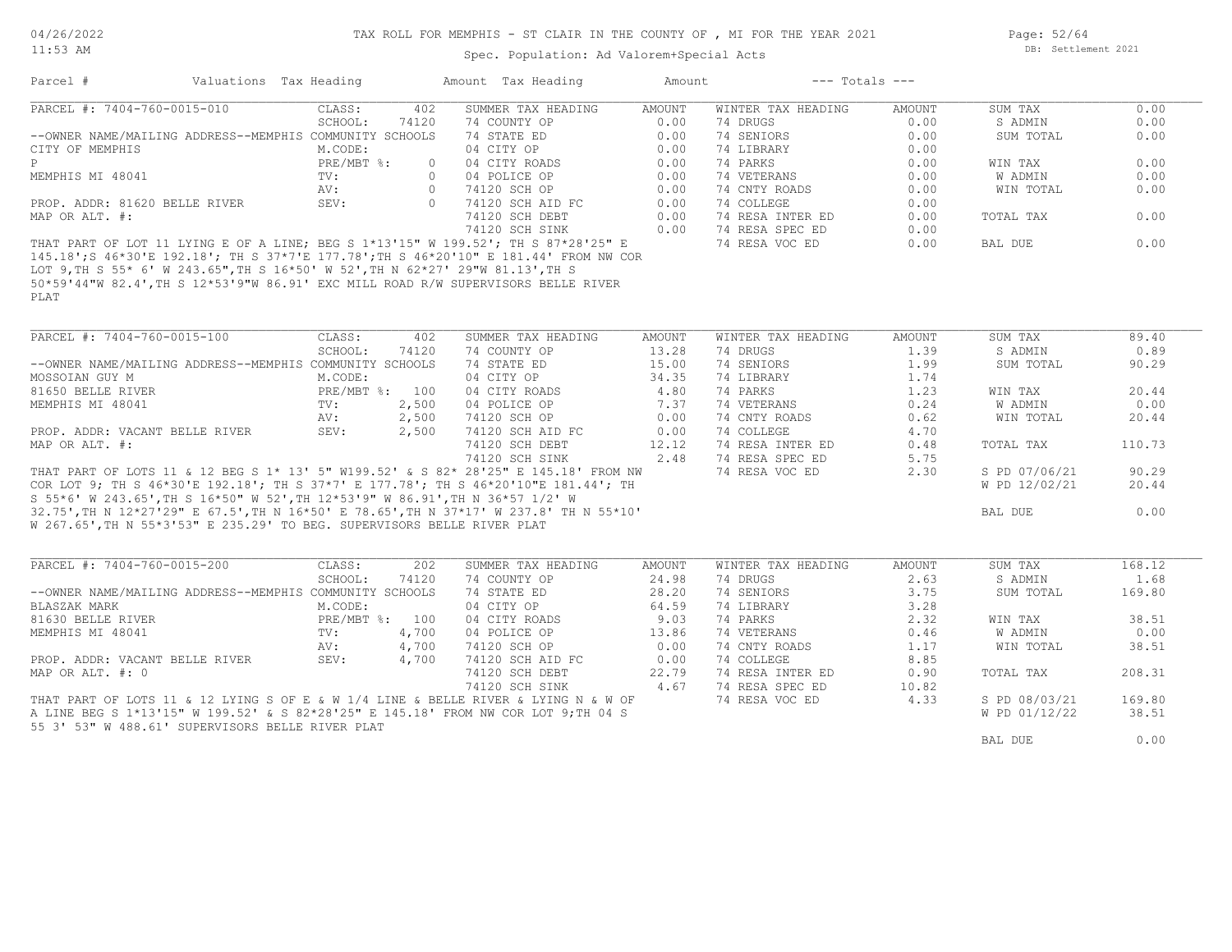# TAX ROLL FOR MEMPHIS - ST CLAIR IN THE COUNTY OF , MI FOR THE YEAR 2021

04/26/2022
11:53 AM

Spec. Population: Ad Valorem+Special Acts

DB: Settlement 2021

| Parcel # | Valuations | Tax Heading | Amount | Tax Heading | Amount | --- Totals --- | |
|---|---|---|---|---|---|---|---|

## PARCEL #: 7404-760-0015-010

| | | | | | | | |
|---|---|---|---|---|---|---|---|
| PARCEL #: 7404-760-0015-010 | CLASS: 402 | SUMMER TAX HEADING | AMOUNT | WINTER TAX HEADING | AMOUNT | SUM TAX | 0.00 |
| | SCHOOL: 74120 | 74 COUNTY OP | 0.00 | 74 DRUGS | 0.00 | S ADMIN | 0.00 |
| --OWNER NAME/MAILING ADDRESS--MEMPHIS COMMUNITY SCHOOLS | | 74 STATE ED | 0.00 | 74 SENIORS | 0.00 | SUM TOTAL | 0.00 |
| CITY OF MEMPHIS | M.CODE: | 04 CITY OP | 0.00 | 74 LIBRARY | 0.00 | | |
| P | PRE/MBT %: 0 | 04 CITY ROADS | 0.00 | 74 PARKS | 0.00 | WIN TAX | 0.00 |
| MEMPHIS MI 48041 | TV: 0 | 04 POLICE OP | 0.00 | 74 VETERANS | 0.00 | W ADMIN | 0.00 |
| | AV: 0 | 74120 SCH OP | 0.00 | 74 CNTY ROADS | 0.00 | WIN TOTAL | 0.00 |
| PROP. ADDR: 81620 BELLE RIVER | SEV: 0 | 74120 SCH AID FC | 0.00 | 74 COLLEGE | 0.00 | | |
| MAP OR ALT. #: | | 74120 SCH DEBT | 0.00 | 74 RESA INTER ED | 0.00 | TOTAL TAX | 0.00 |
| | | 74120 SCH SINK | 0.00 | 74 RESA SPEC ED | 0.00 | | |
| | | | | 74 RESA VOC ED | 0.00 | BAL DUE | 0.00 |

THAT PART OF LOT 11 LYING E OF A LINE; BEG S 1*13'15" W 199.52'; TH S 87*28'25" E 145.18';S 46*30'E 192.18'; TH S 37*7'E 177.78';TH S 46*20'10" E 181.44' FROM NW COR LOT 9,TH S 55* 6' W 243.65",TH S 16*50' W 52',TH N 62*27' 29"W 81.13',TH S 50*59'44"W 82.4',TH S 12*53'9"W 86.91' EXC MILL ROAD R/W SUPERVISORS BELLE RIVER PLAT

## PARCEL #: 7404-760-0015-100

| | | | | | | | |
|---|---|---|---|---|---|---|---|
| PARCEL #: 7404-760-0015-100 | CLASS: 402 | SUMMER TAX HEADING | AMOUNT | WINTER TAX HEADING | AMOUNT | SUM TAX | 89.40 |
| | SCHOOL: 74120 | 74 COUNTY OP | 13.28 | 74 DRUGS | 1.39 | S ADMIN | 0.89 |
| --OWNER NAME/MAILING ADDRESS--MEMPHIS COMMUNITY SCHOOLS | | 74 STATE ED | 15.00 | 74 SENIORS | 1.99 | SUM TOTAL | 90.29 |
| MOSSOIAN GUY M | M.CODE: | 04 CITY OP | 34.35 | 74 LIBRARY | 1.74 | | |
| 81650 BELLE RIVER | PRE/MBT %: 100 | 04 CITY ROADS | 4.80 | 74 PARKS | 1.23 | WIN TAX | 20.44 |
| MEMPHIS MI 48041 | TV: 2,500 | 04 POLICE OP | 7.37 | 74 VETERANS | 0.24 | W ADMIN | 0.00 |
| | AV: 2,500 | 74120 SCH OP | 0.00 | 74 CNTY ROADS | 0.62 | WIN TOTAL | 20.44 |
| PROP. ADDR: VACANT BELLE RIVER | SEV: 2,500 | 74120 SCH AID FC | 0.00 | 74 COLLEGE | 4.70 | | |
| MAP OR ALT. #: | | 74120 SCH DEBT | 12.12 | 74 RESA INTER ED | 0.48 | TOTAL TAX | 110.73 |
| | | 74120 SCH SINK | 2.48 | 74 RESA SPEC ED | 5.75 | | |
| | | | | 74 RESA VOC ED | 2.30 | S PD 07/06/21 | 90.29 |
| | | | | | | W PD 12/02/21 | 20.44 |
| | | | | | | BAL DUE | 0.00 |

THAT PART OF LOTS 11 & 12 BEG S 1* 13' 5" W199.52' & S 82* 28'25" E 145.18' FROM NW COR LOT 9; TH S 46*30'E 192.18'; TH S 37*7' E 177.78'; TH S 46*20'10"E 181.44'; TH S 55*6' W 243.65',TH S 16*50" W 52',TH 12*53'9" W 86.91',TH N 36*57 1/2' W 32.75',TH N 12*27'29" E 67.5',TH N 16*50' E 78.65',TH N 37*17' W 237.8' TH N 55*10' W 267.65',TH N 55*3'53" E 235.29' TO BEG. SUPERVISORS BELLE RIVER PLAT

## PARCEL #: 7404-760-0015-200

| | | | | | | | |
|---|---|---|---|---|---|---|---|
| PARCEL #: 7404-760-0015-200 | CLASS: 202 | SUMMER TAX HEADING | AMOUNT | WINTER TAX HEADING | AMOUNT | SUM TAX | 168.12 |
| | SCHOOL: 74120 | 74 COUNTY OP | 24.98 | 74 DRUGS | 2.63 | S ADMIN | 1.68 |
| --OWNER NAME/MAILING ADDRESS--MEMPHIS COMMUNITY SCHOOLS | | 74 STATE ED | 28.20 | 74 SENIORS | 3.75 | SUM TOTAL | 169.80 |
| BLASZAK MARK | M.CODE: | 04 CITY OP | 64.59 | 74 LIBRARY | 3.28 | | |
| 81630 BELLE RIVER | PRE/MBT %: 100 | 04 CITY ROADS | 9.03 | 74 PARKS | 2.32 | WIN TAX | 38.51 |
| MEMPHIS MI 48041 | TV: 4,700 | 04 POLICE OP | 13.86 | 74 VETERANS | 0.46 | W ADMIN | 0.00 |
| | AV: 4,700 | 74120 SCH OP | 0.00 | 74 CNTY ROADS | 1.17 | WIN TOTAL | 38.51 |
| PROP. ADDR: VACANT BELLE RIVER | SEV: 4,700 | 74120 SCH AID FC | 0.00 | 74 COLLEGE | 8.85 | | |
| MAP OR ALT. #: 0 | | 74120 SCH DEBT | 22.79 | 74 RESA INTER ED | 0.90 | TOTAL TAX | 208.31 |
| | | 74120 SCH SINK | 4.67 | 74 RESA SPEC ED | 10.82 | | |
| | | | | 74 RESA VOC ED | 4.33 | S PD 08/03/21 | 169.80 |
| | | | | | | W PD 01/12/22 | 38.51 |
| | | | | | | BAL DUE | 0.00 |

THAT PART OF LOTS 11 & 12 LYING S OF E & W 1/4 LINE & BELLE RIVER & LYING N & W OF A LINE BEG S 1*13'15" W 199.52' & S 82*28'25" E 145.18' FROM NW COR LOT 9;TH 04 S 55 3' 53" W 488.61' SUPERVISORS BELLE RIVER PLAT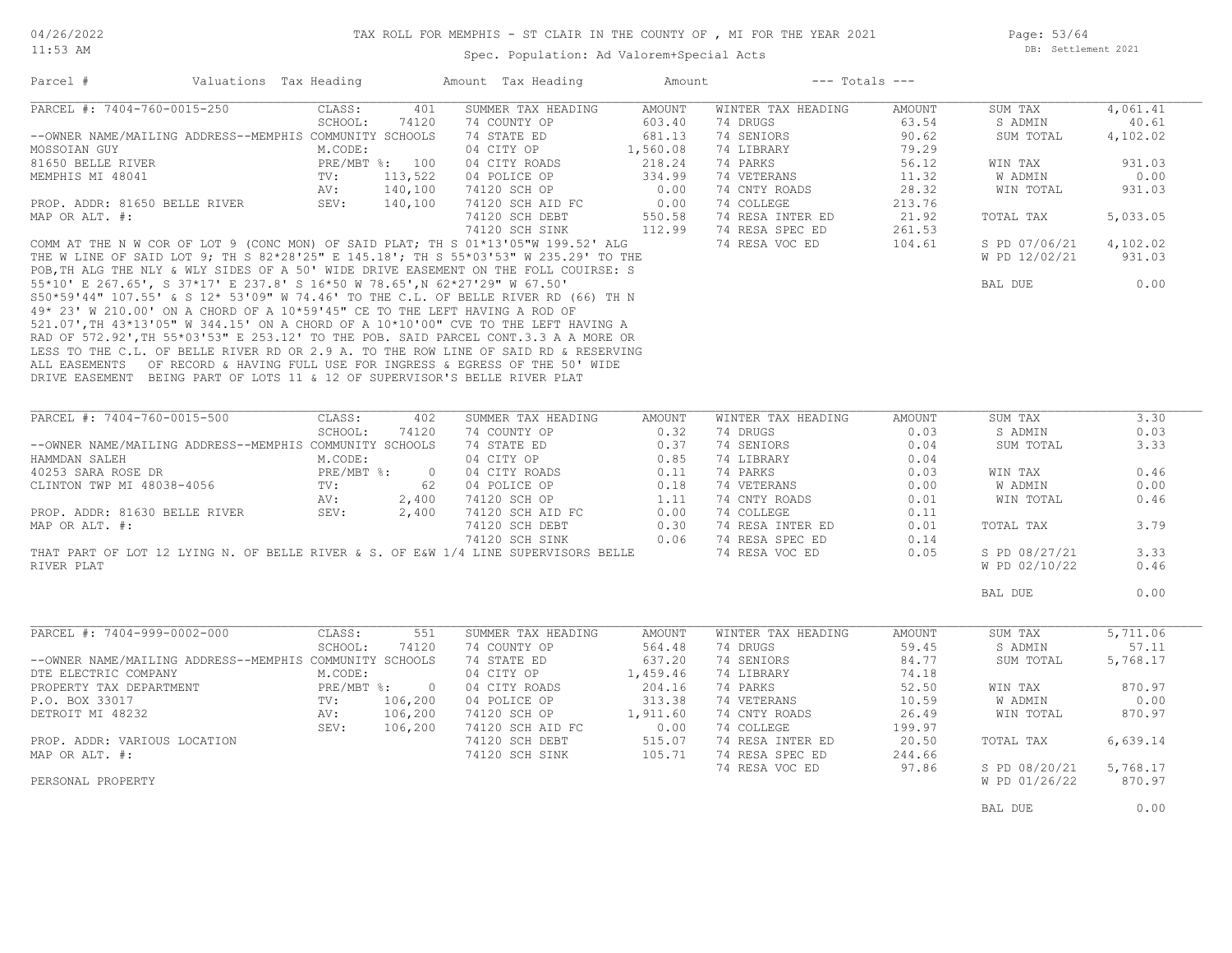TAX ROLL FOR MEMPHIS - ST CLAIR IN THE COUNTY OF , MI FOR THE YEAR 2021

Spec. Population: Ad Valorem+Special Acts

DB: Settlement 2021

| Parcel # | Valuations | Tax Heading | Amount | Tax Heading | Amount | --- Totals --- | |
|---|---|---|---|---|---|---|---|
| PARCEL #: 7404-760-0015-250 | CLASS: 401 | SUMMER TAX HEADING | AMOUNT | WINTER TAX HEADING | AMOUNT | SUM TAX | 4,061.41 |
| | SCHOOL: 74120 | 74 COUNTY OP | 603.40 | 74 DRUGS | 63.54 | S ADMIN | 40.61 |
| --OWNER NAME/MAILING ADDRESS--MEMPHIS COMMUNITY SCHOOLS | | 74 STATE ED | 681.13 | 74 SENIORS | 90.62 | SUM TOTAL | 4,102.02 |
| MOSSOIAN GUY | M.CODE: | 04 CITY OP | 1,560.08 | 74 LIBRARY | 79.29 | | |
| 81650 BELLE RIVER | PRE/MBT %: 100 | 04 CITY ROADS | 218.24 | 74 PARKS | 56.12 | WIN TAX | 931.03 |
| MEMPHIS MI 48041 | TV: 113,522 | 04 POLICE OP | 334.99 | 74 VETERANS | 11.32 | W ADMIN | 0.00 |
| | AV: 140,100 | 74120 SCH OP | 0.00 | 74 CNTY ROADS | 28.32 | WIN TOTAL | 931.03 |
| PROP. ADDR: 81650 BELLE RIVER | SEV: 140,100 | 74120 SCH AID FC | 0.00 | 74 COLLEGE | 213.76 | | |
| MAP OR ALT. #: | | 74120 SCH DEBT | 550.58 | 74 RESA INTER ED | 21.92 | TOTAL TAX | 5,033.05 |
| | | 74120 SCH SINK | 112.99 | 74 RESA SPEC ED | 261.53 | | |
| | | | | 74 RESA VOC ED | 104.61 | S PD 07/06/21 | 4,102.02 |
| | | | | | | W PD 12/02/21 | 931.03 |
| | | | | | | BAL DUE | 0.00 |

COMM AT THE N W COR OF LOT 9 (CONC MON) OF SAID PLAT; TH S 01*13'05"W 199.52' ALG THE W LINE OF SAID LOT 9; TH S 82*28'25" E 145.18'; TH S 55*03'53" W 235.29' TO THE POB,TH ALG THE NLY & WLY SIDES OF A 50' WIDE DRIVE EASEMENT ON THE FOLL COUIRSE: S 55*10' E 267.65', S 37*17' E 237.8' S 16*50 W 78.65',N 62*27'29" W 67.50' S50*59'44" 107.55' & S 12* 53'09" W 74.46' TO THE C.L. OF BELLE RIVER RD (66) TH N 49* 23' W 210.00' ON A CHORD OF A 10*59'45" CE TO THE LEFT HAVING A ROD OF 521.07',TH 43*13'05" W 344.15' ON A CHORD OF A 10*10'00" CVE TO THE LEFT HAVING A RAD OF 572.92',TH 55*03'53" E 253.12' TO THE POB. SAID PARCEL CONT.3.3 A A MORE OR LESS TO THE C.L. OF BELLE RIVER RD OR 2.9 A. TO THE ROW LINE OF SAID RD & RESERVING ALL EASEMENTS OF RECORD & HAVING FULL USE FOR INGRESS & EGRESS OF THE 50' WIDE DRIVE EASEMENT BEING PART OF LOTS 11 & 12 OF SUPERVISOR'S BELLE RIVER PLAT

| Parcel # | Valuations | Tax Heading | Amount | Tax Heading | Amount | --- Totals --- | |
|---|---|---|---|---|---|---|---|
| PARCEL #: 7404-760-0015-500 | CLASS: 402 | SUMMER TAX HEADING | AMOUNT | WINTER TAX HEADING | AMOUNT | SUM TAX | 3.30 |
| | SCHOOL: 74120 | 74 COUNTY OP | 0.32 | 74 DRUGS | 0.03 | S ADMIN | 0.03 |
| --OWNER NAME/MAILING ADDRESS--MEMPHIS COMMUNITY SCHOOLS | | 74 STATE ED | 0.37 | 74 SENIORS | 0.04 | SUM TOTAL | 3.33 |
| HAMMDAN SALEH | M.CODE: | 04 CITY OP | 0.85 | 74 LIBRARY | 0.04 | | |
| 40253 SARA ROSE DR | PRE/MBT %: 0 | 04 CITY ROADS | 0.11 | 74 PARKS | 0.03 | WIN TAX | 0.46 |
| CLINTON TWP MI 48038-4056 | TV: 62 | 04 POLICE OP | 0.18 | 74 VETERANS | 0.00 | W ADMIN | 0.00 |
| | AV: 2,400 | 74120 SCH OP | 1.11 | 74 CNTY ROADS | 0.01 | WIN TOTAL | 0.46 |
| PROP. ADDR: 81630 BELLE RIVER | SEV: 2,400 | 74120 SCH AID FC | 0.00 | 74 COLLEGE | 0.11 | | |
| MAP OR ALT. #: | | 74120 SCH DEBT | 0.30 | 74 RESA INTER ED | 0.01 | TOTAL TAX | 3.79 |
| | | 74120 SCH SINK | 0.06 | 74 RESA SPEC ED | 0.14 | | |
| | | | | 74 RESA VOC ED | 0.05 | S PD 08/27/21 | 3.33 |
| | | | | | | W PD 02/10/22 | 0.46 |
| | | | | | | BAL DUE | 0.00 |

THAT PART OF LOT 12 LYING N. OF BELLE RIVER & S. OF E&W 1/4 LINE SUPERVISORS BELLE RIVER PLAT

| Parcel # | Valuations | Tax Heading | Amount | Tax Heading | Amount | --- Totals --- | |
|---|---|---|---|---|---|---|---|
| PARCEL #: 7404-999-0002-000 | CLASS: 551 | SUMMER TAX HEADING | AMOUNT | WINTER TAX HEADING | AMOUNT | SUM TAX | 5,711.06 |
| | SCHOOL: 74120 | 74 COUNTY OP | 564.48 | 74 DRUGS | 59.45 | S ADMIN | 57.11 |
| --OWNER NAME/MAILING ADDRESS--MEMPHIS COMMUNITY SCHOOLS | | 74 STATE ED | 637.20 | 74 SENIORS | 84.77 | SUM TOTAL | 5,768.17 |
| DTE ELECTRIC COMPANY | M.CODE: | 04 CITY OP | 1,459.46 | 74 LIBRARY | 74.18 | | |
| PROPERTY TAX DEPARTMENT | PRE/MBT %: 0 | 04 CITY ROADS | 204.16 | 74 PARKS | 52.50 | WIN TAX | 870.97 |
| P.O. BOX 33017 | TV: 106,200 | 04 POLICE OP | 313.38 | 74 VETERANS | 10.59 | W ADMIN | 0.00 |
| DETROIT MI 48232 | AV: 106,200 | 74120 SCH OP | 1,911.60 | 74 CNTY ROADS | 26.49 | WIN TOTAL | 870.97 |
| | SEV: 106,200 | 74120 SCH AID FC | 0.00 | 74 COLLEGE | 199.97 | | |
| PROP. ADDR: VARIOUS LOCATION | | 74120 SCH DEBT | 515.07 | 74 RESA INTER ED | 20.50 | TOTAL TAX | 6,639.14 |
| MAP OR ALT. #: | | 74120 SCH SINK | 105.71 | 74 RESA SPEC ED | 244.66 | | |
| | | | | 74 RESA VOC ED | 97.86 | S PD 08/20/21 | 5,768.17 |
| | | | | | | W PD 01/26/22 | 870.97 |
| | | | | | | BAL DUE | 0.00 |

PERSONAL PROPERTY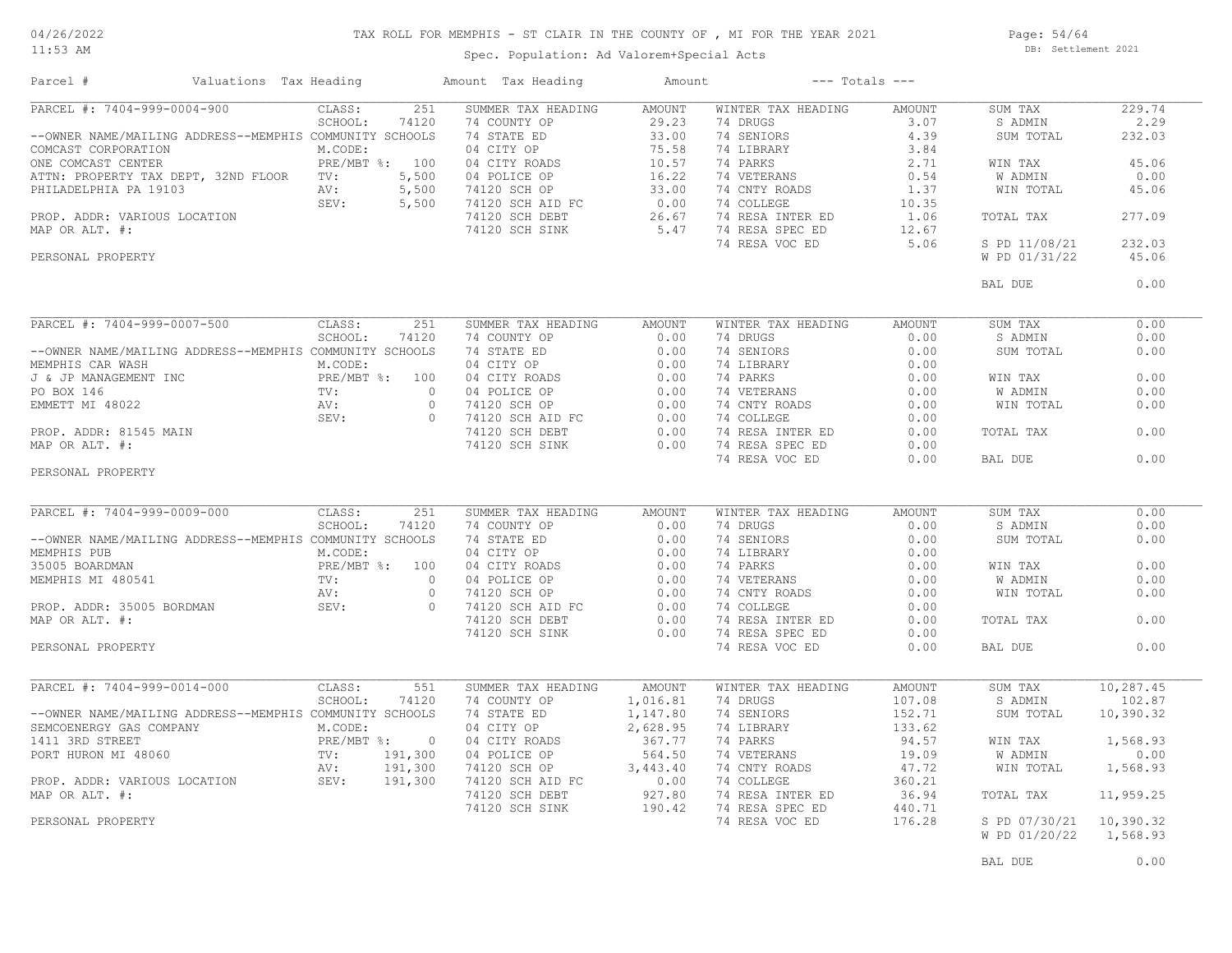# TAX ROLL FOR MEMPHIS - ST CLAIR IN THE COUNTY OF , MI FOR THE YEAR 2021

Spec. Population: Ad Valorem+Special Acts

04/26/2022
11:53 AM

DB: Settlement 2021

| Parcel # | Valuations | Tax Heading | Amount | Tax Heading | Amount | --- Totals --- | |
|---|---|---|---|---|---|---|---|

## PARCEL #: 7404-999-0004-900

| Owner / Property | Valuations | Summer Tax Heading | Amount | Winter Tax Heading | Amount | Totals | |
|---|---|---|---|---|---|---|---|
| --OWNER NAME/MAILING ADDRESS-- | CLASS: 251 | 74 COUNTY OP | 29.23 | 74 DRUGS | 3.07 | SUM TAX | 229.74 |
| COMCAST CORPORATION | SCHOOL: 74120 | 74 STATE ED | 33.00 | 74 SENIORS | 4.39 | S ADMIN | 2.29 |
| ONE COMCAST CENTER | MEMPHIS COMMUNITY SCHOOLS | 04 CITY OP | 75.58 | 74 LIBRARY | 3.84 | SUM TOTAL | 232.03 |
| ATTN: PROPERTY TAX DEPT, 32ND FLOOR | M.CODE: | 04 CITY ROADS | 10.57 | 74 PARKS | 2.71 | WIN TAX | 45.06 |
| PHILADELPHIA PA 19103 | PRE/MBT %: 100 | 04 POLICE OP | 16.22 | 74 VETERANS | 0.54 | W ADMIN | 0.00 |
| PROP. ADDR: VARIOUS LOCATION | TV: 5,500 | 74120 SCH OP | 33.00 | 74 CNTY ROADS | 1.37 | WIN TOTAL | 45.06 |
| MAP OR ALT. #: | AV: 5,500 | 74120 SCH AID FC | 0.00 | 74 COLLEGE | 10.35 | TOTAL TAX | 277.09 |
| PERSONAL PROPERTY | SEV: 5,500 | 74120 SCH DEBT | 26.67 | 74 RESA INTER ED | 1.06 | S PD 11/08/21 | 232.03 |
| | | 74120 SCH SINK | 5.47 | 74 RESA SPEC ED | 12.67 | W PD 01/31/22 | 45.06 |
| | | | | 74 RESA VOC ED | 5.06 | BAL DUE | 0.00 |

## PARCEL #: 7404-999-0007-500

| Owner / Property | Valuations | Summer Tax Heading | Amount | Winter Tax Heading | Amount | Totals | |
|---|---|---|---|---|---|---|---|
| --OWNER NAME/MAILING ADDRESS-- | CLASS: 251 | 74 COUNTY OP | 0.00 | 74 DRUGS | 0.00 | SUM TAX | 0.00 |
| MEMPHIS CAR WASH | SCHOOL: 74120 | 74 STATE ED | 0.00 | 74 SENIORS | 0.00 | S ADMIN | 0.00 |
| J & JP MANAGEMENT INC | MEMPHIS COMMUNITY SCHOOLS | 04 CITY OP | 0.00 | 74 LIBRARY | 0.00 | SUM TOTAL | 0.00 |
| PO BOX 146 | M.CODE: | 04 CITY ROADS | 0.00 | 74 PARKS | 0.00 | WIN TAX | 0.00 |
| EMMETT MI 48022 | PRE/MBT %: 100 | 04 POLICE OP | 0.00 | 74 VETERANS | 0.00 | W ADMIN | 0.00 |
| PROP. ADDR: 81545 MAIN | TV: 0 | 74120 SCH OP | 0.00 | 74 CNTY ROADS | 0.00 | WIN TOTAL | 0.00 |
| MAP OR ALT. #: | AV: 0 | 74120 SCH AID FC | 0.00 | 74 COLLEGE | 0.00 | TOTAL TAX | 0.00 |
| PERSONAL PROPERTY | SEV: 0 | 74120 SCH DEBT | 0.00 | 74 RESA INTER ED | 0.00 | BAL DUE | 0.00 |
| | | 74120 SCH SINK | 0.00 | 74 RESA SPEC ED | 0.00 | | |
| | | | | 74 RESA VOC ED | 0.00 | | |

## PARCEL #: 7404-999-0009-000

| Owner / Property | Valuations | Summer Tax Heading | Amount | Winter Tax Heading | Amount | Totals | |
|---|---|---|---|---|---|---|---|
| --OWNER NAME/MAILING ADDRESS-- | CLASS: 251 | 74 COUNTY OP | 0.00 | 74 DRUGS | 0.00 | SUM TAX | 0.00 |
| MEMPHIS PUB | SCHOOL: 74120 | 74 STATE ED | 0.00 | 74 SENIORS | 0.00 | S ADMIN | 0.00 |
| 35005 BOARDMAN | MEMPHIS COMMUNITY SCHOOLS | 04 CITY OP | 0.00 | 74 LIBRARY | 0.00 | SUM TOTAL | 0.00 |
| MEMPHIS MI 480541 | M.CODE: | 04 CITY ROADS | 0.00 | 74 PARKS | 0.00 | WIN TAX | 0.00 |
| PROP. ADDR: 35005 BORDMAN | PRE/MBT %: 100 | 04 POLICE OP | 0.00 | 74 VETERANS | 0.00 | W ADMIN | 0.00 |
| MAP OR ALT. #: | TV: 0 | 74120 SCH OP | 0.00 | 74 CNTY ROADS | 0.00 | WIN TOTAL | 0.00 |
| PERSONAL PROPERTY | AV: 0 | 74120 SCH AID FC | 0.00 | 74 COLLEGE | 0.00 | TOTAL TAX | 0.00 |
| | SEV: 0 | 74120 SCH DEBT | 0.00 | 74 RESA INTER ED | 0.00 | BAL DUE | 0.00 |
| | | 74120 SCH SINK | 0.00 | 74 RESA SPEC ED | 0.00 | | |
| | | | | 74 RESA VOC ED | 0.00 | | |

## PARCEL #: 7404-999-0014-000

| Owner / Property | Valuations | Summer Tax Heading | Amount | Winter Tax Heading | Amount | Totals | |
|---|---|---|---|---|---|---|---|
| --OWNER NAME/MAILING ADDRESS-- | CLASS: 551 | 74 COUNTY OP | 1,016.81 | 74 DRUGS | 107.08 | SUM TAX | 10,287.45 |
| SEMCOENERGY GAS COMPANY | SCHOOL: 74120 | 74 STATE ED | 1,147.80 | 74 SENIORS | 152.71 | S ADMIN | 102.87 |
| 1411 3RD STREET | MEMPHIS COMMUNITY SCHOOLS | 04 CITY OP | 2,628.95 | 74 LIBRARY | 133.62 | SUM TOTAL | 10,390.32 |
| PORT HURON MI 48060 | M.CODE: | 04 CITY ROADS | 367.77 | 74 PARKS | 94.57 | WIN TAX | 1,568.93 |
| PROP. ADDR: VARIOUS LOCATION | PRE/MBT %: 0 | 04 POLICE OP | 564.50 | 74 VETERANS | 19.09 | W ADMIN | 0.00 |
| MAP OR ALT. #: | TV: 191,300 | 74120 SCH OP | 3,443.40 | 74 CNTY ROADS | 47.72 | WIN TOTAL | 1,568.93 |
| PERSONAL PROPERTY | AV: 191,300 | 74120 SCH AID FC | 0.00 | 74 COLLEGE | 360.21 | TOTAL TAX | 11,959.25 |
| | SEV: 191,300 | 74120 SCH DEBT | 927.80 | 74 RESA INTER ED | 36.94 | S PD 07/30/21 | 10,390.32 |
| | | 74120 SCH SINK | 190.42 | 74 RESA SPEC ED | 440.71 | W PD 01/20/22 | 1,568.93 |
| | | | | 74 RESA VOC ED | 176.28 | BAL DUE | 0.00 |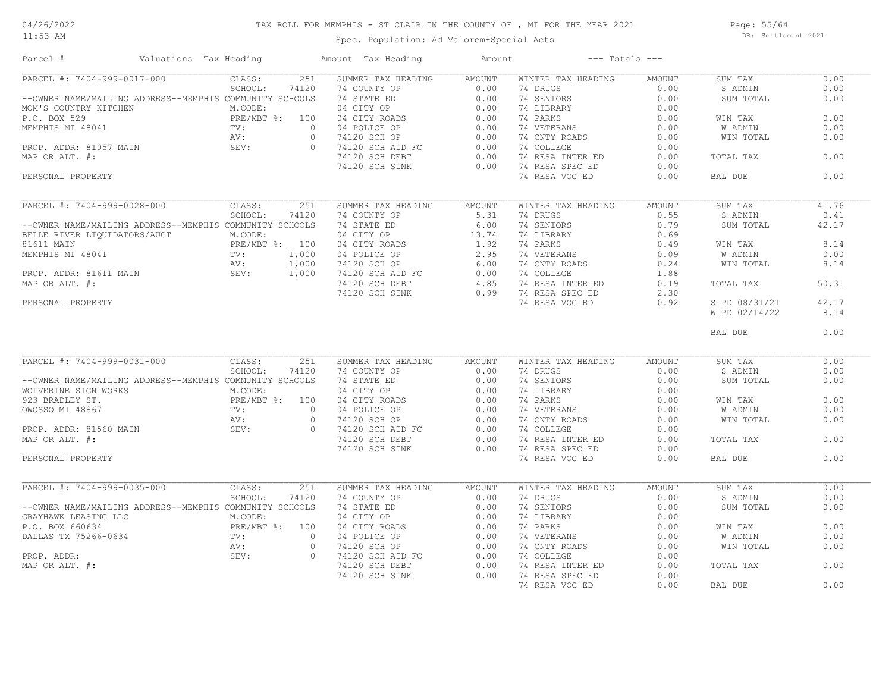# TAX ROLL FOR MEMPHIS - ST CLAIR IN THE COUNTY OF , MI FOR THE YEAR 2021

Spec. Population: Ad Valorem+Special Acts

DB: Settlement 2021

04/26/2022
11:53 AM

| Parcel # | Valuations Tax Heading | | Amount Tax Heading | Amount | --- Totals --- | | | |
|---|---|---|---|---|---|---|---|---|
| PARCEL #: 7404-999-0017-000 | CLASS: | 251 | SUMMER TAX HEADING | AMOUNT | WINTER TAX HEADING | AMOUNT | SUM TAX | 0.00 |
| | SCHOOL: | 74120 | 74 COUNTY OP | 0.00 | 74 DRUGS | 0.00 | S ADMIN | 0.00 |
| --OWNER NAME/MAILING ADDRESS--MEMPHIS COMMUNITY SCHOOLS | | | 74 STATE ED | 0.00 | 74 SENIORS | 0.00 | SUM TOTAL | 0.00 |
| MOM'S COUNTRY KITCHEN | M.CODE: | | 04 CITY OP | 0.00 | 74 LIBRARY | 0.00 | | |
| P.O. BOX 529 | PRE/MBT %: | 100 | 04 CITY ROADS | 0.00 | 74 PARKS | 0.00 | WIN TAX | 0.00 |
| MEMPHIS MI 48041 | TV: | 0 | 04 POLICE OP | 0.00 | 74 VETERANS | 0.00 | W ADMIN | 0.00 |
| | AV: | 0 | 74120 SCH OP | 0.00 | 74 CNTY ROADS | 0.00 | WIN TOTAL | 0.00 |
| PROP. ADDR: 81057 MAIN | SEV: | 0 | 74120 SCH AID FC | 0.00 | 74 COLLEGE | 0.00 | | |
| MAP OR ALT. #: | | | 74120 SCH DEBT | 0.00 | 74 RESA INTER ED | 0.00 | TOTAL TAX | 0.00 |
| | | | 74120 SCH SINK | 0.00 | 74 RESA SPEC ED | 0.00 | | |
| PERSONAL PROPERTY | | | | | 74 RESA VOC ED | 0.00 | BAL DUE | 0.00 |

| Parcel # | Valuations Tax Heading | | Amount Tax Heading | Amount | --- Totals --- | | | |
|---|---|---|---|---|---|---|---|---|
| PARCEL #: 7404-999-0028-000 | CLASS: | 251 | SUMMER TAX HEADING | AMOUNT | WINTER TAX HEADING | AMOUNT | SUM TAX | 41.76 |
| | SCHOOL: | 74120 | 74 COUNTY OP | 5.31 | 74 DRUGS | 0.55 | S ADMIN | 0.41 |
| --OWNER NAME/MAILING ADDRESS--MEMPHIS COMMUNITY SCHOOLS | | | 74 STATE ED | 6.00 | 74 SENIORS | 0.79 | SUM TOTAL | 42.17 |
| BELLE RIVER LIQUIDATORS/AUCT | M.CODE: | | 04 CITY OP | 13.74 | 74 LIBRARY | 0.69 | | |
| 81611 MAIN | PRE/MBT %: | 100 | 04 CITY ROADS | 1.92 | 74 PARKS | 0.49 | WIN TAX | 8.14 |
| MEMPHIS MI 48041 | TV: | 1,000 | 04 POLICE OP | 2.95 | 74 VETERANS | 0.09 | W ADMIN | 0.00 |
| | AV: | 1,000 | 74120 SCH OP | 6.00 | 74 CNTY ROADS | 0.24 | WIN TOTAL | 8.14 |
| PROP. ADDR: 81611 MAIN | SEV: | 1,000 | 74120 SCH AID FC | 0.00 | 74 COLLEGE | 1.88 | | |
| MAP OR ALT. #: | | | 74120 SCH DEBT | 4.85 | 74 RESA INTER ED | 0.19 | TOTAL TAX | 50.31 |
| | | | 74120 SCH SINK | 0.99 | 74 RESA SPEC ED | 2.30 | | |
| PERSONAL PROPERTY | | | | | 74 RESA VOC ED | 0.92 | S PD 08/31/21 | 42.17 |
| | | | | | | | W PD 02/14/22 | 8.14 |
| | | | | | | | BAL DUE | 0.00 |

| Parcel # | Valuations Tax Heading | | Amount Tax Heading | Amount | --- Totals --- | | | |
|---|---|---|---|---|---|---|---|---|
| PARCEL #: 7404-999-0031-000 | CLASS: | 251 | SUMMER TAX HEADING | AMOUNT | WINTER TAX HEADING | AMOUNT | SUM TAX | 0.00 |
| | SCHOOL: | 74120 | 74 COUNTY OP | 0.00 | 74 DRUGS | 0.00 | S ADMIN | 0.00 |
| --OWNER NAME/MAILING ADDRESS--MEMPHIS COMMUNITY SCHOOLS | | | 74 STATE ED | 0.00 | 74 SENIORS | 0.00 | SUM TOTAL | 0.00 |
| WOLVERINE SIGN WORKS | M.CODE: | | 04 CITY OP | 0.00 | 74 LIBRARY | 0.00 | | |
| 923 BRADLEY ST. | PRE/MBT %: | 100 | 04 CITY ROADS | 0.00 | 74 PARKS | 0.00 | WIN TAX | 0.00 |
| OWOSSO MI 48867 | TV: | 0 | 04 POLICE OP | 0.00 | 74 VETERANS | 0.00 | W ADMIN | 0.00 |
| | AV: | 0 | 74120 SCH OP | 0.00 | 74 CNTY ROADS | 0.00 | WIN TOTAL | 0.00 |
| PROP. ADDR: 81560 MAIN | SEV: | 0 | 74120 SCH AID FC | 0.00 | 74 COLLEGE | 0.00 | | |
| MAP OR ALT. #: | | | 74120 SCH DEBT | 0.00 | 74 RESA INTER ED | 0.00 | TOTAL TAX | 0.00 |
| | | | 74120 SCH SINK | 0.00 | 74 RESA SPEC ED | 0.00 | | |
| PERSONAL PROPERTY | | | | | 74 RESA VOC ED | 0.00 | BAL DUE | 0.00 |

| Parcel # | Valuations Tax Heading | | Amount Tax Heading | Amount | --- Totals --- | | | |
|---|---|---|---|---|---|---|---|---|
| PARCEL #: 7404-999-0035-000 | CLASS: | 251 | SUMMER TAX HEADING | AMOUNT | WINTER TAX HEADING | AMOUNT | SUM TAX | 0.00 |
| | SCHOOL: | 74120 | 74 COUNTY OP | 0.00 | 74 DRUGS | 0.00 | S ADMIN | 0.00 |
| --OWNER NAME/MAILING ADDRESS--MEMPHIS COMMUNITY SCHOOLS | | | 74 STATE ED | 0.00 | 74 SENIORS | 0.00 | SUM TOTAL | 0.00 |
| GRAYHAWK LEASING LLC | M.CODE: | | 04 CITY OP | 0.00 | 74 LIBRARY | 0.00 | | |
| P.O. BOX 660634 | PRE/MBT %: | 100 | 04 CITY ROADS | 0.00 | 74 PARKS | 0.00 | WIN TAX | 0.00 |
| DALLAS TX 75266-0634 | TV: | 0 | 04 POLICE OP | 0.00 | 74 VETERANS | 0.00 | W ADMIN | 0.00 |
| | AV: | 0 | 74120 SCH OP | 0.00 | 74 CNTY ROADS | 0.00 | WIN TOTAL | 0.00 |
| PROP. ADDR: | SEV: | 0 | 74120 SCH AID FC | 0.00 | 74 COLLEGE | 0.00 | | |
| MAP OR ALT. #: | | | 74120 SCH DEBT | 0.00 | 74 RESA INTER ED | 0.00 | TOTAL TAX | 0.00 |
| | | | 74120 SCH SINK | 0.00 | 74 RESA SPEC ED | 0.00 | | |
| | | | | | 74 RESA VOC ED | 0.00 | BAL DUE | 0.00 |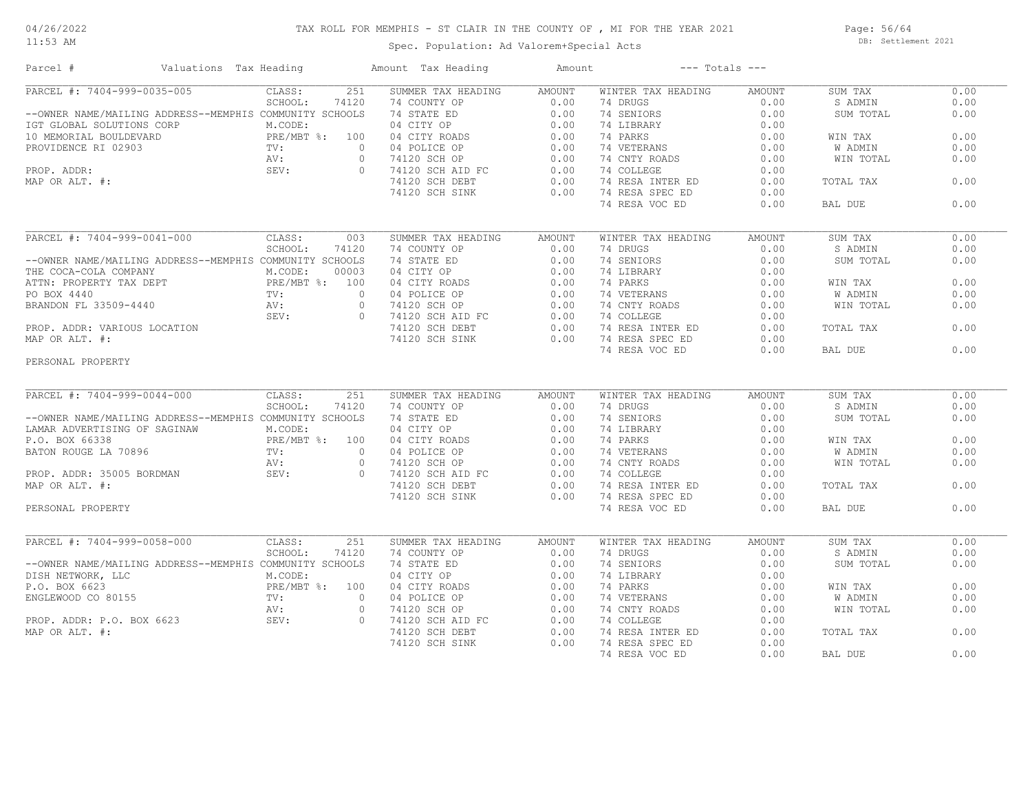# TAX ROLL FOR MEMPHIS - ST CLAIR IN THE COUNTY OF , MI FOR THE YEAR 2021

Spec. Population: Ad Valorem+Special Acts

DB: Settlement 2021

| Parcel # | Valuations | Tax Heading | Amount | Tax Heading | Amount | --- Totals --- | |
|---|---|---|---|---|---|---|---|

## PARCEL #: 7404-999-0035-005

| Owner / Address | Valuations | | Summer Tax Heading | Amount | Winter Tax Heading | Amount | Totals | |
|---|---|---|---|---|---|---|---|---|
| --OWNER NAME/MAILING ADDRESS--MEMPHIS COMMUNITY SCHOOLS | CLASS: | 251 | SUMMER TAX HEADING | AMOUNT | WINTER TAX HEADING | AMOUNT | SUM TAX | 0.00 |
| IGT GLOBAL SOLUTIONS CORP | SCHOOL: | 74120 | 74 COUNTY OP | 0.00 | 74 DRUGS | 0.00 | S ADMIN | 0.00 |
| 10 MEMORIAL BOULDEVARD | M.CODE: | | 74 STATE ED | 0.00 | 74 SENIORS | 0.00 | SUM TOTAL | 0.00 |
| PROVIDENCE RI 02903 | PRE/MBT %: | 100 | 04 CITY OP | 0.00 | 74 LIBRARY | 0.00 | | |
| | TV: | 0 | 04 CITY ROADS | 0.00 | 74 PARKS | 0.00 | WIN TAX | 0.00 |
| PROP. ADDR: | AV: | 0 | 04 POLICE OP | 0.00 | 74 VETERANS | 0.00 | W ADMIN | 0.00 |
| MAP OR ALT. #: | SEV: | 0 | 74120 SCH OP | 0.00 | 74 CNTY ROADS | 0.00 | WIN TOTAL | 0.00 |
| | | | 74120 SCH AID FC | 0.00 | 74 COLLEGE | 0.00 | | |
| | | | 74120 SCH DEBT | 0.00 | 74 RESA INTER ED | 0.00 | TOTAL TAX | 0.00 |
| | | | 74120 SCH SINK | 0.00 | 74 RESA SPEC ED | 0.00 | | |
| | | | | | 74 RESA VOC ED | 0.00 | BAL DUE | 0.00 |

## PARCEL #: 7404-999-0041-000

| Owner / Address | Valuations | | Summer Tax Heading | Amount | Winter Tax Heading | Amount | Totals | |
|---|---|---|---|---|---|---|---|---|
| --OWNER NAME/MAILING ADDRESS--MEMPHIS COMMUNITY SCHOOLS | CLASS: | 003 | SUMMER TAX HEADING | AMOUNT | WINTER TAX HEADING | AMOUNT | SUM TAX | 0.00 |
| THE COCA-COLA COMPANY | SCHOOL: | 74120 | 74 COUNTY OP | 0.00 | 74 DRUGS | 0.00 | S ADMIN | 0.00 |
| ATTN: PROPERTY TAX DEPT | M.CODE: | 00003 | 74 STATE ED | 0.00 | 74 SENIORS | 0.00 | SUM TOTAL | 0.00 |
| PO BOX 4440 | PRE/MBT %: | 100 | 04 CITY OP | 0.00 | 74 LIBRARY | 0.00 | | |
| BRANDON FL 33509-4440 | TV: | 0 | 04 CITY ROADS | 0.00 | 74 PARKS | 0.00 | WIN TAX | 0.00 |
| PROP. ADDR: VARIOUS LOCATION | AV: | 0 | 04 POLICE OP | 0.00 | 74 VETERANS | 0.00 | W ADMIN | 0.00 |
| MAP OR ALT. #: | SEV: | 0 | 74120 SCH OP | 0.00 | 74 CNTY ROADS | 0.00 | WIN TOTAL | 0.00 |
| PERSONAL PROPERTY | | | 74120 SCH AID FC | 0.00 | 74 COLLEGE | 0.00 | | |
| | | | 74120 SCH DEBT | 0.00 | 74 RESA INTER ED | 0.00 | TOTAL TAX | 0.00 |
| | | | 74120 SCH SINK | 0.00 | 74 RESA SPEC ED | 0.00 | | |
| | | | | | 74 RESA VOC ED | 0.00 | BAL DUE | 0.00 |

## PARCEL #: 7404-999-0044-000

| Owner / Address | Valuations | | Summer Tax Heading | Amount | Winter Tax Heading | Amount | Totals | |
|---|---|---|---|---|---|---|---|---|
| --OWNER NAME/MAILING ADDRESS--MEMPHIS COMMUNITY SCHOOLS | CLASS: | 251 | SUMMER TAX HEADING | AMOUNT | WINTER TAX HEADING | AMOUNT | SUM TAX | 0.00 |
| LAMAR ADVERTISING OF SAGINAW | SCHOOL: | 74120 | 74 COUNTY OP | 0.00 | 74 DRUGS | 0.00 | S ADMIN | 0.00 |
| P.O. BOX 66338 | M.CODE: | | 74 STATE ED | 0.00 | 74 SENIORS | 0.00 | SUM TOTAL | 0.00 |
| BATON ROUGE LA 70896 | PRE/MBT %: | 100 | 04 CITY OP | 0.00 | 74 LIBRARY | 0.00 | | |
| PROP. ADDR: 35005 BORDMAN | TV: | 0 | 04 CITY ROADS | 0.00 | 74 PARKS | 0.00 | WIN TAX | 0.00 |
| MAP OR ALT. #: | AV: | 0 | 04 POLICE OP | 0.00 | 74 VETERANS | 0.00 | W ADMIN | 0.00 |
| PERSONAL PROPERTY | SEV: | 0 | 74120 SCH OP | 0.00 | 74 CNTY ROADS | 0.00 | WIN TOTAL | 0.00 |
| | | | 74120 SCH AID FC | 0.00 | 74 COLLEGE | 0.00 | | |
| | | | 74120 SCH DEBT | 0.00 | 74 RESA INTER ED | 0.00 | TOTAL TAX | 0.00 |
| | | | 74120 SCH SINK | 0.00 | 74 RESA SPEC ED | 0.00 | | |
| | | | | | 74 RESA VOC ED | 0.00 | BAL DUE | 0.00 |

## PARCEL #: 7404-999-0058-000

| Owner / Address | Valuations | | Summer Tax Heading | Amount | Winter Tax Heading | Amount | Totals | |
|---|---|---|---|---|---|---|---|---|
| --OWNER NAME/MAILING ADDRESS--MEMPHIS COMMUNITY SCHOOLS | CLASS: | 251 | SUMMER TAX HEADING | AMOUNT | WINTER TAX HEADING | AMOUNT | SUM TAX | 0.00 |
| DISH NETWORK, LLC | SCHOOL: | 74120 | 74 COUNTY OP | 0.00 | 74 DRUGS | 0.00 | S ADMIN | 0.00 |
| P.O. BOX 6623 | M.CODE: | | 74 STATE ED | 0.00 | 74 SENIORS | 0.00 | SUM TOTAL | 0.00 |
| ENGLEWOOD CO 80155 | PRE/MBT %: | 100 | 04 CITY OP | 0.00 | 74 LIBRARY | 0.00 | | |
| PROP. ADDR: P.O. BOX 6623 | TV: | 0 | 04 CITY ROADS | 0.00 | 74 PARKS | 0.00 | WIN TAX | 0.00 |
| MAP OR ALT. #: | AV: | 0 | 04 POLICE OP | 0.00 | 74 VETERANS | 0.00 | W ADMIN | 0.00 |
| | SEV: | 0 | 74120 SCH OP | 0.00 | 74 CNTY ROADS | 0.00 | WIN TOTAL | 0.00 |
| | | | 74120 SCH AID FC | 0.00 | 74 COLLEGE | 0.00 | | |
| | | | 74120 SCH DEBT | 0.00 | 74 RESA INTER ED | 0.00 | TOTAL TAX | 0.00 |
| | | | 74120 SCH SINK | 0.00 | 74 RESA SPEC ED | 0.00 | | |
| | | | | | 74 RESA VOC ED | 0.00 | BAL DUE | 0.00 |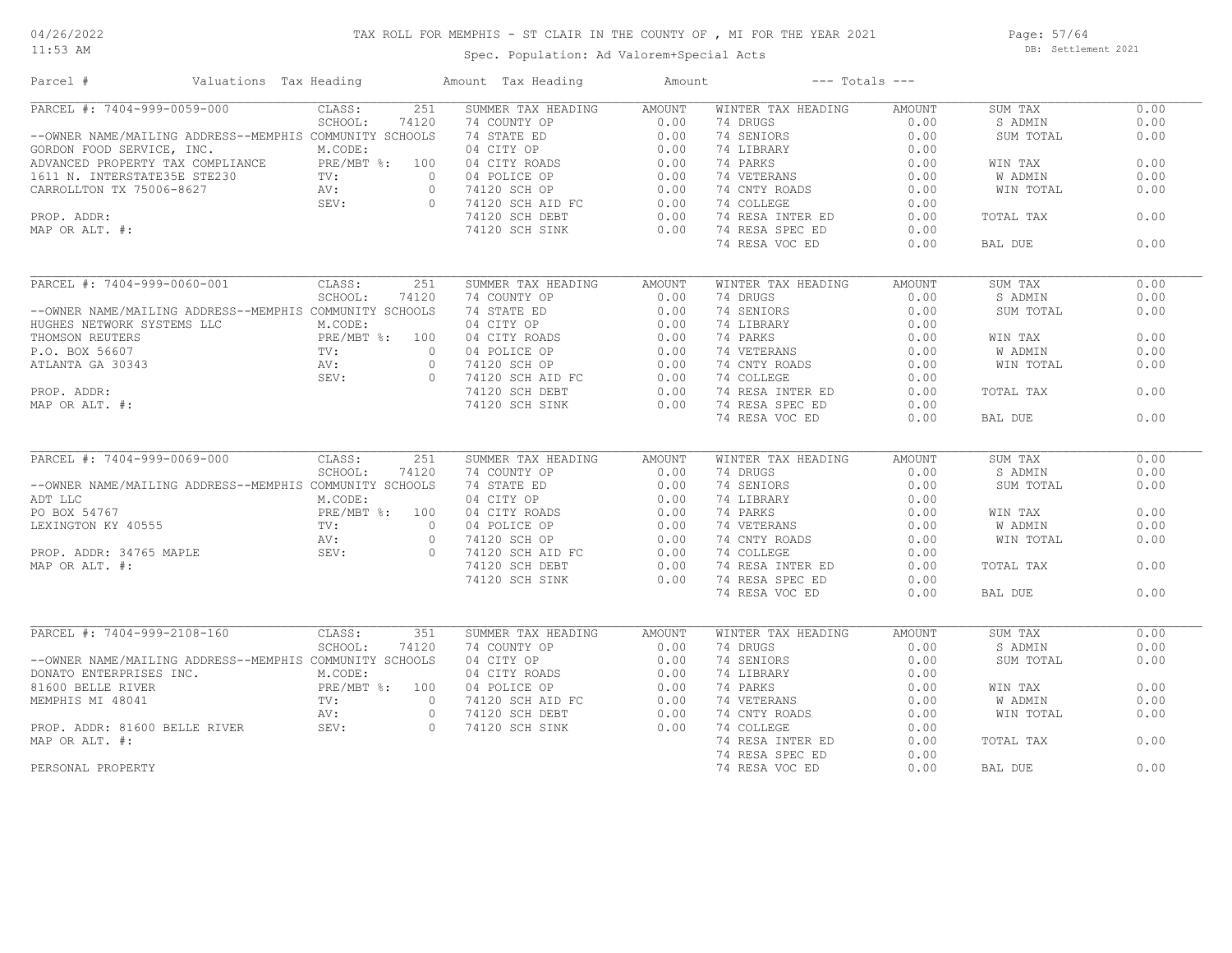# TAX ROLL FOR MEMPHIS - ST CLAIR IN THE COUNTY OF , MI FOR THE YEAR 2021

04/26/2022
11:53 AM

Spec. Population: Ad Valorem+Special Acts

DB: Settlement 2021

| Parcel # | Valuations | Tax Heading | Amount | Tax Heading | Amount | --- Totals --- | |
|---|---|---|---|---|---|---|---|

## PARCEL #: 7404-999-0059-000

| Owner / Property | Valuations | | Summer Tax Heading | Amount | Winter Tax Heading | Amount | Totals | |
|---|---|---|---|---|---|---|---|---|
| --OWNER NAME/MAILING ADDRESS--MEMPHIS COMMUNITY SCHOOLS | CLASS: | 251 | SUMMER TAX HEADING | AMOUNT | WINTER TAX HEADING | AMOUNT | SUM TAX | 0.00 |
| GORDON FOOD SERVICE, INC. | SCHOOL: | 74120 | 74 COUNTY OP | 0.00 | 74 DRUGS | 0.00 | S ADMIN | 0.00 |
| ADVANCED PROPERTY TAX COMPLIANCE | M.CODE: | | 74 STATE ED | 0.00 | 74 SENIORS | 0.00 | SUM TOTAL | 0.00 |
| 1611 N. INTERSTATE35E STE230 | PRE/MBT %: | 100 | 04 CITY OP | 0.00 | 74 LIBRARY | 0.00 | | |
| CARROLLTON TX 75006-8627 | TV: | 0 | 04 CITY ROADS | 0.00 | 74 PARKS | 0.00 | WIN TAX | 0.00 |
| | AV: | 0 | 04 POLICE OP | 0.00 | 74 VETERANS | 0.00 | W ADMIN | 0.00 |
| | SEV: | 0 | 74120 SCH OP | 0.00 | 74 CNTY ROADS | 0.00 | WIN TOTAL | 0.00 |
| PROP. ADDR: | | | 74120 SCH AID FC | 0.00 | 74 COLLEGE | 0.00 | | |
| MAP OR ALT. #: | | | 74120 SCH DEBT | 0.00 | 74 RESA INTER ED | 0.00 | TOTAL TAX | 0.00 |
| | | | 74120 SCH SINK | 0.00 | 74 RESA SPEC ED | 0.00 | | |
| | | | | | 74 RESA VOC ED | 0.00 | BAL DUE | 0.00 |

## PARCEL #: 7404-999-0060-001

| Owner / Property | Valuations | | Summer Tax Heading | Amount | Winter Tax Heading | Amount | Totals | |
|---|---|---|---|---|---|---|---|---|
| --OWNER NAME/MAILING ADDRESS--MEMPHIS COMMUNITY SCHOOLS | CLASS: | 251 | SUMMER TAX HEADING | AMOUNT | WINTER TAX HEADING | AMOUNT | SUM TAX | 0.00 |
| HUGHES NETWORK SYSTEMS LLC | SCHOOL: | 74120 | 74 COUNTY OP | 0.00 | 74 DRUGS | 0.00 | S ADMIN | 0.00 |
| THOMSON REUTERS | M.CODE: | | 74 STATE ED | 0.00 | 74 SENIORS | 0.00 | SUM TOTAL | 0.00 |
| P.O. BOX 56607 | PRE/MBT %: | 100 | 04 CITY OP | 0.00 | 74 LIBRARY | 0.00 | | |
| ATLANTA GA 30343 | TV: | 0 | 04 CITY ROADS | 0.00 | 74 PARKS | 0.00 | WIN TAX | 0.00 |
| | AV: | 0 | 04 POLICE OP | 0.00 | 74 VETERANS | 0.00 | W ADMIN | 0.00 |
| | SEV: | 0 | 74120 SCH OP | 0.00 | 74 CNTY ROADS | 0.00 | WIN TOTAL | 0.00 |
| PROP. ADDR: | | | 74120 SCH AID FC | 0.00 | 74 COLLEGE | 0.00 | | |
| MAP OR ALT. #: | | | 74120 SCH DEBT | 0.00 | 74 RESA INTER ED | 0.00 | TOTAL TAX | 0.00 |
| | | | 74120 SCH SINK | 0.00 | 74 RESA SPEC ED | 0.00 | | |
| | | | | | 74 RESA VOC ED | 0.00 | BAL DUE | 0.00 |

## PARCEL #: 7404-999-0069-000

| Owner / Property | Valuations | | Summer Tax Heading | Amount | Winter Tax Heading | Amount | Totals | |
|---|---|---|---|---|---|---|---|---|
| --OWNER NAME/MAILING ADDRESS--MEMPHIS COMMUNITY SCHOOLS | CLASS: | 251 | SUMMER TAX HEADING | AMOUNT | WINTER TAX HEADING | AMOUNT | SUM TAX | 0.00 |
| ADT LLC | SCHOOL: | 74120 | 74 COUNTY OP | 0.00 | 74 DRUGS | 0.00 | S ADMIN | 0.00 |
| PO BOX 54767 | M.CODE: | | 74 STATE ED | 0.00 | 74 SENIORS | 0.00 | SUM TOTAL | 0.00 |
| LEXINGTON KY 40555 | PRE/MBT %: | 100 | 04 CITY OP | 0.00 | 74 LIBRARY | 0.00 | | |
| | TV: | 0 | 04 CITY ROADS | 0.00 | 74 PARKS | 0.00 | WIN TAX | 0.00 |
| | AV: | 0 | 04 POLICE OP | 0.00 | 74 VETERANS | 0.00 | W ADMIN | 0.00 |
| PROP. ADDR: 34765 MAPLE | SEV: | 0 | 74120 SCH OP | 0.00 | 74 CNTY ROADS | 0.00 | WIN TOTAL | 0.00 |
| MAP OR ALT. #: | | | 74120 SCH AID FC | 0.00 | 74 COLLEGE | 0.00 | | |
| | | | 74120 SCH DEBT | 0.00 | 74 RESA INTER ED | 0.00 | TOTAL TAX | 0.00 |
| | | | 74120 SCH SINK | 0.00 | 74 RESA SPEC ED | 0.00 | | |
| | | | | | 74 RESA VOC ED | 0.00 | BAL DUE | 0.00 |

## PARCEL #: 7404-999-2108-160

| Owner / Property | Valuations | | Summer Tax Heading | Amount | Winter Tax Heading | Amount | Totals | |
|---|---|---|---|---|---|---|---|---|
| --OWNER NAME/MAILING ADDRESS--MEMPHIS COMMUNITY SCHOOLS | CLASS: | 351 | SUMMER TAX HEADING | AMOUNT | WINTER TAX HEADING | AMOUNT | SUM TAX | 0.00 |
| DONATO ENTERPRISES INC. | SCHOOL: | 74120 | 74 COUNTY OP | 0.00 | 74 DRUGS | 0.00 | S ADMIN | 0.00 |
| 81600 BELLE RIVER | M.CODE: | | 04 CITY OP | 0.00 | 74 SENIORS | 0.00 | SUM TOTAL | 0.00 |
| MEMPHIS MI 48041 | PRE/MBT %: | 100 | 04 CITY ROADS | 0.00 | 74 LIBRARY | 0.00 | | |
| | TV: | 0 | 04 POLICE OP | 0.00 | 74 PARKS | 0.00 | WIN TAX | 0.00 |
| | AV: | 0 | 74120 SCH AID FC | 0.00 | 74 VETERANS | 0.00 | W ADMIN | 0.00 |
| PROP. ADDR: 81600 BELLE RIVER | SEV: | 0 | 74120 SCH DEBT | 0.00 | 74 CNTY ROADS | 0.00 | WIN TOTAL | 0.00 |
| MAP OR ALT. #: | | | 74120 SCH SINK | 0.00 | 74 COLLEGE | 0.00 | | |
| | | | | | 74 RESA INTER ED | 0.00 | TOTAL TAX | 0.00 |
| | | | | | 74 RESA SPEC ED | 0.00 | | |
| PERSONAL PROPERTY | | | | | 74 RESA VOC ED | 0.00 | BAL DUE | 0.00 |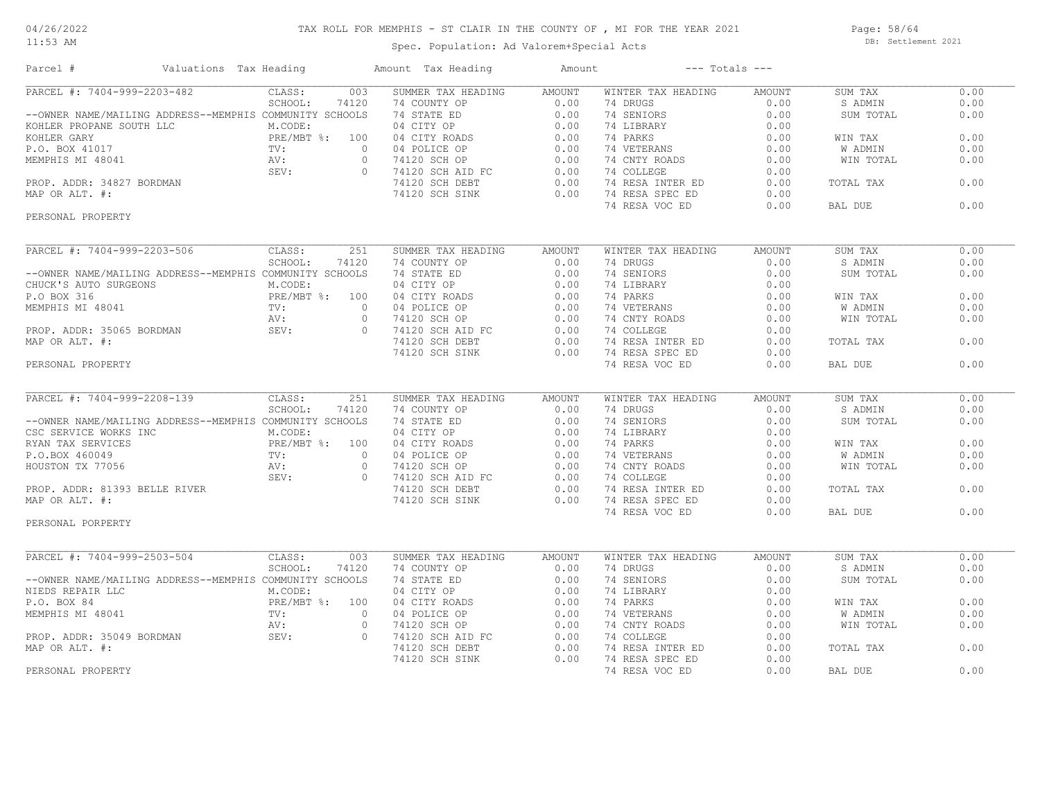# TAX ROLL FOR MEMPHIS - ST CLAIR IN THE COUNTY OF , MI FOR THE YEAR 2021

04/26/2022
11:53 AM

Spec. Population: Ad Valorem+Special Acts

DB: Settlement 2021

| Parcel # | Valuations | Tax Heading | Amount | Tax Heading | Amount | --- Totals --- | |
|---|---|---|---|---|---|---|---|

## PARCEL #: 7404-999-2203-482

| Field | Value | Summer Tax Heading | Amount | Winter Tax Heading | Amount | Totals | |
|---|---|---|---|---|---|---|---|
| CLASS: | 003 | SUMMER TAX HEADING | AMOUNT | WINTER TAX HEADING | AMOUNT | SUM TAX | 0.00 |
| SCHOOL: | 74120 | 74 COUNTY OP | 0.00 | 74 DRUGS | 0.00 | S ADMIN | 0.00 |
| M.CODE: | | 74 STATE ED | 0.00 | 74 SENIORS | 0.00 | SUM TOTAL | 0.00 |
| PRE/MBT %: | 100 | 04 CITY OP | 0.00 | 74 LIBRARY | 0.00 | | |
| TV: | 0 | 04 CITY ROADS | 0.00 | 74 PARKS | 0.00 | WIN TAX | 0.00 |
| AV: | 0 | 04 POLICE OP | 0.00 | 74 VETERANS | 0.00 | W ADMIN | 0.00 |
| SEV: | 0 | 74120 SCH OP | 0.00 | 74 CNTY ROADS | 0.00 | WIN TOTAL | 0.00 |
| | | 74120 SCH AID FC | 0.00 | 74 COLLEGE | 0.00 | | |
| | | 74120 SCH DEBT | 0.00 | 74 RESA INTER ED | 0.00 | TOTAL TAX | 0.00 |
| | | 74120 SCH SINK | 0.00 | 74 RESA SPEC ED | 0.00 | | |
| | | | | 74 RESA VOC ED | 0.00 | BAL DUE | 0.00 |

--OWNER NAME/MAILING ADDRESS--MEMPHIS COMMUNITY SCHOOLS
KOHLER PROPANE SOUTH LLC
KOHLER GARY
P.O. BOX 41017
MEMPHIS MI 48041

PROP. ADDR: 34827 BORDMAN
MAP OR ALT. #:

PERSONAL PROPERTY

## PARCEL #: 7404-999-2203-506

| Field | Value | Summer Tax Heading | Amount | Winter Tax Heading | Amount | Totals | |
|---|---|---|---|---|---|---|---|
| CLASS: | 251 | SUMMER TAX HEADING | AMOUNT | WINTER TAX HEADING | AMOUNT | SUM TAX | 0.00 |
| SCHOOL: | 74120 | 74 COUNTY OP | 0.00 | 74 DRUGS | 0.00 | S ADMIN | 0.00 |
| M.CODE: | | 74 STATE ED | 0.00 | 74 SENIORS | 0.00 | SUM TOTAL | 0.00 |
| PRE/MBT %: | 100 | 04 CITY OP | 0.00 | 74 LIBRARY | 0.00 | | |
| TV: | 0 | 04 CITY ROADS | 0.00 | 74 PARKS | 0.00 | WIN TAX | 0.00 |
| AV: | 0 | 04 POLICE OP | 0.00 | 74 VETERANS | 0.00 | W ADMIN | 0.00 |
| SEV: | 0 | 74120 SCH OP | 0.00 | 74 CNTY ROADS | 0.00 | WIN TOTAL | 0.00 |
| | | 74120 SCH AID FC | 0.00 | 74 COLLEGE | 0.00 | | |
| | | 74120 SCH DEBT | 0.00 | 74 RESA INTER ED | 0.00 | TOTAL TAX | 0.00 |
| | | 74120 SCH SINK | 0.00 | 74 RESA SPEC ED | 0.00 | | |
| | | | | 74 RESA VOC ED | 0.00 | BAL DUE | 0.00 |

--OWNER NAME/MAILING ADDRESS--MEMPHIS COMMUNITY SCHOOLS
CHUCK'S AUTO SURGEONS
P.O BOX 316
MEMPHIS MI 48041

PROP. ADDR: 35065 BORDMAN
MAP OR ALT. #:

PERSONAL PROPERTY

## PARCEL #: 7404-999-2208-139

| Field | Value | Summer Tax Heading | Amount | Winter Tax Heading | Amount | Totals | |
|---|---|---|---|---|---|---|---|
| CLASS: | 251 | SUMMER TAX HEADING | AMOUNT | WINTER TAX HEADING | AMOUNT | SUM TAX | 0.00 |
| SCHOOL: | 74120 | 74 COUNTY OP | 0.00 | 74 DRUGS | 0.00 | S ADMIN | 0.00 |
| M.CODE: | | 74 STATE ED | 0.00 | 74 SENIORS | 0.00 | SUM TOTAL | 0.00 |
| PRE/MBT %: | 100 | 04 CITY OP | 0.00 | 74 LIBRARY | 0.00 | | |
| TV: | 0 | 04 CITY ROADS | 0.00 | 74 PARKS | 0.00 | WIN TAX | 0.00 |
| AV: | 0 | 04 POLICE OP | 0.00 | 74 VETERANS | 0.00 | W ADMIN | 0.00 |
| SEV: | 0 | 74120 SCH OP | 0.00 | 74 CNTY ROADS | 0.00 | WIN TOTAL | 0.00 |
| | | 74120 SCH AID FC | 0.00 | 74 COLLEGE | 0.00 | | |
| | | 74120 SCH DEBT | 0.00 | 74 RESA INTER ED | 0.00 | TOTAL TAX | 0.00 |
| | | 74120 SCH SINK | 0.00 | 74 RESA SPEC ED | 0.00 | | |
| | | | | 74 RESA VOC ED | 0.00 | BAL DUE | 0.00 |

--OWNER NAME/MAILING ADDRESS--MEMPHIS COMMUNITY SCHOOLS
CSC SERVICE WORKS INC
RYAN TAX SERVICES
P.O.BOX 460049
HOUSTON TX 77056

PROP. ADDR: 81393 BELLE RIVER
MAP OR ALT. #:

PERSONAL PORPERTY

## PARCEL #: 7404-999-2503-504

| Field | Value | Summer Tax Heading | Amount | Winter Tax Heading | Amount | Totals | |
|---|---|---|---|---|---|---|---|
| CLASS: | 003 | SUMMER TAX HEADING | AMOUNT | WINTER TAX HEADING | AMOUNT | SUM TAX | 0.00 |
| SCHOOL: | 74120 | 74 COUNTY OP | 0.00 | 74 DRUGS | 0.00 | S ADMIN | 0.00 |
| M.CODE: | | 74 STATE ED | 0.00 | 74 SENIORS | 0.00 | SUM TOTAL | 0.00 |
| PRE/MBT %: | 100 | 04 CITY OP | 0.00 | 74 LIBRARY | 0.00 | | |
| TV: | 0 | 04 CITY ROADS | 0.00 | 74 PARKS | 0.00 | WIN TAX | 0.00 |
| AV: | 0 | 04 POLICE OP | 0.00 | 74 VETERANS | 0.00 | W ADMIN | 0.00 |
| SEV: | 0 | 74120 SCH OP | 0.00 | 74 CNTY ROADS | 0.00 | WIN TOTAL | 0.00 |
| | | 74120 SCH AID FC | 0.00 | 74 COLLEGE | 0.00 | | |
| | | 74120 SCH DEBT | 0.00 | 74 RESA INTER ED | 0.00 | TOTAL TAX | 0.00 |
| | | 74120 SCH SINK | 0.00 | 74 RESA SPEC ED | 0.00 | | |
| | | | | 74 RESA VOC ED | 0.00 | BAL DUE | 0.00 |

--OWNER NAME/MAILING ADDRESS--MEMPHIS COMMUNITY SCHOOLS
NIEDS REPAIR LLC
P.O. BOX 84
MEMPHIS MI 48041

PROP. ADDR: 35049 BORDMAN
MAP OR ALT. #:

PERSONAL PROPERTY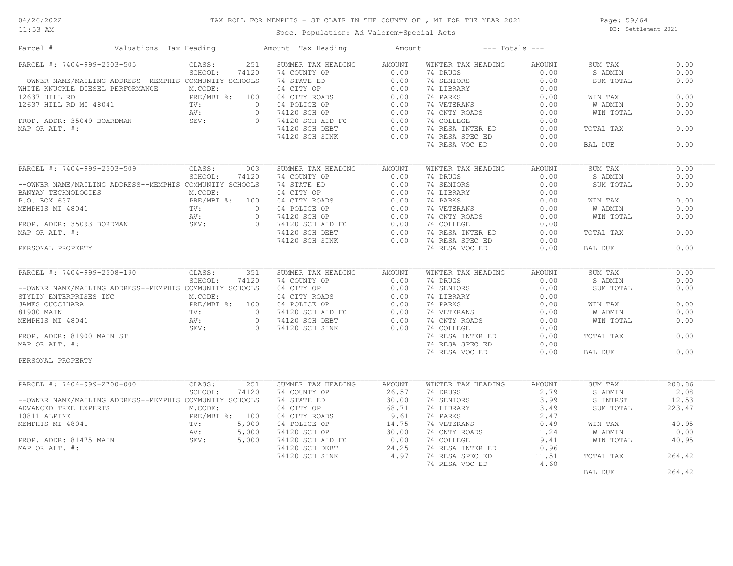# TAX ROLL FOR MEMPHIS - ST CLAIR IN THE COUNTY OF , MI FOR THE YEAR 2021

Spec. Population: Ad Valorem+Special Acts

DB: Settlement 2021

04/26/2022
11:53 AM

| Parcel # | Valuations | Tax Heading | Amount | Tax Heading | Amount | --- Totals --- | |
|---|---|---|---|---|---|---|---|
| PARCEL #: 7404-999-2503-505 | CLASS: 251 | SUMMER TAX HEADING | AMOUNT | WINTER TAX HEADING | AMOUNT | SUM TAX | 0.00 |
| | SCHOOL: 74120 | 74 COUNTY OP | 0.00 | 74 DRUGS | 0.00 | S ADMIN | 0.00 |
| --OWNER NAME/MAILING ADDRESS--MEMPHIS COMMUNITY SCHOOLS | | 74 STATE ED | 0.00 | 74 SENIORS | 0.00 | SUM TOTAL | 0.00 |
| WHITE KNUCKLE DIESEL PERFORMANCE | M.CODE: | 04 CITY OP | 0.00 | 74 LIBRARY | 0.00 | | |
| 12637 HILL RD | PRE/MBT %: 100 | 04 CITY ROADS | 0.00 | 74 PARKS | 0.00 | WIN TAX | 0.00 |
| 12637 HILL RD MI 48041 | TV: 0 | 04 POLICE OP | 0.00 | 74 VETERANS | 0.00 | W ADMIN | 0.00 |
| | AV: 0 | 74120 SCH OP | 0.00 | 74 CNTY ROADS | 0.00 | WIN TOTAL | 0.00 |
| PROP. ADDR: 35049 BOARDMAN | SEV: 0 | 74120 SCH AID FC | 0.00 | 74 COLLEGE | 0.00 | | |
| MAP OR ALT. #: | | 74120 SCH DEBT | 0.00 | 74 RESA INTER ED | 0.00 | TOTAL TAX | 0.00 |
| | | 74120 SCH SINK | 0.00 | 74 RESA SPEC ED | 0.00 | | |
| | | | | 74 RESA VOC ED | 0.00 | BAL DUE | 0.00 |

| Parcel # | Valuations | Tax Heading | Amount | Tax Heading | Amount | --- Totals --- | |
|---|---|---|---|---|---|---|---|
| PARCEL #: 7404-999-2503-509 | CLASS: 003 | SUMMER TAX HEADING | AMOUNT | WINTER TAX HEADING | AMOUNT | SUM TAX | 0.00 |
| | SCHOOL: 74120 | 74 COUNTY OP | 0.00 | 74 DRUGS | 0.00 | S ADMIN | 0.00 |
| --OWNER NAME/MAILING ADDRESS--MEMPHIS COMMUNITY SCHOOLS | | 74 STATE ED | 0.00 | 74 SENIORS | 0.00 | SUM TOTAL | 0.00 |
| BANYAN TECHNOLOGIES | M.CODE: | 04 CITY OP | 0.00 | 74 LIBRARY | 0.00 | | |
| P.O. BOX 637 | PRE/MBT %: 100 | 04 CITY ROADS | 0.00 | 74 PARKS | 0.00 | WIN TAX | 0.00 |
| MEMPHIS MI 48041 | TV: 0 | 04 POLICE OP | 0.00 | 74 VETERANS | 0.00 | W ADMIN | 0.00 |
| | AV: 0 | 74120 SCH OP | 0.00 | 74 CNTY ROADS | 0.00 | WIN TOTAL | 0.00 |
| PROP. ADDR: 35093 BORDMAN | SEV: 0 | 74120 SCH AID FC | 0.00 | 74 COLLEGE | 0.00 | | |
| MAP OR ALT. #: | | 74120 SCH DEBT | 0.00 | 74 RESA INTER ED | 0.00 | TOTAL TAX | 0.00 |
| | | 74120 SCH SINK | 0.00 | 74 RESA SPEC ED | 0.00 | | |
| PERSONAL PROPERTY | | | | 74 RESA VOC ED | 0.00 | BAL DUE | 0.00 |

| Parcel # | Valuations | Tax Heading | Amount | Tax Heading | Amount | --- Totals --- | |
|---|---|---|---|---|---|---|---|
| PARCEL #: 7404-999-2508-190 | CLASS: 351 | SUMMER TAX HEADING | AMOUNT | WINTER TAX HEADING | AMOUNT | SUM TAX | 0.00 |
| | SCHOOL: 74120 | 74 COUNTY OP | 0.00 | 74 DRUGS | 0.00 | S ADMIN | 0.00 |
| --OWNER NAME/MAILING ADDRESS--MEMPHIS COMMUNITY SCHOOLS | | 04 CITY OP | 0.00 | 74 SENIORS | 0.00 | SUM TOTAL | 0.00 |
| STYLIN ENTERPRISES INC | M.CODE: | 04 CITY ROADS | 0.00 | 74 LIBRARY | 0.00 | | |
| JAMES CUCCIHARA | PRE/MBT %: 100 | 04 POLICE OP | 0.00 | 74 PARKS | 0.00 | WIN TAX | 0.00 |
| 81900 MAIN | TV: 0 | 74120 SCH AID FC | 0.00 | 74 VETERANS | 0.00 | W ADMIN | 0.00 |
| MEMPHIS MI 48041 | AV: 0 | 74120 SCH DEBT | 0.00 | 74 CNTY ROADS | 0.00 | WIN TOTAL | 0.00 |
| | SEV: 0 | 74120 SCH SINK | 0.00 | 74 COLLEGE | 0.00 | | |
| PROP. ADDR: 81900 MAIN ST | | | | 74 RESA INTER ED | 0.00 | TOTAL TAX | 0.00 |
| MAP OR ALT. #: | | | | 74 RESA SPEC ED | 0.00 | | |
| | | | | 74 RESA VOC ED | 0.00 | BAL DUE | 0.00 |
| PERSONAL PROPERTY | | | | | | | |

| Parcel # | Valuations | Tax Heading | Amount | Tax Heading | Amount | --- Totals --- | |
|---|---|---|---|---|---|---|---|
| PARCEL #: 7404-999-2700-000 | CLASS: 251 | SUMMER TAX HEADING | AMOUNT | WINTER TAX HEADING | AMOUNT | SUM TAX | 208.86 |
| | SCHOOL: 74120 | 74 COUNTY OP | 26.57 | 74 DRUGS | 2.79 | S ADMIN | 2.08 |
| --OWNER NAME/MAILING ADDRESS--MEMPHIS COMMUNITY SCHOOLS | | 74 STATE ED | 30.00 | 74 SENIORS | 3.99 | S INTRST | 12.53 |
| ADVANCED TREE EXPERTS | M.CODE: | 04 CITY OP | 68.71 | 74 LIBRARY | 3.49 | SUM TOTAL | 223.47 |
| 10811 ALPINE | PRE/MBT %: 100 | 04 CITY ROADS | 9.61 | 74 PARKS | 2.47 | | |
| MEMPHIS MI 48041 | TV: 5,000 | 04 POLICE OP | 14.75 | 74 VETERANS | 0.49 | WIN TAX | 40.95 |
| | AV: 5,000 | 74120 SCH OP | 30.00 | 74 CNTY ROADS | 1.24 | W ADMIN | 0.00 |
| PROP. ADDR: 81475 MAIN | SEV: 5,000 | 74120 SCH AID FC | 0.00 | 74 COLLEGE | 9.41 | WIN TOTAL | 40.95 |
| MAP OR ALT. #: | | 74120 SCH DEBT | 24.25 | 74 RESA INTER ED | 0.96 | | |
| | | 74120 SCH SINK | 4.97 | 74 RESA SPEC ED | 11.51 | TOTAL TAX | 264.42 |
| | | | | 74 RESA VOC ED | 4.60 | | |
| | | | | | | BAL DUE | 264.42 |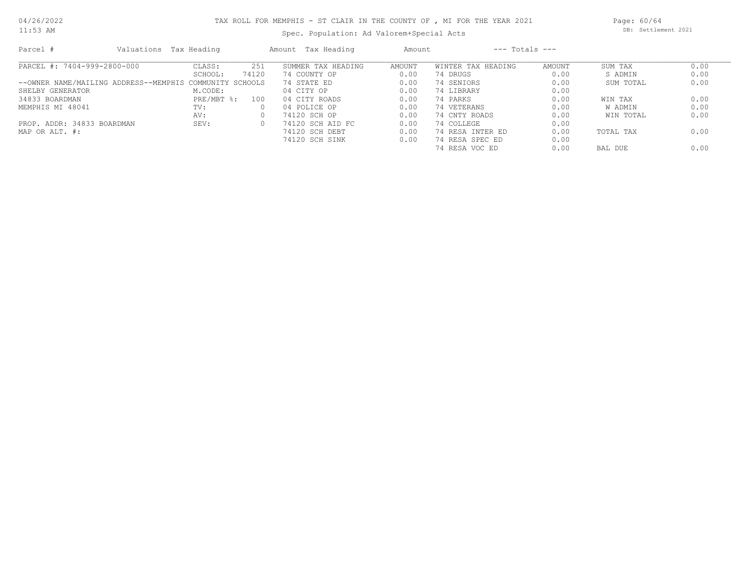# TAX ROLL FOR MEMPHIS - ST CLAIR IN THE COUNTY OF , MI FOR THE YEAR 2021

Spec. Population: Ad Valorem+Special Acts

DB: Settlement 2021

04/26/2022
11:53 AM

| Parcel # | Valuations | Tax Heading | Amount | Tax Heading | Amount | --- Totals --- | |
|---|---|---|---|---|---|---|---|
| PARCEL #: 7404-999-2800-000 | CLASS: 251 | SUMMER TAX HEADING | AMOUNT | WINTER TAX HEADING | AMOUNT | SUM TAX | 0.00 |
| | SCHOOL: 74120 | 74 COUNTY OP | 0.00 | 74 DRUGS | 0.00 | S ADMIN | 0.00 |
| --OWNER NAME/MAILING ADDRESS--MEMPHIS COMMUNITY SCHOOLS | | 74 STATE ED | 0.00 | 74 SENIORS | 0.00 | SUM TOTAL | 0.00 |
| SHELBY GENERATOR | M.CODE: | 04 CITY OP | 0.00 | 74 LIBRARY | 0.00 | | |
| 34833 BOARDMAN | PRE/MBT %: 100 | 04 CITY ROADS | 0.00 | 74 PARKS | 0.00 | WIN TAX | 0.00 |
| MEMPHIS MI 48041 | TV: 0 | 04 POLICE OP | 0.00 | 74 VETERANS | 0.00 | W ADMIN | 0.00 |
| | AV: 0 | 74120 SCH OP | 0.00 | 74 CNTY ROADS | 0.00 | WIN TOTAL | 0.00 |
| PROP. ADDR: 34833 BOARDMAN | SEV: 0 | 74120 SCH AID FC | 0.00 | 74 COLLEGE | 0.00 | | |
| MAP OR ALT. #: | | 74120 SCH DEBT | 0.00 | 74 RESA INTER ED | 0.00 | TOTAL TAX | 0.00 |
| | | 74120 SCH SINK | 0.00 | 74 RESA SPEC ED | 0.00 | | |
| | | | | 74 RESA VOC ED | 0.00 | BAL DUE | 0.00 |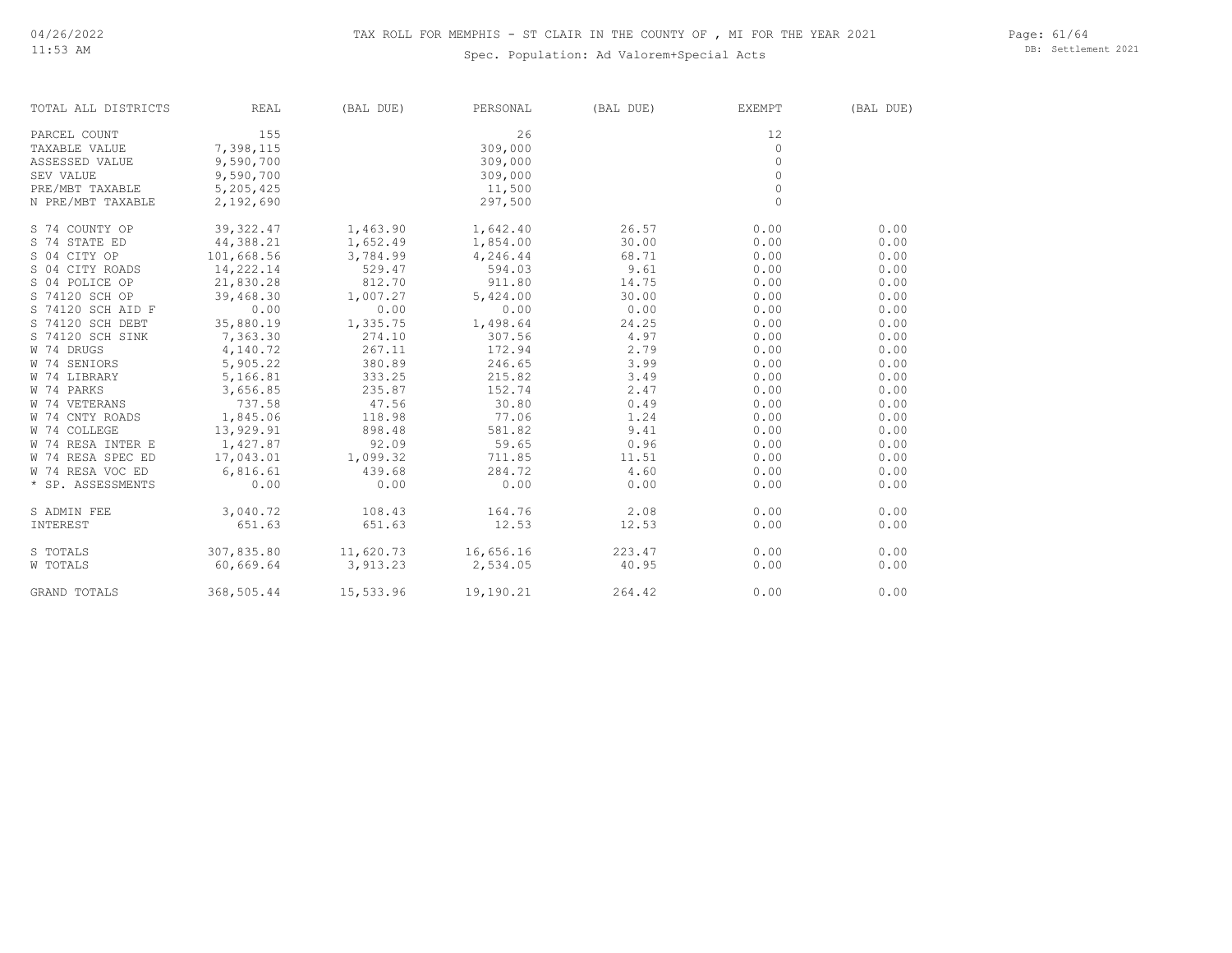# TAX ROLL FOR MEMPHIS - ST CLAIR IN THE COUNTY OF , MI FOR THE YEAR 2021

Spec. Population: Ad Valorem+Special Acts

| TOTAL ALL DISTRICTS | REAL | (BAL DUE) | PERSONAL | (BAL DUE) | EXEMPT | (BAL DUE) |
|---|---|---|---|---|---|---|
| PARCEL COUNT | 155 | | 26 | | 12 | |
| TAXABLE VALUE | 7,398,115 | | 309,000 | | 0 | |
| ASSESSED VALUE | 9,590,700 | | 309,000 | | 0 | |
| SEV VALUE | 9,590,700 | | 309,000 | | 0 | |
| PRE/MBT TAXABLE | 5,205,425 | | 11,500 | | 0 | |
| N PRE/MBT TAXABLE | 2,192,690 | | 297,500 | | 0 | |
| S 74 COUNTY OP | 39,322.47 | 1,463.90 | 1,642.40 | 26.57 | 0.00 | 0.00 |
| S 74 STATE ED | 44,388.21 | 1,652.49 | 1,854.00 | 30.00 | 0.00 | 0.00 |
| S 04 CITY OP | 101,668.56 | 3,784.99 | 4,246.44 | 68.71 | 0.00 | 0.00 |
| S 04 CITY ROADS | 14,222.14 | 529.47 | 594.03 | 9.61 | 0.00 | 0.00 |
| S 04 POLICE OP | 21,830.28 | 812.70 | 911.80 | 14.75 | 0.00 | 0.00 |
| S 74120 SCH OP | 39,468.30 | 1,007.27 | 5,424.00 | 30.00 | 0.00 | 0.00 |
| S 74120 SCH AID F | 0.00 | 0.00 | 0.00 | 0.00 | 0.00 | 0.00 |
| S 74120 SCH DEBT | 35,880.19 | 1,335.75 | 1,498.64 | 24.25 | 0.00 | 0.00 |
| S 74120 SCH SINK | 7,363.30 | 274.10 | 307.56 | 4.97 | 0.00 | 0.00 |
| W 74 DRUGS | 4,140.72 | 267.11 | 172.94 | 2.79 | 0.00 | 0.00 |
| W 74 SENIORS | 5,905.22 | 380.89 | 246.65 | 3.99 | 0.00 | 0.00 |
| W 74 LIBRARY | 5,166.81 | 333.25 | 215.82 | 3.49 | 0.00 | 0.00 |
| W 74 PARKS | 3,656.85 | 235.87 | 152.74 | 2.47 | 0.00 | 0.00 |
| W 74 VETERANS | 737.58 | 47.56 | 30.80 | 0.49 | 0.00 | 0.00 |
| W 74 CNTY ROADS | 1,845.06 | 118.98 | 77.06 | 1.24 | 0.00 | 0.00 |
| W 74 COLLEGE | 13,929.91 | 898.48 | 581.82 | 9.41 | 0.00 | 0.00 |
| W 74 RESA INTER E | 1,427.87 | 92.09 | 59.65 | 0.96 | 0.00 | 0.00 |
| W 74 RESA SPEC ED | 17,043.01 | 1,099.32 | 711.85 | 11.51 | 0.00 | 0.00 |
| W 74 RESA VOC ED | 6,816.61 | 439.68 | 284.72 | 4.60 | 0.00 | 0.00 |
| * SP. ASSESSMENTS | 0.00 | 0.00 | 0.00 | 0.00 | 0.00 | 0.00 |
| S ADMIN FEE | 3,040.72 | 108.43 | 164.76 | 2.08 | 0.00 | 0.00 |
| INTEREST | 651.63 | 651.63 | 12.53 | 12.53 | 0.00 | 0.00 |
| S TOTALS | 307,835.80 | 11,620.73 | 16,656.16 | 223.47 | 0.00 | 0.00 |
| W TOTALS | 60,669.64 | 3,913.23 | 2,534.05 | 40.95 | 0.00 | 0.00 |
| GRAND TOTALS | 368,505.44 | 15,533.96 | 19,190.21 | 264.42 | 0.00 | 0.00 |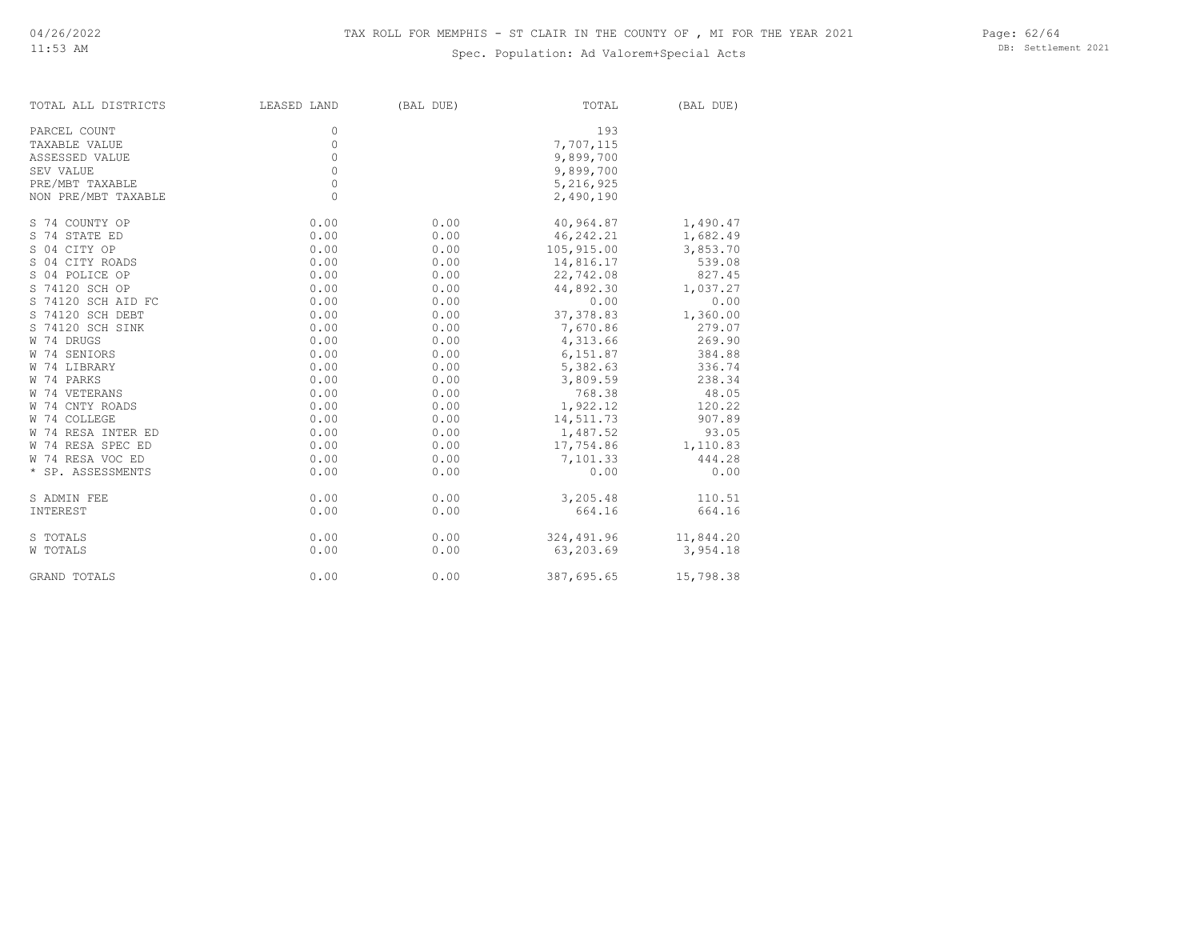TAX ROLL FOR MEMPHIS - ST CLAIR IN THE COUNTY OF , MI FOR THE YEAR 2021

Spec. Population: Ad Valorem+Special Acts

| TOTAL ALL DISTRICTS | LEASED LAND | (BAL DUE) | TOTAL | (BAL DUE) |
|---|---|---|---|---|
| PARCEL COUNT | 0 | | 193 | |
| TAXABLE VALUE | 0 | | 7,707,115 | |
| ASSESSED VALUE | 0 | | 9,899,700 | |
| SEV VALUE | 0 | | 9,899,700 | |
| PRE/MBT TAXABLE | 0 | | 5,216,925 | |
| NON PRE/MBT TAXABLE | 0 | | 2,490,190 | |
| S 74 COUNTY OP | 0.00 | 0.00 | 40,964.87 | 1,490.47 |
| S 74 STATE ED | 0.00 | 0.00 | 46,242.21 | 1,682.49 |
| S 04 CITY OP | 0.00 | 0.00 | 105,915.00 | 3,853.70 |
| S 04 CITY ROADS | 0.00 | 0.00 | 14,816.17 | 539.08 |
| S 04 POLICE OP | 0.00 | 0.00 | 22,742.08 | 827.45 |
| S 74120 SCH OP | 0.00 | 0.00 | 44,892.30 | 1,037.27 |
| S 74120 SCH AID FC | 0.00 | 0.00 | 0.00 | 0.00 |
| S 74120 SCH DEBT | 0.00 | 0.00 | 37,378.83 | 1,360.00 |
| S 74120 SCH SINK | 0.00 | 0.00 | 7,670.86 | 279.07 |
| W 74 DRUGS | 0.00 | 0.00 | 4,313.66 | 269.90 |
| W 74 SENIORS | 0.00 | 0.00 | 6,151.87 | 384.88 |
| W 74 LIBRARY | 0.00 | 0.00 | 5,382.63 | 336.74 |
| W 74 PARKS | 0.00 | 0.00 | 3,809.59 | 238.34 |
| W 74 VETERANS | 0.00 | 0.00 | 768.38 | 48.05 |
| W 74 CNTY ROADS | 0.00 | 0.00 | 1,922.12 | 120.22 |
| W 74 COLLEGE | 0.00 | 0.00 | 14,511.73 | 907.89 |
| W 74 RESA INTER ED | 0.00 | 0.00 | 1,487.52 | 93.05 |
| W 74 RESA SPEC ED | 0.00 | 0.00 | 17,754.86 | 1,110.83 |
| W 74 RESA VOC ED | 0.00 | 0.00 | 7,101.33 | 444.28 |
| * SP. ASSESSMENTS | 0.00 | 0.00 | 0.00 | 0.00 |
| S ADMIN FEE | 0.00 | 0.00 | 3,205.48 | 110.51 |
| INTEREST | 0.00 | 0.00 | 664.16 | 664.16 |
| S TOTALS | 0.00 | 0.00 | 324,491.96 | 11,844.20 |
| W TOTALS | 0.00 | 0.00 | 63,203.69 | 3,954.18 |
| GRAND TOTALS | 0.00 | 0.00 | 387,695.65 | 15,798.38 |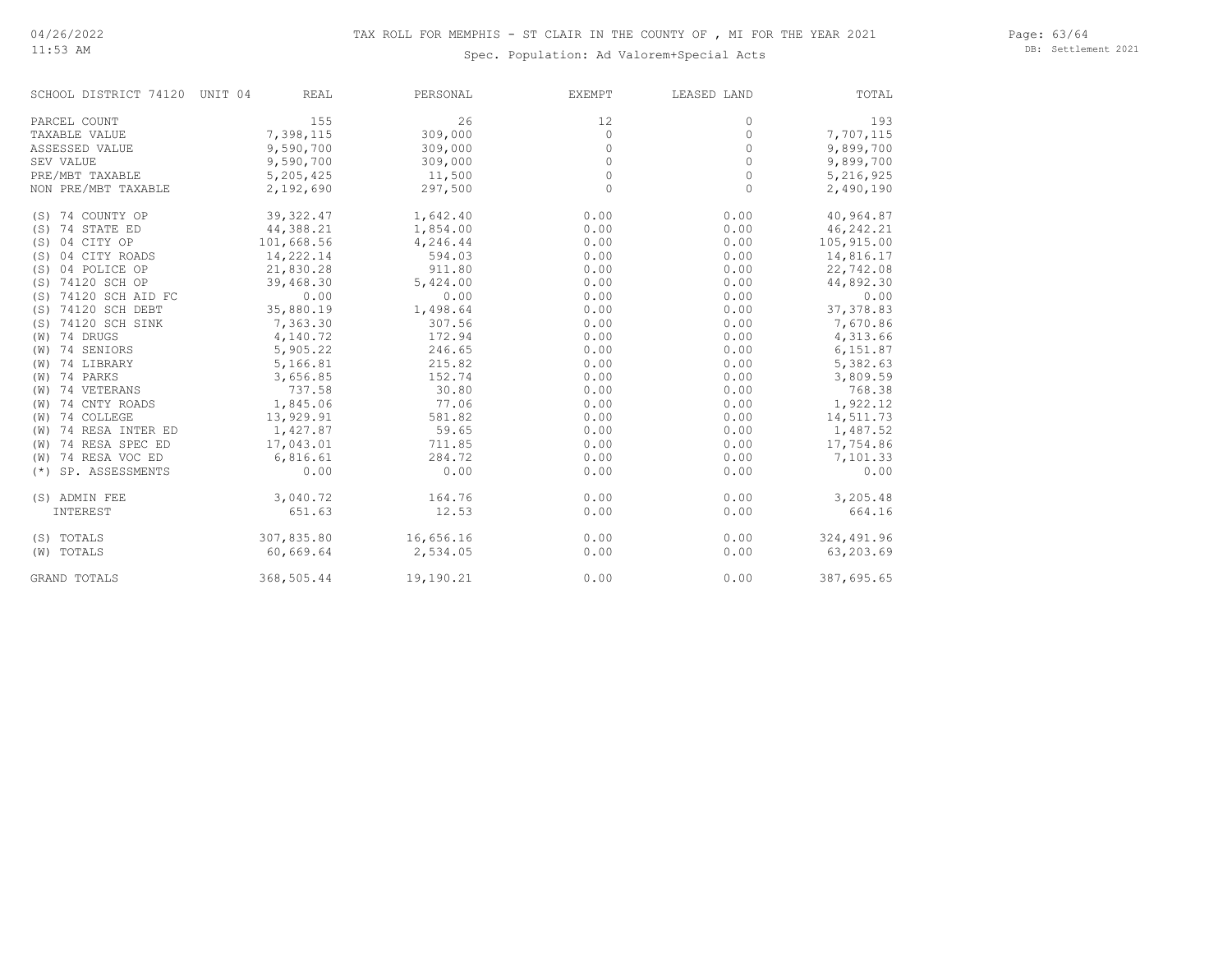# TAX ROLL FOR MEMPHIS - ST CLAIR IN THE COUNTY OF , MI FOR THE YEAR 2021

## Spec. Population: Ad Valorem+Special Acts

| SCHOOL DISTRICT 74120 UNIT 04 | REAL | PERSONAL | EXEMPT | LEASED LAND | TOTAL |
|---|---|---|---|---|---|
| PARCEL COUNT | 155 | 26 | 12 | 0 | 193 |
| TAXABLE VALUE | 7,398,115 | 309,000 | 0 | 0 | 7,707,115 |
| ASSESSED VALUE | 9,590,700 | 309,000 | 0 | 0 | 9,899,700 |
| SEV VALUE | 9,590,700 | 309,000 | 0 | 0 | 9,899,700 |
| PRE/MBT TAXABLE | 5,205,425 | 11,500 | 0 | 0 | 5,216,925 |
| NON PRE/MBT TAXABLE | 2,192,690 | 297,500 | 0 | 0 | 2,490,190 |
| (S) 74 COUNTY OP | 39,322.47 | 1,642.40 | 0.00 | 0.00 | 40,964.87 |
| (S) 74 STATE ED | 44,388.21 | 1,854.00 | 0.00 | 0.00 | 46,242.21 |
| (S) 04 CITY OP | 101,668.56 | 4,246.44 | 0.00 | 0.00 | 105,915.00 |
| (S) 04 CITY ROADS | 14,222.14 | 594.03 | 0.00 | 0.00 | 14,816.17 |
| (S) 04 POLICE OP | 21,830.28 | 911.80 | 0.00 | 0.00 | 22,742.08 |
| (S) 74120 SCH OP | 39,468.30 | 5,424.00 | 0.00 | 0.00 | 44,892.30 |
| (S) 74120 SCH AID FC | 0.00 | 0.00 | 0.00 | 0.00 | 0.00 |
| (S) 74120 SCH DEBT | 35,880.19 | 1,498.64 | 0.00 | 0.00 | 37,378.83 |
| (S) 74120 SCH SINK | 7,363.30 | 307.56 | 0.00 | 0.00 | 7,670.86 |
| (W) 74 DRUGS | 4,140.72 | 172.94 | 0.00 | 0.00 | 4,313.66 |
| (W) 74 SENIORS | 5,905.22 | 246.65 | 0.00 | 0.00 | 6,151.87 |
| (W) 74 LIBRARY | 5,166.81 | 215.82 | 0.00 | 0.00 | 5,382.63 |
| (W) 74 PARKS | 3,656.85 | 152.74 | 0.00 | 0.00 | 3,809.59 |
| (W) 74 VETERANS | 737.58 | 30.80 | 0.00 | 0.00 | 768.38 |
| (W) 74 CNTY ROADS | 1,845.06 | 77.06 | 0.00 | 0.00 | 1,922.12 |
| (W) 74 COLLEGE | 13,929.91 | 581.82 | 0.00 | 0.00 | 14,511.73 |
| (W) 74 RESA INTER ED | 1,427.87 | 59.65 | 0.00 | 0.00 | 1,487.52 |
| (W) 74 RESA SPEC ED | 17,043.01 | 711.85 | 0.00 | 0.00 | 17,754.86 |
| (W) 74 RESA VOC ED | 6,816.61 | 284.72 | 0.00 | 0.00 | 7,101.33 |
| (*) SP. ASSESSMENTS | 0.00 | 0.00 | 0.00 | 0.00 | 0.00 |
| (S) ADMIN FEE | 3,040.72 | 164.76 | 0.00 | 0.00 | 3,205.48 |
| INTEREST | 651.63 | 12.53 | 0.00 | 0.00 | 664.16 |
| (S) TOTALS | 307,835.80 | 16,656.16 | 0.00 | 0.00 | 324,491.96 |
| (W) TOTALS | 60,669.64 | 2,534.05 | 0.00 | 0.00 | 63,203.69 |
| GRAND TOTALS | 368,505.44 | 19,190.21 | 0.00 | 0.00 | 387,695.65 |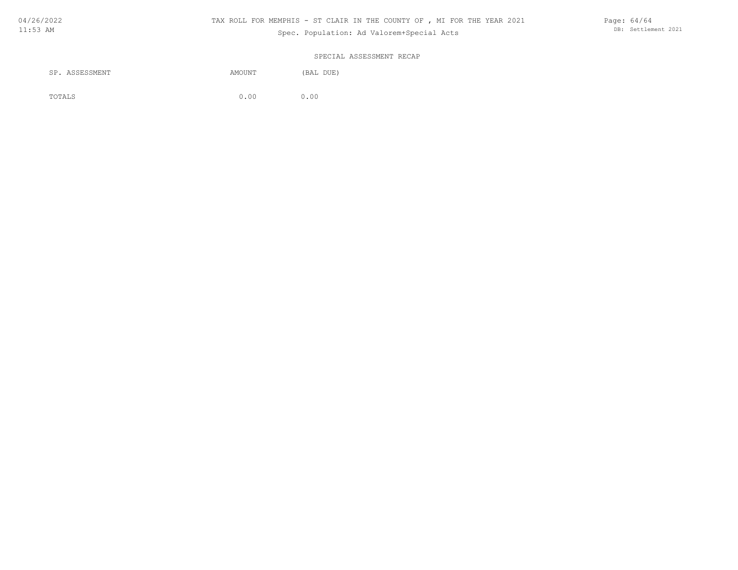## SPECIAL ASSESSMENT RECAP

| SP. ASSESSMENT | AMOUNT | (BAL DUE) |
|---|---|---|
| TOTALS | 0.00 | 0.00 |